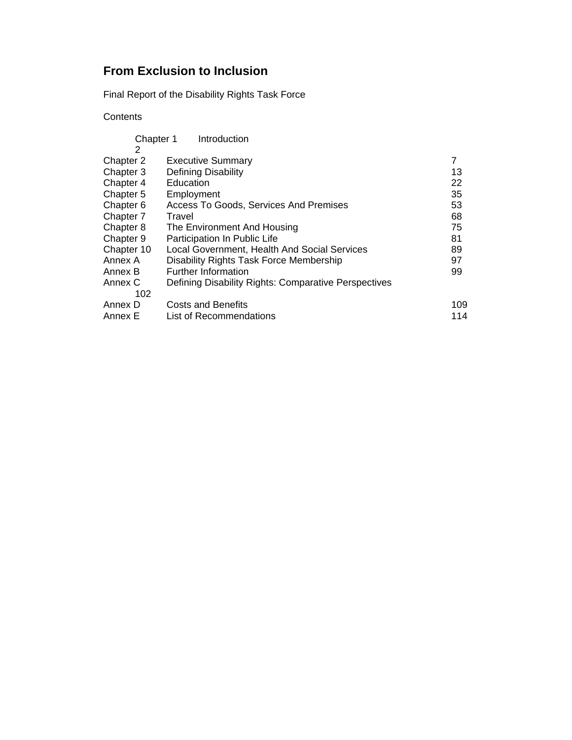# From Exclusion to Inclusion

Final Report of the Disability Rights Task Force

Contents

| | | |
|---|---|---|
| Chapter 1 | Introduction | 2 |
| Chapter 2 | Executive Summary | 7 |
| Chapter 3 | Defining Disability | 13 |
| Chapter 4 | Education | 22 |
| Chapter 5 | Employment | 35 |
| Chapter 6 | Access To Goods, Services And Premises | 53 |
| Chapter 7 | Travel | 68 |
| Chapter 8 | The Environment And Housing | 75 |
| Chapter 9 | Participation In Public Life | 81 |
| Chapter 10 | Local Government, Health And Social Services | 89 |
| Annex A | Disability Rights Task Force Membership | 97 |
| Annex B | Further Information | 99 |
| Annex C | Defining Disability Rights: Comparative Perspectives | 102 |
| Annex D | Costs and Benefits | 109 |
| Annex E | List of Recommendations | 114 |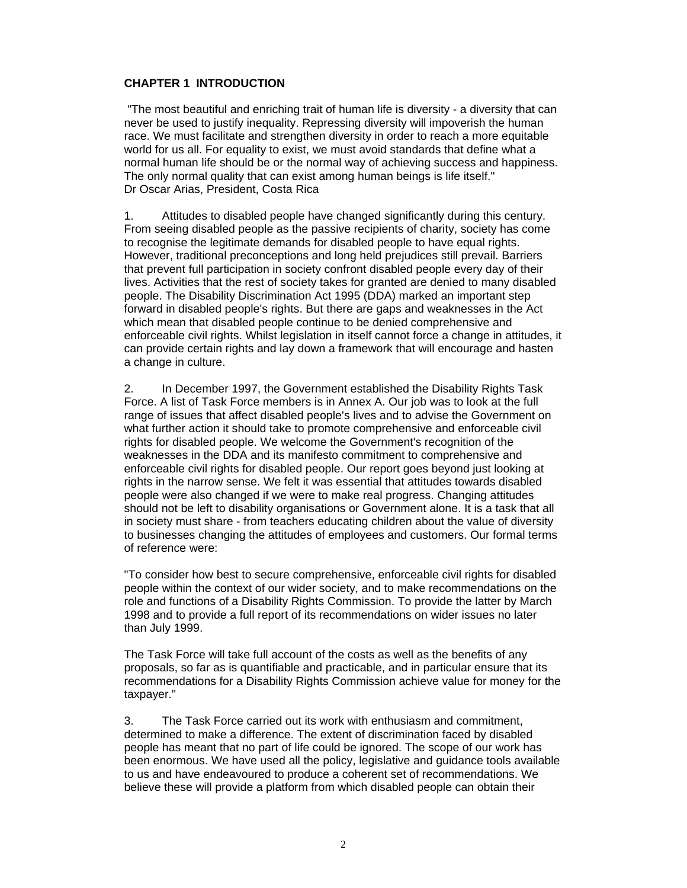**CHAPTER 1 INTRODUCTION**

"The most beautiful and enriching trait of human life is diversity - a diversity that can never be used to justify inequality. Repressing diversity will impoverish the human race. We must facilitate and strengthen diversity in order to reach a more equitable world for us all. For equality to exist, we must avoid standards that define what a normal human life should be or the normal way of achieving success and happiness. The only normal quality that can exist among human beings is life itself."
Dr Oscar Arias, President, Costa Rica

1. Attitudes to disabled people have changed significantly during this century. From seeing disabled people as the passive recipients of charity, society has come to recognise the legitimate demands for disabled people to have equal rights. However, traditional preconceptions and long held prejudices still prevail. Barriers that prevent full participation in society confront disabled people every day of their lives. Activities that the rest of society takes for granted are denied to many disabled people. The Disability Discrimination Act 1995 (DDA) marked an important step forward in disabled people's rights. But there are gaps and weaknesses in the Act which mean that disabled people continue to be denied comprehensive and enforceable civil rights. Whilst legislation in itself cannot force a change in attitudes, it can provide certain rights and lay down a framework that will encourage and hasten a change in culture.

2. In December 1997, the Government established the Disability Rights Task Force. A list of Task Force members is in Annex A. Our job was to look at the full range of issues that affect disabled people's lives and to advise the Government on what further action it should take to promote comprehensive and enforceable civil rights for disabled people. We welcome the Government's recognition of the weaknesses in the DDA and its manifesto commitment to comprehensive and enforceable civil rights for disabled people. Our report goes beyond just looking at rights in the narrow sense. We felt it was essential that attitudes towards disabled people were also changed if we were to make real progress. Changing attitudes should not be left to disability organisations or Government alone. It is a task that all in society must share - from teachers educating children about the value of diversity to businesses changing the attitudes of employees and customers. Our formal terms of reference were:

"To consider how best to secure comprehensive, enforceable civil rights for disabled people within the context of our wider society, and to make recommendations on the role and functions of a Disability Rights Commission. To provide the latter by March 1998 and to provide a full report of its recommendations on wider issues no later than July 1999.

The Task Force will take full account of the costs as well as the benefits of any proposals, so far as is quantifiable and practicable, and in particular ensure that its recommendations for a Disability Rights Commission achieve value for money for the taxpayer."

3. The Task Force carried out its work with enthusiasm and commitment, determined to make a difference. The extent of discrimination faced by disabled people has meant that no part of life could be ignored. The scope of our work has been enormous. We have used all the policy, legislative and guidance tools available to us and have endeavoured to produce a coherent set of recommendations. We believe these will provide a platform from which disabled people can obtain their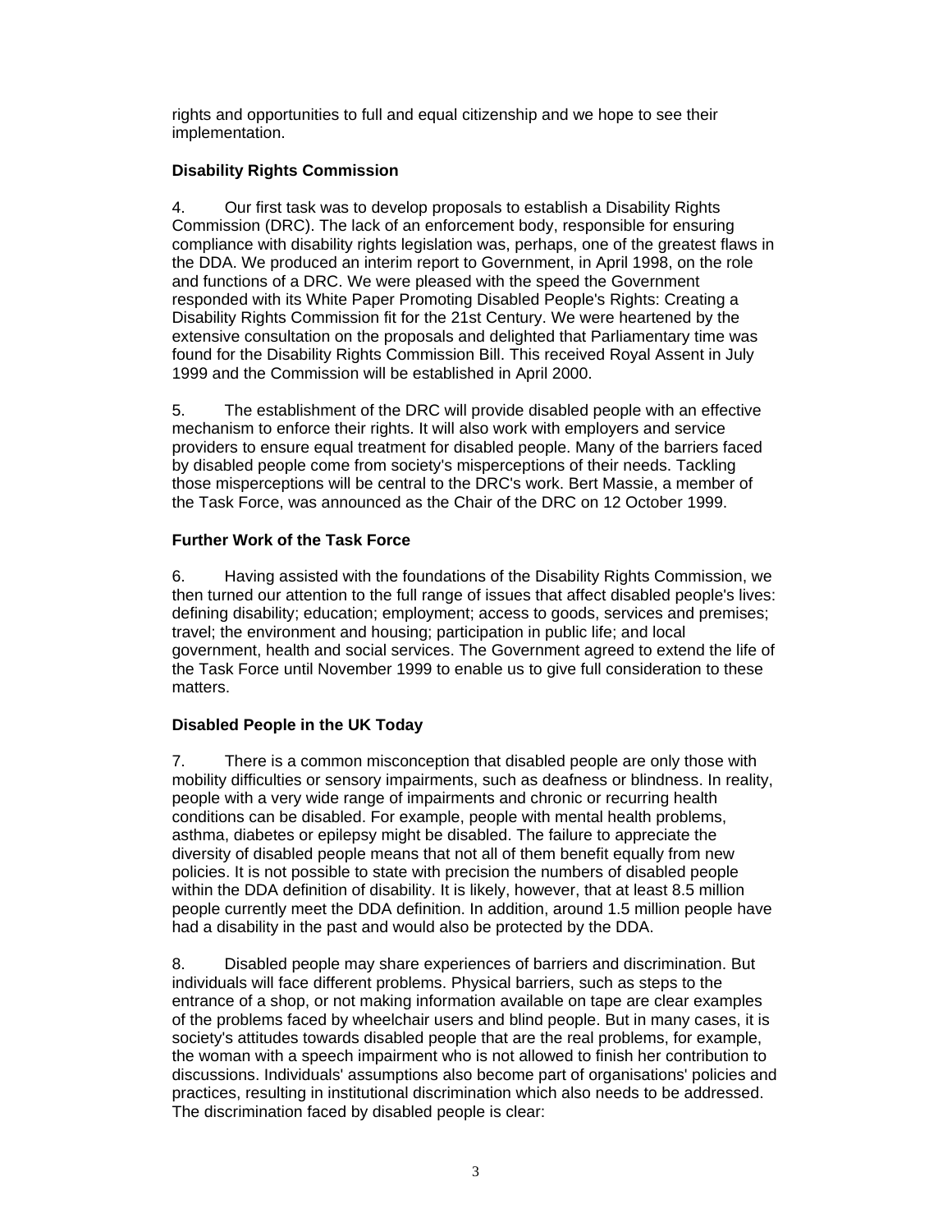rights and opportunities to full and equal citizenship and we hope to see their implementation.

**Disability Rights Commission**

4. Our first task was to develop proposals to establish a Disability Rights Commission (DRC). The lack of an enforcement body, responsible for ensuring compliance with disability rights legislation was, perhaps, one of the greatest flaws in the DDA. We produced an interim report to Government, in April 1998, on the role and functions of a DRC. We were pleased with the speed the Government responded with its White Paper Promoting Disabled People's Rights: Creating a Disability Rights Commission fit for the 21st Century. We were heartened by the extensive consultation on the proposals and delighted that Parliamentary time was found for the Disability Rights Commission Bill. This received Royal Assent in July 1999 and the Commission will be established in April 2000.

5. The establishment of the DRC will provide disabled people with an effective mechanism to enforce their rights. It will also work with employers and service providers to ensure equal treatment for disabled people. Many of the barriers faced by disabled people come from society's misperceptions of their needs. Tackling those misperceptions will be central to the DRC's work. Bert Massie, a member of the Task Force, was announced as the Chair of the DRC on 12 October 1999.

**Further Work of the Task Force**

6. Having assisted with the foundations of the Disability Rights Commission, we then turned our attention to the full range of issues that affect disabled people's lives: defining disability; education; employment; access to goods, services and premises; travel; the environment and housing; participation in public life; and local government, health and social services. The Government agreed to extend the life of the Task Force until November 1999 to enable us to give full consideration to these matters.

**Disabled People in the UK Today**

7. There is a common misconception that disabled people are only those with mobility difficulties or sensory impairments, such as deafness or blindness. In reality, people with a very wide range of impairments and chronic or recurring health conditions can be disabled. For example, people with mental health problems, asthma, diabetes or epilepsy might be disabled. The failure to appreciate the diversity of disabled people means that not all of them benefit equally from new policies. It is not possible to state with precision the numbers of disabled people within the DDA definition of disability. It is likely, however, that at least 8.5 million people currently meet the DDA definition. In addition, around 1.5 million people have had a disability in the past and would also be protected by the DDA.

8. Disabled people may share experiences of barriers and discrimination. But individuals will face different problems. Physical barriers, such as steps to the entrance of a shop, or not making information available on tape are clear examples of the problems faced by wheelchair users and blind people. But in many cases, it is society's attitudes towards disabled people that are the real problems, for example, the woman with a speech impairment who is not allowed to finish her contribution to discussions. Individuals' assumptions also become part of organisations' policies and practices, resulting in institutional discrimination which also needs to be addressed. The discrimination faced by disabled people is clear: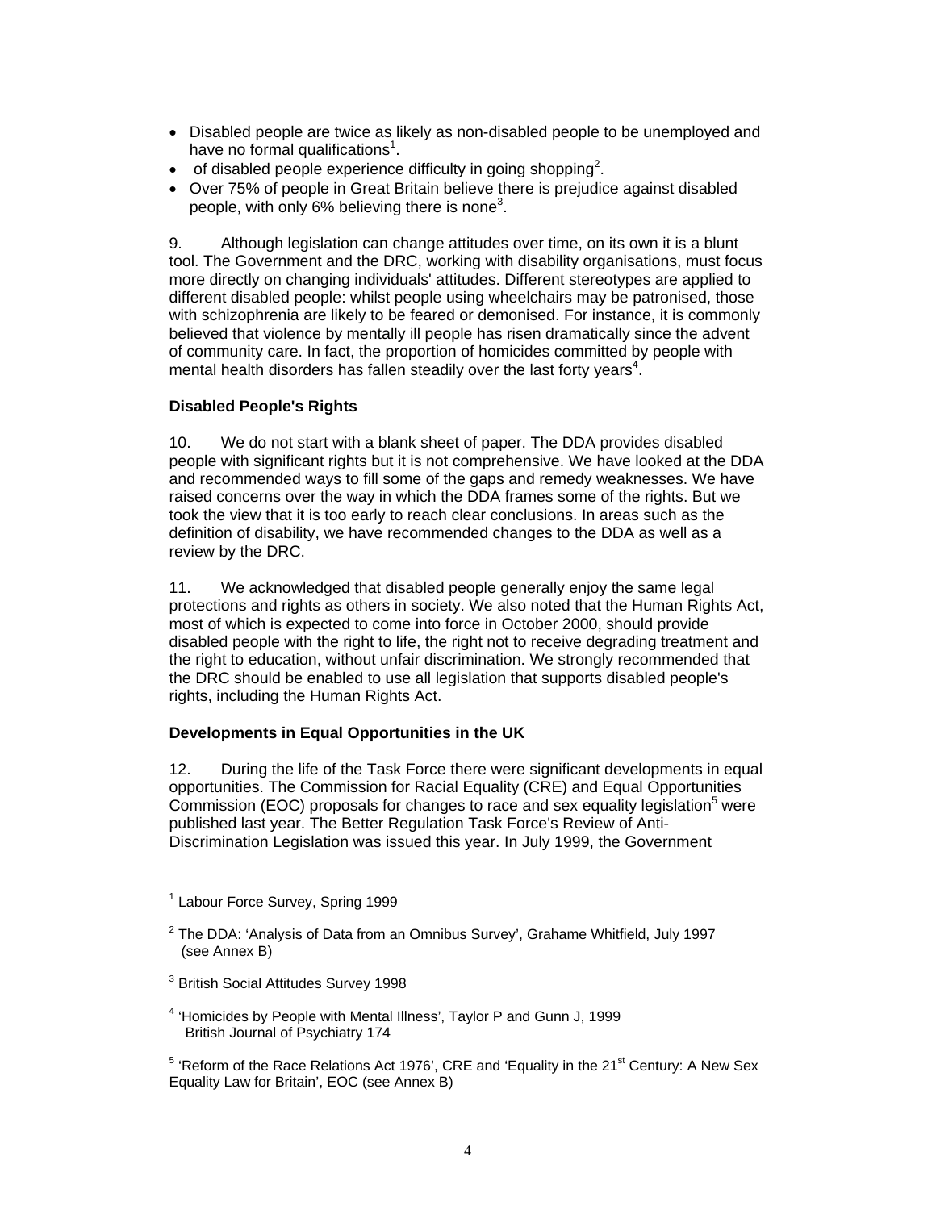- Disabled people are twice as likely as non-disabled people to be unemployed and have no formal qualifications[1].
- of disabled people experience difficulty in going shopping[2].
- Over 75% of people in Great Britain believe there is prejudice against disabled people, with only 6% believing there is none[3].

9. Although legislation can change attitudes over time, on its own it is a blunt tool. The Government and the DRC, working with disability organisations, must focus more directly on changing individuals' attitudes. Different stereotypes are applied to different disabled people: whilst people using wheelchairs may be patronised, those with schizophrenia are likely to be feared or demonised. For instance, it is commonly believed that violence by mentally ill people has risen dramatically since the advent of community care. In fact, the proportion of homicides committed by people with mental health disorders has fallen steadily over the last forty years[4].

**Disabled People's Rights**

10. We do not start with a blank sheet of paper. The DDA provides disabled people with significant rights but it is not comprehensive. We have looked at the DDA and recommended ways to fill some of the gaps and remedy weaknesses. We have raised concerns over the way in which the DDA frames some of the rights. But we took the view that it is too early to reach clear conclusions. In areas such as the definition of disability, we have recommended changes to the DDA as well as a review by the DRC.

11. We acknowledged that disabled people generally enjoy the same legal protections and rights as others in society. We also noted that the Human Rights Act, most of which is expected to come into force in October 2000, should provide disabled people with the right to life, the right not to receive degrading treatment and the right to education, without unfair discrimination. We strongly recommended that the DRC should be enabled to use all legislation that supports disabled people's rights, including the Human Rights Act.

**Developments in Equal Opportunities in the UK**

12. During the life of the Task Force there were significant developments in equal opportunities. The Commission for Racial Equality (CRE) and Equal Opportunities Commission (EOC) proposals for changes to race and sex equality legislation[5] were published last year. The Better Regulation Task Force's Review of Anti-Discrimination Legislation was issued this year. In July 1999, the Government

---

[1] Labour Force Survey, Spring 1999

[2] The DDA: 'Analysis of Data from an Omnibus Survey', Grahame Whitfield, July 1997 (see Annex B)

[3] British Social Attitudes Survey 1998

[4] 'Homicides by People with Mental Illness', Taylor P and Gunn J, 1999 British Journal of Psychiatry 174

[5] 'Reform of the Race Relations Act 1976', CRE and 'Equality in the 21st Century: A New Sex Equality Law for Britain', EOC (see Annex B)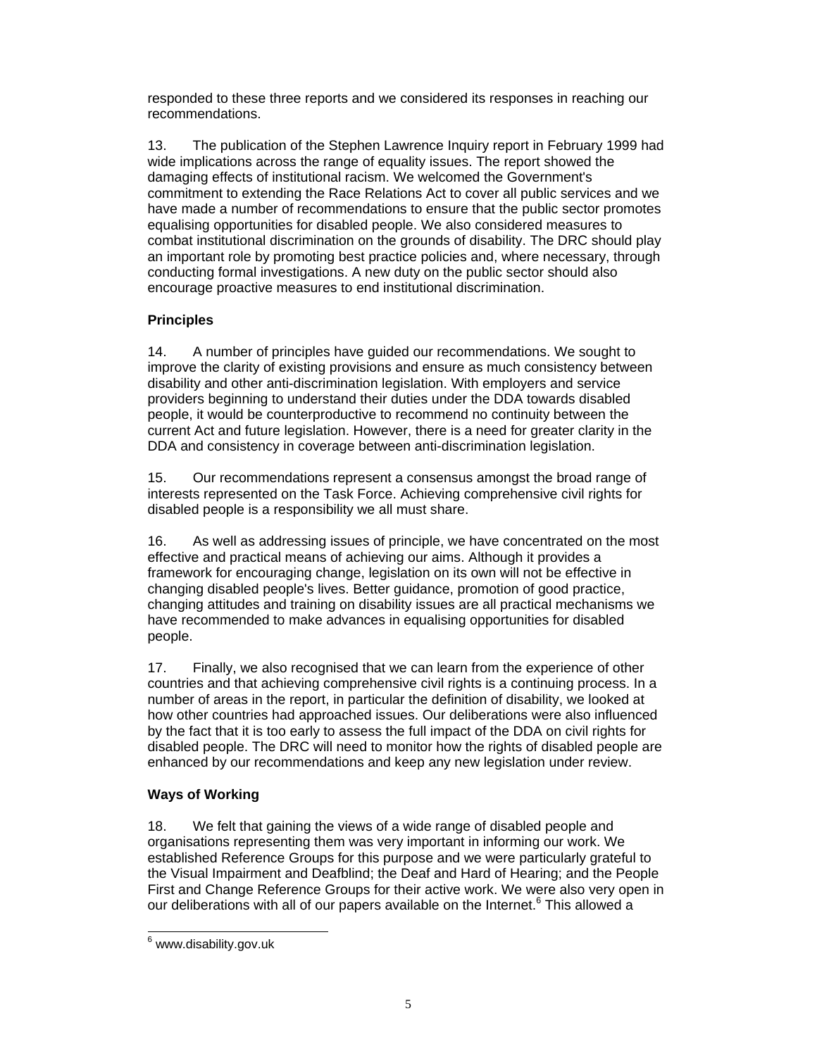responded to these three reports and we considered its responses in reaching our recommendations.

13. The publication of the Stephen Lawrence Inquiry report in February 1999 had wide implications across the range of equality issues. The report showed the damaging effects of institutional racism. We welcomed the Government's commitment to extending the Race Relations Act to cover all public services and we have made a number of recommendations to ensure that the public sector promotes equalising opportunities for disabled people. We also considered measures to combat institutional discrimination on the grounds of disability. The DRC should play an important role by promoting best practice policies and, where necessary, through conducting formal investigations. A new duty on the public sector should also encourage proactive measures to end institutional discrimination.

## Principles

14. A number of principles have guided our recommendations. We sought to improve the clarity of existing provisions and ensure as much consistency between disability and other anti-discrimination legislation. With employers and service providers beginning to understand their duties under the DDA towards disabled people, it would be counterproductive to recommend no continuity between the current Act and future legislation. However, there is a need for greater clarity in the DDA and consistency in coverage between anti-discrimination legislation.

15. Our recommendations represent a consensus amongst the broad range of interests represented on the Task Force. Achieving comprehensive civil rights for disabled people is a responsibility we all must share.

16. As well as addressing issues of principle, we have concentrated on the most effective and practical means of achieving our aims. Although it provides a framework for encouraging change, legislation on its own will not be effective in changing disabled people's lives. Better guidance, promotion of good practice, changing attitudes and training on disability issues are all practical mechanisms we have recommended to make advances in equalising opportunities for disabled people.

17. Finally, we also recognised that we can learn from the experience of other countries and that achieving comprehensive civil rights is a continuing process. In a number of areas in the report, in particular the definition of disability, we looked at how other countries had approached issues. Our deliberations were also influenced by the fact that it is too early to assess the full impact of the DDA on civil rights for disabled people. The DRC will need to monitor how the rights of disabled people are enhanced by our recommendations and keep any new legislation under review.

## Ways of Working

18. We felt that gaining the views of a wide range of disabled people and organisations representing them was very important in informing our work. We established Reference Groups for this purpose and we were particularly grateful to the Visual Impairment and Deafblind; the Deaf and Hard of Hearing; and the People First and Change Reference Groups for their active work. We were also very open in our deliberations with all of our papers available on the Internet.[6] This allowed a

[6] www.disability.gov.uk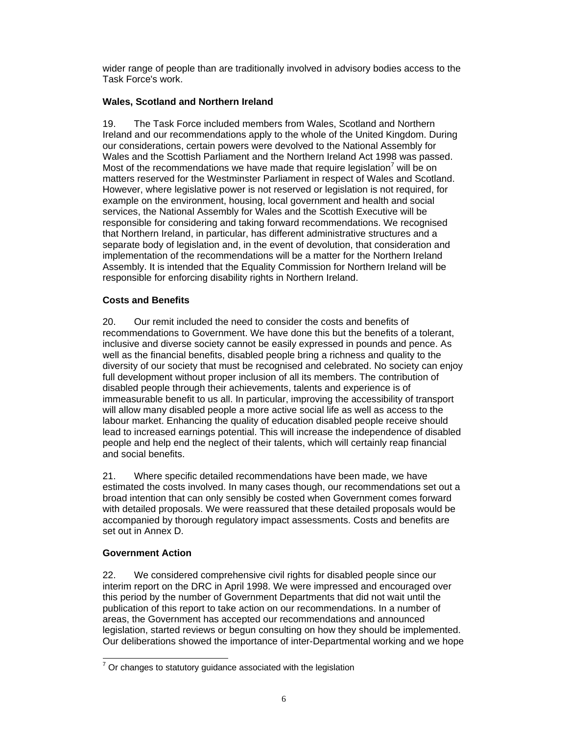wider range of people than are traditionally involved in advisory bodies access to the Task Force's work.

**Wales, Scotland and Northern Ireland**

19. The Task Force included members from Wales, Scotland and Northern Ireland and our recommendations apply to the whole of the United Kingdom. During our considerations, certain powers were devolved to the National Assembly for Wales and the Scottish Parliament and the Northern Ireland Act 1998 was passed. Most of the recommendations we have made that require legislation[7] will be on matters reserved for the Westminster Parliament in respect of Wales and Scotland. However, where legislative power is not reserved or legislation is not required, for example on the environment, housing, local government and health and social services, the National Assembly for Wales and the Scottish Executive will be responsible for considering and taking forward recommendations. We recognised that Northern Ireland, in particular, has different administrative structures and a separate body of legislation and, in the event of devolution, that consideration and implementation of the recommendations will be a matter for the Northern Ireland Assembly. It is intended that the Equality Commission for Northern Ireland will be responsible for enforcing disability rights in Northern Ireland.

**Costs and Benefits**

20. Our remit included the need to consider the costs and benefits of recommendations to Government. We have done this but the benefits of a tolerant, inclusive and diverse society cannot be easily expressed in pounds and pence. As well as the financial benefits, disabled people bring a richness and quality to the diversity of our society that must be recognised and celebrated. No society can enjoy full development without proper inclusion of all its members. The contribution of disabled people through their achievements, talents and experience is of immeasurable benefit to us all. In particular, improving the accessibility of transport will allow many disabled people a more active social life as well as access to the labour market. Enhancing the quality of education disabled people receive should lead to increased earnings potential. This will increase the independence of disabled people and help end the neglect of their talents, which will certainly reap financial and social benefits.

21. Where specific detailed recommendations have been made, we have estimated the costs involved. In many cases though, our recommendations set out a broad intention that can only sensibly be costed when Government comes forward with detailed proposals. We were reassured that these detailed proposals would be accompanied by thorough regulatory impact assessments. Costs and benefits are set out in Annex D.

**Government Action**

22. We considered comprehensive civil rights for disabled people since our interim report on the DRC in April 1998. We were impressed and encouraged over this period by the number of Government Departments that did not wait until the publication of this report to take action on our recommendations. In a number of areas, the Government has accepted our recommendations and announced legislation, started reviews or begun consulting on how they should be implemented. Our deliberations showed the importance of inter-Departmental working and we hope

[7] Or changes to statutory guidance associated with the legislation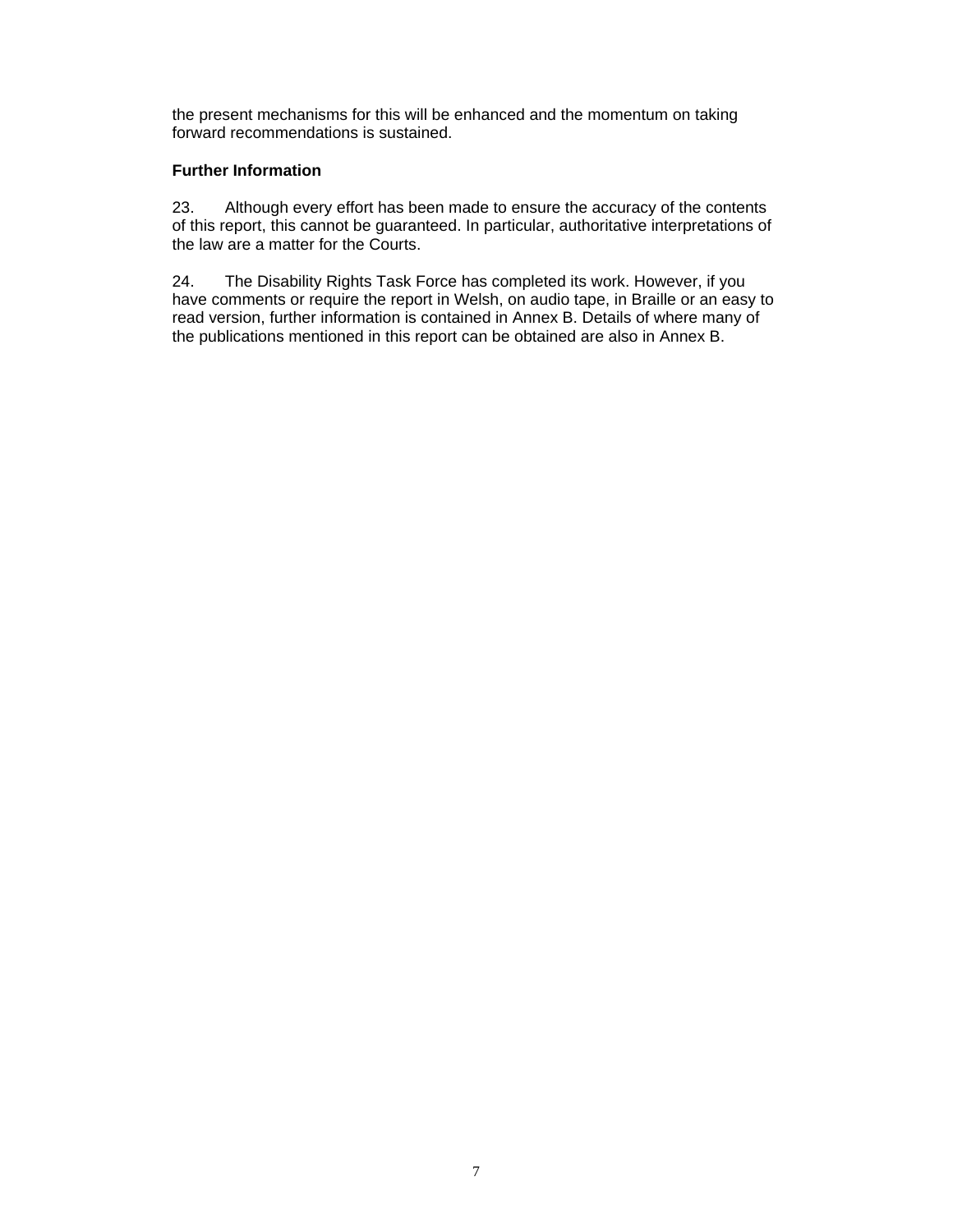the present mechanisms for this will be enhanced and the momentum on taking forward recommendations is sustained.

**Further Information**

23. Although every effort has been made to ensure the accuracy of the contents of this report, this cannot be guaranteed. In particular, authoritative interpretations of the law are a matter for the Courts.

24. The Disability Rights Task Force has completed its work. However, if you have comments or require the report in Welsh, on audio tape, in Braille or an easy to read version, further information is contained in Annex B. Details of where many of the publications mentioned in this report can be obtained are also in Annex B.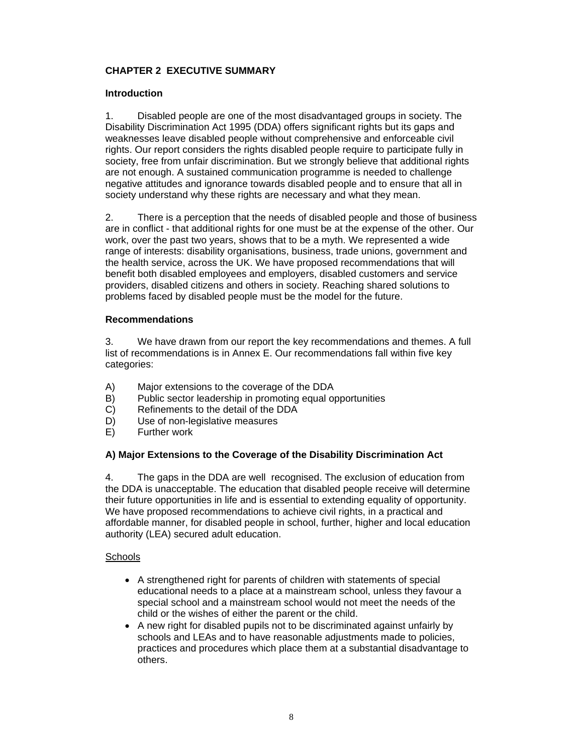## CHAPTER 2 EXECUTIVE SUMMARY

### Introduction

1. Disabled people are one of the most disadvantaged groups in society. The Disability Discrimination Act 1995 (DDA) offers significant rights but its gaps and weaknesses leave disabled people without comprehensive and enforceable civil rights. Our report considers the rights disabled people require to participate fully in society, free from unfair discrimination. But we strongly believe that additional rights are not enough. A sustained communication programme is needed to challenge negative attitudes and ignorance towards disabled people and to ensure that all in society understand why these rights are necessary and what they mean.

2. There is a perception that the needs of disabled people and those of business are in conflict - that additional rights for one must be at the expense of the other. Our work, over the past two years, shows that to be a myth. We represented a wide range of interests: disability organisations, business, trade unions, government and the health service, across the UK. We have proposed recommendations that will benefit both disabled employees and employers, disabled customers and service providers, disabled citizens and others in society. Reaching shared solutions to problems faced by disabled people must be the model for the future.

### Recommendations

3. We have drawn from our report the key recommendations and themes. A full list of recommendations is in Annex E. Our recommendations fall within five key categories:

A) Major extensions to the coverage of the DDA
B) Public sector leadership in promoting equal opportunities
C) Refinements to the detail of the DDA
D) Use of non-legislative measures
E) Further work

### A) Major Extensions to the Coverage of the Disability Discrimination Act

4. The gaps in the DDA are well recognised. The exclusion of education from the DDA is unacceptable. The education that disabled people receive will determine their future opportunities in life and is essential to extending equality of opportunity. We have proposed recommendations to achieve civil rights, in a practical and affordable manner, for disabled people in school, further, higher and local education authority (LEA) secured adult education.

<u>Schools</u>

- A strengthened right for parents of children with statements of special educational needs to a place at a mainstream school, unless they favour a special school and a mainstream school would not meet the needs of the child or the wishes of either the parent or the child.
- A new right for disabled pupils not to be discriminated against unfairly by schools and LEAs and to have reasonable adjustments made to policies, practices and procedures which place them at a substantial disadvantage to others.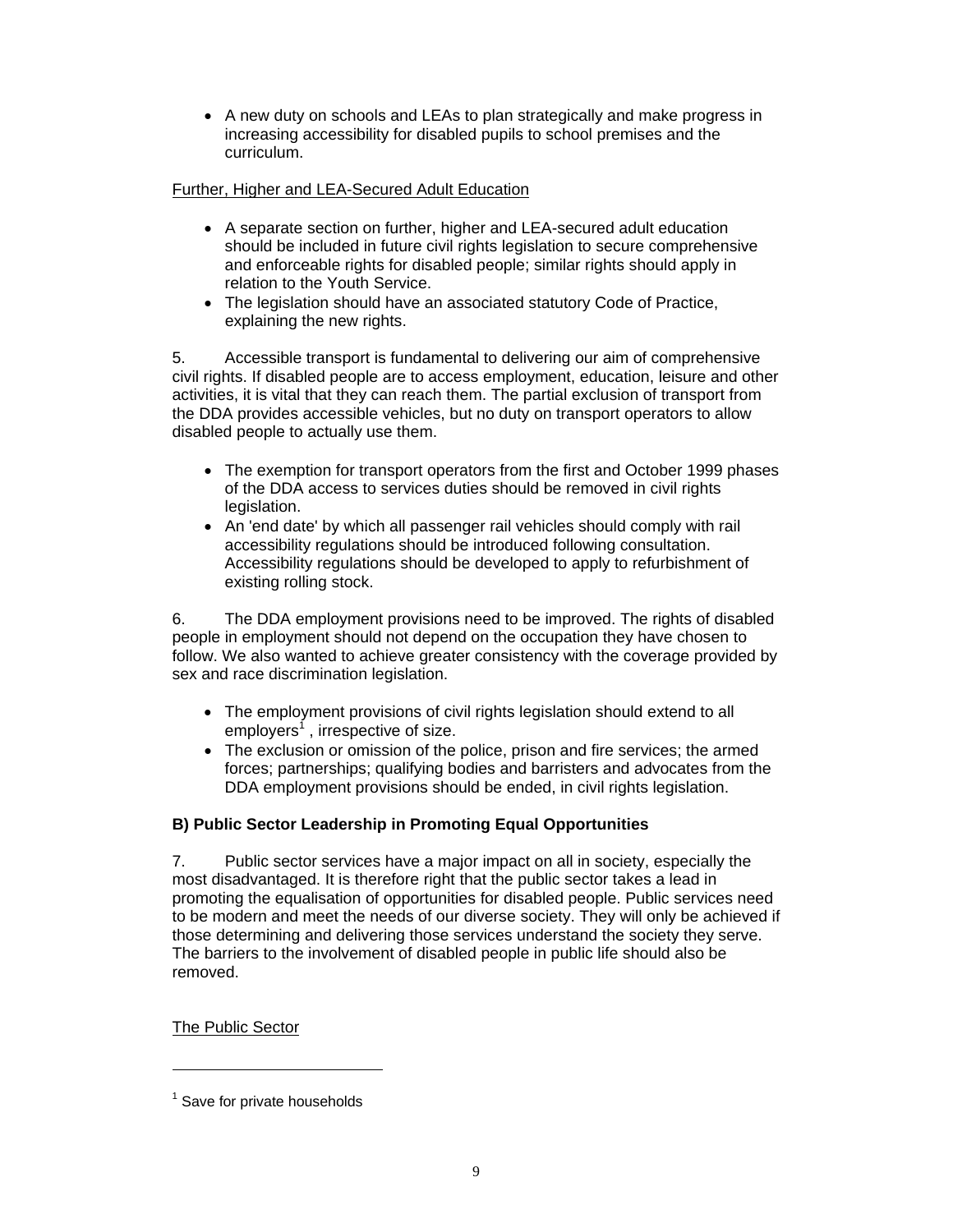- A new duty on schools and LEAs to plan strategically and make progress in increasing accessibility for disabled pupils to school premises and the curriculum.

<u>Further, Higher and LEA-Secured Adult Education</u>

- A separate section on further, higher and LEA-secured adult education should be included in future civil rights legislation to secure comprehensive and enforceable rights for disabled people; similar rights should apply in relation to the Youth Service.
- The legislation should have an associated statutory Code of Practice, explaining the new rights.

5. Accessible transport is fundamental to delivering our aim of comprehensive civil rights. If disabled people are to access employment, education, leisure and other activities, it is vital that they can reach them. The partial exclusion of transport from the DDA provides accessible vehicles, but no duty on transport operators to allow disabled people to actually use them.

- The exemption for transport operators from the first and October 1999 phases of the DDA access to services duties should be removed in civil rights legislation.
- An 'end date' by which all passenger rail vehicles should comply with rail accessibility regulations should be introduced following consultation. Accessibility regulations should be developed to apply to refurbishment of existing rolling stock.

6. The DDA employment provisions need to be improved. The rights of disabled people in employment should not depend on the occupation they have chosen to follow. We also wanted to achieve greater consistency with the coverage provided by sex and race discrimination legislation.

- The employment provisions of civil rights legislation should extend to all employers[1], irrespective of size.
- The exclusion or omission of the police, prison and fire services; the armed forces; partnerships; qualifying bodies and barristers and advocates from the DDA employment provisions should be ended, in civil rights legislation.

**B) Public Sector Leadership in Promoting Equal Opportunities**

7. Public sector services have a major impact on all in society, especially the most disadvantaged. It is therefore right that the public sector takes a lead in promoting the equalisation of opportunities for disabled people. Public services need to be modern and meet the needs of our diverse society. They will only be achieved if those determining and delivering those services understand the society they serve. The barriers to the involvement of disabled people in public life should also be removed.

<u>The Public Sector</u>

---

[1] Save for private households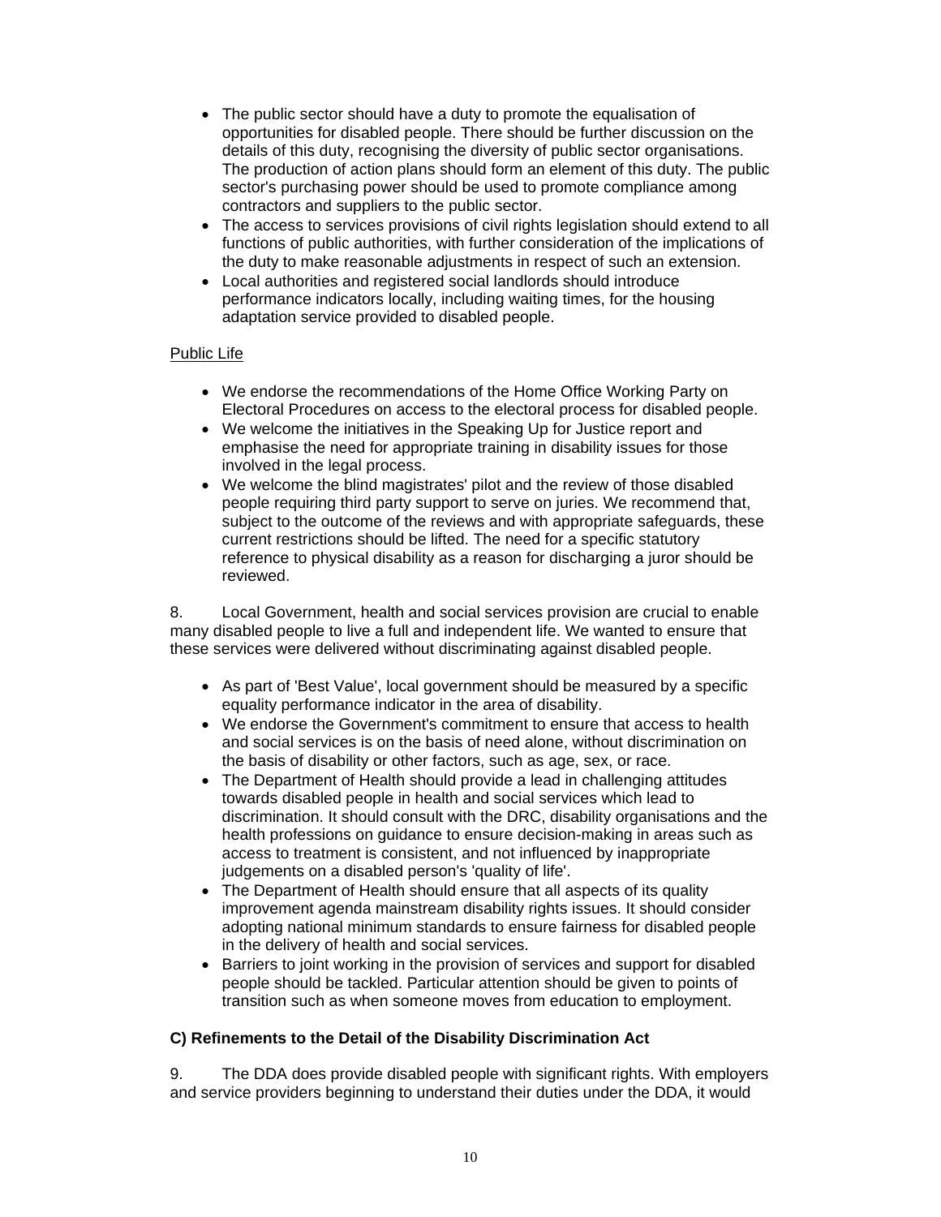- The public sector should have a duty to promote the equalisation of opportunities for disabled people. There should be further discussion on the details of this duty, recognising the diversity of public sector organisations. The production of action plans should form an element of this duty. The public sector's purchasing power should be used to promote compliance among contractors and suppliers to the public sector.
- The access to services provisions of civil rights legislation should extend to all functions of public authorities, with further consideration of the implications of the duty to make reasonable adjustments in respect of such an extension.
- Local authorities and registered social landlords should introduce performance indicators locally, including waiting times, for the housing adaptation service provided to disabled people.

<u>Public Life</u>

- We endorse the recommendations of the Home Office Working Party on Electoral Procedures on access to the electoral process for disabled people.
- We welcome the initiatives in the Speaking Up for Justice report and emphasise the need for appropriate training in disability issues for those involved in the legal process.
- We welcome the blind magistrates' pilot and the review of those disabled people requiring third party support to serve on juries. We recommend that, subject to the outcome of the reviews and with appropriate safeguards, these current restrictions should be lifted. The need for a specific statutory reference to physical disability as a reason for discharging a juror should be reviewed.

8. Local Government, health and social services provision are crucial to enable many disabled people to live a full and independent life. We wanted to ensure that these services were delivered without discriminating against disabled people.

- As part of 'Best Value', local government should be measured by a specific equality performance indicator in the area of disability.
- We endorse the Government's commitment to ensure that access to health and social services is on the basis of need alone, without discrimination on the basis of disability or other factors, such as age, sex, or race.
- The Department of Health should provide a lead in challenging attitudes towards disabled people in health and social services which lead to discrimination. It should consult with the DRC, disability organisations and the health professions on guidance to ensure decision-making in areas such as access to treatment is consistent, and not influenced by inappropriate judgements on a disabled person's 'quality of life'.
- The Department of Health should ensure that all aspects of its quality improvement agenda mainstream disability rights issues. It should consider adopting national minimum standards to ensure fairness for disabled people in the delivery of health and social services.
- Barriers to joint working in the provision of services and support for disabled people should be tackled. Particular attention should be given to points of transition such as when someone moves from education to employment.

**C) Refinements to the Detail of the Disability Discrimination Act**

9. The DDA does provide disabled people with significant rights. With employers and service providers beginning to understand their duties under the DDA, it would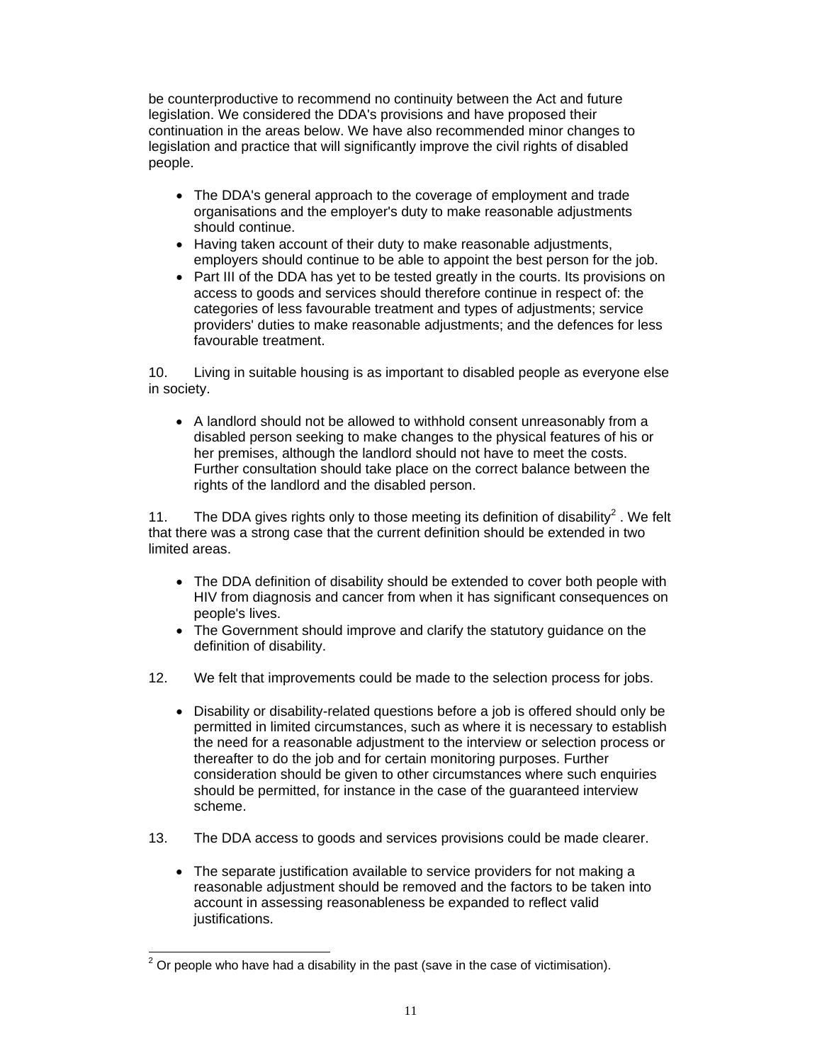be counterproductive to recommend no continuity between the Act and future legislation. We considered the DDA's provisions and have proposed their continuation in the areas below. We have also recommended minor changes to legislation and practice that will significantly improve the civil rights of disabled people.

- The DDA's general approach to the coverage of employment and trade organisations and the employer's duty to make reasonable adjustments should continue.
- Having taken account of their duty to make reasonable adjustments, employers should continue to be able to appoint the best person for the job.
- Part III of the DDA has yet to be tested greatly in the courts. Its provisions on access to goods and services should therefore continue in respect of: the categories of less favourable treatment and types of adjustments; service providers' duties to make reasonable adjustments; and the defences for less favourable treatment.

10. Living in suitable housing is as important to disabled people as everyone else in society.

- A landlord should not be allowed to withhold consent unreasonably from a disabled person seeking to make changes to the physical features of his or her premises, although the landlord should not have to meet the costs. Further consultation should take place on the correct balance between the rights of the landlord and the disabled person.

11. The DDA gives rights only to those meeting its definition of disability[2]. We felt that there was a strong case that the current definition should be extended in two limited areas.

- The DDA definition of disability should be extended to cover both people with HIV from diagnosis and cancer from when it has significant consequences on people's lives.
- The Government should improve and clarify the statutory guidance on the definition of disability.

12. We felt that improvements could be made to the selection process for jobs.

- Disability or disability-related questions before a job is offered should only be permitted in limited circumstances, such as where it is necessary to establish the need for a reasonable adjustment to the interview or selection process or thereafter to do the job and for certain monitoring purposes. Further consideration should be given to other circumstances where such enquiries should be permitted, for instance in the case of the guaranteed interview scheme.

13. The DDA access to goods and services provisions could be made clearer.

- The separate justification available to service providers for not making a reasonable adjustment should be removed and the factors to be taken into account in assessing reasonableness be expanded to reflect valid justifications.

[2] Or people who have had a disability in the past (save in the case of victimisation).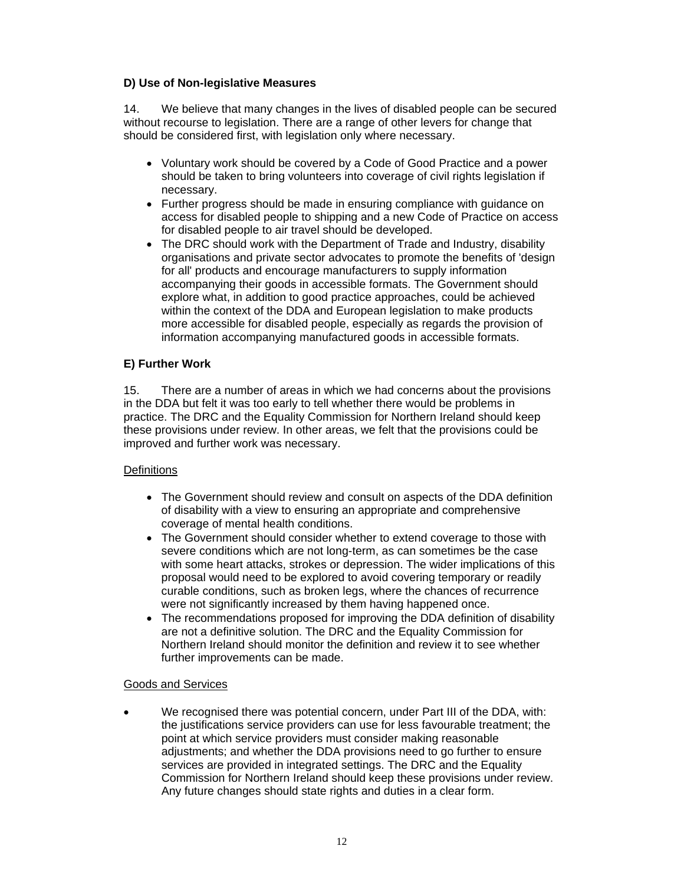### D) Use of Non-legislative Measures

14. We believe that many changes in the lives of disabled people can be secured without recourse to legislation. There are a range of other levers for change that should be considered first, with legislation only where necessary.

- Voluntary work should be covered by a Code of Good Practice and a power should be taken to bring volunteers into coverage of civil rights legislation if necessary.
- Further progress should be made in ensuring compliance with guidance on access for disabled people to shipping and a new Code of Practice on access for disabled people to air travel should be developed.
- The DRC should work with the Department of Trade and Industry, disability organisations and private sector advocates to promote the benefits of 'design for all' products and encourage manufacturers to supply information accompanying their goods in accessible formats. The Government should explore what, in addition to good practice approaches, could be achieved within the context of the DDA and European legislation to make products more accessible for disabled people, especially as regards the provision of information accompanying manufactured goods in accessible formats.

### E) Further Work

15. There are a number of areas in which we had concerns about the provisions in the DDA but felt it was too early to tell whether there would be problems in practice. The DRC and the Equality Commission for Northern Ireland should keep these provisions under review. In other areas, we felt that the provisions could be improved and further work was necessary.

<u>Definitions</u>

- The Government should review and consult on aspects of the DDA definition of disability with a view to ensuring an appropriate and comprehensive coverage of mental health conditions.
- The Government should consider whether to extend coverage to those with severe conditions which are not long-term, as can sometimes be the case with some heart attacks, strokes or depression. The wider implications of this proposal would need to be explored to avoid covering temporary or readily curable conditions, such as broken legs, where the chances of recurrence were not significantly increased by them having happened once.
- The recommendations proposed for improving the DDA definition of disability are not a definitive solution. The DRC and the Equality Commission for Northern Ireland should monitor the definition and review it to see whether further improvements can be made.

<u>Goods and Services</u>

- We recognised there was potential concern, under Part III of the DDA, with: the justifications service providers can use for less favourable treatment; the point at which service providers must consider making reasonable adjustments; and whether the DDA provisions need to go further to ensure services are provided in integrated settings. The DRC and the Equality Commission for Northern Ireland should keep these provisions under review. Any future changes should state rights and duties in a clear form.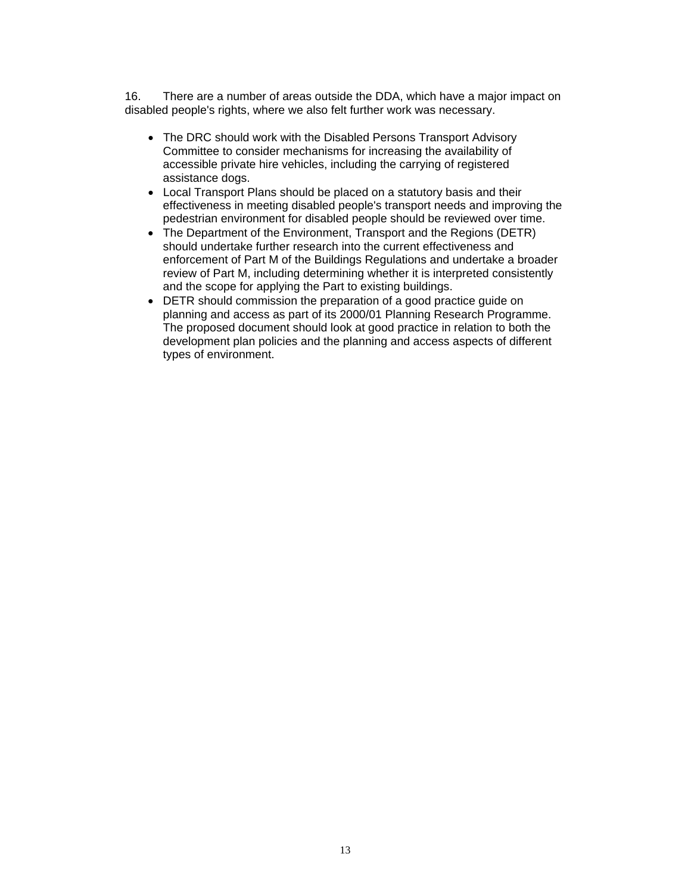16. There are a number of areas outside the DDA, which have a major impact on disabled people's rights, where we also felt further work was necessary.

- The DRC should work with the Disabled Persons Transport Advisory Committee to consider mechanisms for increasing the availability of accessible private hire vehicles, including the carrying of registered assistance dogs.
- Local Transport Plans should be placed on a statutory basis and their effectiveness in meeting disabled people's transport needs and improving the pedestrian environment for disabled people should be reviewed over time.
- The Department of the Environment, Transport and the Regions (DETR) should undertake further research into the current effectiveness and enforcement of Part M of the Buildings Regulations and undertake a broader review of Part M, including determining whether it is interpreted consistently and the scope for applying the Part to existing buildings.
- DETR should commission the preparation of a good practice guide on planning and access as part of its 2000/01 Planning Research Programme. The proposed document should look at good practice in relation to both the development plan policies and the planning and access aspects of different types of environment.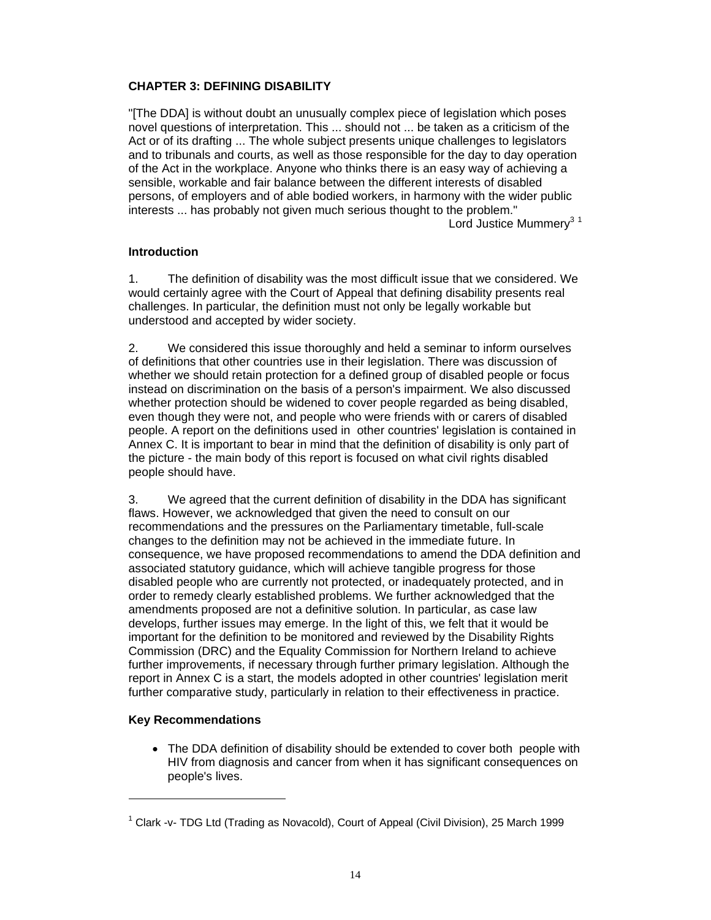## CHAPTER 3: DEFINING DISABILITY

"[The DDA] is without doubt an unusually complex piece of legislation which poses novel questions of interpretation. This ... should not ... be taken as a criticism of the Act or of its drafting ... The whole subject presents unique challenges to legislators and to tribunals and courts, as well as those responsible for the day to day operation of the Act in the workplace. Anyone who thinks there is an easy way of achieving a sensible, workable and fair balance between the different interests of disabled persons, of employers and of able bodied workers, in harmony with the wider public interests ... has probably not given much serious thought to the problem."

Lord Justice Mummery[3] [1]

### Introduction

1. The definition of disability was the most difficult issue that we considered. We would certainly agree with the Court of Appeal that defining disability presents real challenges. In particular, the definition must not only be legally workable but understood and accepted by wider society.

2. We considered this issue thoroughly and held a seminar to inform ourselves of definitions that other countries use in their legislation. There was discussion of whether we should retain protection for a defined group of disabled people or focus instead on discrimination on the basis of a person's impairment. We also discussed whether protection should be widened to cover people regarded as being disabled, even though they were not, and people who were friends with or carers of disabled people. A report on the definitions used in other countries' legislation is contained in Annex C. It is important to bear in mind that the definition of disability is only part of the picture - the main body of this report is focused on what civil rights disabled people should have.

3. We agreed that the current definition of disability in the DDA has significant flaws. However, we acknowledged that given the need to consult on our recommendations and the pressures on the Parliamentary timetable, full-scale changes to the definition may not be achieved in the immediate future. In consequence, we have proposed recommendations to amend the DDA definition and associated statutory guidance, which will achieve tangible progress for those disabled people who are currently not protected, or inadequately protected, and in order to remedy clearly established problems. We further acknowledged that the amendments proposed are not a definitive solution. In particular, as case law develops, further issues may emerge. In the light of this, we felt that it would be important for the definition to be monitored and reviewed by the Disability Rights Commission (DRC) and the Equality Commission for Northern Ireland to achieve further improvements, if necessary through further primary legislation. Although the report in Annex C is a start, the models adopted in other countries' legislation merit further comparative study, particularly in relation to their effectiveness in practice.

### Key Recommendations

- The DDA definition of disability should be extended to cover both people with HIV from diagnosis and cancer from when it has significant consequences on people's lives.

---

[1] Clark -v- TDG Ltd (Trading as Novacold), Court of Appeal (Civil Division), 25 March 1999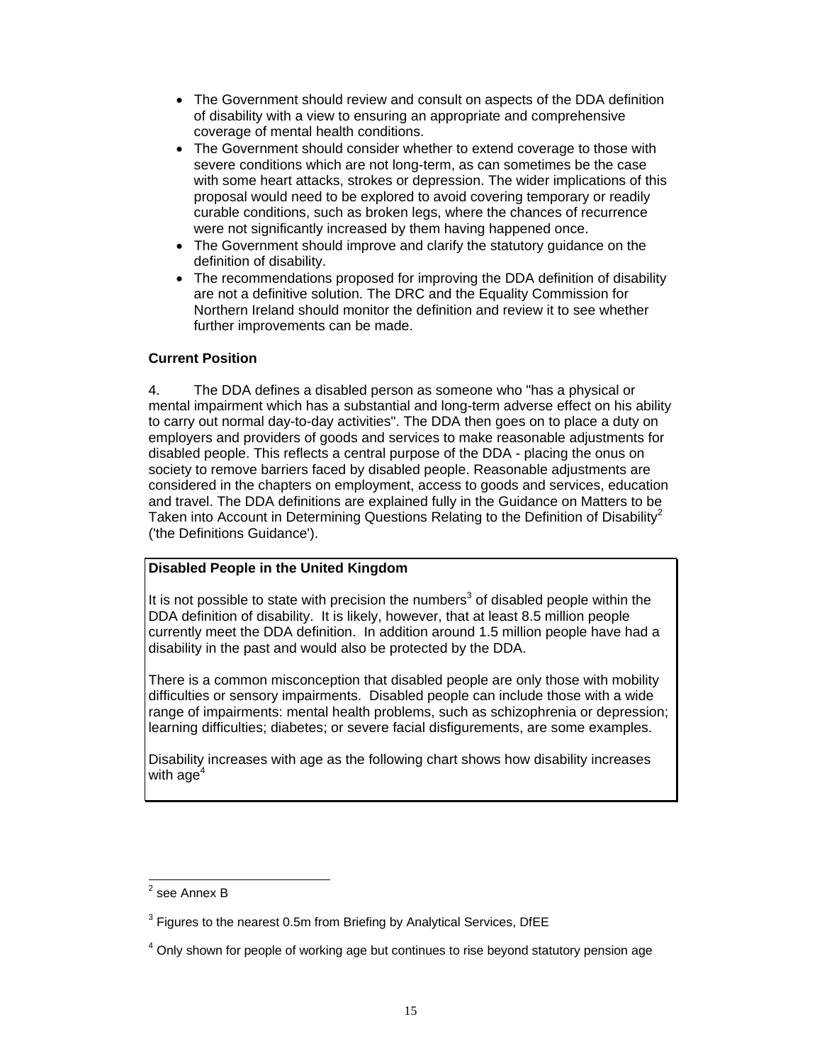- The Government should review and consult on aspects of the DDA definition of disability with a view to ensuring an appropriate and comprehensive coverage of mental health conditions.
- The Government should consider whether to extend coverage to those with severe conditions which are not long-term, as can sometimes be the case with some heart attacks, strokes or depression. The wider implications of this proposal would need to be explored to avoid covering temporary or readily curable conditions, such as broken legs, where the chances of recurrence were not significantly increased by them having happened once.
- The Government should improve and clarify the statutory guidance on the definition of disability.
- The recommendations proposed for improving the DDA definition of disability are not a definitive solution. The DRC and the Equality Commission for Northern Ireland should monitor the definition and review it to see whether further improvements can be made.

**Current Position**

4. The DDA defines a disabled person as someone who "has a physical or mental impairment which has a substantial and long-term adverse effect on his ability to carry out normal day-to-day activities". The DDA then goes on to place a duty on employers and providers of goods and services to make reasonable adjustments for disabled people. This reflects a central purpose of the DDA - placing the onus on society to remove barriers faced by disabled people. Reasonable adjustments are considered in the chapters on employment, access to goods and services, education and travel. The DDA definitions are explained fully in the Guidance on Matters to be Taken into Account in Determining Questions Relating to the Definition of Disability[2] ('the Definitions Guidance').

**Disabled People in the United Kingdom**

It is not possible to state with precision the numbers[3] of disabled people within the DDA definition of disability. It is likely, however, that at least 8.5 million people currently meet the DDA definition. In addition around 1.5 million people have had a disability in the past and would also be protected by the DDA.

There is a common misconception that disabled people are only those with mobility difficulties or sensory impairments. Disabled people can include those with a wide range of impairments: mental health problems, such as schizophrenia or depression; learning difficulties; diabetes; or severe facial disfigurements, are some examples.

Disability increases with age as the following chart shows how disability increases with age[4]

---

[2] see Annex B

[3] Figures to the nearest 0.5m from Briefing by Analytical Services, DfEE

[4] Only shown for people of working age but continues to rise beyond statutory pension age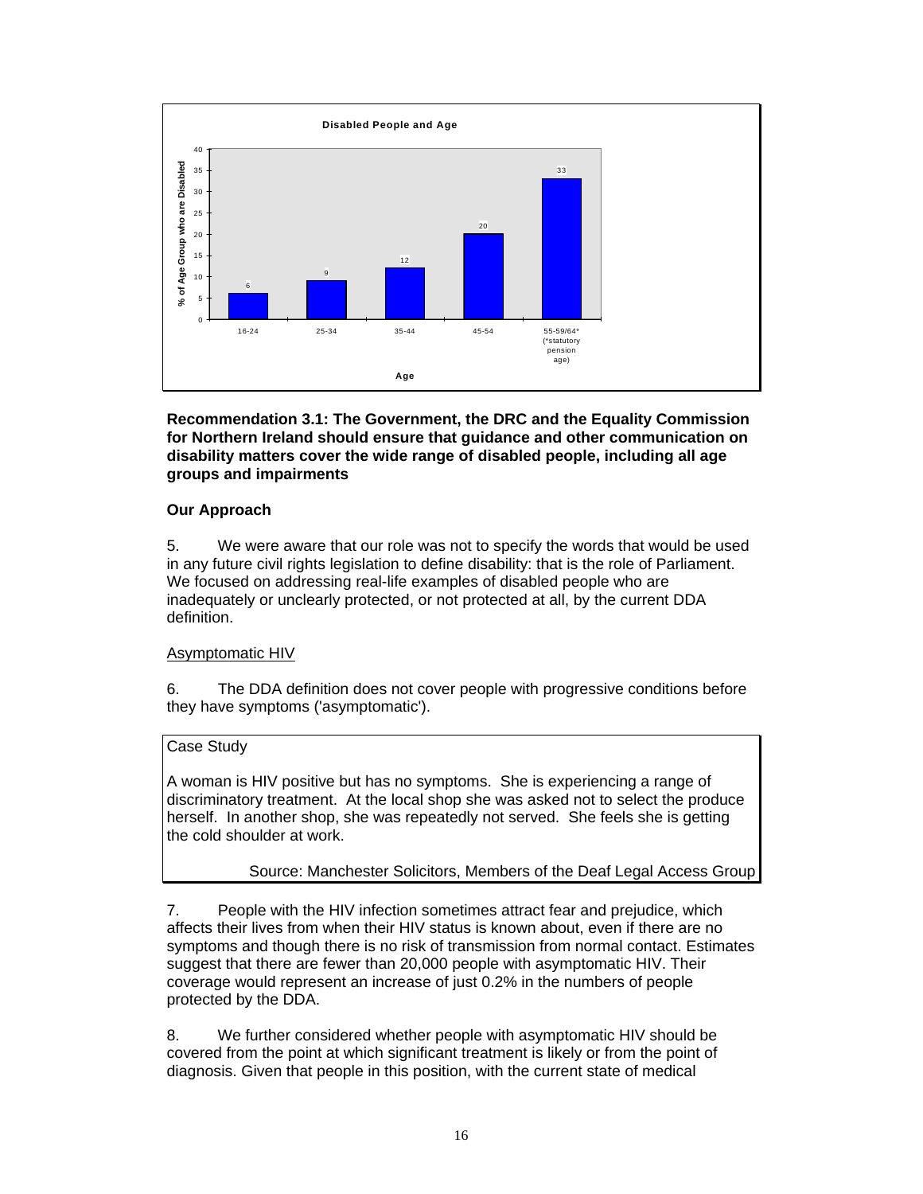**Disabled People and Age**

| Age | % of Age Group who are Disabled |
| --- | --- |
| 16-24 | 6 |
| 25-34 | 9 |
| 35-44 | 12 |
| 45-54 | 20 |
| 55-59/64* (*statutory pension age) | 33 |

**Recommendation 3.1: The Government, the DRC and the Equality Commission for Northern Ireland should ensure that guidance and other communication on disability matters cover the wide range of disabled people, including all age groups and impairments**

**Our Approach**

5. We were aware that our role was not to specify the words that would be used in any future civil rights legislation to define disability: that is the role of Parliament. We focused on addressing real-life examples of disabled people who are inadequately or unclearly protected, or not protected at all, by the current DDA definition.

Asymptomatic HIV

6. The DDA definition does not cover people with progressive conditions before they have symptoms ('asymptomatic').

> Case Study
>
> A woman is HIV positive but has no symptoms. She is experiencing a range of discriminatory treatment. At the local shop she was asked not to select the produce herself. In another shop, she was repeatedly not served. She feels she is getting the cold shoulder at work.
>
> Source: Manchester Solicitors, Members of the Deaf Legal Access Group

7. People with the HIV infection sometimes attract fear and prejudice, which affects their lives from when their HIV status is known about, even if there are no symptoms and though there is no risk of transmission from normal contact. Estimates suggest that there are fewer than 20,000 people with asymptomatic HIV. Their coverage would represent an increase of just 0.2% in the numbers of people protected by the DDA.

8. We further considered whether people with asymptomatic HIV should be covered from the point at which significant treatment is likely or from the point of diagnosis. Given that people in this position, with the current state of medical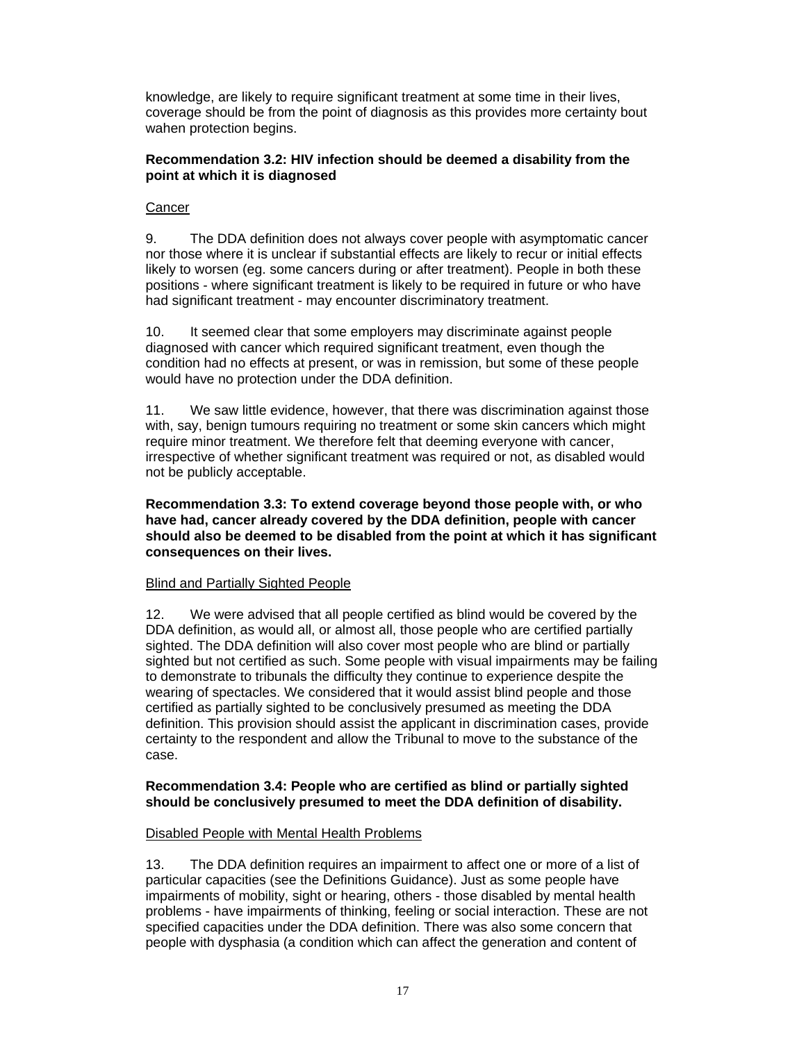knowledge, are likely to require significant treatment at some time in their lives, coverage should be from the point of diagnosis as this provides more certainty bout wahen protection begins.

**Recommendation 3.2: HIV infection should be deemed a disability from the point at which it is diagnosed**

<u>Cancer</u>

9. The DDA definition does not always cover people with asymptomatic cancer nor those where it is unclear if substantial effects are likely to recur or initial effects likely to worsen (eg. some cancers during or after treatment). People in both these positions - where significant treatment is likely to be required in future or who have had significant treatment - may encounter discriminatory treatment.

10. It seemed clear that some employers may discriminate against people diagnosed with cancer which required significant treatment, even though the condition had no effects at present, or was in remission, but some of these people would have no protection under the DDA definition.

11. We saw little evidence, however, that there was discrimination against those with, say, benign tumours requiring no treatment or some skin cancers which might require minor treatment. We therefore felt that deeming everyone with cancer, irrespective of whether significant treatment was required or not, as disabled would not be publicly acceptable.

**Recommendation 3.3: To extend coverage beyond those people with, or who have had, cancer already covered by the DDA definition, people with cancer should also be deemed to be disabled from the point at which it has significant consequences on their lives.**

<u>Blind and Partially Sighted People</u>

12. We were advised that all people certified as blind would be covered by the DDA definition, as would all, or almost all, those people who are certified partially sighted. The DDA definition will also cover most people who are blind or partially sighted but not certified as such. Some people with visual impairments may be failing to demonstrate to tribunals the difficulty they continue to experience despite the wearing of spectacles. We considered that it would assist blind people and those certified as partially sighted to be conclusively presumed as meeting the DDA definition. This provision should assist the applicant in discrimination cases, provide certainty to the respondent and allow the Tribunal to move to the substance of the case.

**Recommendation 3.4: People who are certified as blind or partially sighted should be conclusively presumed to meet the DDA definition of disability.**

<u>Disabled People with Mental Health Problems</u>

13. The DDA definition requires an impairment to affect one or more of a list of particular capacities (see the Definitions Guidance). Just as some people have impairments of mobility, sight or hearing, others - those disabled by mental health problems - have impairments of thinking, feeling or social interaction. These are not specified capacities under the DDA definition. There was also some concern that people with dysphasia (a condition which can affect the generation and content of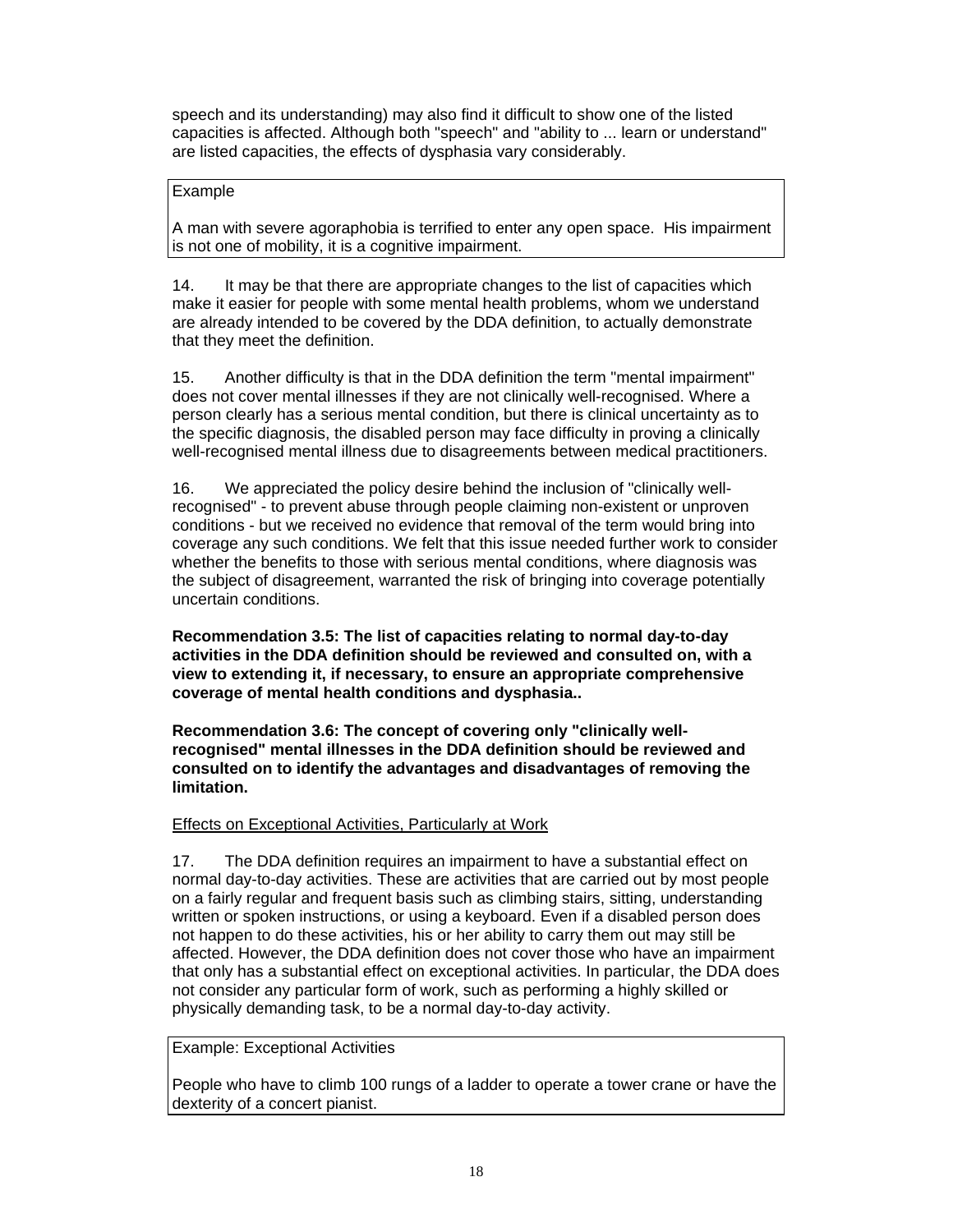speech and its understanding) may also find it difficult to show one of the listed capacities is affected. Although both "speech" and "ability to ... learn or understand" are listed capacities, the effects of dysphasia vary considerably.

> Example
>
> A man with severe agoraphobia is terrified to enter any open space. His impairment is not one of mobility, it is a cognitive impairment.

14. It may be that there are appropriate changes to the list of capacities which make it easier for people with some mental health problems, whom we understand are already intended to be covered by the DDA definition, to actually demonstrate that they meet the definition.

15. Another difficulty is that in the DDA definition the term "mental impairment" does not cover mental illnesses if they are not clinically well-recognised. Where a person clearly has a serious mental condition, but there is clinical uncertainty as to the specific diagnosis, the disabled person may face difficulty in proving a clinically well-recognised mental illness due to disagreements between medical practitioners.

16. We appreciated the policy desire behind the inclusion of "clinically well-recognised" - to prevent abuse through people claiming non-existent or unproven conditions - but we received no evidence that removal of the term would bring into coverage any such conditions. We felt that this issue needed further work to consider whether the benefits to those with serious mental conditions, where diagnosis was the subject of disagreement, warranted the risk of bringing into coverage potentially uncertain conditions.

**Recommendation 3.5: The list of capacities relating to normal day-to-day activities in the DDA definition should be reviewed and consulted on, with a view to extending it, if necessary, to ensure an appropriate comprehensive coverage of mental health conditions and dysphasia..**

**Recommendation 3.6: The concept of covering only "clinically well-recognised" mental illnesses in the DDA definition should be reviewed and consulted on to identify the advantages and disadvantages of removing the limitation.**

<u>Effects on Exceptional Activities, Particularly at Work</u>

17. The DDA definition requires an impairment to have a substantial effect on normal day-to-day activities. These are activities that are carried out by most people on a fairly regular and frequent basis such as climbing stairs, sitting, understanding written or spoken instructions, or using a keyboard. Even if a disabled person does not happen to do these activities, his or her ability to carry them out may still be affected. However, the DDA definition does not cover those who have an impairment that only has a substantial effect on exceptional activities. In particular, the DDA does not consider any particular form of work, such as performing a highly skilled or physically demanding task, to be a normal day-to-day activity.

> Example: Exceptional Activities
>
> People who have to climb 100 rungs of a ladder to operate a tower crane or have the dexterity of a concert pianist.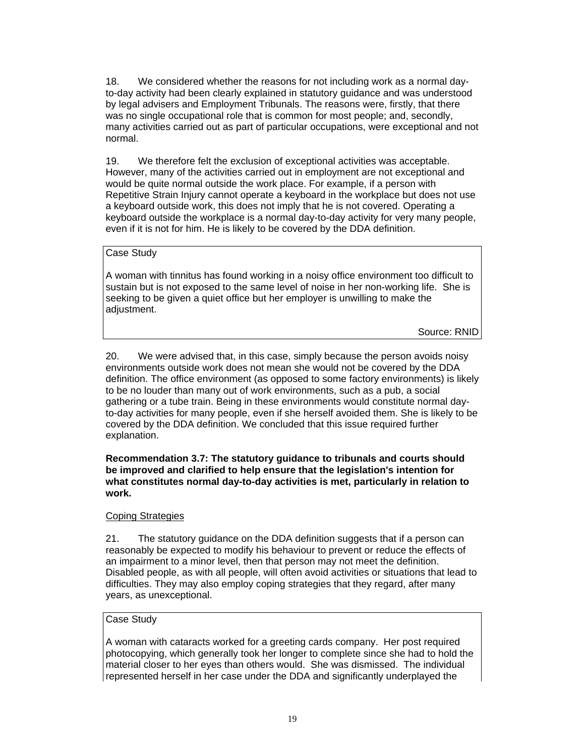18. We considered whether the reasons for not including work as a normal day-to-day activity had been clearly explained in statutory guidance and was understood by legal advisers and Employment Tribunals. The reasons were, firstly, that there was no single occupational role that is common for most people; and, secondly, many activities carried out as part of particular occupations, were exceptional and not normal.

19. We therefore felt the exclusion of exceptional activities was acceptable. However, many of the activities carried out in employment are not exceptional and would be quite normal outside the work place. For example, if a person with Repetitive Strain Injury cannot operate a keyboard in the workplace but does not use a keyboard outside work, this does not imply that he is not covered. Operating a keyboard outside the workplace is a normal day-to-day activity for very many people, even if it is not for him. He is likely to be covered by the DDA definition.

> Case Study
>
> A woman with tinnitus has found working in a noisy office environment too difficult to sustain but is not exposed to the same level of noise in her non-working life. She is seeking to be given a quiet office but her employer is unwilling to make the adjustment.
>
> Source: RNID

20. We were advised that, in this case, simply because the person avoids noisy environments outside work does not mean she would not be covered by the DDA definition. The office environment (as opposed to some factory environments) is likely to be no louder than many out of work environments, such as a pub, a social gathering or a tube train. Being in these environments would constitute normal day-to-day activities for many people, even if she herself avoided them. She is likely to be covered by the DDA definition. We concluded that this issue required further explanation.

**Recommendation 3.7: The statutory guidance to tribunals and courts should be improved and clarified to help ensure that the legislation's intention for what constitutes normal day-to-day activities is met, particularly in relation to work.**

Coping Strategies

21. The statutory guidance on the DDA definition suggests that if a person can reasonably be expected to modify his behaviour to prevent or reduce the effects of an impairment to a minor level, then that person may not meet the definition. Disabled people, as with all people, will often avoid activities or situations that lead to difficulties. They may also employ coping strategies that they regard, after many years, as unexceptional.

> Case Study
>
> A woman with cataracts worked for a greeting cards company. Her post required photocopying, which generally took her longer to complete since she had to hold the material closer to her eyes than others would. She was dismissed. The individual represented herself in her case under the DDA and significantly underplayed the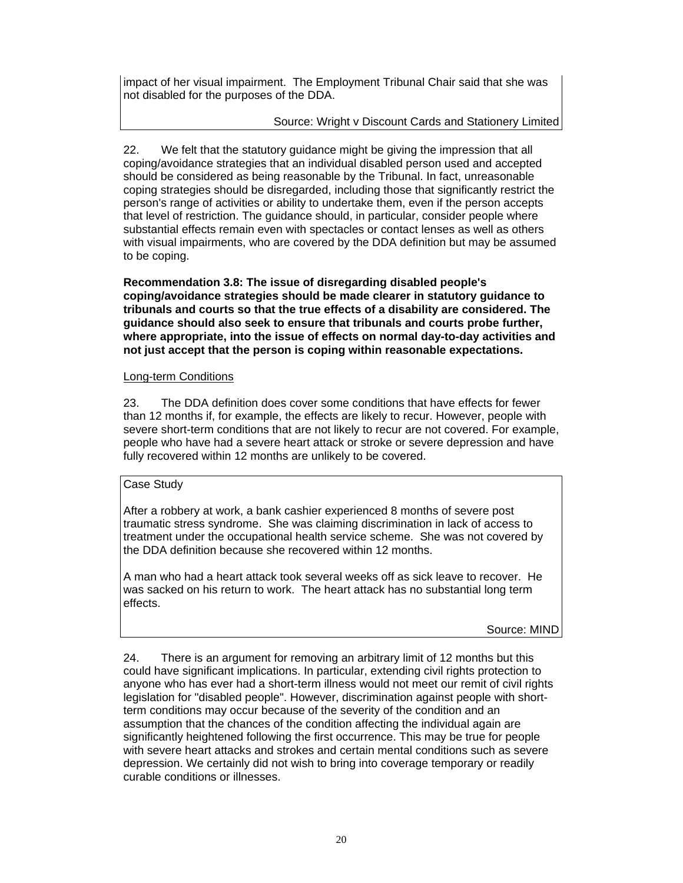impact of her visual impairment. The Employment Tribunal Chair said that she was not disabled for the purposes of the DDA.

Source: Wright v Discount Cards and Stationery Limited

22. We felt that the statutory guidance might be giving the impression that all coping/avoidance strategies that an individual disabled person used and accepted should be considered as being reasonable by the Tribunal. In fact, unreasonable coping strategies should be disregarded, including those that significantly restrict the person's range of activities or ability to undertake them, even if the person accepts that level of restriction. The guidance should, in particular, consider people where substantial effects remain even with spectacles or contact lenses as well as others with visual impairments, who are covered by the DDA definition but may be assumed to be coping.

**Recommendation 3.8: The issue of disregarding disabled people's coping/avoidance strategies should be made clearer in statutory guidance to tribunals and courts so that the true effects of a disability are considered. The guidance should also seek to ensure that tribunals and courts probe further, where appropriate, into the issue of effects on normal day-to-day activities and not just accept that the person is coping within reasonable expectations.**

Long-term Conditions

23. The DDA definition does cover some conditions that have effects for fewer than 12 months if, for example, the effects are likely to recur. However, people with severe short-term conditions that are not likely to recur are not covered. For example, people who have had a severe heart attack or stroke or severe depression and have fully recovered within 12 months are unlikely to be covered.

Case Study

After a robbery at work, a bank cashier experienced 8 months of severe post traumatic stress syndrome. She was claiming discrimination in lack of access to treatment under the occupational health service scheme. She was not covered by the DDA definition because she recovered within 12 months.

A man who had a heart attack took several weeks off as sick leave to recover. He was sacked on his return to work. The heart attack has no substantial long term effects.

Source: MIND

24. There is an argument for removing an arbitrary limit of 12 months but this could have significant implications. In particular, extending civil rights protection to anyone who has ever had a short-term illness would not meet our remit of civil rights legislation for "disabled people". However, discrimination against people with short-term conditions may occur because of the severity of the condition and an assumption that the chances of the condition affecting the individual again are significantly heightened following the first occurrence. This may be true for people with severe heart attacks and strokes and certain mental conditions such as severe depression. We certainly did not wish to bring into coverage temporary or readily curable conditions or illnesses.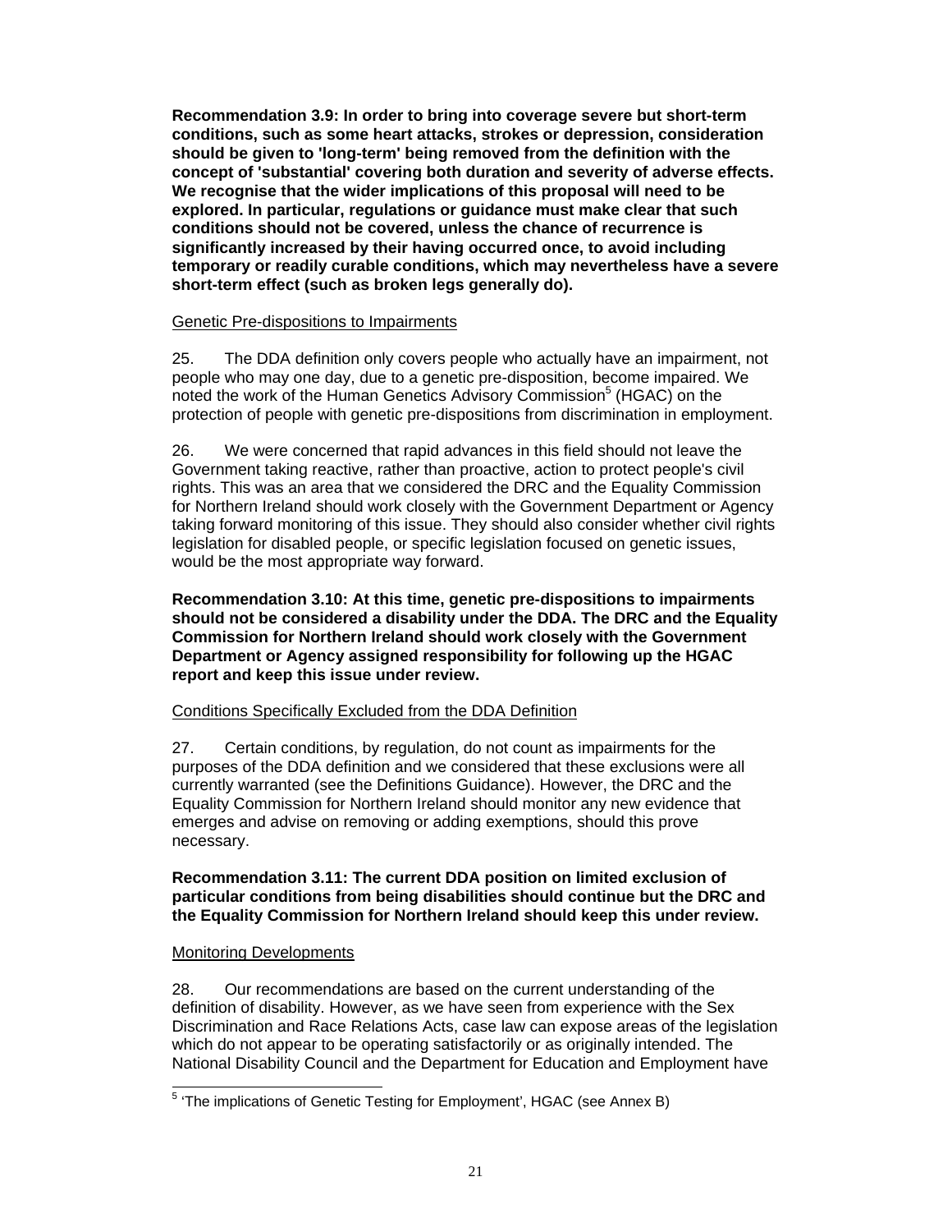**Recommendation 3.9: In order to bring into coverage severe but short-term conditions, such as some heart attacks, strokes or depression, consideration should be given to 'long-term' being removed from the definition with the concept of 'substantial' covering both duration and severity of adverse effects. We recognise that the wider implications of this proposal will need to be explored. In particular, regulations or guidance must make clear that such conditions should not be covered, unless the chance of recurrence is significantly increased by their having occurred once, to avoid including temporary or readily curable conditions, which may nevertheless have a severe short-term effect (such as broken legs generally do).**

Genetic Pre-dispositions to Impairments

25. The DDA definition only covers people who actually have an impairment, not people who may one day, due to a genetic pre-disposition, become impaired. We noted the work of the Human Genetics Advisory Commission[5] (HGAC) on the protection of people with genetic pre-dispositions from discrimination in employment.

26. We were concerned that rapid advances in this field should not leave the Government taking reactive, rather than proactive, action to protect people's civil rights. This was an area that we considered the DRC and the Equality Commission for Northern Ireland should work closely with the Government Department or Agency taking forward monitoring of this issue. They should also consider whether civil rights legislation for disabled people, or specific legislation focused on genetic issues, would be the most appropriate way forward.

**Recommendation 3.10: At this time, genetic pre-dispositions to impairments should not be considered a disability under the DDA. The DRC and the Equality Commission for Northern Ireland should work closely with the Government Department or Agency assigned responsibility for following up the HGAC report and keep this issue under review.**

Conditions Specifically Excluded from the DDA Definition

27. Certain conditions, by regulation, do not count as impairments for the purposes of the DDA definition and we considered that these exclusions were all currently warranted (see the Definitions Guidance). However, the DRC and the Equality Commission for Northern Ireland should monitor any new evidence that emerges and advise on removing or adding exemptions, should this prove necessary.

**Recommendation 3.11: The current DDA position on limited exclusion of particular conditions from being disabilities should continue but the DRC and the Equality Commission for Northern Ireland should keep this under review.**

Monitoring Developments

28. Our recommendations are based on the current understanding of the definition of disability. However, as we have seen from experience with the Sex Discrimination and Race Relations Acts, case law can expose areas of the legislation which do not appear to be operating satisfactorily or as originally intended. The National Disability Council and the Department for Education and Employment have

[5] 'The implications of Genetic Testing for Employment', HGAC (see Annex B)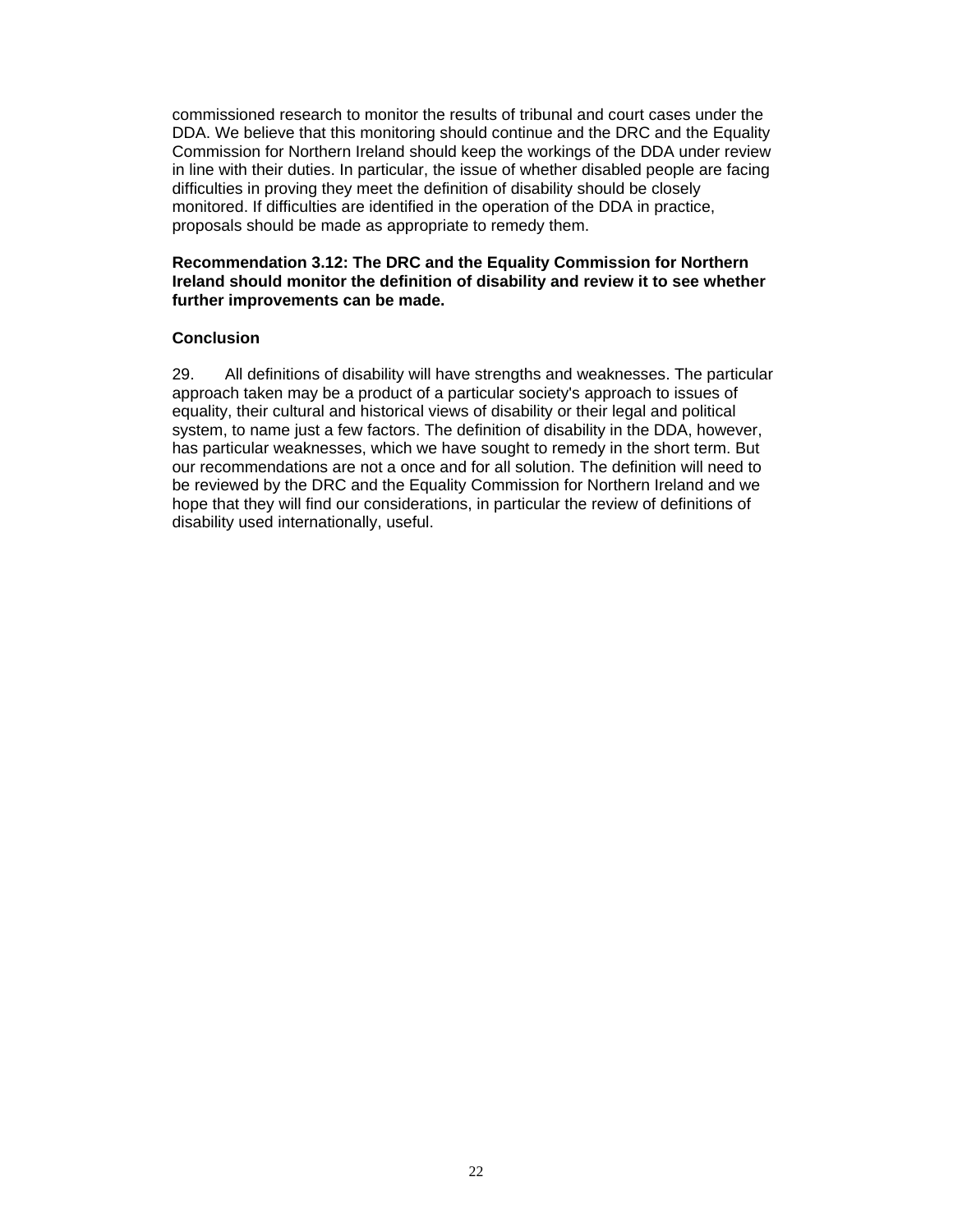commissioned research to monitor the results of tribunal and court cases under the DDA. We believe that this monitoring should continue and the DRC and the Equality Commission for Northern Ireland should keep the workings of the DDA under review in line with their duties. In particular, the issue of whether disabled people are facing difficulties in proving they meet the definition of disability should be closely monitored. If difficulties are identified in the operation of the DDA in practice, proposals should be made as appropriate to remedy them.

**Recommendation 3.12: The DRC and the Equality Commission for Northern Ireland should monitor the definition of disability and review it to see whether further improvements can be made.**

**Conclusion**

29. All definitions of disability will have strengths and weaknesses. The particular approach taken may be a product of a particular society's approach to issues of equality, their cultural and historical views of disability or their legal and political system, to name just a few factors. The definition of disability in the DDA, however, has particular weaknesses, which we have sought to remedy in the short term. But our recommendations are not a once and for all solution. The definition will need to be reviewed by the DRC and the Equality Commission for Northern Ireland and we hope that they will find our considerations, in particular the review of definitions of disability used internationally, useful.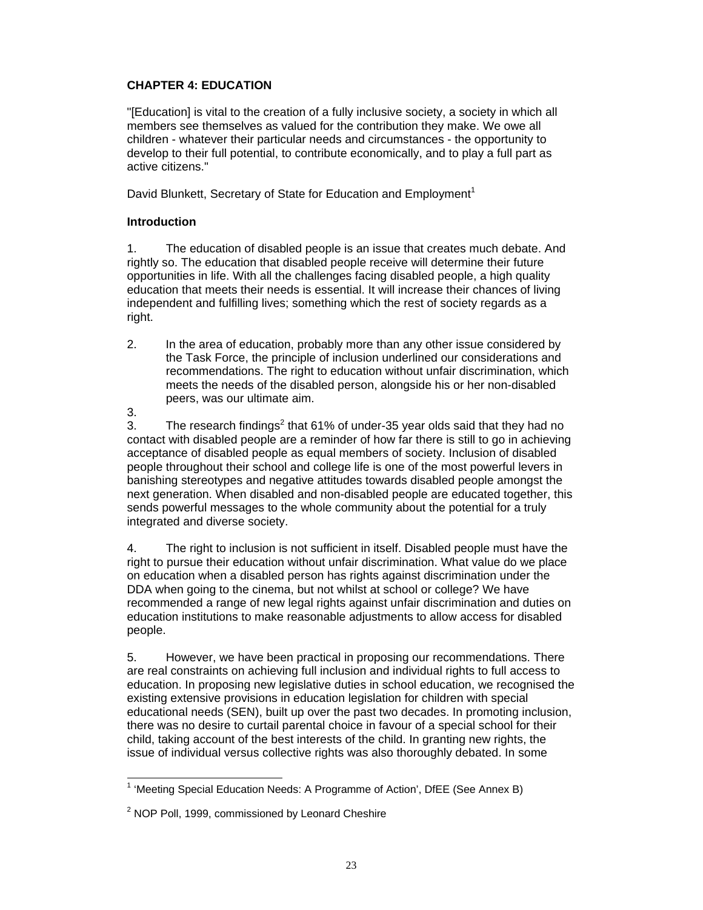**CHAPTER 4: EDUCATION**

"[Education] is vital to the creation of a fully inclusive society, a society in which all members see themselves as valued for the contribution they make. We owe all children - whatever their particular needs and circumstances - the opportunity to develop to their full potential, to contribute economically, and to play a full part as active citizens."

David Blunkett, Secretary of State for Education and Employment[1]

**Introduction**

1. The education of disabled people is an issue that creates much debate. And rightly so. The education that disabled people receive will determine their future opportunities in life. With all the challenges facing disabled people, a high quality education that meets their needs is essential. It will increase their chances of living independent and fulfilling lives; something which the rest of society regards as a right.

2. In the area of education, probably more than any other issue considered by the Task Force, the principle of inclusion underlined our considerations and recommendations. The right to education without unfair discrimination, which meets the needs of the disabled person, alongside his or her non-disabled peers, was our ultimate aim.

3.

3. The research findings[2] that 61% of under-35 year olds said that they had no contact with disabled people are a reminder of how far there is still to go in achieving acceptance of disabled people as equal members of society. Inclusion of disabled people throughout their school and college life is one of the most powerful levers in banishing stereotypes and negative attitudes towards disabled people amongst the next generation. When disabled and non-disabled people are educated together, this sends powerful messages to the whole community about the potential for a truly integrated and diverse society.

4. The right to inclusion is not sufficient in itself. Disabled people must have the right to pursue their education without unfair discrimination. What value do we place on education when a disabled person has rights against discrimination under the DDA when going to the cinema, but not whilst at school or college? We have recommended a range of new legal rights against unfair discrimination and duties on education institutions to make reasonable adjustments to allow access for disabled people.

5. However, we have been practical in proposing our recommendations. There are real constraints on achieving full inclusion and individual rights to full access to education. In proposing new legislative duties in school education, we recognised the existing extensive provisions in education legislation for children with special educational needs (SEN), built up over the past two decades. In promoting inclusion, there was no desire to curtail parental choice in favour of a special school for their child, taking account of the best interests of the child. In granting new rights, the issue of individual versus collective rights was also thoroughly debated. In some

[1] 'Meeting Special Education Needs: A Programme of Action', DfEE (See Annex B)

[2] NOP Poll, 1999, commissioned by Leonard Cheshire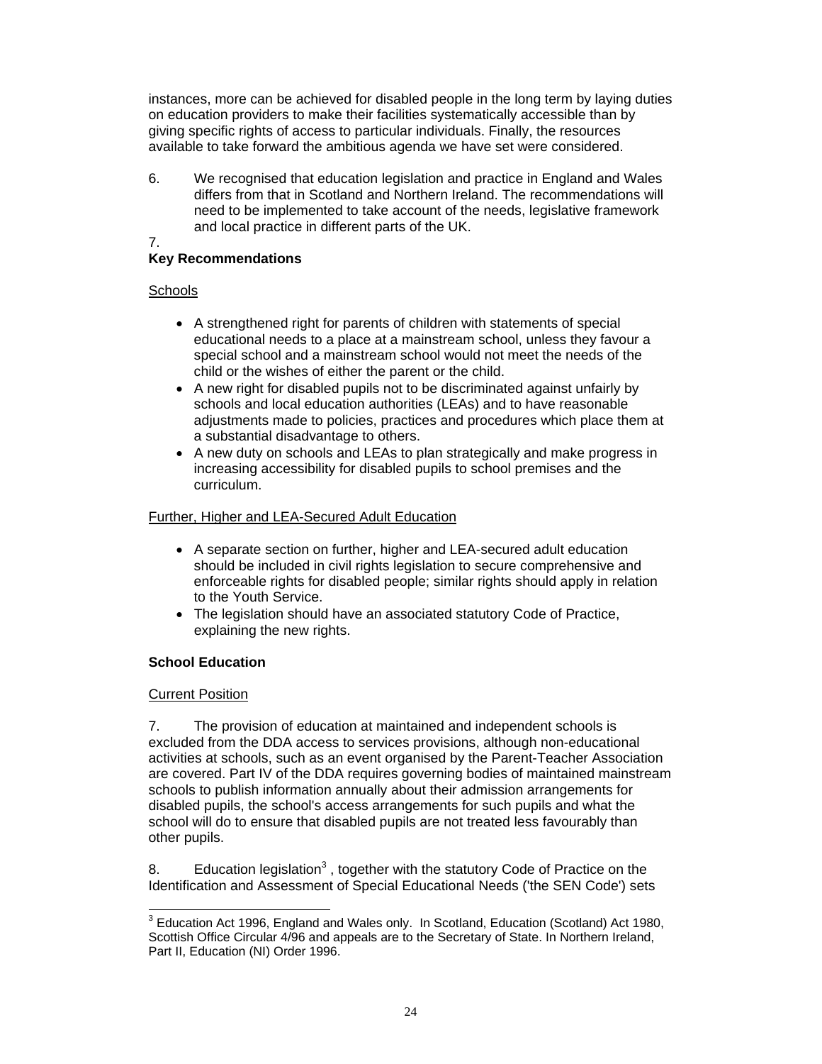instances, more can be achieved for disabled people in the long term by laying duties on education providers to make their facilities systematically accessible than by giving specific rights of access to particular individuals. Finally, the resources available to take forward the ambitious agenda we have set were considered.

6. We recognised that education legislation and practice in England and Wales differs from that in Scotland and Northern Ireland. The recommendations will need to be implemented to take account of the needs, legislative framework and local practice in different parts of the UK.

7.

**Key Recommendations**

Schools

- A strengthened right for parents of children with statements of special educational needs to a place at a mainstream school, unless they favour a special school and a mainstream school would not meet the needs of the child or the wishes of either the parent or the child.
- A new right for disabled pupils not to be discriminated against unfairly by schools and local education authorities (LEAs) and to have reasonable adjustments made to policies, practices and procedures which place them at a substantial disadvantage to others.
- A new duty on schools and LEAs to plan strategically and make progress in increasing accessibility for disabled pupils to school premises and the curriculum.

Further, Higher and LEA-Secured Adult Education

- A separate section on further, higher and LEA-secured adult education should be included in civil rights legislation to secure comprehensive and enforceable rights for disabled people; similar rights should apply in relation to the Youth Service.
- The legislation should have an associated statutory Code of Practice, explaining the new rights.

**School Education**

Current Position

7. The provision of education at maintained and independent schools is excluded from the DDA access to services provisions, although non-educational activities at schools, such as an event organised by the Parent-Teacher Association are covered. Part IV of the DDA requires governing bodies of maintained mainstream schools to publish information annually about their admission arrangements for disabled pupils, the school's access arrangements for such pupils and what the school will do to ensure that disabled pupils are not treated less favourably than other pupils.

8. Education legislation[3] , together with the statutory Code of Practice on the Identification and Assessment of Special Educational Needs ('the SEN Code') sets

[3] Education Act 1996, England and Wales only. In Scotland, Education (Scotland) Act 1980, Scottish Office Circular 4/96 and appeals are to the Secretary of State. In Northern Ireland, Part II, Education (NI) Order 1996.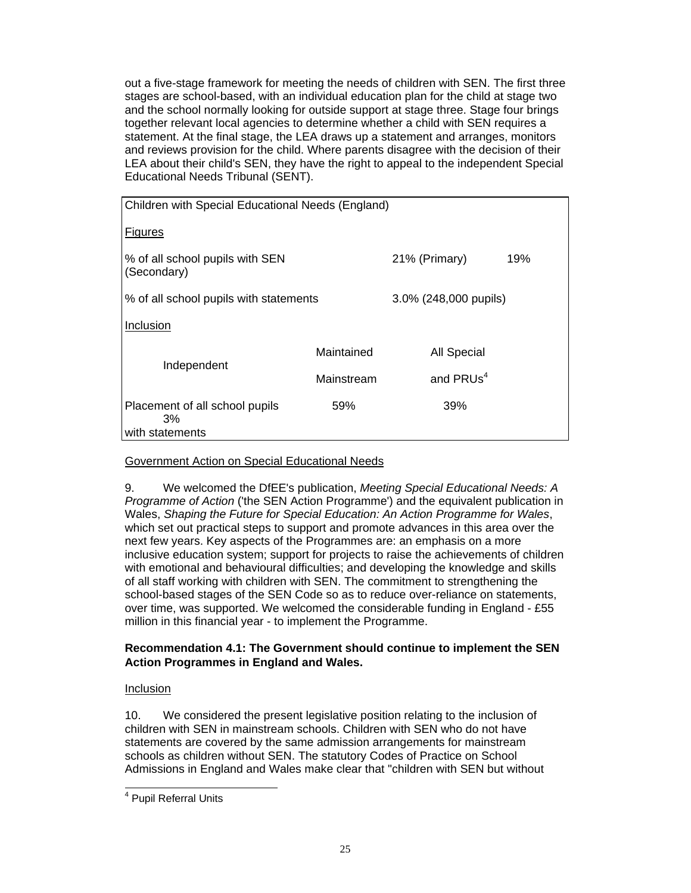out a five-stage framework for meeting the needs of children with SEN. The first three stages are school-based, with an individual education plan for the child at stage two and the school normally looking for outside support at stage three. Stage four brings together relevant local agencies to determine whether a child with SEN requires a statement. At the final stage, the LEA draws up a statement and arranges, monitors and reviews provision for the child. Where parents disagree with the decision of their LEA about their child's SEN, they have the right to appeal to the independent Special Educational Needs Tribunal (SENT).

| Children with Special Educational Needs (England) | | | |
|---|---|---|---|
| Figures | | | |
| % of all school pupils with SEN | | 21% (Primary) | 19% (Secondary) |
| % of all school pupils with statements | | 3.0% (248,000 pupils) | |
| Inclusion | | | |
| | Maintained Mainstream | All Special and PRUs[4] | Independent |
| Placement of all school pupils with statements | 59% | 39% | 3% |

Government Action on Special Educational Needs

9. We welcomed the DfEE's publication, *Meeting Special Educational Needs: A Programme of Action* ('the SEN Action Programme') and the equivalent publication in Wales, *Shaping the Future for Special Education: An Action Programme for Wales*, which set out practical steps to support and promote advances in this area over the next few years. Key aspects of the Programmes are: an emphasis on a more inclusive education system; support for projects to raise the achievements of children with emotional and behavioural difficulties; and developing the knowledge and skills of all staff working with children with SEN. The commitment to strengthening the school-based stages of the SEN Code so as to reduce over-reliance on statements, over time, was supported. We welcomed the considerable funding in England - £55 million in this financial year - to implement the Programme.

**Recommendation 4.1: The Government should continue to implement the SEN Action Programmes in England and Wales.**

Inclusion

10. We considered the present legislative position relating to the inclusion of children with SEN in mainstream schools. Children with SEN who do not have statements are covered by the same admission arrangements for mainstream schools as children without SEN. The statutory Codes of Practice on School Admissions in England and Wales make clear that "children with SEN but without

[4] Pupil Referral Units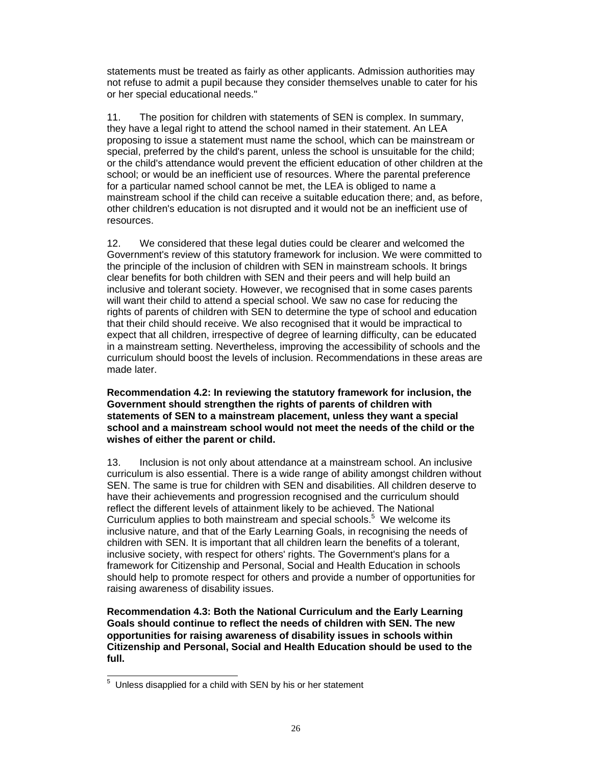statements must be treated as fairly as other applicants. Admission authorities may not refuse to admit a pupil because they consider themselves unable to cater for his or her special educational needs."

11. The position for children with statements of SEN is complex. In summary, they have a legal right to attend the school named in their statement. An LEA proposing to issue a statement must name the school, which can be mainstream or special, preferred by the child's parent, unless the school is unsuitable for the child; or the child's attendance would prevent the efficient education of other children at the school; or would be an inefficient use of resources. Where the parental preference for a particular named school cannot be met, the LEA is obliged to name a mainstream school if the child can receive a suitable education there; and, as before, other children's education is not disrupted and it would not be an inefficient use of resources.

12. We considered that these legal duties could be clearer and welcomed the Government's review of this statutory framework for inclusion. We were committed to the principle of the inclusion of children with SEN in mainstream schools. It brings clear benefits for both children with SEN and their peers and will help build an inclusive and tolerant society. However, we recognised that in some cases parents will want their child to attend a special school. We saw no case for reducing the rights of parents of children with SEN to determine the type of school and education that their child should receive. We also recognised that it would be impractical to expect that all children, irrespective of degree of learning difficulty, can be educated in a mainstream setting. Nevertheless, improving the accessibility of schools and the curriculum should boost the levels of inclusion. Recommendations in these areas are made later.

**Recommendation 4.2: In reviewing the statutory framework for inclusion, the Government should strengthen the rights of parents of children with statements of SEN to a mainstream placement, unless they want a special school and a mainstream school would not meet the needs of the child or the wishes of either the parent or child.**

13. Inclusion is not only about attendance at a mainstream school. An inclusive curriculum is also essential. There is a wide range of ability amongst children without SEN. The same is true for children with SEN and disabilities. All children deserve to have their achievements and progression recognised and the curriculum should reflect the different levels of attainment likely to be achieved. The National Curriculum applies to both mainstream and special schools.[5] We welcome its inclusive nature, and that of the Early Learning Goals, in recognising the needs of children with SEN. It is important that all children learn the benefits of a tolerant, inclusive society, with respect for others' rights. The Government's plans for a framework for Citizenship and Personal, Social and Health Education in schools should help to promote respect for others and provide a number of opportunities for raising awareness of disability issues.

**Recommendation 4.3: Both the National Curriculum and the Early Learning Goals should continue to reflect the needs of children with SEN. The new opportunities for raising awareness of disability issues in schools within Citizenship and Personal, Social and Health Education should be used to the full.**

---

[5] Unless disapplied for a child with SEN by his or her statement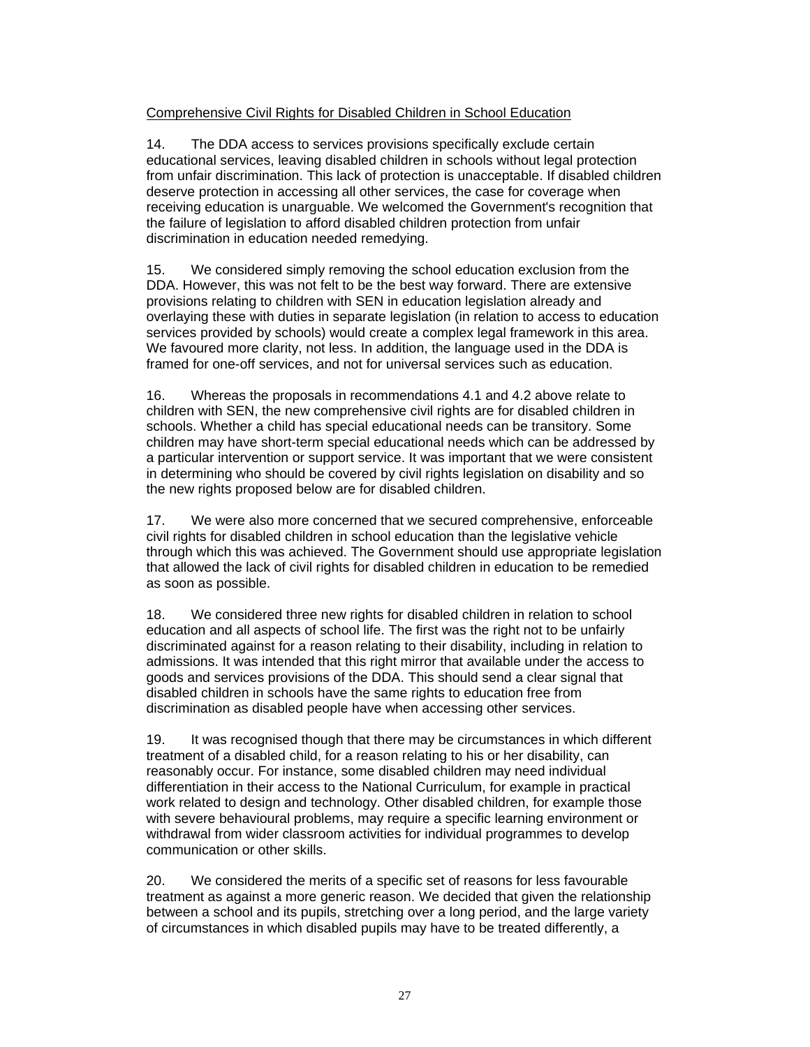<u>Comprehensive Civil Rights for Disabled Children in School Education</u>

14. The DDA access to services provisions specifically exclude certain educational services, leaving disabled children in schools without legal protection from unfair discrimination. This lack of protection is unacceptable. If disabled children deserve protection in accessing all other services, the case for coverage when receiving education is unarguable. We welcomed the Government's recognition that the failure of legislation to afford disabled children protection from unfair discrimination in education needed remedying.

15. We considered simply removing the school education exclusion from the DDA. However, this was not felt to be the best way forward. There are extensive provisions relating to children with SEN in education legislation already and overlaying these with duties in separate legislation (in relation to access to education services provided by schools) would create a complex legal framework in this area. We favoured more clarity, not less. In addition, the language used in the DDA is framed for one-off services, and not for universal services such as education.

16. Whereas the proposals in recommendations 4.1 and 4.2 above relate to children with SEN, the new comprehensive civil rights are for disabled children in schools. Whether a child has special educational needs can be transitory. Some children may have short-term special educational needs which can be addressed by a particular intervention or support service. It was important that we were consistent in determining who should be covered by civil rights legislation on disability and so the new rights proposed below are for disabled children.

17. We were also more concerned that we secured comprehensive, enforceable civil rights for disabled children in school education than the legislative vehicle through which this was achieved. The Government should use appropriate legislation that allowed the lack of civil rights for disabled children in education to be remedied as soon as possible.

18. We considered three new rights for disabled children in relation to school education and all aspects of school life. The first was the right not to be unfairly discriminated against for a reason relating to their disability, including in relation to admissions. It was intended that this right mirror that available under the access to goods and services provisions of the DDA. This should send a clear signal that disabled children in schools have the same rights to education free from discrimination as disabled people have when accessing other services.

19. It was recognised though that there may be circumstances in which different treatment of a disabled child, for a reason relating to his or her disability, can reasonably occur. For instance, some disabled children may need individual differentiation in their access to the National Curriculum, for example in practical work related to design and technology. Other disabled children, for example those with severe behavioural problems, may require a specific learning environment or withdrawal from wider classroom activities for individual programmes to develop communication or other skills.

20. We considered the merits of a specific set of reasons for less favourable treatment as against a more generic reason. We decided that given the relationship between a school and its pupils, stretching over a long period, and the large variety of circumstances in which disabled pupils may have to be treated differently, a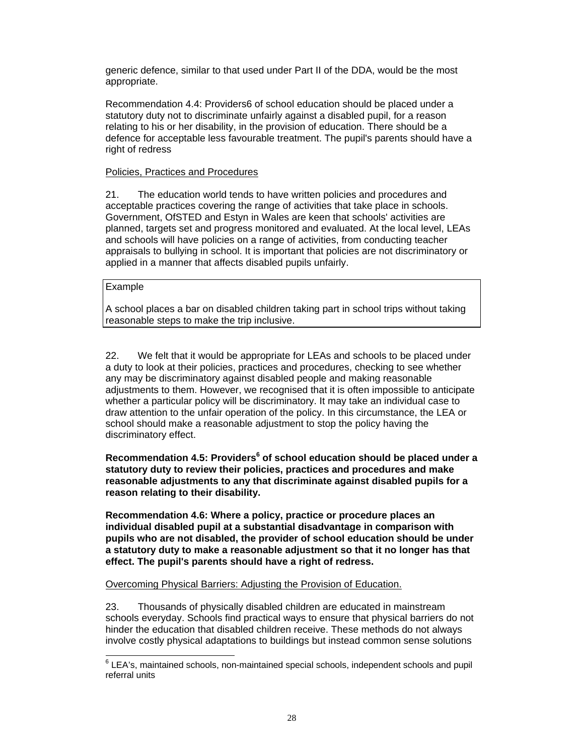generic defence, similar to that used under Part II of the DDA, would be the most appropriate.

Recommendation 4.4: Providers6 of school education should be placed under a statutory duty not to discriminate unfairly against a disabled pupil, for a reason relating to his or her disability, in the provision of education. There should be a defence for acceptable less favourable treatment. The pupil's parents should have a right of redress

Policies, Practices and Procedures

21. The education world tends to have written policies and procedures and acceptable practices covering the range of activities that take place in schools. Government, OfSTED and Estyn in Wales are keen that schools' activities are planned, targets set and progress monitored and evaluated. At the local level, LEAs and schools will have policies on a range of activities, from conducting teacher appraisals to bullying in school. It is important that policies are not discriminatory or applied in a manner that affects disabled pupils unfairly.

> Example
>
> A school places a bar on disabled children taking part in school trips without taking reasonable steps to make the trip inclusive.

22. We felt that it would be appropriate for LEAs and schools to be placed under a duty to look at their policies, practices and procedures, checking to see whether any may be discriminatory against disabled people and making reasonable adjustments to them. However, we recognised that it is often impossible to anticipate whether a particular policy will be discriminatory. It may take an individual case to draw attention to the unfair operation of the policy. In this circumstance, the LEA or school should make a reasonable adjustment to stop the policy having the discriminatory effect.

**Recommendation 4.5: Providers[6] of school education should be placed under a statutory duty to review their policies, practices and procedures and make reasonable adjustments to any that discriminate against disabled pupils for a reason relating to their disability.**

**Recommendation 4.6: Where a policy, practice or procedure places an individual disabled pupil at a substantial disadvantage in comparison with pupils who are not disabled, the provider of school education should be under a statutory duty to make a reasonable adjustment so that it no longer has that effect. The pupil's parents should have a right of redress.**

Overcoming Physical Barriers: Adjusting the Provision of Education.

23. Thousands of physically disabled children are educated in mainstream schools everyday. Schools find practical ways to ensure that physical barriers do not hinder the education that disabled children receive. These methods do not always involve costly physical adaptations to buildings but instead common sense solutions

[6] LEA's, maintained schools, non-maintained special schools, independent schools and pupil referral units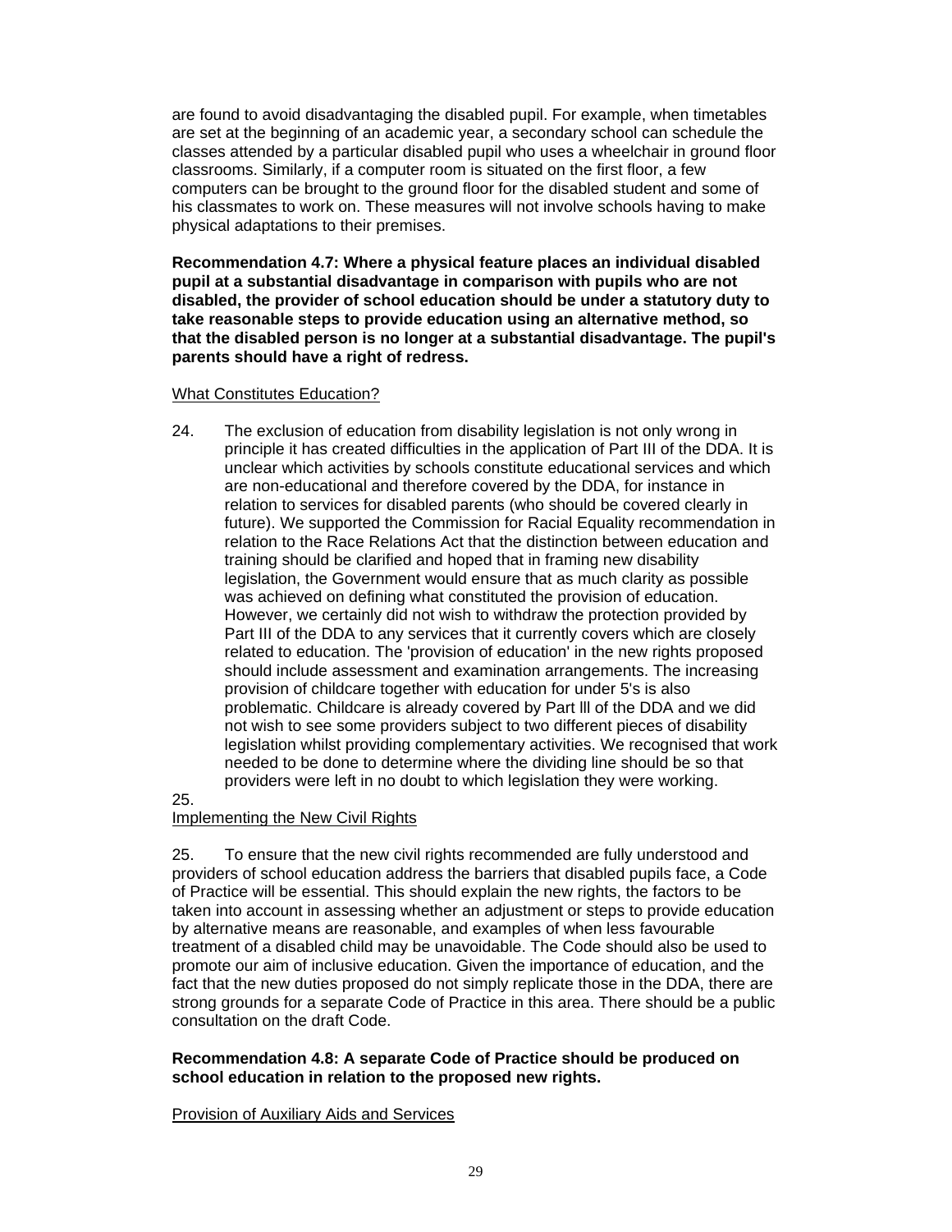are found to avoid disadvantaging the disabled pupil. For example, when timetables are set at the beginning of an academic year, a secondary school can schedule the classes attended by a particular disabled pupil who uses a wheelchair in ground floor classrooms. Similarly, if a computer room is situated on the first floor, a few computers can be brought to the ground floor for the disabled student and some of his classmates to work on. These measures will not involve schools having to make physical adaptations to their premises.

**Recommendation 4.7: Where a physical feature places an individual disabled pupil at a substantial disadvantage in comparison with pupils who are not disabled, the provider of school education should be under a statutory duty to take reasonable steps to provide education using an alternative method, so that the disabled person is no longer at a substantial disadvantage. The pupil's parents should have a right of redress.**

What Constitutes Education?

24. The exclusion of education from disability legislation is not only wrong in principle it has created difficulties in the application of Part III of the DDA. It is unclear which activities by schools constitute educational services and which are non-educational and therefore covered by the DDA, for instance in relation to services for disabled parents (who should be covered clearly in future). We supported the Commission for Racial Equality recommendation in relation to the Race Relations Act that the distinction between education and training should be clarified and hoped that in framing new disability legislation, the Government would ensure that as much clarity as possible was achieved on defining what constituted the provision of education. However, we certainly did not wish to withdraw the protection provided by Part III of the DDA to any services that it currently covers which are closely related to education. The 'provision of education' in the new rights proposed should include assessment and examination arrangements. The increasing provision of childcare together with education for under 5's is also problematic. Childcare is already covered by Part lll of the DDA and we did not wish to see some providers subject to two different pieces of disability legislation whilst providing complementary activities. We recognised that work needed to be done to determine where the dividing line should be so that providers were left in no doubt to which legislation they were working.

25.

Implementing the New Civil Rights

25. To ensure that the new civil rights recommended are fully understood and providers of school education address the barriers that disabled pupils face, a Code of Practice will be essential. This should explain the new rights, the factors to be taken into account in assessing whether an adjustment or steps to provide education by alternative means are reasonable, and examples of when less favourable treatment of a disabled child may be unavoidable. The Code should also be used to promote our aim of inclusive education. Given the importance of education, and the fact that the new duties proposed do not simply replicate those in the DDA, there are strong grounds for a separate Code of Practice in this area. There should be a public consultation on the draft Code.

**Recommendation 4.8: A separate Code of Practice should be produced on school education in relation to the proposed new rights.**

Provision of Auxiliary Aids and Services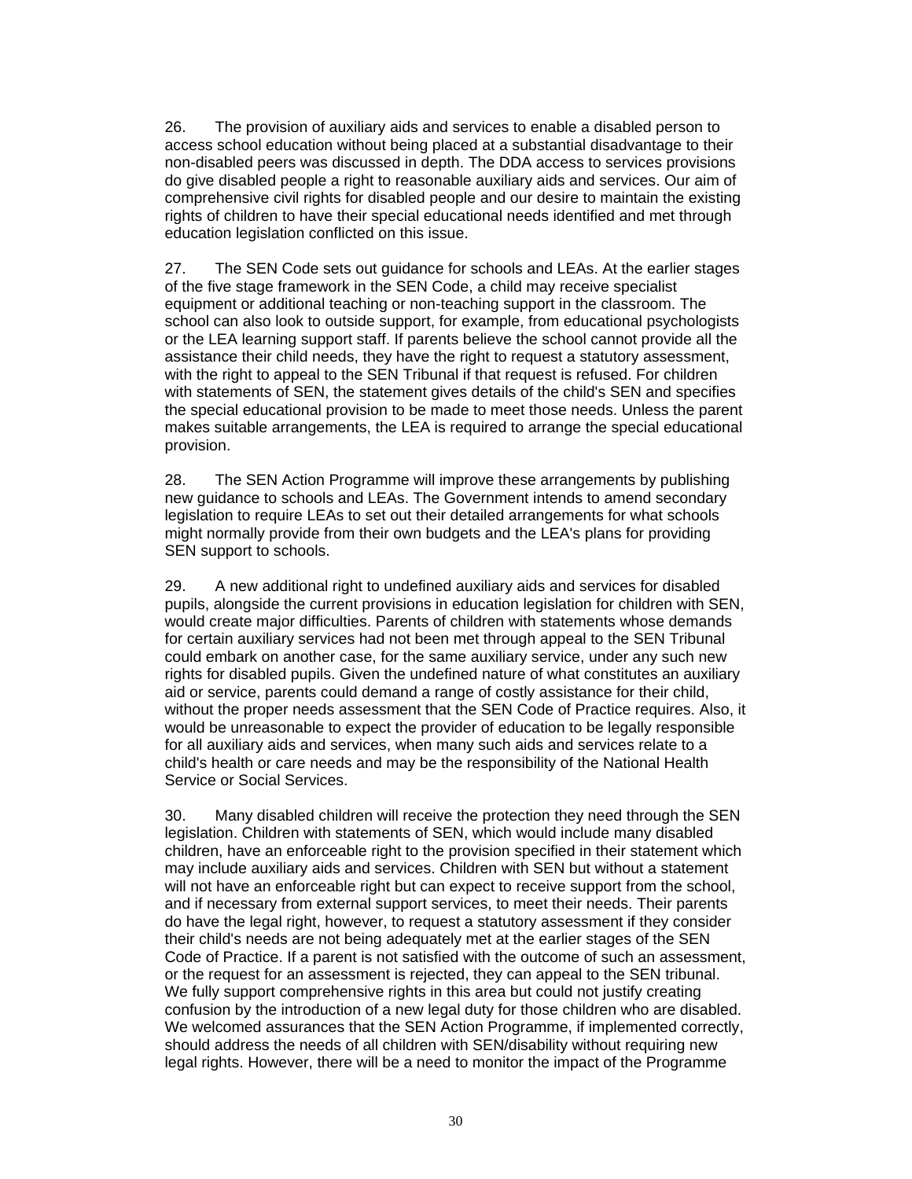26. The provision of auxiliary aids and services to enable a disabled person to access school education without being placed at a substantial disadvantage to their non-disabled peers was discussed in depth. The DDA access to services provisions do give disabled people a right to reasonable auxiliary aids and services. Our aim of comprehensive civil rights for disabled people and our desire to maintain the existing rights of children to have their special educational needs identified and met through education legislation conflicted on this issue.

27. The SEN Code sets out guidance for schools and LEAs. At the earlier stages of the five stage framework in the SEN Code, a child may receive specialist equipment or additional teaching or non-teaching support in the classroom. The school can also look to outside support, for example, from educational psychologists or the LEA learning support staff. If parents believe the school cannot provide all the assistance their child needs, they have the right to request a statutory assessment, with the right to appeal to the SEN Tribunal if that request is refused. For children with statements of SEN, the statement gives details of the child's SEN and specifies the special educational provision to be made to meet those needs. Unless the parent makes suitable arrangements, the LEA is required to arrange the special educational provision.

28. The SEN Action Programme will improve these arrangements by publishing new guidance to schools and LEAs. The Government intends to amend secondary legislation to require LEAs to set out their detailed arrangements for what schools might normally provide from their own budgets and the LEA's plans for providing SEN support to schools.

29. A new additional right to undefined auxiliary aids and services for disabled pupils, alongside the current provisions in education legislation for children with SEN, would create major difficulties. Parents of children with statements whose demands for certain auxiliary services had not been met through appeal to the SEN Tribunal could embark on another case, for the same auxiliary service, under any such new rights for disabled pupils. Given the undefined nature of what constitutes an auxiliary aid or service, parents could demand a range of costly assistance for their child, without the proper needs assessment that the SEN Code of Practice requires. Also, it would be unreasonable to expect the provider of education to be legally responsible for all auxiliary aids and services, when many such aids and services relate to a child's health or care needs and may be the responsibility of the National Health Service or Social Services.

30. Many disabled children will receive the protection they need through the SEN legislation. Children with statements of SEN, which would include many disabled children, have an enforceable right to the provision specified in their statement which may include auxiliary aids and services. Children with SEN but without a statement will not have an enforceable right but can expect to receive support from the school, and if necessary from external support services, to meet their needs. Their parents do have the legal right, however, to request a statutory assessment if they consider their child's needs are not being adequately met at the earlier stages of the SEN Code of Practice. If a parent is not satisfied with the outcome of such an assessment, or the request for an assessment is rejected, they can appeal to the SEN tribunal. We fully support comprehensive rights in this area but could not justify creating confusion by the introduction of a new legal duty for those children who are disabled. We welcomed assurances that the SEN Action Programme, if implemented correctly, should address the needs of all children with SEN/disability without requiring new legal rights. However, there will be a need to monitor the impact of the Programme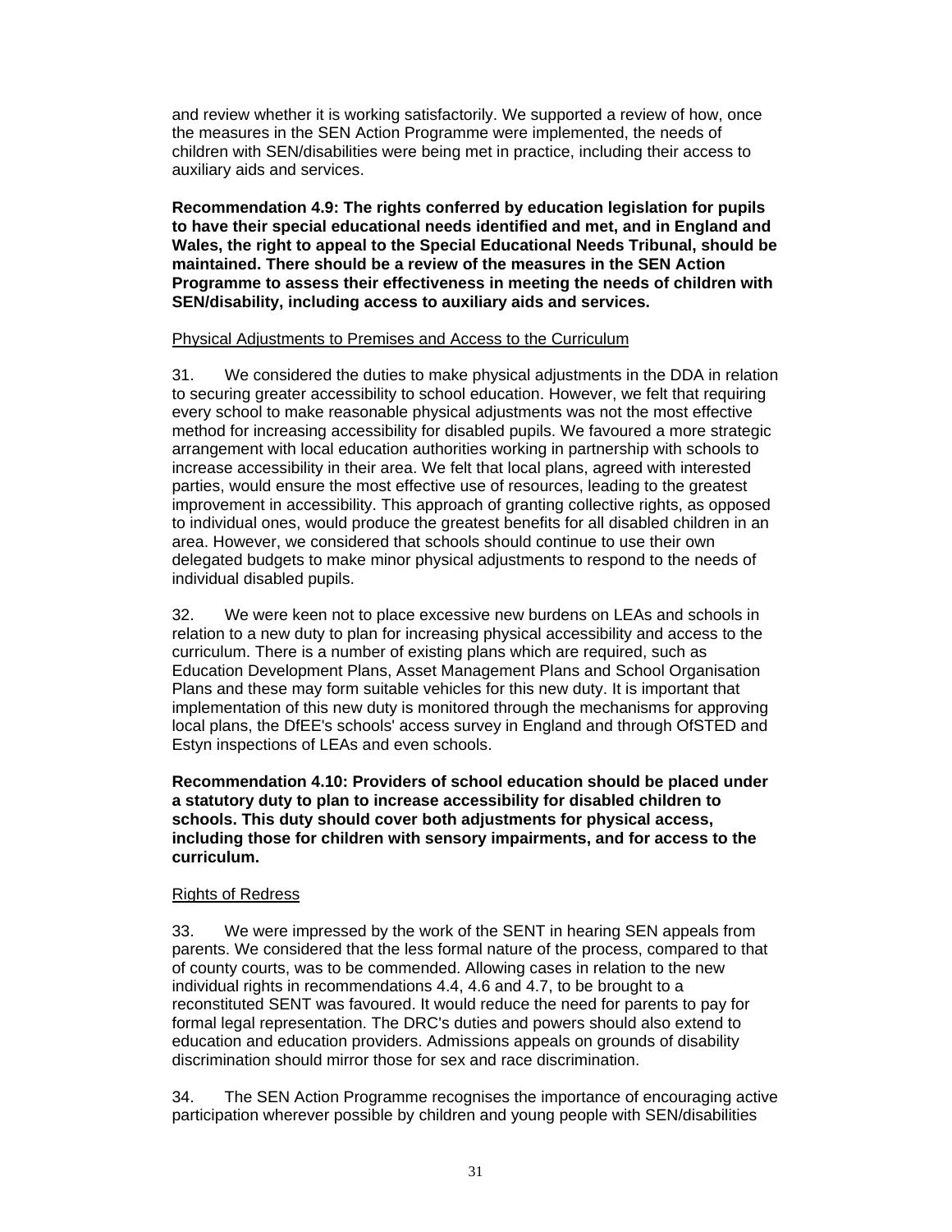and review whether it is working satisfactorily. We supported a review of how, once the measures in the SEN Action Programme were implemented, the needs of children with SEN/disabilities were being met in practice, including their access to auxiliary aids and services.

**Recommendation 4.9: The rights conferred by education legislation for pupils to have their special educational needs identified and met, and in England and Wales, the right to appeal to the Special Educational Needs Tribunal, should be maintained. There should be a review of the measures in the SEN Action Programme to assess their effectiveness in meeting the needs of children with SEN/disability, including access to auxiliary aids and services.**

Physical Adjustments to Premises and Access to the Curriculum

31. We considered the duties to make physical adjustments in the DDA in relation to securing greater accessibility to school education. However, we felt that requiring every school to make reasonable physical adjustments was not the most effective method for increasing accessibility for disabled pupils. We favoured a more strategic arrangement with local education authorities working in partnership with schools to increase accessibility in their area. We felt that local plans, agreed with interested parties, would ensure the most effective use of resources, leading to the greatest improvement in accessibility. This approach of granting collective rights, as opposed to individual ones, would produce the greatest benefits for all disabled children in an area. However, we considered that schools should continue to use their own delegated budgets to make minor physical adjustments to respond to the needs of individual disabled pupils.

32. We were keen not to place excessive new burdens on LEAs and schools in relation to a new duty to plan for increasing physical accessibility and access to the curriculum. There is a number of existing plans which are required, such as Education Development Plans, Asset Management Plans and School Organisation Plans and these may form suitable vehicles for this new duty. It is important that implementation of this new duty is monitored through the mechanisms for approving local plans, the DfEE's schools' access survey in England and through OfSTED and Estyn inspections of LEAs and even schools.

**Recommendation 4.10: Providers of school education should be placed under a statutory duty to plan to increase accessibility for disabled children to schools. This duty should cover both adjustments for physical access, including those for children with sensory impairments, and for access to the curriculum.**

Rights of Redress

33. We were impressed by the work of the SENT in hearing SEN appeals from parents. We considered that the less formal nature of the process, compared to that of county courts, was to be commended. Allowing cases in relation to the new individual rights in recommendations 4.4, 4.6 and 4.7, to be brought to a reconstituted SENT was favoured. It would reduce the need for parents to pay for formal legal representation. The DRC's duties and powers should also extend to education and education providers. Admissions appeals on grounds of disability discrimination should mirror those for sex and race discrimination.

34. The SEN Action Programme recognises the importance of encouraging active participation wherever possible by children and young people with SEN/disabilities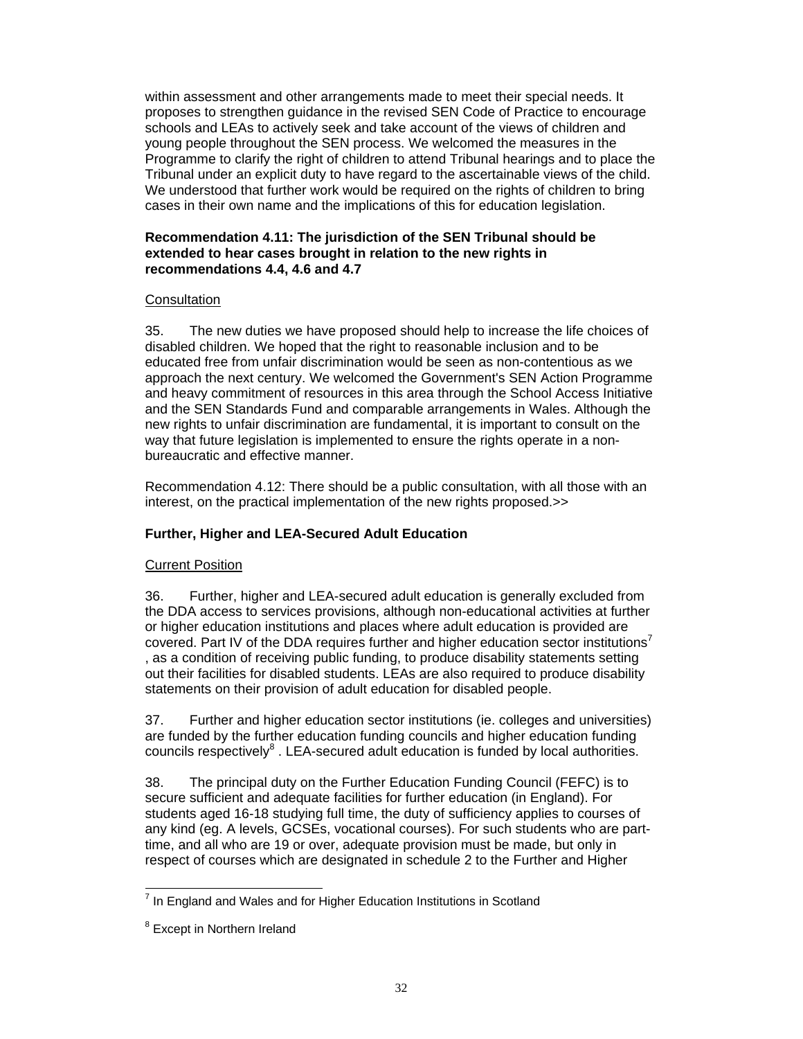within assessment and other arrangements made to meet their special needs. It proposes to strengthen guidance in the revised SEN Code of Practice to encourage schools and LEAs to actively seek and take account of the views of children and young people throughout the SEN process. We welcomed the measures in the Programme to clarify the right of children to attend Tribunal hearings and to place the Tribunal under an explicit duty to have regard to the ascertainable views of the child. We understood that further work would be required on the rights of children to bring cases in their own name and the implications of this for education legislation.

**Recommendation 4.11: The jurisdiction of the SEN Tribunal should be extended to hear cases brought in relation to the new rights in recommendations 4.4, 4.6 and 4.7**

<u>Consultation</u>

35. The new duties we have proposed should help to increase the life choices of disabled children. We hoped that the right to reasonable inclusion and to be educated free from unfair discrimination would be seen as non-contentious as we approach the next century. We welcomed the Government's SEN Action Programme and heavy commitment of resources in this area through the School Access Initiative and the SEN Standards Fund and comparable arrangements in Wales. Although the new rights to unfair discrimination are fundamental, it is important to consult on the way that future legislation is implemented to ensure the rights operate in a non-bureaucratic and effective manner.

Recommendation 4.12: There should be a public consultation, with all those with an interest, on the practical implementation of the new rights proposed.>>

**Further, Higher and LEA-Secured Adult Education**

<u>Current Position</u>

36. Further, higher and LEA-secured adult education is generally excluded from the DDA access to services provisions, although non-educational activities at further or higher education institutions and places where adult education is provided are covered. Part IV of the DDA requires further and higher education sector institutions[7], as a condition of receiving public funding, to produce disability statements setting out their facilities for disabled students. LEAs are also required to produce disability statements on their provision of adult education for disabled people.

37. Further and higher education sector institutions (ie. colleges and universities) are funded by the further education funding councils and higher education funding councils respectively[8]. LEA-secured adult education is funded by local authorities.

38. The principal duty on the Further Education Funding Council (FEFC) is to secure sufficient and adequate facilities for further education (in England). For students aged 16-18 studying full time, the duty of sufficiency applies to courses of any kind (eg. A levels, GCSEs, vocational courses). For such students who are part-time, and all who are 19 or over, adequate provision must be made, but only in respect of courses which are designated in schedule 2 to the Further and Higher

---

[7] In England and Wales and for Higher Education Institutions in Scotland

[8] Except in Northern Ireland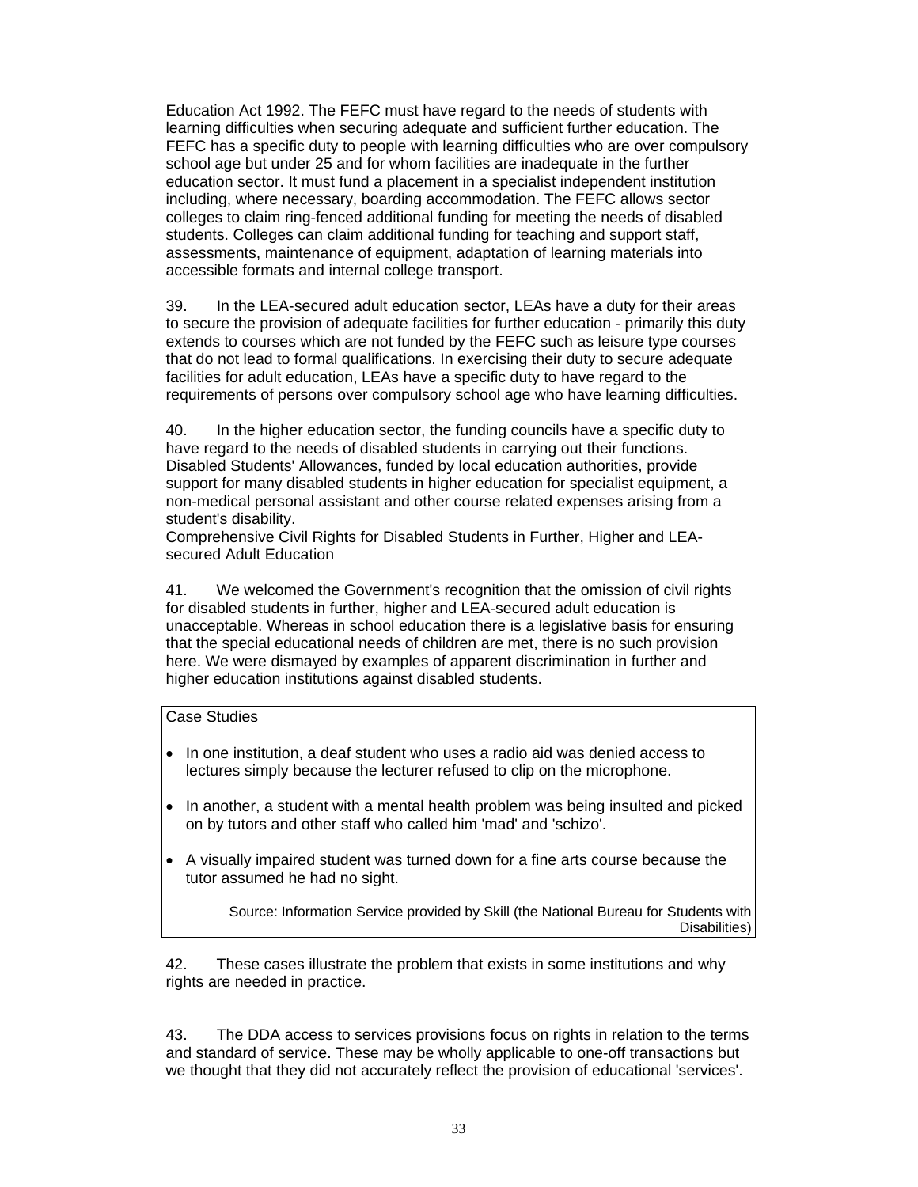Education Act 1992. The FEFC must have regard to the needs of students with learning difficulties when securing adequate and sufficient further education. The FEFC has a specific duty to people with learning difficulties who are over compulsory school age but under 25 and for whom facilities are inadequate in the further education sector. It must fund a placement in a specialist independent institution including, where necessary, boarding accommodation. The FEFC allows sector colleges to claim ring-fenced additional funding for meeting the needs of disabled students. Colleges can claim additional funding for teaching and support staff, assessments, maintenance of equipment, adaptation of learning materials into accessible formats and internal college transport.

39. In the LEA-secured adult education sector, LEAs have a duty for their areas to secure the provision of adequate facilities for further education - primarily this duty extends to courses which are not funded by the FEFC such as leisure type courses that do not lead to formal qualifications. In exercising their duty to secure adequate facilities for adult education, LEAs have a specific duty to have regard to the requirements of persons over compulsory school age who have learning difficulties.

40. In the higher education sector, the funding councils have a specific duty to have regard to the needs of disabled students in carrying out their functions. Disabled Students' Allowances, funded by local education authorities, provide support for many disabled students in higher education for specialist equipment, a non-medical personal assistant and other course related expenses arising from a student's disability.

### Comprehensive Civil Rights for Disabled Students in Further, Higher and LEA-secured Adult Education

41. We welcomed the Government's recognition that the omission of civil rights for disabled students in further, higher and LEA-secured adult education is unacceptable. Whereas in school education there is a legislative basis for ensuring that the special educational needs of children are met, there is no such provision here. We were dismayed by examples of apparent discrimination in further and higher education institutions against disabled students.

> Case Studies
>
> - In one institution, a deaf student who uses a radio aid was denied access to lectures simply because the lecturer refused to clip on the microphone.
> - In another, a student with a mental health problem was being insulted and picked on by tutors and other staff who called him 'mad' and 'schizo'.
> - A visually impaired student was turned down for a fine arts course because the tutor assumed he had no sight.
>
> Source: Information Service provided by Skill (the National Bureau for Students with Disabilities)

42. These cases illustrate the problem that exists in some institutions and why rights are needed in practice.

43. The DDA access to services provisions focus on rights in relation to the terms and standard of service. These may be wholly applicable to one-off transactions but we thought that they did not accurately reflect the provision of educational 'services'.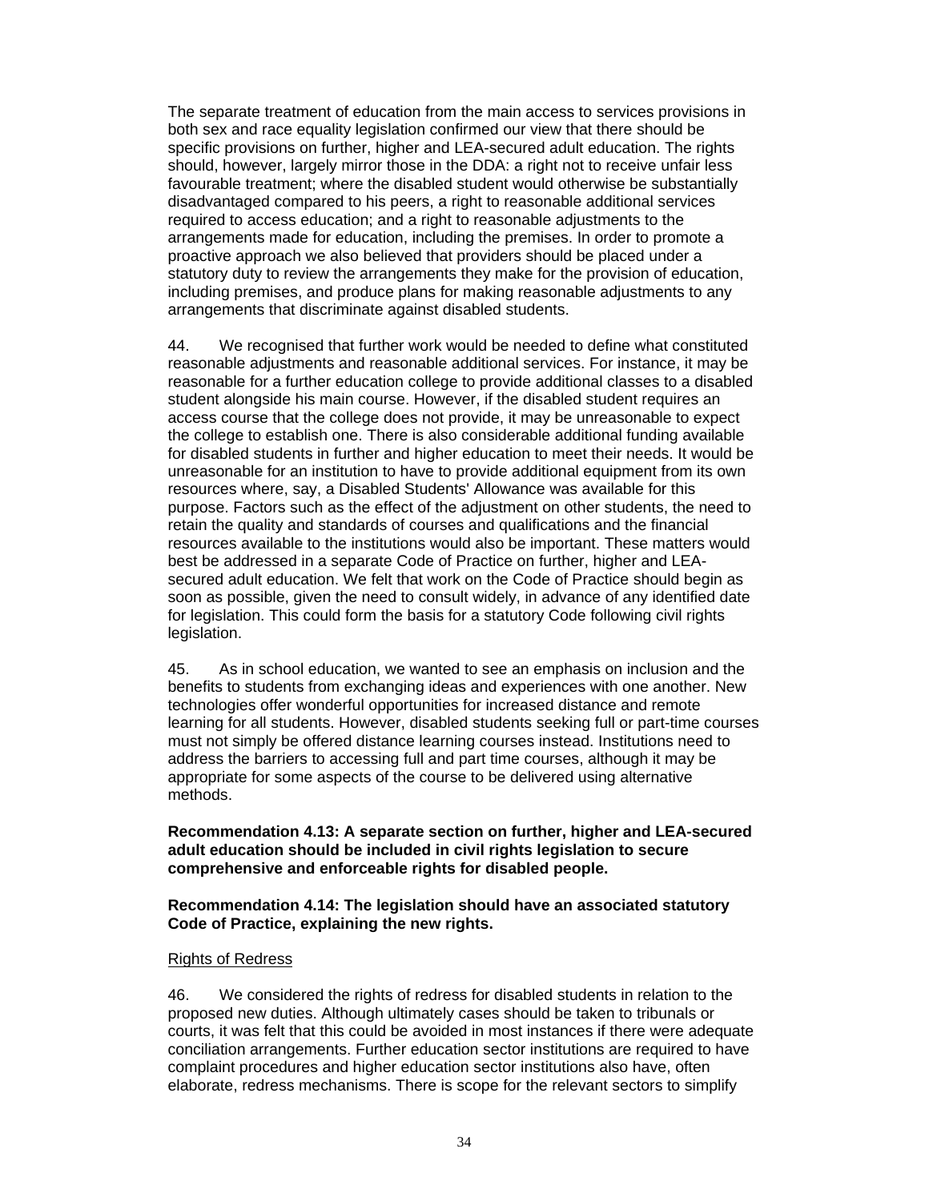The separate treatment of education from the main access to services provisions in both sex and race equality legislation confirmed our view that there should be specific provisions on further, higher and LEA-secured adult education. The rights should, however, largely mirror those in the DDA: a right not to receive unfair less favourable treatment; where the disabled student would otherwise be substantially disadvantaged compared to his peers, a right to reasonable additional services required to access education; and a right to reasonable adjustments to the arrangements made for education, including the premises. In order to promote a proactive approach we also believed that providers should be placed under a statutory duty to review the arrangements they make for the provision of education, including premises, and produce plans for making reasonable adjustments to any arrangements that discriminate against disabled students.

44. We recognised that further work would be needed to define what constituted reasonable adjustments and reasonable additional services. For instance, it may be reasonable for a further education college to provide additional classes to a disabled student alongside his main course. However, if the disabled student requires an access course that the college does not provide, it may be unreasonable to expect the college to establish one. There is also considerable additional funding available for disabled students in further and higher education to meet their needs. It would be unreasonable for an institution to have to provide additional equipment from its own resources where, say, a Disabled Students' Allowance was available for this purpose. Factors such as the effect of the adjustment on other students, the need to retain the quality and standards of courses and qualifications and the financial resources available to the institutions would also be important. These matters would best be addressed in a separate Code of Practice on further, higher and LEA-secured adult education. We felt that work on the Code of Practice should begin as soon as possible, given the need to consult widely, in advance of any identified date for legislation. This could form the basis for a statutory Code following civil rights legislation.

45. As in school education, we wanted to see an emphasis on inclusion and the benefits to students from exchanging ideas and experiences with one another. New technologies offer wonderful opportunities for increased distance and remote learning for all students. However, disabled students seeking full or part-time courses must not simply be offered distance learning courses instead. Institutions need to address the barriers to accessing full and part time courses, although it may be appropriate for some aspects of the course to be delivered using alternative methods.

**Recommendation 4.13: A separate section on further, higher and LEA-secured adult education should be included in civil rights legislation to secure comprehensive and enforceable rights for disabled people.**

**Recommendation 4.14: The legislation should have an associated statutory Code of Practice, explaining the new rights.**

Rights of Redress

46. We considered the rights of redress for disabled students in relation to the proposed new duties. Although ultimately cases should be taken to tribunals or courts, it was felt that this could be avoided in most instances if there were adequate conciliation arrangements. Further education sector institutions are required to have complaint procedures and higher education sector institutions also have, often elaborate, redress mechanisms. There is scope for the relevant sectors to simplify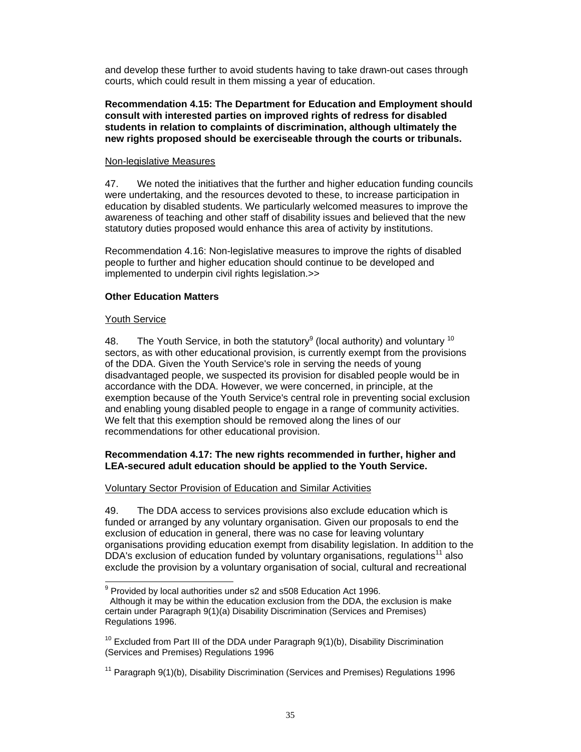and develop these further to avoid students having to take drawn-out cases through courts, which could result in them missing a year of education.

**Recommendation 4.15: The Department for Education and Employment should consult with interested parties on improved rights of redress for disabled students in relation to complaints of discrimination, although ultimately the new rights proposed should be exerciseable through the courts or tribunals.**

Non-legislative Measures

47. We noted the initiatives that the further and higher education funding councils were undertaking, and the resources devoted to these, to increase participation in education by disabled students. We particularly welcomed measures to improve the awareness of teaching and other staff of disability issues and believed that the new statutory duties proposed would enhance this area of activity by institutions.

Recommendation 4.16: Non-legislative measures to improve the rights of disabled people to further and higher education should continue to be developed and implemented to underpin civil rights legislation.>>

**Other Education Matters**

Youth Service

48. The Youth Service, in both the statutory[9] (local authority) and voluntary [10] sectors, as with other educational provision, is currently exempt from the provisions of the DDA. Given the Youth Service's role in serving the needs of young disadvantaged people, we suspected its provision for disabled people would be in accordance with the DDA. However, we were concerned, in principle, at the exemption because of the Youth Service's central role in preventing social exclusion and enabling young disabled people to engage in a range of community activities. We felt that this exemption should be removed along the lines of our recommendations for other educational provision.

**Recommendation 4.17: The new rights recommended in further, higher and LEA-secured adult education should be applied to the Youth Service.**

Voluntary Sector Provision of Education and Similar Activities

49. The DDA access to services provisions also exclude education which is funded or arranged by any voluntary organisation. Given our proposals to end the exclusion of education in general, there was no case for leaving voluntary organisations providing education exempt from disability legislation. In addition to the DDA's exclusion of education funded by voluntary organisations, regulations[11] also exclude the provision by a voluntary organisation of social, cultural and recreational

---

[9] Provided by local authorities under s2 and s508 Education Act 1996.
Although it may be within the education exclusion from the DDA, the exclusion is make certain under Paragraph 9(1)(a) Disability Discrimination (Services and Premises) Regulations 1996.

[10] Excluded from Part III of the DDA under Paragraph 9(1)(b), Disability Discrimination (Services and Premises) Regulations 1996

[11] Paragraph 9(1)(b), Disability Discrimination (Services and Premises) Regulations 1996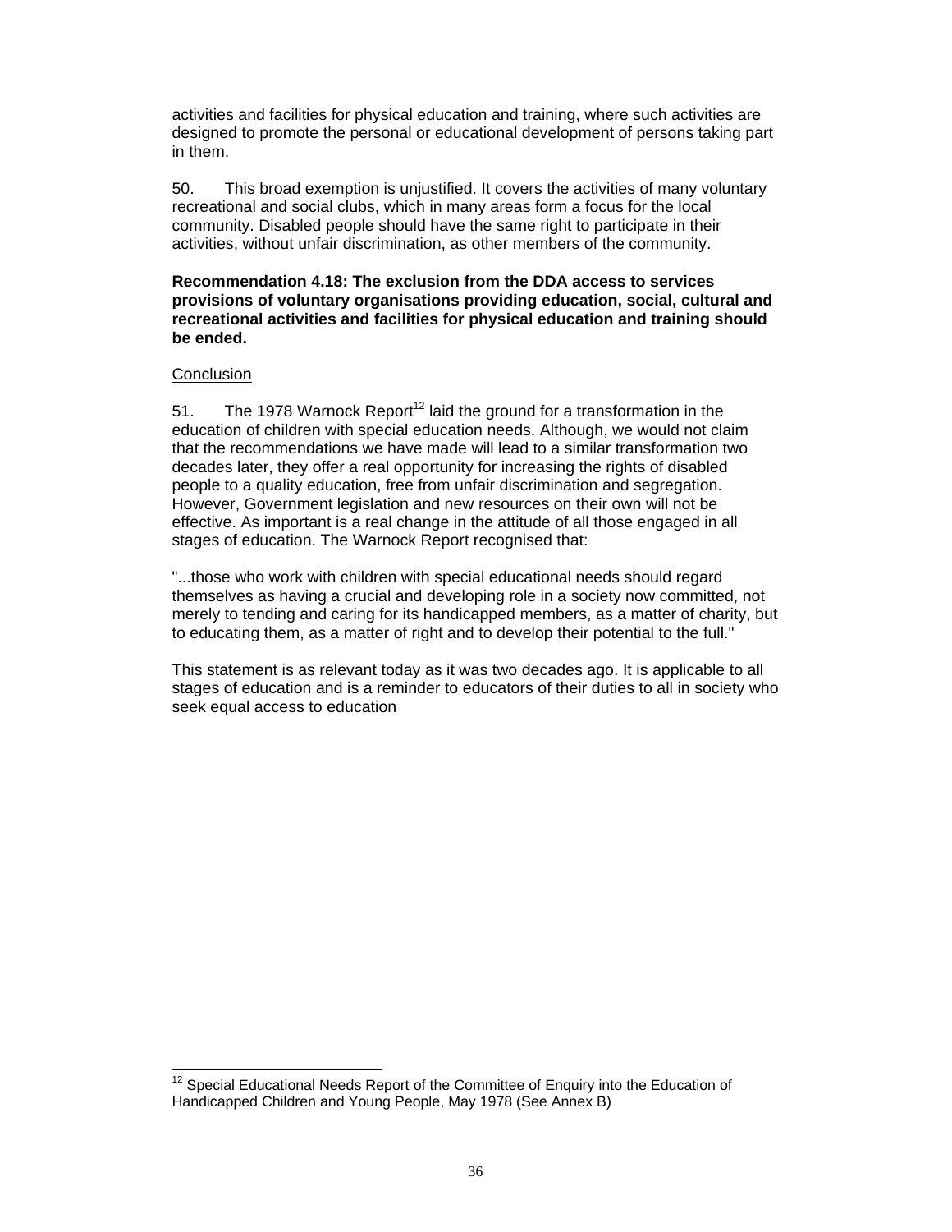activities and facilities for physical education and training, where such activities are designed to promote the personal or educational development of persons taking part in them.

50. This broad exemption is unjustified. It covers the activities of many voluntary recreational and social clubs, which in many areas form a focus for the local community. Disabled people should have the same right to participate in their activities, without unfair discrimination, as other members of the community.

**Recommendation 4.18: The exclusion from the DDA access to services provisions of voluntary organisations providing education, social, cultural and recreational activities and facilities for physical education and training should be ended.**

Conclusion

51. The 1978 Warnock Report[12] laid the ground for a transformation in the education of children with special education needs. Although, we would not claim that the recommendations we have made will lead to a similar transformation two decades later, they offer a real opportunity for increasing the rights of disabled people to a quality education, free from unfair discrimination and segregation. However, Government legislation and new resources on their own will not be effective. As important is a real change in the attitude of all those engaged in all stages of education. The Warnock Report recognised that:

"...those who work with children with special educational needs should regard themselves as having a crucial and developing role in a society now committed, not merely to tending and caring for its handicapped members, as a matter of charity, but to educating them, as a matter of right and to develop their potential to the full."

This statement is as relevant today as it was two decades ago. It is applicable to all stages of education and is a reminder to educators of their duties to all in society who seek equal access to education

[12] Special Educational Needs Report of the Committee of Enquiry into the Education of Handicapped Children and Young People, May 1978 (See Annex B)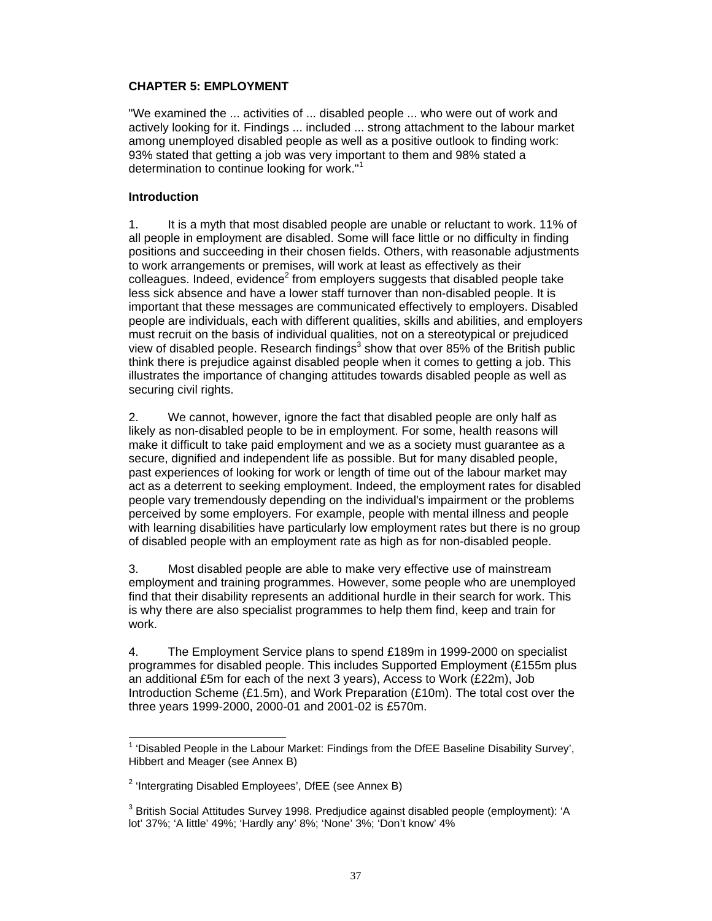**CHAPTER 5: EMPLOYMENT**

"We examined the ... activities of ... disabled people ... who were out of work and actively looking for it. Findings ... included ... strong attachment to the labour market among unemployed disabled people as well as a positive outlook to finding work: 93% stated that getting a job was very important to them and 98% stated a determination to continue looking for work."[1]

**Introduction**

1. It is a myth that most disabled people are unable or reluctant to work. 11% of all people in employment are disabled. Some will face little or no difficulty in finding positions and succeeding in their chosen fields. Others, with reasonable adjustments to work arrangements or premises, will work at least as effectively as their colleagues. Indeed, evidence[2] from employers suggests that disabled people take less sick absence and have a lower staff turnover than non-disabled people. It is important that these messages are communicated effectively to employers. Disabled people are individuals, each with different qualities, skills and abilities, and employers must recruit on the basis of individual qualities, not on a stereotypical or prejudiced view of disabled people. Research findings[3] show that over 85% of the British public think there is prejudice against disabled people when it comes to getting a job. This illustrates the importance of changing attitudes towards disabled people as well as securing civil rights.

2. We cannot, however, ignore the fact that disabled people are only half as likely as non-disabled people to be in employment. For some, health reasons will make it difficult to take paid employment and we as a society must guarantee as a secure, dignified and independent life as possible. But for many disabled people, past experiences of looking for work or length of time out of the labour market may act as a deterrent to seeking employment. Indeed, the employment rates for disabled people vary tremendously depending on the individual's impairment or the problems perceived by some employers. For example, people with mental illness and people with learning disabilities have particularly low employment rates but there is no group of disabled people with an employment rate as high as for non-disabled people.

3. Most disabled people are able to make very effective use of mainstream employment and training programmes. However, some people who are unemployed find that their disability represents an additional hurdle in their search for work. This is why there are also specialist programmes to help them find, keep and train for work.

4. The Employment Service plans to spend £189m in 1999-2000 on specialist programmes for disabled people. This includes Supported Employment (£155m plus an additional £5m for each of the next 3 years), Access to Work (£22m), Job Introduction Scheme (£1.5m), and Work Preparation (£10m). The total cost over the three years 1999-2000, 2000-01 and 2001-02 is £570m.

---

[1] 'Disabled People in the Labour Market: Findings from the DfEE Baseline Disability Survey', Hibbert and Meager (see Annex B)

[2] 'Intergrating Disabled Employees', DfEE (see Annex B)

[3] British Social Attitudes Survey 1998. Predjudice against disabled people (employment): 'A lot' 37%; 'A little' 49%; 'Hardly any' 8%; 'None' 3%; 'Don't know' 4%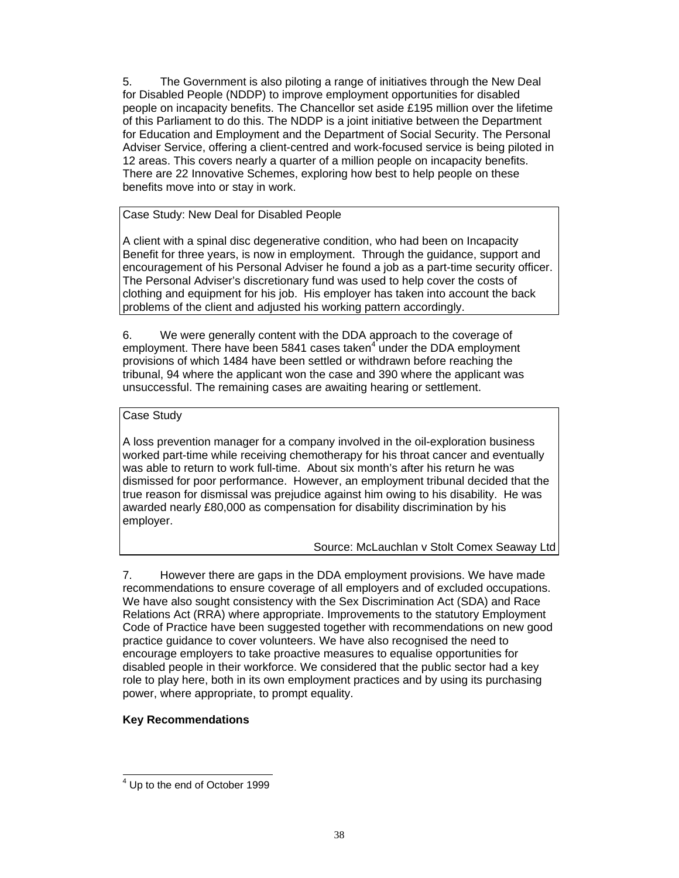5. The Government is also piloting a range of initiatives through the New Deal for Disabled People (NDDP) to improve employment opportunities for disabled people on incapacity benefits. The Chancellor set aside £195 million over the lifetime of this Parliament to do this. The NDDP is a joint initiative between the Department for Education and Employment and the Department of Social Security. The Personal Adviser Service, offering a client-centred and work-focused service is being piloted in 12 areas. This covers nearly a quarter of a million people on incapacity benefits. There are 22 Innovative Schemes, exploring how best to help people on these benefits move into or stay in work.

> Case Study: New Deal for Disabled People
>
> A client with a spinal disc degenerative condition, who had been on Incapacity Benefit for three years, is now in employment. Through the guidance, support and encouragement of his Personal Adviser he found a job as a part-time security officer. The Personal Adviser's discretionary fund was used to help cover the costs of clothing and equipment for his job. His employer has taken into account the back problems of the client and adjusted his working pattern accordingly.

6. We were generally content with the DDA approach to the coverage of employment. There have been 5841 cases taken[4] under the DDA employment provisions of which 1484 have been settled or withdrawn before reaching the tribunal, 94 where the applicant won the case and 390 where the applicant was unsuccessful. The remaining cases are awaiting hearing or settlement.

> Case Study
>
> A loss prevention manager for a company involved in the oil-exploration business worked part-time while receiving chemotherapy for his throat cancer and eventually was able to return to work full-time. About six month's after his return he was dismissed for poor performance. However, an employment tribunal decided that the true reason for dismissal was prejudice against him owing to his disability. He was awarded nearly £80,000 as compensation for disability discrimination by his employer.
>
> Source: McLauchlan v Stolt Comex Seaway Ltd

7. However there are gaps in the DDA employment provisions. We have made recommendations to ensure coverage of all employers and of excluded occupations. We have also sought consistency with the Sex Discrimination Act (SDA) and Race Relations Act (RRA) where appropriate. Improvements to the statutory Employment Code of Practice have been suggested together with recommendations on new good practice guidance to cover volunteers. We have also recognised the need to encourage employers to take proactive measures to equalise opportunities for disabled people in their workforce. We considered that the public sector had a key role to play here, both in its own employment practices and by using its purchasing power, where appropriate, to prompt equality.

**Key Recommendations**

[4] Up to the end of October 1999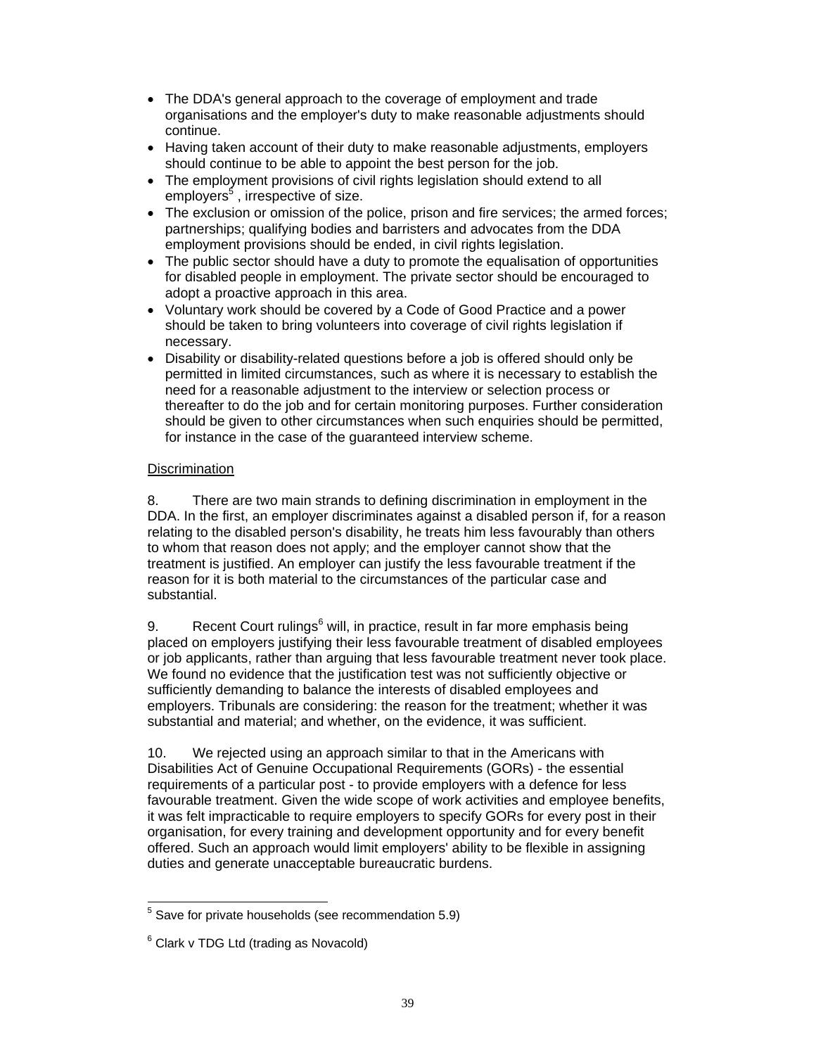- The DDA's general approach to the coverage of employment and trade organisations and the employer's duty to make reasonable adjustments should continue.
- Having taken account of their duty to make reasonable adjustments, employers should continue to be able to appoint the best person for the job.
- The employment provisions of civil rights legislation should extend to all employers[5] , irrespective of size.
- The exclusion or omission of the police, prison and fire services; the armed forces; partnerships; qualifying bodies and barristers and advocates from the DDA employment provisions should be ended, in civil rights legislation.
- The public sector should have a duty to promote the equalisation of opportunities for disabled people in employment. The private sector should be encouraged to adopt a proactive approach in this area.
- Voluntary work should be covered by a Code of Good Practice and a power should be taken to bring volunteers into coverage of civil rights legislation if necessary.
- Disability or disability-related questions before a job is offered should only be permitted in limited circumstances, such as where it is necessary to establish the need for a reasonable adjustment to the interview or selection process or thereafter to do the job and for certain monitoring purposes. Further consideration should be given to other circumstances when such enquiries should be permitted, for instance in the case of the guaranteed interview scheme.

<u>Discrimination</u>

8. There are two main strands to defining discrimination in employment in the DDA. In the first, an employer discriminates against a disabled person if, for a reason relating to the disabled person's disability, he treats him less favourably than others to whom that reason does not apply; and the employer cannot show that the treatment is justified. An employer can justify the less favourable treatment if the reason for it is both material to the circumstances of the particular case and substantial.

9. Recent Court rulings[6] will, in practice, result in far more emphasis being placed on employers justifying their less favourable treatment of disabled employees or job applicants, rather than arguing that less favourable treatment never took place. We found no evidence that the justification test was not sufficiently objective or sufficiently demanding to balance the interests of disabled employees and employers. Tribunals are considering: the reason for the treatment; whether it was substantial and material; and whether, on the evidence, it was sufficient.

10. We rejected using an approach similar to that in the Americans with Disabilities Act of Genuine Occupational Requirements (GORs) - the essential requirements of a particular post - to provide employers with a defence for less favourable treatment. Given the wide scope of work activities and employee benefits, it was felt impracticable to require employers to specify GORs for every post in their organisation, for every training and development opportunity and for every benefit offered. Such an approach would limit employers' ability to be flexible in assigning duties and generate unacceptable bureaucratic burdens.

---

[5] Save for private households (see recommendation 5.9)

[6] Clark v TDG Ltd (trading as Novacold)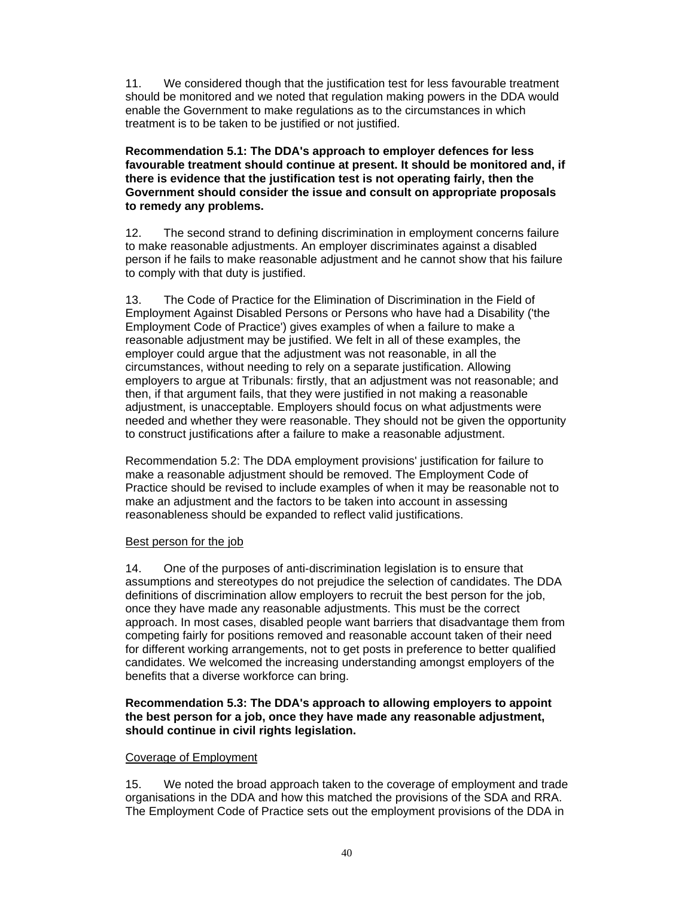11. We considered though that the justification test for less favourable treatment should be monitored and we noted that regulation making powers in the DDA would enable the Government to make regulations as to the circumstances in which treatment is to be taken to be justified or not justified.

**Recommendation 5.1: The DDA's approach to employer defences for less favourable treatment should continue at present. It should be monitored and, if there is evidence that the justification test is not operating fairly, then the Government should consider the issue and consult on appropriate proposals to remedy any problems.**

12. The second strand to defining discrimination in employment concerns failure to make reasonable adjustments. An employer discriminates against a disabled person if he fails to make reasonable adjustment and he cannot show that his failure to comply with that duty is justified.

13. The Code of Practice for the Elimination of Discrimination in the Field of Employment Against Disabled Persons or Persons who have had a Disability ('the Employment Code of Practice') gives examples of when a failure to make a reasonable adjustment may be justified. We felt in all of these examples, the employer could argue that the adjustment was not reasonable, in all the circumstances, without needing to rely on a separate justification. Allowing employers to argue at Tribunals: firstly, that an adjustment was not reasonable; and then, if that argument fails, that they were justified in not making a reasonable adjustment, is unacceptable. Employers should focus on what adjustments were needed and whether they were reasonable. They should not be given the opportunity to construct justifications after a failure to make a reasonable adjustment.

Recommendation 5.2: The DDA employment provisions' justification for failure to make a reasonable adjustment should be removed. The Employment Code of Practice should be revised to include examples of when it may be reasonable not to make an adjustment and the factors to be taken into account in assessing reasonableness should be expanded to reflect valid justifications.

### Best person for the job

14. One of the purposes of anti-discrimination legislation is to ensure that assumptions and stereotypes do not prejudice the selection of candidates. The DDA definitions of discrimination allow employers to recruit the best person for the job, once they have made any reasonable adjustments. This must be the correct approach. In most cases, disabled people want barriers that disadvantage them from competing fairly for positions removed and reasonable account taken of their need for different working arrangements, not to get posts in preference to better qualified candidates. We welcomed the increasing understanding amongst employers of the benefits that a diverse workforce can bring.

**Recommendation 5.3: The DDA's approach to allowing employers to appoint the best person for a job, once they have made any reasonable adjustment, should continue in civil rights legislation.**

### Coverage of Employment

15. We noted the broad approach taken to the coverage of employment and trade organisations in the DDA and how this matched the provisions of the SDA and RRA. The Employment Code of Practice sets out the employment provisions of the DDA in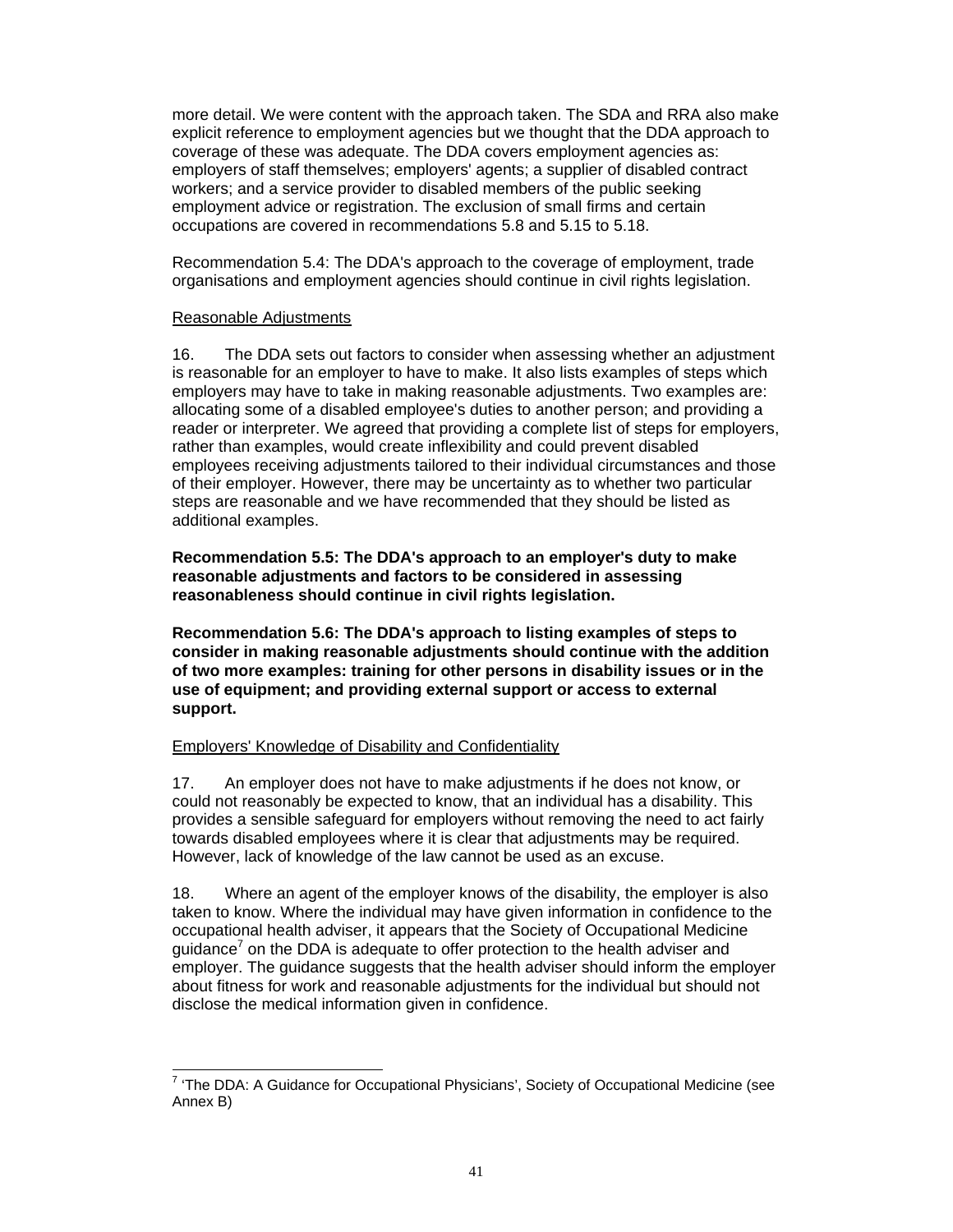more detail. We were content with the approach taken. The SDA and RRA also make explicit reference to employment agencies but we thought that the DDA approach to coverage of these was adequate. The DDA covers employment agencies as: employers of staff themselves; employers' agents; a supplier of disabled contract workers; and a service provider to disabled members of the public seeking employment advice or registration. The exclusion of small firms and certain occupations are covered in recommendations 5.8 and 5.15 to 5.18.

Recommendation 5.4: The DDA's approach to the coverage of employment, trade organisations and employment agencies should continue in civil rights legislation.

<u>Reasonable Adjustments</u>

16. The DDA sets out factors to consider when assessing whether an adjustment is reasonable for an employer to have to make. It also lists examples of steps which employers may have to take in making reasonable adjustments. Two examples are: allocating some of a disabled employee's duties to another person; and providing a reader or interpreter. We agreed that providing a complete list of steps for employers, rather than examples, would create inflexibility and could prevent disabled employees receiving adjustments tailored to their individual circumstances and those of their employer. However, there may be uncertainty as to whether two particular steps are reasonable and we have recommended that they should be listed as additional examples.

**Recommendation 5.5: The DDA's approach to an employer's duty to make reasonable adjustments and factors to be considered in assessing reasonableness should continue in civil rights legislation.**

**Recommendation 5.6: The DDA's approach to listing examples of steps to consider in making reasonable adjustments should continue with the addition of two more examples: training for other persons in disability issues or in the use of equipment; and providing external support or access to external support.**

<u>Employers' Knowledge of Disability and Confidentiality</u>

17. An employer does not have to make adjustments if he does not know, or could not reasonably be expected to know, that an individual has a disability. This provides a sensible safeguard for employers without removing the need to act fairly towards disabled employees where it is clear that adjustments may be required. However, lack of knowledge of the law cannot be used as an excuse.

18. Where an agent of the employer knows of the disability, the employer is also taken to know. Where the individual may have given information in confidence to the occupational health adviser, it appears that the Society of Occupational Medicine guidance[7] on the DDA is adequate to offer protection to the health adviser and employer. The guidance suggests that the health adviser should inform the employer about fitness for work and reasonable adjustments for the individual but should not disclose the medical information given in confidence.

---

[7] 'The DDA: A Guidance for Occupational Physicians', Society of Occupational Medicine (see Annex B)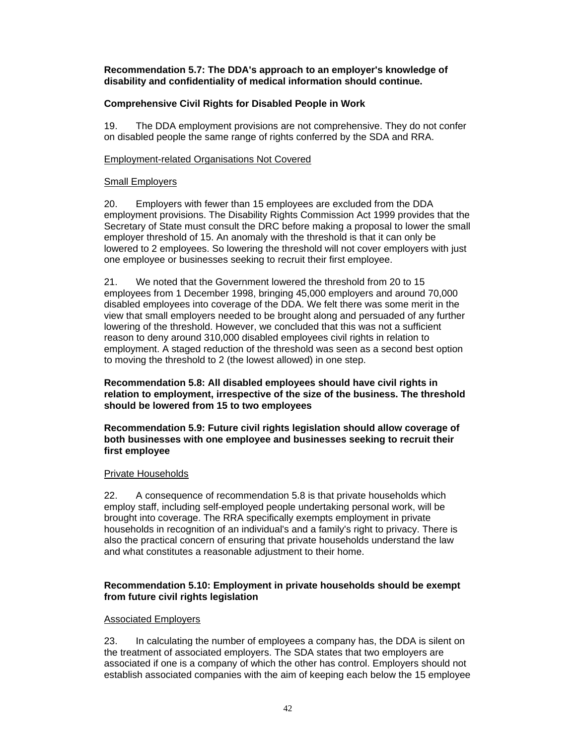**Recommendation 5.7: The DDA's approach to an employer's knowledge of disability and confidentiality of medical information should continue.**

### Comprehensive Civil Rights for Disabled People in Work

19. The DDA employment provisions are not comprehensive. They do not confer on disabled people the same range of rights conferred by the SDA and RRA.

<u>Employment-related Organisations Not Covered</u>

<u>Small Employers</u>

20. Employers with fewer than 15 employees are excluded from the DDA employment provisions. The Disability Rights Commission Act 1999 provides that the Secretary of State must consult the DRC before making a proposal to lower the small employer threshold of 15. An anomaly with the threshold is that it can only be lowered to 2 employees. So lowering the threshold will not cover employers with just one employee or businesses seeking to recruit their first employee.

21. We noted that the Government lowered the threshold from 20 to 15 employees from 1 December 1998, bringing 45,000 employers and around 70,000 disabled employees into coverage of the DDA. We felt there was some merit in the view that small employers needed to be brought along and persuaded of any further lowering of the threshold. However, we concluded that this was not a sufficient reason to deny around 310,000 disabled employees civil rights in relation to employment. A staged reduction of the threshold was seen as a second best option to moving the threshold to 2 (the lowest allowed) in one step.

**Recommendation 5.8: All disabled employees should have civil rights in relation to employment, irrespective of the size of the business. The threshold should be lowered from 15 to two employees**

**Recommendation 5.9: Future civil rights legislation should allow coverage of both businesses with one employee and businesses seeking to recruit their first employee**

<u>Private Households</u>

22. A consequence of recommendation 5.8 is that private households which employ staff, including self-employed people undertaking personal work, will be brought into coverage. The RRA specifically exempts employment in private households in recognition of an individual's and a family's right to privacy. There is also the practical concern of ensuring that private households understand the law and what constitutes a reasonable adjustment to their home.

**Recommendation 5.10: Employment in private households should be exempt from future civil rights legislation**

<u>Associated Employers</u>

23. In calculating the number of employees a company has, the DDA is silent on the treatment of associated employers. The SDA states that two employers are associated if one is a company of which the other has control. Employers should not establish associated companies with the aim of keeping each below the 15 employee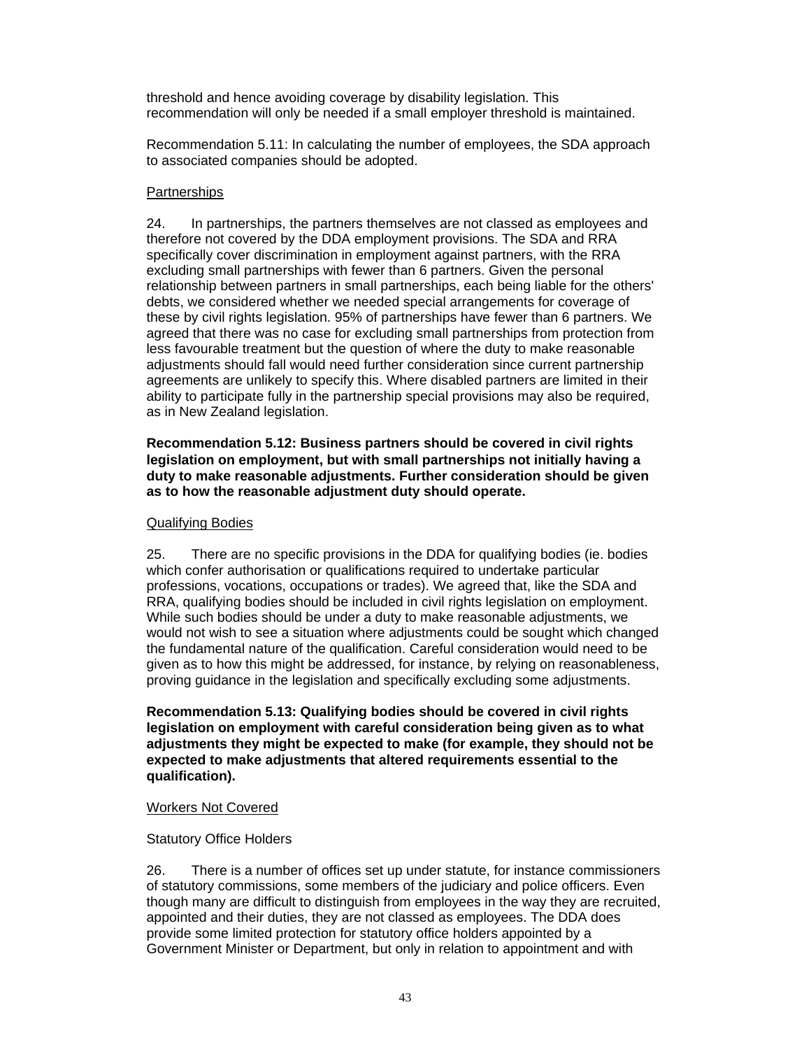threshold and hence avoiding coverage by disability legislation. This recommendation will only be needed if a small employer threshold is maintained.

Recommendation 5.11: In calculating the number of employees, the SDA approach to associated companies should be adopted.

<u>Partnerships</u>

24. In partnerships, the partners themselves are not classed as employees and therefore not covered by the DDA employment provisions. The SDA and RRA specifically cover discrimination in employment against partners, with the RRA excluding small partnerships with fewer than 6 partners. Given the personal relationship between partners in small partnerships, each being liable for the others' debts, we considered whether we needed special arrangements for coverage of these by civil rights legislation. 95% of partnerships have fewer than 6 partners. We agreed that there was no case for excluding small partnerships from protection from less favourable treatment but the question of where the duty to make reasonable adjustments should fall would need further consideration since current partnership agreements are unlikely to specify this. Where disabled partners are limited in their ability to participate fully in the partnership special provisions may also be required, as in New Zealand legislation.

**Recommendation 5.12: Business partners should be covered in civil rights legislation on employment, but with small partnerships not initially having a duty to make reasonable adjustments. Further consideration should be given as to how the reasonable adjustment duty should operate.**

<u>Qualifying Bodies</u>

25. There are no specific provisions in the DDA for qualifying bodies (ie. bodies which confer authorisation or qualifications required to undertake particular professions, vocations, occupations or trades). We agreed that, like the SDA and RRA, qualifying bodies should be included in civil rights legislation on employment. While such bodies should be under a duty to make reasonable adjustments, we would not wish to see a situation where adjustments could be sought which changed the fundamental nature of the qualification. Careful consideration would need to be given as to how this might be addressed, for instance, by relying on reasonableness, proving guidance in the legislation and specifically excluding some adjustments.

**Recommendation 5.13: Qualifying bodies should be covered in civil rights legislation on employment with careful consideration being given as to what adjustments they might be expected to make (for example, they should not be expected to make adjustments that altered requirements essential to the qualification).**

<u>Workers Not Covered</u>

Statutory Office Holders

26. There is a number of offices set up under statute, for instance commissioners of statutory commissions, some members of the judiciary and police officers. Even though many are difficult to distinguish from employees in the way they are recruited, appointed and their duties, they are not classed as employees. The DDA does provide some limited protection for statutory office holders appointed by a Government Minister or Department, but only in relation to appointment and with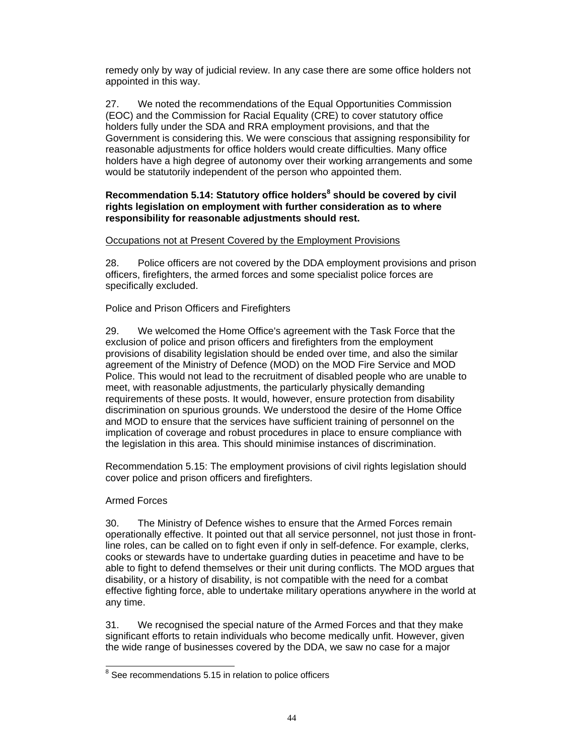remedy only by way of judicial review. In any case there are some office holders not appointed in this way.

27. We noted the recommendations of the Equal Opportunities Commission (EOC) and the Commission for Racial Equality (CRE) to cover statutory office holders fully under the SDA and RRA employment provisions, and that the Government is considering this. We were conscious that assigning responsibility for reasonable adjustments for office holders would create difficulties. Many office holders have a high degree of autonomy over their working arrangements and some would be statutorily independent of the person who appointed them.

**Recommendation 5.14: Statutory office holders[8] should be covered by civil rights legislation on employment with further consideration as to where responsibility for reasonable adjustments should rest.**

<u>Occupations not at Present Covered by the Employment Provisions</u>

28. Police officers are not covered by the DDA employment provisions and prison officers, firefighters, the armed forces and some specialist police forces are specifically excluded.

Police and Prison Officers and Firefighters

29. We welcomed the Home Office's agreement with the Task Force that the exclusion of police and prison officers and firefighters from the employment provisions of disability legislation should be ended over time, and also the similar agreement of the Ministry of Defence (MOD) on the MOD Fire Service and MOD Police. This would not lead to the recruitment of disabled people who are unable to meet, with reasonable adjustments, the particularly physically demanding requirements of these posts. It would, however, ensure protection from disability discrimination on spurious grounds. We understood the desire of the Home Office and MOD to ensure that the services have sufficient training of personnel on the implication of coverage and robust procedures in place to ensure compliance with the legislation in this area. This should minimise instances of discrimination.

Recommendation 5.15: The employment provisions of civil rights legislation should cover police and prison officers and firefighters.

Armed Forces

30. The Ministry of Defence wishes to ensure that the Armed Forces remain operationally effective. It pointed out that all service personnel, not just those in front-line roles, can be called on to fight even if only in self-defence. For example, clerks, cooks or stewards have to undertake guarding duties in peacetime and have to be able to fight to defend themselves or their unit during conflicts. The MOD argues that disability, or a history of disability, is not compatible with the need for a combat effective fighting force, able to undertake military operations anywhere in the world at any time.

31. We recognised the special nature of the Armed Forces and that they make significant efforts to retain individuals who become medically unfit. However, given the wide range of businesses covered by the DDA, we saw no case for a major

[8] See recommendations 5.15 in relation to police officers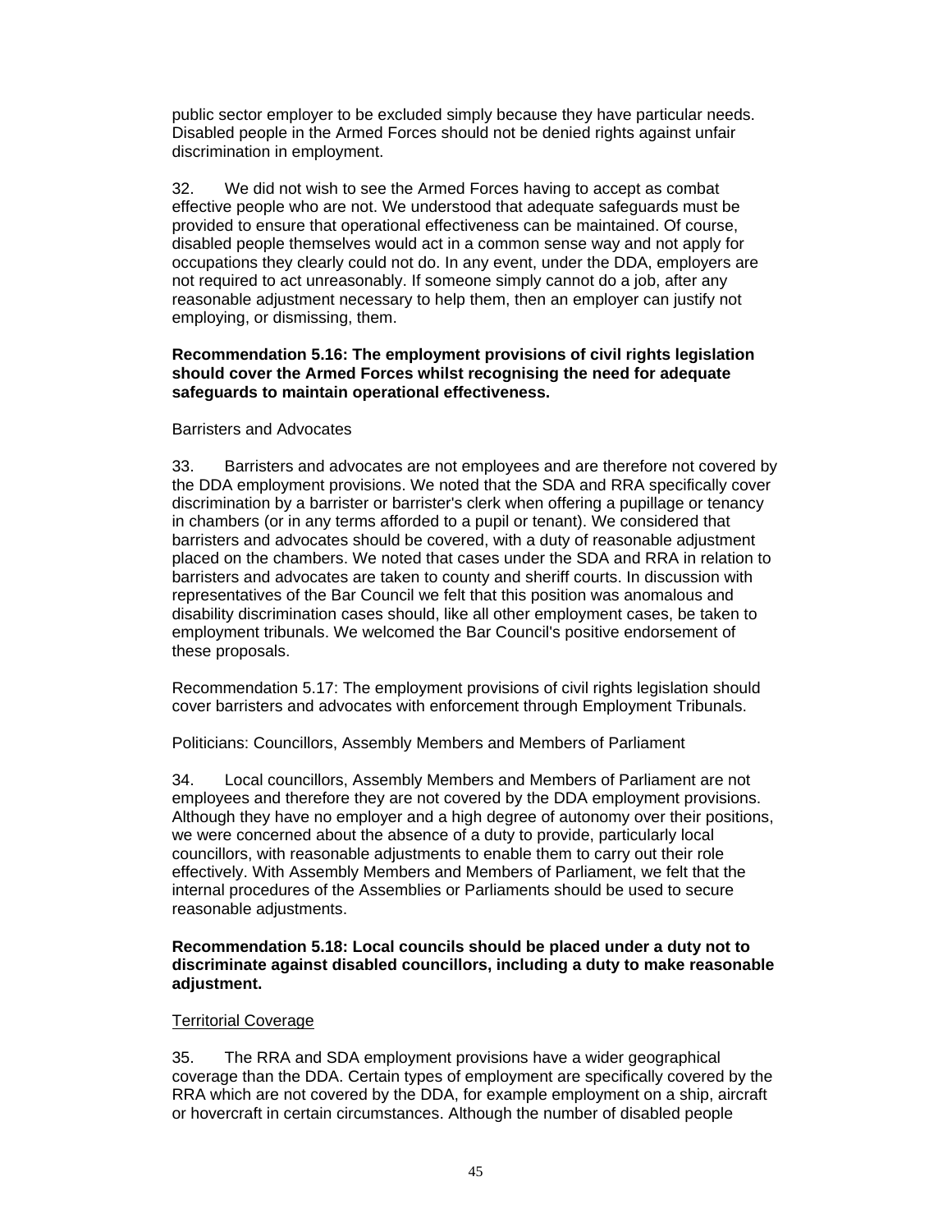public sector employer to be excluded simply because they have particular needs. Disabled people in the Armed Forces should not be denied rights against unfair discrimination in employment.

32. We did not wish to see the Armed Forces having to accept as combat effective people who are not. We understood that adequate safeguards must be provided to ensure that operational effectiveness can be maintained. Of course, disabled people themselves would act in a common sense way and not apply for occupations they clearly could not do. In any event, under the DDA, employers are not required to act unreasonably. If someone simply cannot do a job, after any reasonable adjustment necessary to help them, then an employer can justify not employing, or dismissing, them.

**Recommendation 5.16: The employment provisions of civil rights legislation should cover the Armed Forces whilst recognising the need for adequate safeguards to maintain operational effectiveness.**

Barristers and Advocates

33. Barristers and advocates are not employees and are therefore not covered by the DDA employment provisions. We noted that the SDA and RRA specifically cover discrimination by a barrister or barrister's clerk when offering a pupillage or tenancy in chambers (or in any terms afforded to a pupil or tenant). We considered that barristers and advocates should be covered, with a duty of reasonable adjustment placed on the chambers. We noted that cases under the SDA and RRA in relation to barristers and advocates are taken to county and sheriff courts. In discussion with representatives of the Bar Council we felt that this position was anomalous and disability discrimination cases should, like all other employment cases, be taken to employment tribunals. We welcomed the Bar Council's positive endorsement of these proposals.

Recommendation 5.17: The employment provisions of civil rights legislation should cover barristers and advocates with enforcement through Employment Tribunals.

Politicians: Councillors, Assembly Members and Members of Parliament

34. Local councillors, Assembly Members and Members of Parliament are not employees and therefore they are not covered by the DDA employment provisions. Although they have no employer and a high degree of autonomy over their positions, we were concerned about the absence of a duty to provide, particularly local councillors, with reasonable adjustments to enable them to carry out their role effectively. With Assembly Members and Members of Parliament, we felt that the internal procedures of the Assemblies or Parliaments should be used to secure reasonable adjustments.

**Recommendation 5.18: Local councils should be placed under a duty not to discriminate against disabled councillors, including a duty to make reasonable adjustment.**

Territorial Coverage

35. The RRA and SDA employment provisions have a wider geographical coverage than the DDA. Certain types of employment are specifically covered by the RRA which are not covered by the DDA, for example employment on a ship, aircraft or hovercraft in certain circumstances. Although the number of disabled people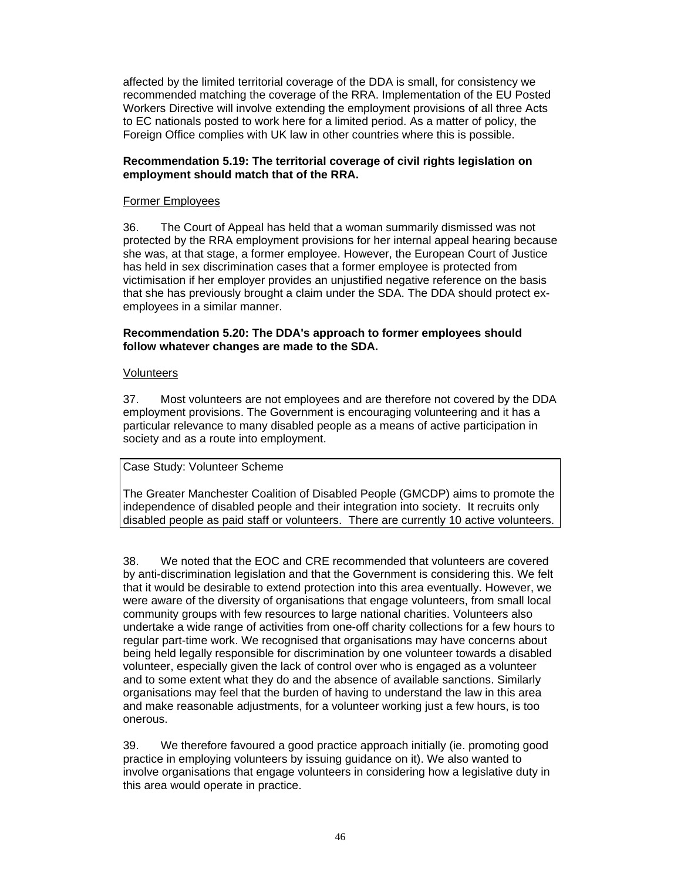affected by the limited territorial coverage of the DDA is small, for consistency we recommended matching the coverage of the RRA. Implementation of the EU Posted Workers Directive will involve extending the employment provisions of all three Acts to EC nationals posted to work here for a limited period. As a matter of policy, the Foreign Office complies with UK law in other countries where this is possible.

**Recommendation 5.19: The territorial coverage of civil rights legislation on employment should match that of the RRA.**

<u>Former Employees</u>

36. The Court of Appeal has held that a woman summarily dismissed was not protected by the RRA employment provisions for her internal appeal hearing because she was, at that stage, a former employee. However, the European Court of Justice has held in sex discrimination cases that a former employee is protected from victimisation if her employer provides an unjustified negative reference on the basis that she has previously brought a claim under the SDA. The DDA should protect ex-employees in a similar manner.

**Recommendation 5.20: The DDA's approach to former employees should follow whatever changes are made to the SDA.**

<u>Volunteers</u>

37. Most volunteers are not employees and are therefore not covered by the DDA employment provisions. The Government is encouraging volunteering and it has a particular relevance to many disabled people as a means of active participation in society and as a route into employment.

| Case Study: Volunteer Scheme<br><br>The Greater Manchester Coalition of Disabled People (GMCDP) aims to promote the independence of disabled people and their integration into society. It recruits only disabled people as paid staff or volunteers. There are currently 10 active volunteers. |
|---|

38. We noted that the EOC and CRE recommended that volunteers are covered by anti-discrimination legislation and that the Government is considering this. We felt that it would be desirable to extend protection into this area eventually. However, we were aware of the diversity of organisations that engage volunteers, from small local community groups with few resources to large national charities. Volunteers also undertake a wide range of activities from one-off charity collections for a few hours to regular part-time work. We recognised that organisations may have concerns about being held legally responsible for discrimination by one volunteer towards a disabled volunteer, especially given the lack of control over who is engaged as a volunteer and to some extent what they do and the absence of available sanctions. Similarly organisations may feel that the burden of having to understand the law in this area and make reasonable adjustments, for a volunteer working just a few hours, is too onerous.

39. We therefore favoured a good practice approach initially (ie. promoting good practice in employing volunteers by issuing guidance on it). We also wanted to involve organisations that engage volunteers in considering how a legislative duty in this area would operate in practice.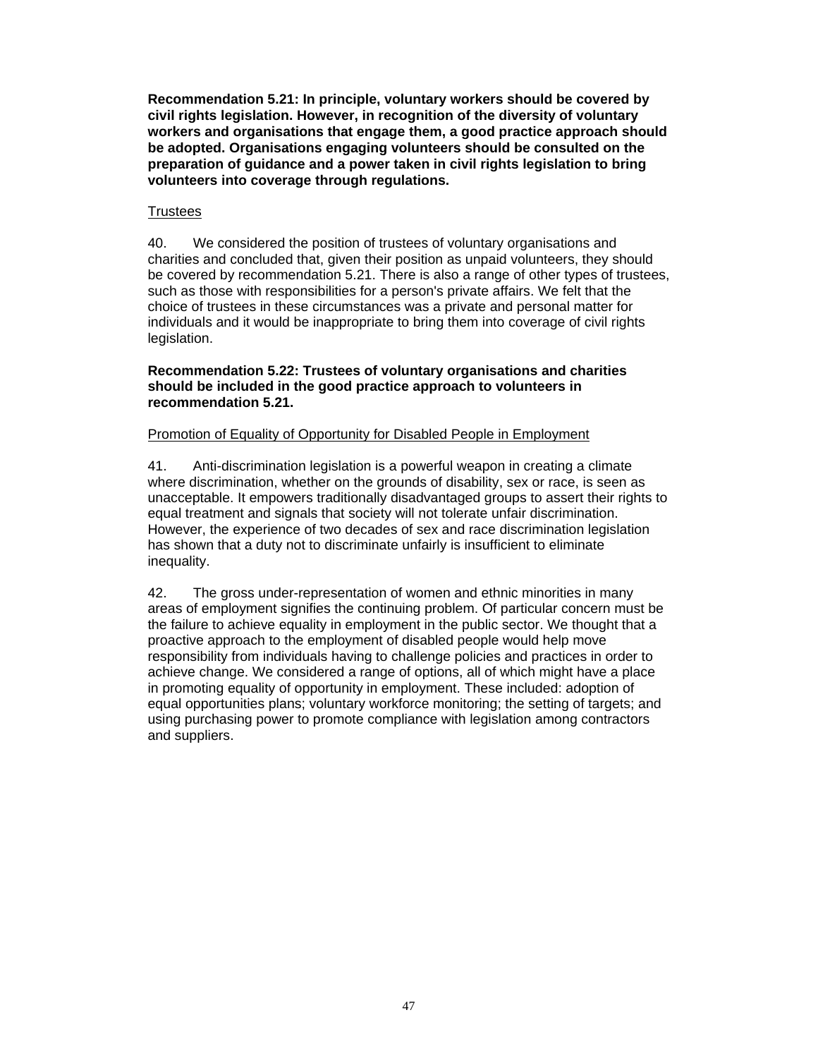**Recommendation 5.21: In principle, voluntary workers should be covered by civil rights legislation. However, in recognition of the diversity of voluntary workers and organisations that engage them, a good practice approach should be adopted. Organisations engaging volunteers should be consulted on the preparation of guidance and a power taken in civil rights legislation to bring volunteers into coverage through regulations.**

Trustees

40. We considered the position of trustees of voluntary organisations and charities and concluded that, given their position as unpaid volunteers, they should be covered by recommendation 5.21. There is also a range of other types of trustees, such as those with responsibilities for a person's private affairs. We felt that the choice of trustees in these circumstances was a private and personal matter for individuals and it would be inappropriate to bring them into coverage of civil rights legislation.

**Recommendation 5.22: Trustees of voluntary organisations and charities should be included in the good practice approach to volunteers in recommendation 5.21.**

Promotion of Equality of Opportunity for Disabled People in Employment

41. Anti-discrimination legislation is a powerful weapon in creating a climate where discrimination, whether on the grounds of disability, sex or race, is seen as unacceptable. It empowers traditionally disadvantaged groups to assert their rights to equal treatment and signals that society will not tolerate unfair discrimination. However, the experience of two decades of sex and race discrimination legislation has shown that a duty not to discriminate unfairly is insufficient to eliminate inequality.

42. The gross under-representation of women and ethnic minorities in many areas of employment signifies the continuing problem. Of particular concern must be the failure to achieve equality in employment in the public sector. We thought that a proactive approach to the employment of disabled people would help move responsibility from individuals having to challenge policies and practices in order to achieve change. We considered a range of options, all of which might have a place in promoting equality of opportunity in employment. These included: adoption of equal opportunities plans; voluntary workforce monitoring; the setting of targets; and using purchasing power to promote compliance with legislation among contractors and suppliers.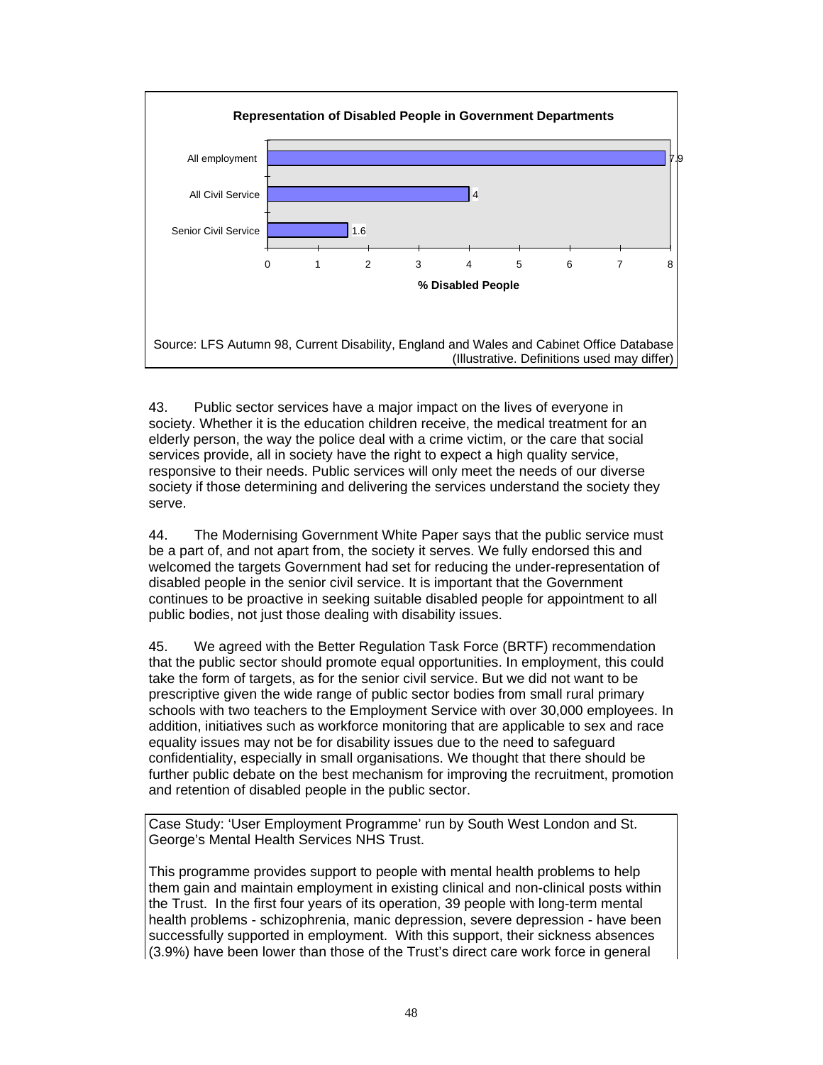**Representation of Disabled People in Government Departments**

| | % Disabled People |
|---|---|
| All employment | 7.9 |
| All Civil Service | 4 |
| Senior Civil Service | 1.6 |

Source: LFS Autumn 98, Current Disability, England and Wales and Cabinet Office Database (Illustrative. Definitions used may differ)

43. Public sector services have a major impact on the lives of everyone in society. Whether it is the education children receive, the medical treatment for an elderly person, the way the police deal with a crime victim, or the care that social services provide, all in society have the right to expect a high quality service, responsive to their needs. Public services will only meet the needs of our diverse society if those determining and delivering the services understand the society they serve.

44. The Modernising Government White Paper says that the public service must be a part of, and not apart from, the society it serves. We fully endorsed this and welcomed the targets Government had set for reducing the under-representation of disabled people in the senior civil service. It is important that the Government continues to be proactive in seeking suitable disabled people for appointment to all public bodies, not just those dealing with disability issues.

45. We agreed with the Better Regulation Task Force (BRTF) recommendation that the public sector should promote equal opportunities. In employment, this could take the form of targets, as for the senior civil service. But we did not want to be prescriptive given the wide range of public sector bodies from small rural primary schools with two teachers to the Employment Service with over 30,000 employees. In addition, initiatives such as workforce monitoring that are applicable to sex and race equality issues may not be for disability issues due to the need to safeguard confidentiality, especially in small organisations. We thought that there should be further public debate on the best mechanism for improving the recruitment, promotion and retention of disabled people in the public sector.

Case Study: 'User Employment Programme' run by South West London and St. George's Mental Health Services NHS Trust.

This programme provides support to people with mental health problems to help them gain and maintain employment in existing clinical and non-clinical posts within the Trust. In the first four years of its operation, 39 people with long-term mental health problems - schizophrenia, manic depression, severe depression - have been successfully supported in employment. With this support, their sickness absences (3.9%) have been lower than those of the Trust's direct care work force in general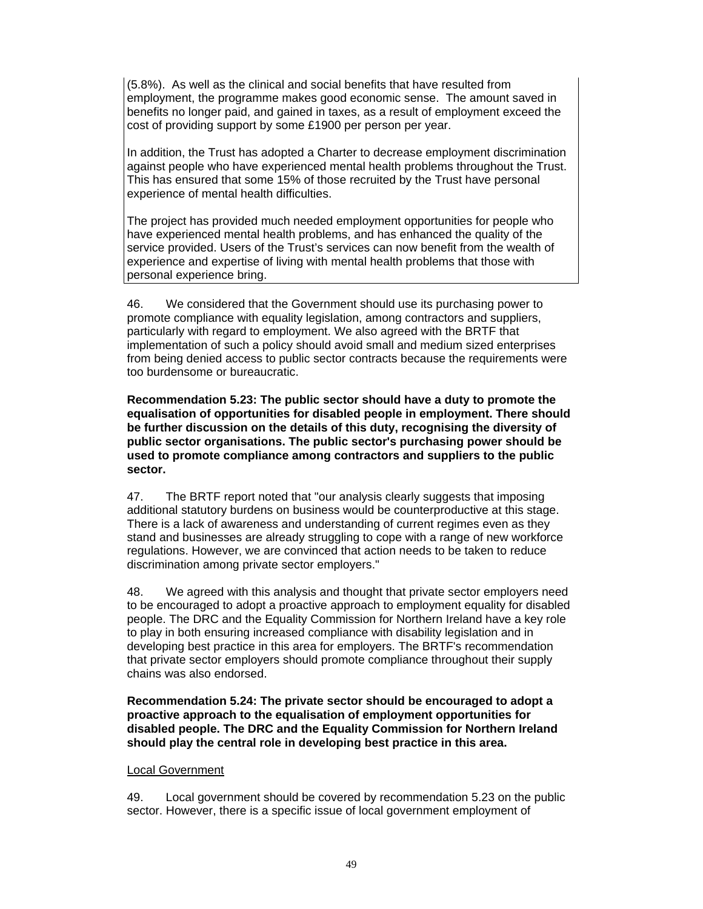(5.8%). As well as the clinical and social benefits that have resulted from employment, the programme makes good economic sense. The amount saved in benefits no longer paid, and gained in taxes, as a result of employment exceed the cost of providing support by some £1900 per person per year.

In addition, the Trust has adopted a Charter to decrease employment discrimination against people who have experienced mental health problems throughout the Trust. This has ensured that some 15% of those recruited by the Trust have personal experience of mental health difficulties.

The project has provided much needed employment opportunities for people who have experienced mental health problems, and has enhanced the quality of the service provided. Users of the Trust's services can now benefit from the wealth of experience and expertise of living with mental health problems that those with personal experience bring.

46. We considered that the Government should use its purchasing power to promote compliance with equality legislation, among contractors and suppliers, particularly with regard to employment. We also agreed with the BRTF that implementation of such a policy should avoid small and medium sized enterprises from being denied access to public sector contracts because the requirements were too burdensome or bureaucratic.

**Recommendation 5.23: The public sector should have a duty to promote the equalisation of opportunities for disabled people in employment. There should be further discussion on the details of this duty, recognising the diversity of public sector organisations. The public sector's purchasing power should be used to promote compliance among contractors and suppliers to the public sector.**

47. The BRTF report noted that "our analysis clearly suggests that imposing additional statutory burdens on business would be counterproductive at this stage. There is a lack of awareness and understanding of current regimes even as they stand and businesses are already struggling to cope with a range of new workforce regulations. However, we are convinced that action needs to be taken to reduce discrimination among private sector employers."

48. We agreed with this analysis and thought that private sector employers need to be encouraged to adopt a proactive approach to employment equality for disabled people. The DRC and the Equality Commission for Northern Ireland have a key role to play in both ensuring increased compliance with disability legislation and in developing best practice in this area for employers. The BRTF's recommendation that private sector employers should promote compliance throughout their supply chains was also endorsed.

**Recommendation 5.24: The private sector should be encouraged to adopt a proactive approach to the equalisation of employment opportunities for disabled people. The DRC and the Equality Commission for Northern Ireland should play the central role in developing best practice in this area.**

Local Government

49. Local government should be covered by recommendation 5.23 on the public sector. However, there is a specific issue of local government employment of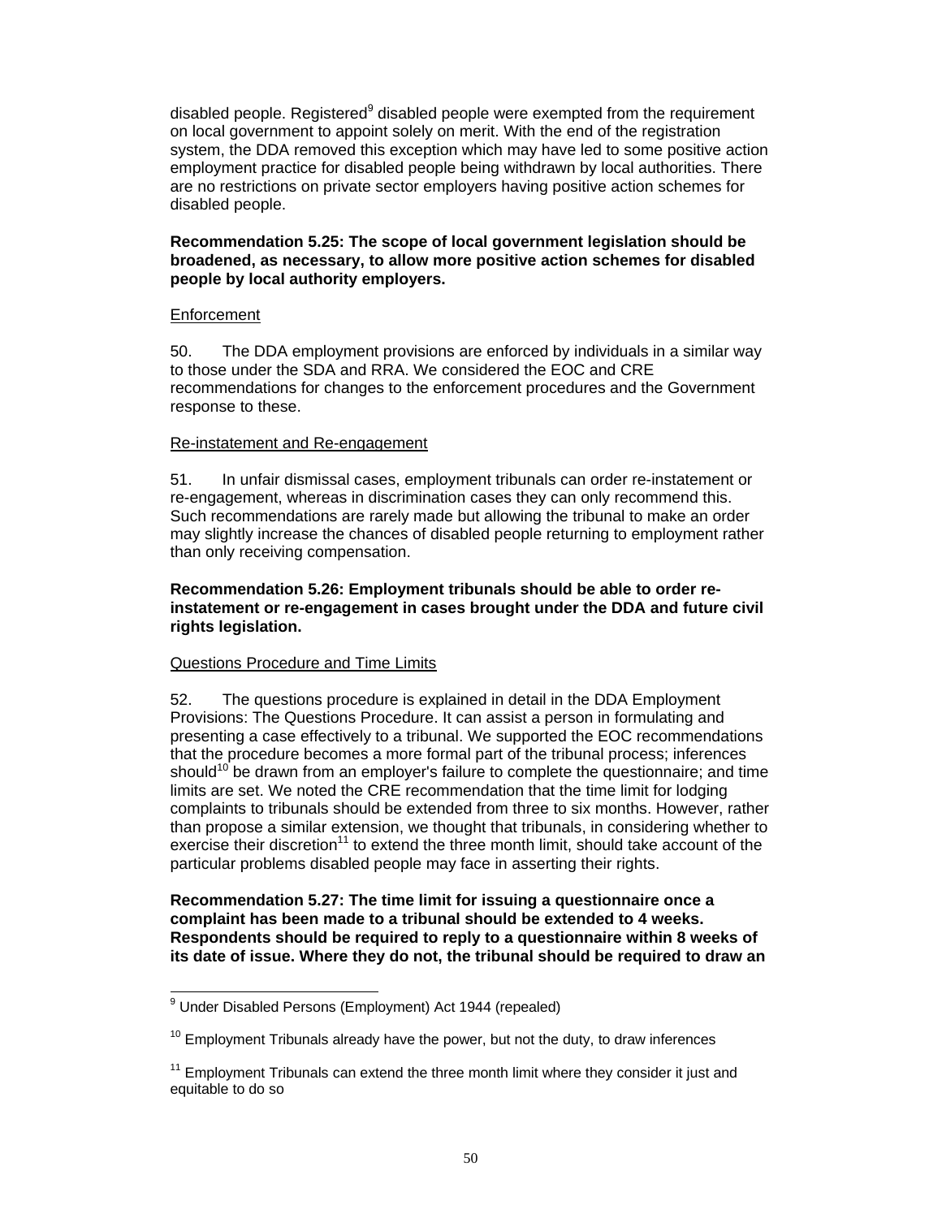disabled people. Registered[9] disabled people were exempted from the requirement on local government to appoint solely on merit. With the end of the registration system, the DDA removed this exception which may have led to some positive action employment practice for disabled people being withdrawn by local authorities. There are no restrictions on private sector employers having positive action schemes for disabled people.

**Recommendation 5.25: The scope of local government legislation should be broadened, as necessary, to allow more positive action schemes for disabled people by local authority employers.**

<u>Enforcement</u>

50. The DDA employment provisions are enforced by individuals in a similar way to those under the SDA and RRA. We considered the EOC and CRE recommendations for changes to the enforcement procedures and the Government response to these.

<u>Re-instatement and Re-engagement</u>

51. In unfair dismissal cases, employment tribunals can order re-instatement or re-engagement, whereas in discrimination cases they can only recommend this. Such recommendations are rarely made but allowing the tribunal to make an order may slightly increase the chances of disabled people returning to employment rather than only receiving compensation.

**Recommendation 5.26: Employment tribunals should be able to order re-instatement or re-engagement in cases brought under the DDA and future civil rights legislation.**

<u>Questions Procedure and Time Limits</u>

52. The questions procedure is explained in detail in the DDA Employment Provisions: The Questions Procedure. It can assist a person in formulating and presenting a case effectively to a tribunal. We supported the EOC recommendations that the procedure becomes a more formal part of the tribunal process; inferences should[10] be drawn from an employer's failure to complete the questionnaire; and time limits are set. We noted the CRE recommendation that the time limit for lodging complaints to tribunals should be extended from three to six months. However, rather than propose a similar extension, we thought that tribunals, in considering whether to exercise their discretion[11] to extend the three month limit, should take account of the particular problems disabled people may face in asserting their rights.

**Recommendation 5.27: The time limit for issuing a questionnaire once a complaint has been made to a tribunal should be extended to 4 weeks. Respondents should be required to reply to a questionnaire within 8 weeks of its date of issue. Where they do not, the tribunal should be required to draw an**

---

[9] Under Disabled Persons (Employment) Act 1944 (repealed)

[10] Employment Tribunals already have the power, but not the duty, to draw inferences

[11] Employment Tribunals can extend the three month limit where they consider it just and equitable to do so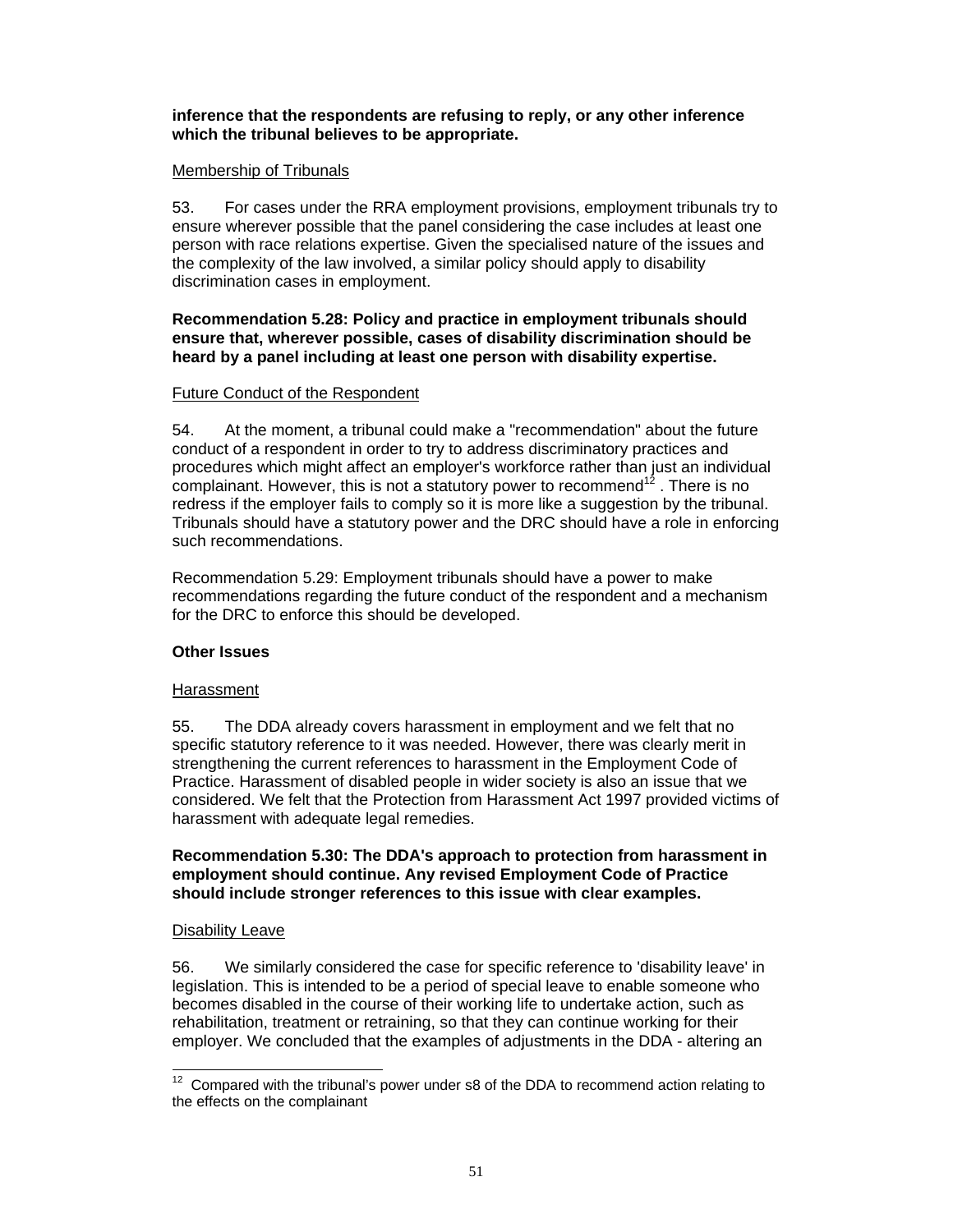**inference that the respondents are refusing to reply, or any other inference which the tribunal believes to be appropriate.**

Membership of Tribunals

53. For cases under the RRA employment provisions, employment tribunals try to ensure wherever possible that the panel considering the case includes at least one person with race relations expertise. Given the specialised nature of the issues and the complexity of the law involved, a similar policy should apply to disability discrimination cases in employment.

**Recommendation 5.28: Policy and practice in employment tribunals should ensure that, wherever possible, cases of disability discrimination should be heard by a panel including at least one person with disability expertise.**

Future Conduct of the Respondent

54. At the moment, a tribunal could make a "recommendation" about the future conduct of a respondent in order to try to address discriminatory practices and procedures which might affect an employer's workforce rather than just an individual complainant. However, this is not a statutory power to recommend[12]. There is no redress if the employer fails to comply so it is more like a suggestion by the tribunal. Tribunals should have a statutory power and the DRC should have a role in enforcing such recommendations.

Recommendation 5.29: Employment tribunals should have a power to make recommendations regarding the future conduct of the respondent and a mechanism for the DRC to enforce this should be developed.

**Other Issues**

Harassment

55. The DDA already covers harassment in employment and we felt that no specific statutory reference to it was needed. However, there was clearly merit in strengthening the current references to harassment in the Employment Code of Practice. Harassment of disabled people in wider society is also an issue that we considered. We felt that the Protection from Harassment Act 1997 provided victims of harassment with adequate legal remedies.

**Recommendation 5.30: The DDA's approach to protection from harassment in employment should continue. Any revised Employment Code of Practice should include stronger references to this issue with clear examples.**

Disability Leave

56. We similarly considered the case for specific reference to 'disability leave' in legislation. This is intended to be a period of special leave to enable someone who becomes disabled in the course of their working life to undertake action, such as rehabilitation, treatment or retraining, so that they can continue working for their employer. We concluded that the examples of adjustments in the DDA - altering an

---

[12] Compared with the tribunal's power under s8 of the DDA to recommend action relating to the effects on the complainant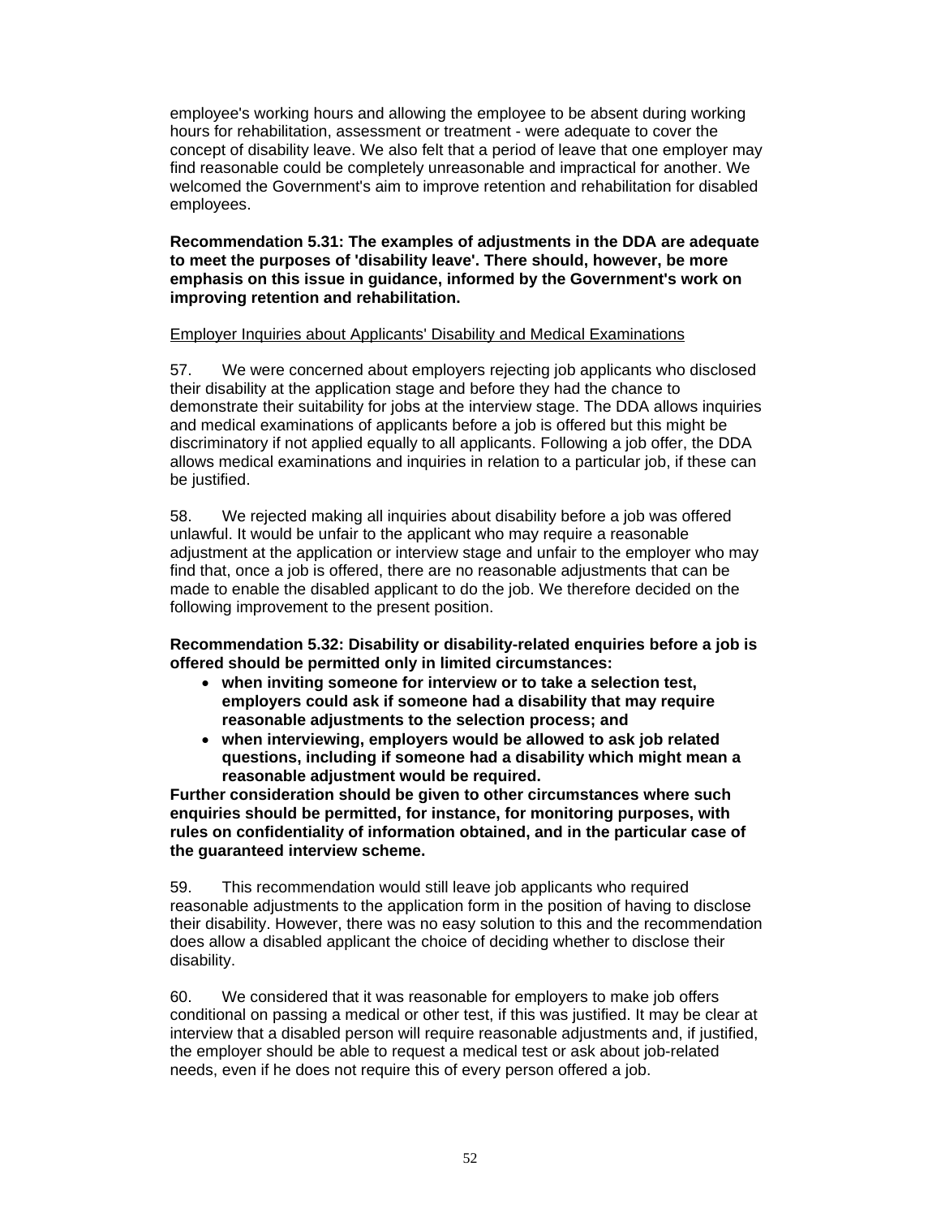employee's working hours and allowing the employee to be absent during working hours for rehabilitation, assessment or treatment - were adequate to cover the concept of disability leave. We also felt that a period of leave that one employer may find reasonable could be completely unreasonable and impractical for another. We welcomed the Government's aim to improve retention and rehabilitation for disabled employees.

**Recommendation 5.31: The examples of adjustments in the DDA are adequate to meet the purposes of 'disability leave'. There should, however, be more emphasis on this issue in guidance, informed by the Government's work on improving retention and rehabilitation.**

Employer Inquiries about Applicants' Disability and Medical Examinations

57. We were concerned about employers rejecting job applicants who disclosed their disability at the application stage and before they had the chance to demonstrate their suitability for jobs at the interview stage. The DDA allows inquiries and medical examinations of applicants before a job is offered but this might be discriminatory if not applied equally to all applicants. Following a job offer, the DDA allows medical examinations and inquiries in relation to a particular job, if these can be justified.

58. We rejected making all inquiries about disability before a job was offered unlawful. It would be unfair to the applicant who may require a reasonable adjustment at the application or interview stage and unfair to the employer who may find that, once a job is offered, there are no reasonable adjustments that can be made to enable the disabled applicant to do the job. We therefore decided on the following improvement to the present position.

**Recommendation 5.32: Disability or disability-related enquiries before a job is offered should be permitted only in limited circumstances:**

- **when inviting someone for interview or to take a selection test, employers could ask if someone had a disability that may require reasonable adjustments to the selection process; and**
- **when interviewing, employers would be allowed to ask job related questions, including if someone had a disability which might mean a reasonable adjustment would be required.**

**Further consideration should be given to other circumstances where such enquiries should be permitted, for instance, for monitoring purposes, with rules on confidentiality of information obtained, and in the particular case of the guaranteed interview scheme.**

59. This recommendation would still leave job applicants who required reasonable adjustments to the application form in the position of having to disclose their disability. However, there was no easy solution to this and the recommendation does allow a disabled applicant the choice of deciding whether to disclose their disability.

60. We considered that it was reasonable for employers to make job offers conditional on passing a medical or other test, if this was justified. It may be clear at interview that a disabled person will require reasonable adjustments and, if justified, the employer should be able to request a medical test or ask about job-related needs, even if he does not require this of every person offered a job.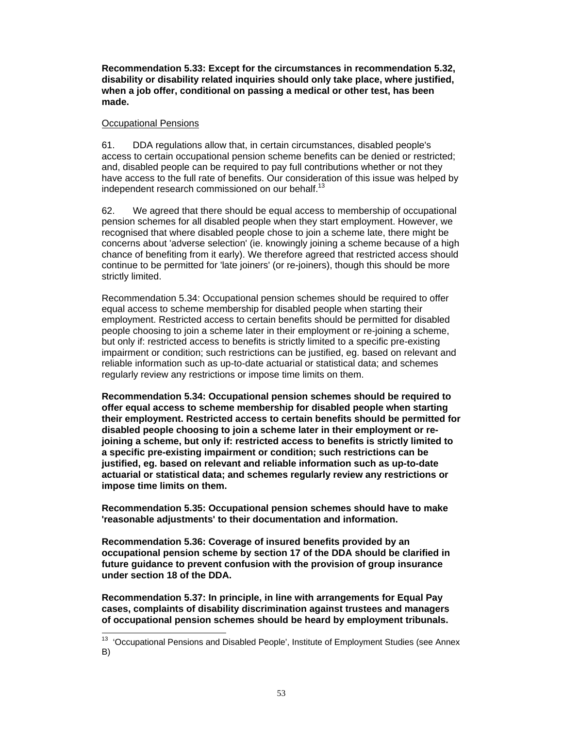**Recommendation 5.33: Except for the circumstances in recommendation 5.32, disability or disability related inquiries should only take place, where justified, when a job offer, conditional on passing a medical or other test, has been made.**

Occupational Pensions

61. DDA regulations allow that, in certain circumstances, disabled people's access to certain occupational pension scheme benefits can be denied or restricted; and, disabled people can be required to pay full contributions whether or not they have access to the full rate of benefits. Our consideration of this issue was helped by independent research commissioned on our behalf.[13]

62. We agreed that there should be equal access to membership of occupational pension schemes for all disabled people when they start employment. However, we recognised that where disabled people chose to join a scheme late, there might be concerns about 'adverse selection' (ie. knowingly joining a scheme because of a high chance of benefiting from it early). We therefore agreed that restricted access should continue to be permitted for 'late joiners' (or re-joiners), though this should be more strictly limited.

Recommendation 5.34: Occupational pension schemes should be required to offer equal access to scheme membership for disabled people when starting their employment. Restricted access to certain benefits should be permitted for disabled people choosing to join a scheme later in their employment or re-joining a scheme, but only if: restricted access to benefits is strictly limited to a specific pre-existing impairment or condition; such restrictions can be justified, eg. based on relevant and reliable information such as up-to-date actuarial or statistical data; and schemes regularly review any restrictions or impose time limits on them.

**Recommendation 5.34: Occupational pension schemes should be required to offer equal access to scheme membership for disabled people when starting their employment. Restricted access to certain benefits should be permitted for disabled people choosing to join a scheme later in their employment or re-joining a scheme, but only if: restricted access to benefits is strictly limited to a specific pre-existing impairment or condition; such restrictions can be justified, eg. based on relevant and reliable information such as up-to-date actuarial or statistical data; and schemes regularly review any restrictions or impose time limits on them.**

**Recommendation 5.35: Occupational pension schemes should have to make 'reasonable adjustments' to their documentation and information.**

**Recommendation 5.36: Coverage of insured benefits provided by an occupational pension scheme by section 17 of the DDA should be clarified in future guidance to prevent confusion with the provision of group insurance under section 18 of the DDA.**

**Recommendation 5.37: In principle, in line with arrangements for Equal Pay cases, complaints of disability discrimination against trustees and managers of occupational pension schemes should be heard by employment tribunals.**

[13] 'Occupational Pensions and Disabled People', Institute of Employment Studies (see Annex B)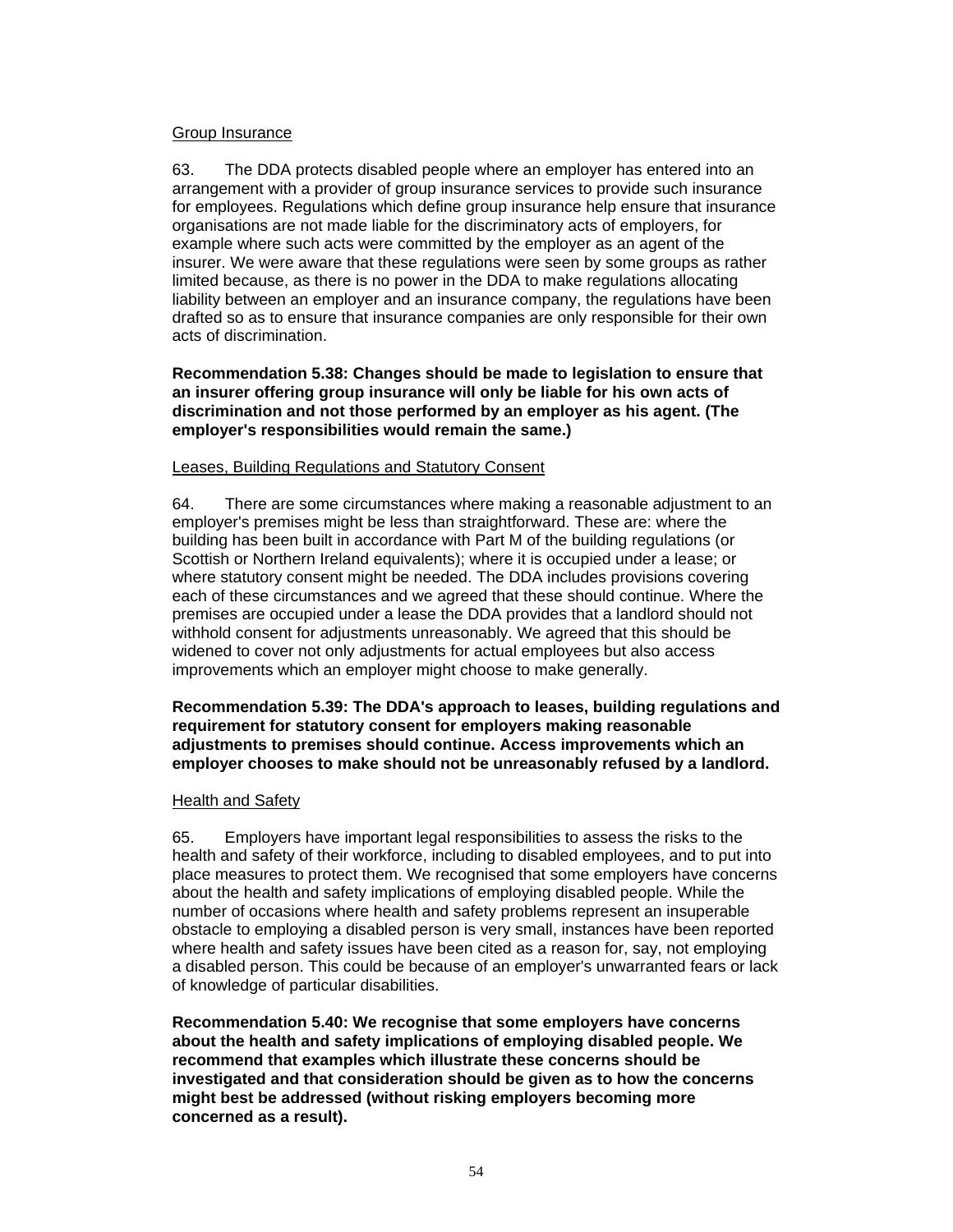Group Insurance

63. The DDA protects disabled people where an employer has entered into an arrangement with a provider of group insurance services to provide such insurance for employees. Regulations which define group insurance help ensure that insurance organisations are not made liable for the discriminatory acts of employers, for example where such acts were committed by the employer as an agent of the insurer. We were aware that these regulations were seen by some groups as rather limited because, as there is no power in the DDA to make regulations allocating liability between an employer and an insurance company, the regulations have been drafted so as to ensure that insurance companies are only responsible for their own acts of discrimination.

**Recommendation 5.38: Changes should be made to legislation to ensure that an insurer offering group insurance will only be liable for his own acts of discrimination and not those performed by an employer as his agent. (The employer's responsibilities would remain the same.)**

Leases, Building Regulations and Statutory Consent

64. There are some circumstances where making a reasonable adjustment to an employer's premises might be less than straightforward. These are: where the building has been built in accordance with Part M of the building regulations (or Scottish or Northern Ireland equivalents); where it is occupied under a lease; or where statutory consent might be needed. The DDA includes provisions covering each of these circumstances and we agreed that these should continue. Where the premises are occupied under a lease the DDA provides that a landlord should not withhold consent for adjustments unreasonably. We agreed that this should be widened to cover not only adjustments for actual employees but also access improvements which an employer might choose to make generally.

**Recommendation 5.39: The DDA's approach to leases, building regulations and requirement for statutory consent for employers making reasonable adjustments to premises should continue. Access improvements which an employer chooses to make should not be unreasonably refused by a landlord.**

Health and Safety

65. Employers have important legal responsibilities to assess the risks to the health and safety of their workforce, including to disabled employees, and to put into place measures to protect them. We recognised that some employers have concerns about the health and safety implications of employing disabled people. While the number of occasions where health and safety problems represent an insuperable obstacle to employing a disabled person is very small, instances have been reported where health and safety issues have been cited as a reason for, say, not employing a disabled person. This could be because of an employer's unwarranted fears or lack of knowledge of particular disabilities.

**Recommendation 5.40: We recognise that some employers have concerns about the health and safety implications of employing disabled people. We recommend that examples which illustrate these concerns should be investigated and that consideration should be given as to how the concerns might best be addressed (without risking employers becoming more concerned as a result).**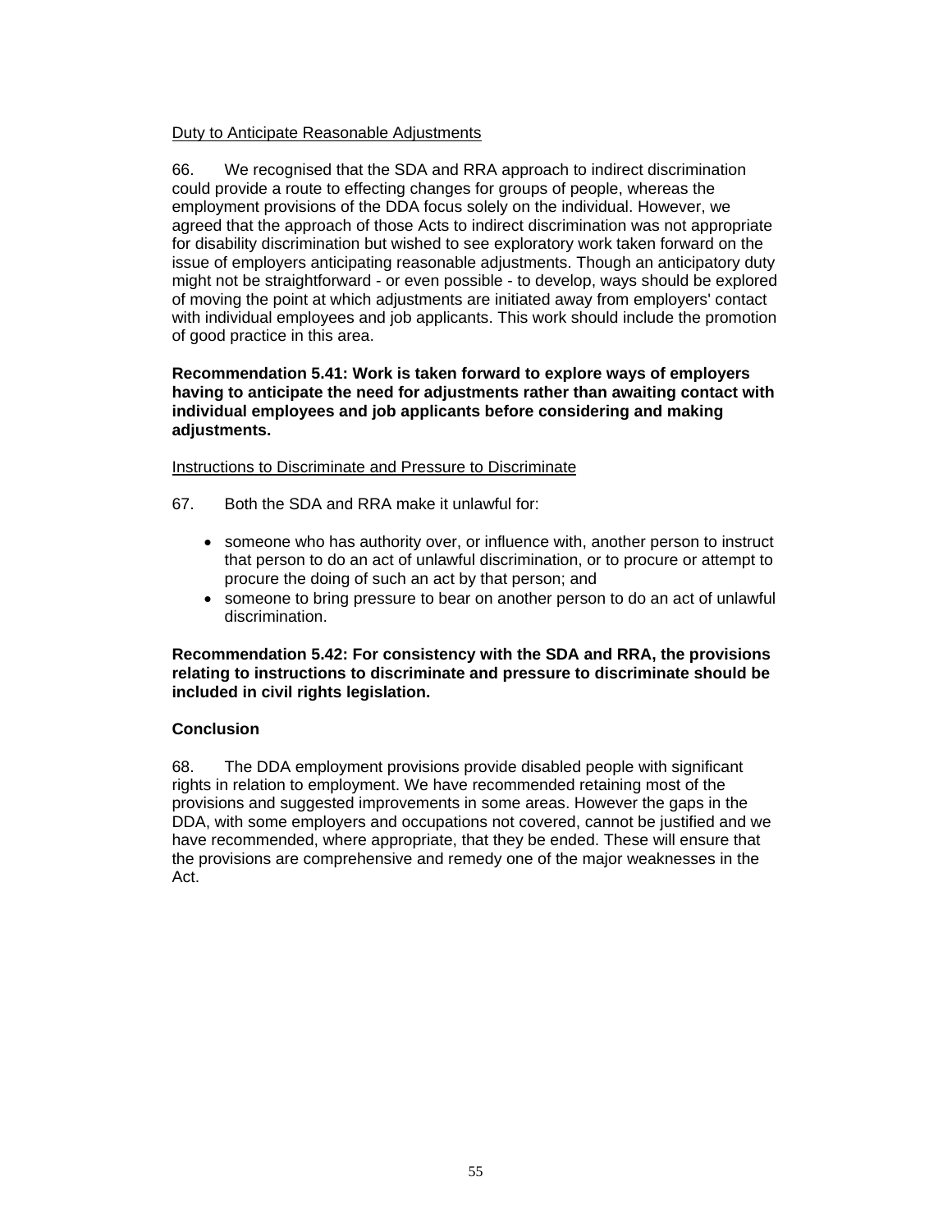<u>Duty to Anticipate Reasonable Adjustments</u>

66. We recognised that the SDA and RRA approach to indirect discrimination could provide a route to effecting changes for groups of people, whereas the employment provisions of the DDA focus solely on the individual. However, we agreed that the approach of those Acts to indirect discrimination was not appropriate for disability discrimination but wished to see exploratory work taken forward on the issue of employers anticipating reasonable adjustments. Though an anticipatory duty might not be straightforward - or even possible - to develop, ways should be explored of moving the point at which adjustments are initiated away from employers' contact with individual employees and job applicants. This work should include the promotion of good practice in this area.

**Recommendation 5.41: Work is taken forward to explore ways of employers having to anticipate the need for adjustments rather than awaiting contact with individual employees and job applicants before considering and making adjustments.**

<u>Instructions to Discriminate and Pressure to Discriminate</u>

67. Both the SDA and RRA make it unlawful for:

- someone who has authority over, or influence with, another person to instruct that person to do an act of unlawful discrimination, or to procure or attempt to procure the doing of such an act by that person; and
- someone to bring pressure to bear on another person to do an act of unlawful discrimination.

**Recommendation 5.42: For consistency with the SDA and RRA, the provisions relating to instructions to discriminate and pressure to discriminate should be included in civil rights legislation.**

**Conclusion**

68. The DDA employment provisions provide disabled people with significant rights in relation to employment. We have recommended retaining most of the provisions and suggested improvements in some areas. However the gaps in the DDA, with some employers and occupations not covered, cannot be justified and we have recommended, where appropriate, that they be ended. These will ensure that the provisions are comprehensive and remedy one of the major weaknesses in the Act.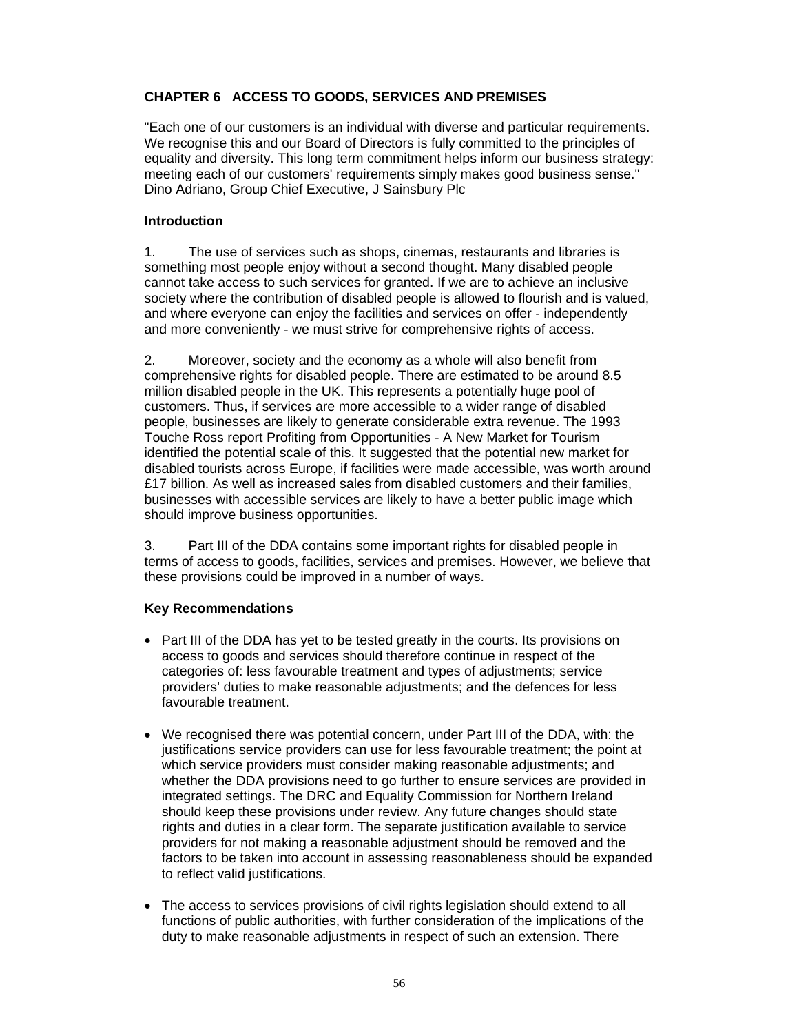## CHAPTER 6 ACCESS TO GOODS, SERVICES AND PREMISES

"Each one of our customers is an individual with diverse and particular requirements. We recognise this and our Board of Directors is fully committed to the principles of equality and diversity. This long term commitment helps inform our business strategy: meeting each of our customers' requirements simply makes good business sense." Dino Adriano, Group Chief Executive, J Sainsbury Plc

### Introduction

1. The use of services such as shops, cinemas, restaurants and libraries is something most people enjoy without a second thought. Many disabled people cannot take access to such services for granted. If we are to achieve an inclusive society where the contribution of disabled people is allowed to flourish and is valued, and where everyone can enjoy the facilities and services on offer - independently and more conveniently - we must strive for comprehensive rights of access.

2. Moreover, society and the economy as a whole will also benefit from comprehensive rights for disabled people. There are estimated to be around 8.5 million disabled people in the UK. This represents a potentially huge pool of customers. Thus, if services are more accessible to a wider range of disabled people, businesses are likely to generate considerable extra revenue. The 1993 Touche Ross report Profiting from Opportunities - A New Market for Tourism identified the potential scale of this. It suggested that the potential new market for disabled tourists across Europe, if facilities were made accessible, was worth around £17 billion. As well as increased sales from disabled customers and their families, businesses with accessible services are likely to have a better public image which should improve business opportunities.

3. Part III of the DDA contains some important rights for disabled people in terms of access to goods, facilities, services and premises. However, we believe that these provisions could be improved in a number of ways.

### Key Recommendations

- Part III of the DDA has yet to be tested greatly in the courts. Its provisions on access to goods and services should therefore continue in respect of the categories of: less favourable treatment and types of adjustments; service providers' duties to make reasonable adjustments; and the defences for less favourable treatment.

- We recognised there was potential concern, under Part III of the DDA, with: the justifications service providers can use for less favourable treatment; the point at which service providers must consider making reasonable adjustments; and whether the DDA provisions need to go further to ensure services are provided in integrated settings. The DRC and Equality Commission for Northern Ireland should keep these provisions under review. Any future changes should state rights and duties in a clear form. The separate justification available to service providers for not making a reasonable adjustment should be removed and the factors to be taken into account in assessing reasonableness should be expanded to reflect valid justifications.

- The access to services provisions of civil rights legislation should extend to all functions of public authorities, with further consideration of the implications of the duty to make reasonable adjustments in respect of such an extension. There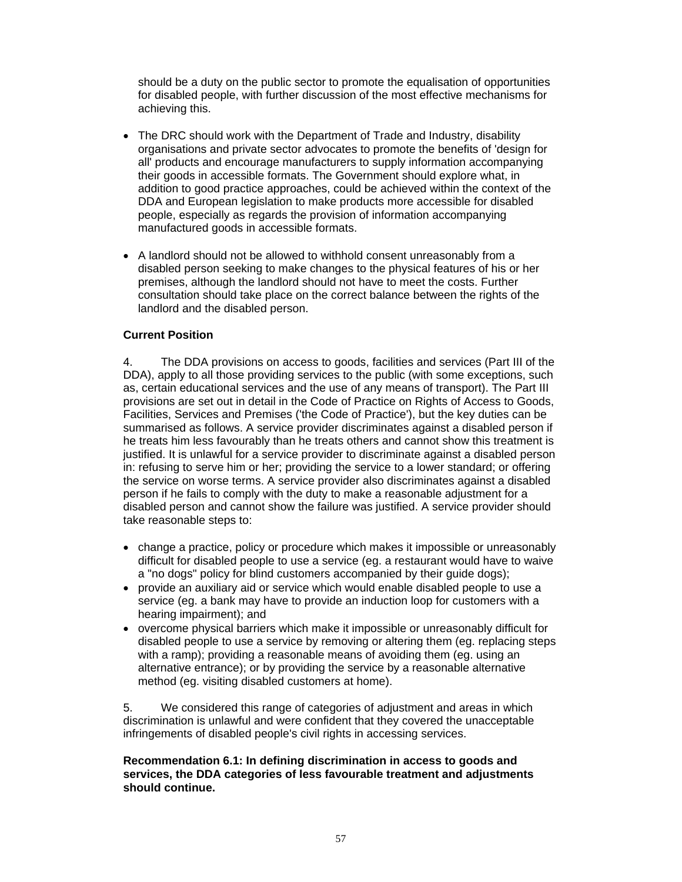should be a duty on the public sector to promote the equalisation of opportunities for disabled people, with further discussion of the most effective mechanisms for achieving this.

- The DRC should work with the Department of Trade and Industry, disability organisations and private sector advocates to promote the benefits of 'design for all' products and encourage manufacturers to supply information accompanying their goods in accessible formats. The Government should explore what, in addition to good practice approaches, could be achieved within the context of the DDA and European legislation to make products more accessible for disabled people, especially as regards the provision of information accompanying manufactured goods in accessible formats.

- A landlord should not be allowed to withhold consent unreasonably from a disabled person seeking to make changes to the physical features of his or her premises, although the landlord should not have to meet the costs. Further consultation should take place on the correct balance between the rights of the landlord and the disabled person.

**Current Position**

4. The DDA provisions on access to goods, facilities and services (Part III of the DDA), apply to all those providing services to the public (with some exceptions, such as, certain educational services and the use of any means of transport). The Part III provisions are set out in detail in the Code of Practice on Rights of Access to Goods, Facilities, Services and Premises ('the Code of Practice'), but the key duties can be summarised as follows. A service provider discriminates against a disabled person if he treats him less favourably than he treats others and cannot show this treatment is justified. It is unlawful for a service provider to discriminate against a disabled person in: refusing to serve him or her; providing the service to a lower standard; or offering the service on worse terms. A service provider also discriminates against a disabled person if he fails to comply with the duty to make a reasonable adjustment for a disabled person and cannot show the failure was justified. A service provider should take reasonable steps to:

- change a practice, policy or procedure which makes it impossible or unreasonably difficult for disabled people to use a service (eg. a restaurant would have to waive a "no dogs" policy for blind customers accompanied by their guide dogs);
- provide an auxiliary aid or service which would enable disabled people to use a service (eg. a bank may have to provide an induction loop for customers with a hearing impairment); and
- overcome physical barriers which make it impossible or unreasonably difficult for disabled people to use a service by removing or altering them (eg. replacing steps with a ramp); providing a reasonable means of avoiding them (eg. using an alternative entrance); or by providing the service by a reasonable alternative method (eg. visiting disabled customers at home).

5. We considered this range of categories of adjustment and areas in which discrimination is unlawful and were confident that they covered the unacceptable infringements of disabled people's civil rights in accessing services.

**Recommendation 6.1: In defining discrimination in access to goods and services, the DDA categories of less favourable treatment and adjustments should continue.**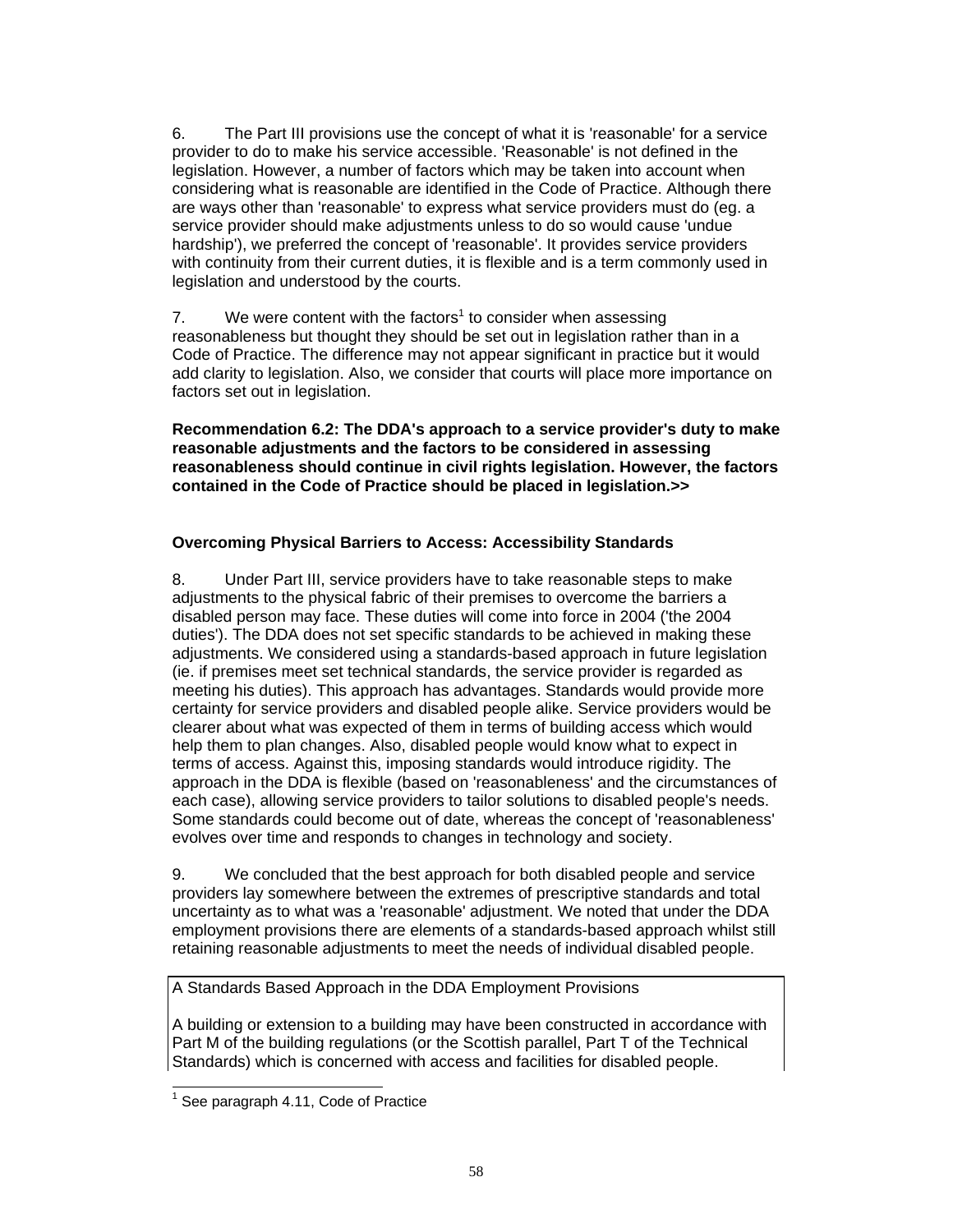6. The Part III provisions use the concept of what it is 'reasonable' for a service provider to do to make his service accessible. 'Reasonable' is not defined in the legislation. However, a number of factors which may be taken into account when considering what is reasonable are identified in the Code of Practice. Although there are ways other than 'reasonable' to express what service providers must do (eg. a service provider should make adjustments unless to do so would cause 'undue hardship'), we preferred the concept of 'reasonable'. It provides service providers with continuity from their current duties, it is flexible and is a term commonly used in legislation and understood by the courts.

7. We were content with the factors[1] to consider when assessing reasonableness but thought they should be set out in legislation rather than in a Code of Practice. The difference may not appear significant in practice but it would add clarity to legislation. Also, we consider that courts will place more importance on factors set out in legislation.

**Recommendation 6.2: The DDA's approach to a service provider's duty to make reasonable adjustments and the factors to be considered in assessing reasonableness should continue in civil rights legislation. However, the factors contained in the Code of Practice should be placed in legislation.>>**

### Overcoming Physical Barriers to Access: Accessibility Standards

8. Under Part III, service providers have to take reasonable steps to make adjustments to the physical fabric of their premises to overcome the barriers a disabled person may face. These duties will come into force in 2004 ('the 2004 duties'). The DDA does not set specific standards to be achieved in making these adjustments. We considered using a standards-based approach in future legislation (ie. if premises meet set technical standards, the service provider is regarded as meeting his duties). This approach has advantages. Standards would provide more certainty for service providers and disabled people alike. Service providers would be clearer about what was expected of them in terms of building access which would help them to plan changes. Also, disabled people would know what to expect in terms of access. Against this, imposing standards would introduce rigidity. The approach in the DDA is flexible (based on 'reasonableness' and the circumstances of each case), allowing service providers to tailor solutions to disabled people's needs. Some standards could become out of date, whereas the concept of 'reasonableness' evolves over time and responds to changes in technology and society.

9. We concluded that the best approach for both disabled people and service providers lay somewhere between the extremes of prescriptive standards and total uncertainty as to what was a 'reasonable' adjustment. We noted that under the DDA employment provisions there are elements of a standards-based approach whilst still retaining reasonable adjustments to meet the needs of individual disabled people.

A Standards Based Approach in the DDA Employment Provisions

A building or extension to a building may have been constructed in accordance with Part M of the building regulations (or the Scottish parallel, Part T of the Technical Standards) which is concerned with access and facilities for disabled people.

[1] See paragraph 4.11, Code of Practice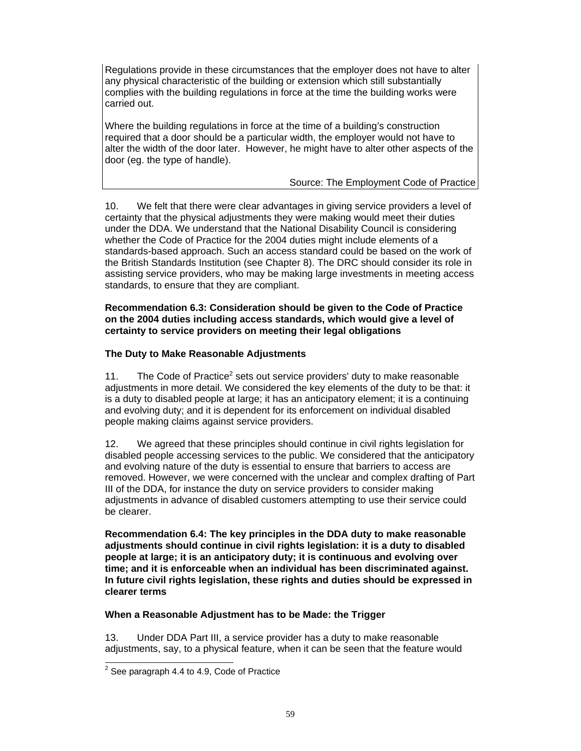Regulations provide in these circumstances that the employer does not have to alter any physical characteristic of the building or extension which still substantially complies with the building regulations in force at the time the building works were carried out.

Where the building regulations in force at the time of a building's construction required that a door should be a particular width, the employer would not have to alter the width of the door later. However, he might have to alter other aspects of the door (eg. the type of handle).

Source: The Employment Code of Practice

10. We felt that there were clear advantages in giving service providers a level of certainty that the physical adjustments they were making would meet their duties under the DDA. We understand that the National Disability Council is considering whether the Code of Practice for the 2004 duties might include elements of a standards-based approach. Such an access standard could be based on the work of the British Standards Institution (see Chapter 8). The DRC should consider its role in assisting service providers, who may be making large investments in meeting access standards, to ensure that they are compliant.

**Recommendation 6.3: Consideration should be given to the Code of Practice on the 2004 duties including access standards, which would give a level of certainty to service providers on meeting their legal obligations**

**The Duty to Make Reasonable Adjustments**

11. The Code of Practice[2] sets out service providers' duty to make reasonable adjustments in more detail. We considered the key elements of the duty to be that: it is a duty to disabled people at large; it has an anticipatory element; it is a continuing and evolving duty; and it is dependent for its enforcement on individual disabled people making claims against service providers.

12. We agreed that these principles should continue in civil rights legislation for disabled people accessing services to the public. We considered that the anticipatory and evolving nature of the duty is essential to ensure that barriers to access are removed. However, we were concerned with the unclear and complex drafting of Part III of the DDA, for instance the duty on service providers to consider making adjustments in advance of disabled customers attempting to use their service could be clearer.

**Recommendation 6.4: The key principles in the DDA duty to make reasonable adjustments should continue in civil rights legislation: it is a duty to disabled people at large; it is an anticipatory duty; it is continuous and evolving over time; and it is enforceable when an individual has been discriminated against. In future civil rights legislation, these rights and duties should be expressed in clearer terms**

**When a Reasonable Adjustment has to be Made: the Trigger**

13. Under DDA Part III, a service provider has a duty to make reasonable adjustments, say, to a physical feature, when it can be seen that the feature would

[2] See paragraph 4.4 to 4.9, Code of Practice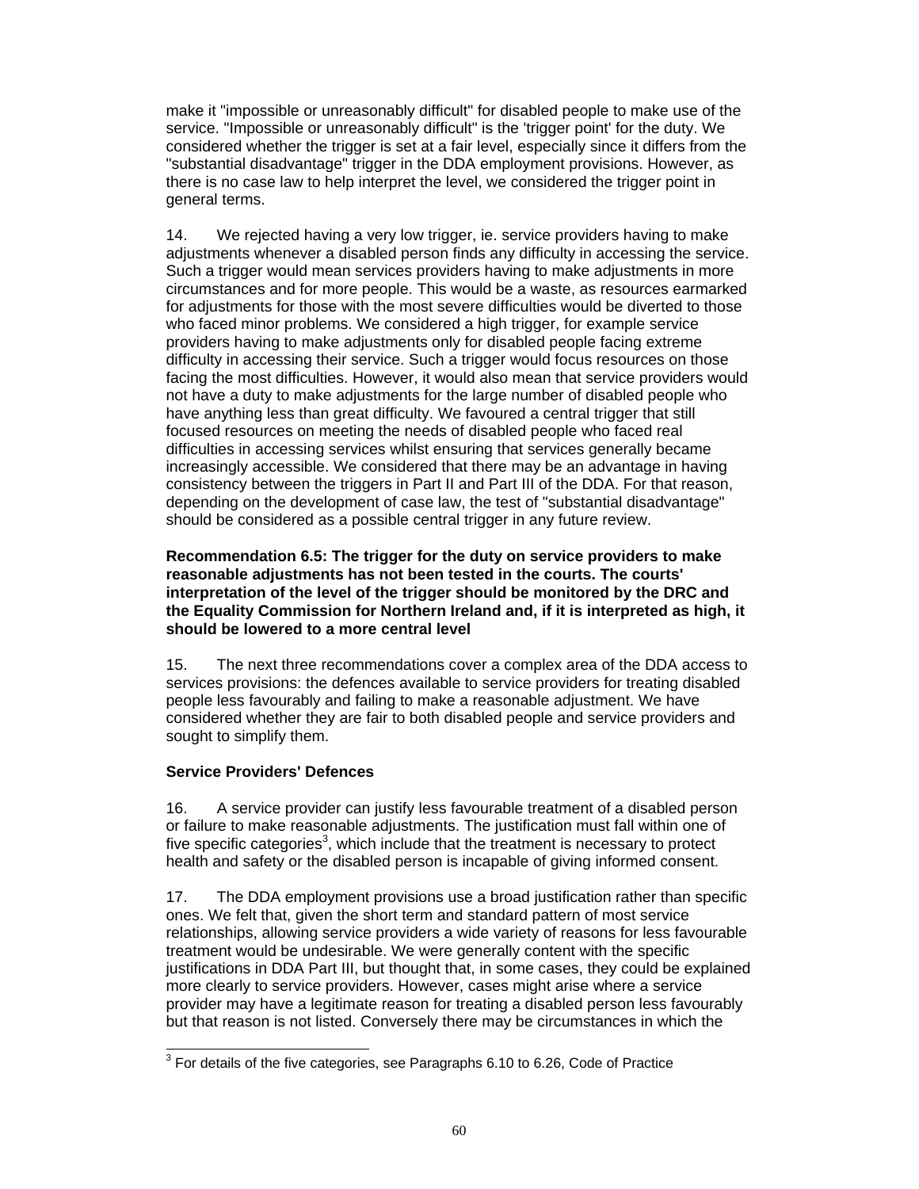make it "impossible or unreasonably difficult" for disabled people to make use of the service. "Impossible or unreasonably difficult" is the 'trigger point' for the duty. We considered whether the trigger is set at a fair level, especially since it differs from the "substantial disadvantage" trigger in the DDA employment provisions. However, as there is no case law to help interpret the level, we considered the trigger point in general terms.

14. We rejected having a very low trigger, ie. service providers having to make adjustments whenever a disabled person finds any difficulty in accessing the service. Such a trigger would mean services providers having to make adjustments in more circumstances and for more people. This would be a waste, as resources earmarked for adjustments for those with the most severe difficulties would be diverted to those who faced minor problems. We considered a high trigger, for example service providers having to make adjustments only for disabled people facing extreme difficulty in accessing their service. Such a trigger would focus resources on those facing the most difficulties. However, it would also mean that service providers would not have a duty to make adjustments for the large number of disabled people who have anything less than great difficulty. We favoured a central trigger that still focused resources on meeting the needs of disabled people who faced real difficulties in accessing services whilst ensuring that services generally became increasingly accessible. We considered that there may be an advantage in having consistency between the triggers in Part II and Part III of the DDA. For that reason, depending on the development of case law, the test of "substantial disadvantage" should be considered as a possible central trigger in any future review.

**Recommendation 6.5: The trigger for the duty on service providers to make reasonable adjustments has not been tested in the courts. The courts' interpretation of the level of the trigger should be monitored by the DRC and the Equality Commission for Northern Ireland and, if it is interpreted as high, it should be lowered to a more central level**

15. The next three recommendations cover a complex area of the DDA access to services provisions: the defences available to service providers for treating disabled people less favourably and failing to make a reasonable adjustment. We have considered whether they are fair to both disabled people and service providers and sought to simplify them.

**Service Providers' Defences**

16. A service provider can justify less favourable treatment of a disabled person or failure to make reasonable adjustments. The justification must fall within one of five specific categories[3], which include that the treatment is necessary to protect health and safety or the disabled person is incapable of giving informed consent.

17. The DDA employment provisions use a broad justification rather than specific ones. We felt that, given the short term and standard pattern of most service relationships, allowing service providers a wide variety of reasons for less favourable treatment would be undesirable. We were generally content with the specific justifications in DDA Part III, but thought that, in some cases, they could be explained more clearly to service providers. However, cases might arise where a service provider may have a legitimate reason for treating a disabled person less favourably but that reason is not listed. Conversely there may be circumstances in which the

[3] For details of the five categories, see Paragraphs 6.10 to 6.26, Code of Practice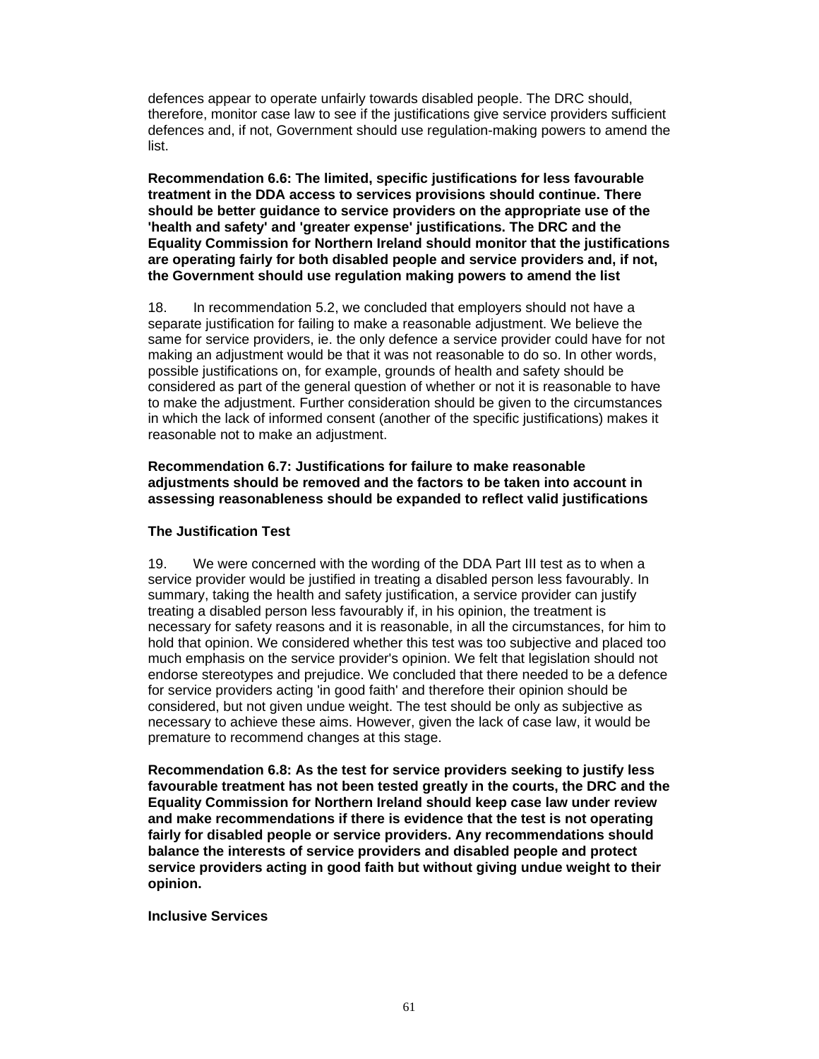defences appear to operate unfairly towards disabled people. The DRC should, therefore, monitor case law to see if the justifications give service providers sufficient defences and, if not, Government should use regulation-making powers to amend the list.

**Recommendation 6.6: The limited, specific justifications for less favourable treatment in the DDA access to services provisions should continue. There should be better guidance to service providers on the appropriate use of the 'health and safety' and 'greater expense' justifications. The DRC and the Equality Commission for Northern Ireland should monitor that the justifications are operating fairly for both disabled people and service providers and, if not, the Government should use regulation making powers to amend the list**

18. In recommendation 5.2, we concluded that employers should not have a separate justification for failing to make a reasonable adjustment. We believe the same for service providers, ie. the only defence a service provider could have for not making an adjustment would be that it was not reasonable to do so. In other words, possible justifications on, for example, grounds of health and safety should be considered as part of the general question of whether or not it is reasonable to have to make the adjustment. Further consideration should be given to the circumstances in which the lack of informed consent (another of the specific justifications) makes it reasonable not to make an adjustment.

**Recommendation 6.7: Justifications for failure to make reasonable adjustments should be removed and the factors to be taken into account in assessing reasonableness should be expanded to reflect valid justifications**

**The Justification Test**

19. We were concerned with the wording of the DDA Part III test as to when a service provider would be justified in treating a disabled person less favourably. In summary, taking the health and safety justification, a service provider can justify treating a disabled person less favourably if, in his opinion, the treatment is necessary for safety reasons and it is reasonable, in all the circumstances, for him to hold that opinion. We considered whether this test was too subjective and placed too much emphasis on the service provider's opinion. We felt that legislation should not endorse stereotypes and prejudice. We concluded that there needed to be a defence for service providers acting 'in good faith' and therefore their opinion should be considered, but not given undue weight. The test should be only as subjective as necessary to achieve these aims. However, given the lack of case law, it would be premature to recommend changes at this stage.

**Recommendation 6.8: As the test for service providers seeking to justify less favourable treatment has not been tested greatly in the courts, the DRC and the Equality Commission for Northern Ireland should keep case law under review and make recommendations if there is evidence that the test is not operating fairly for disabled people or service providers. Any recommendations should balance the interests of service providers and disabled people and protect service providers acting in good faith but without giving undue weight to their opinion.**

**Inclusive Services**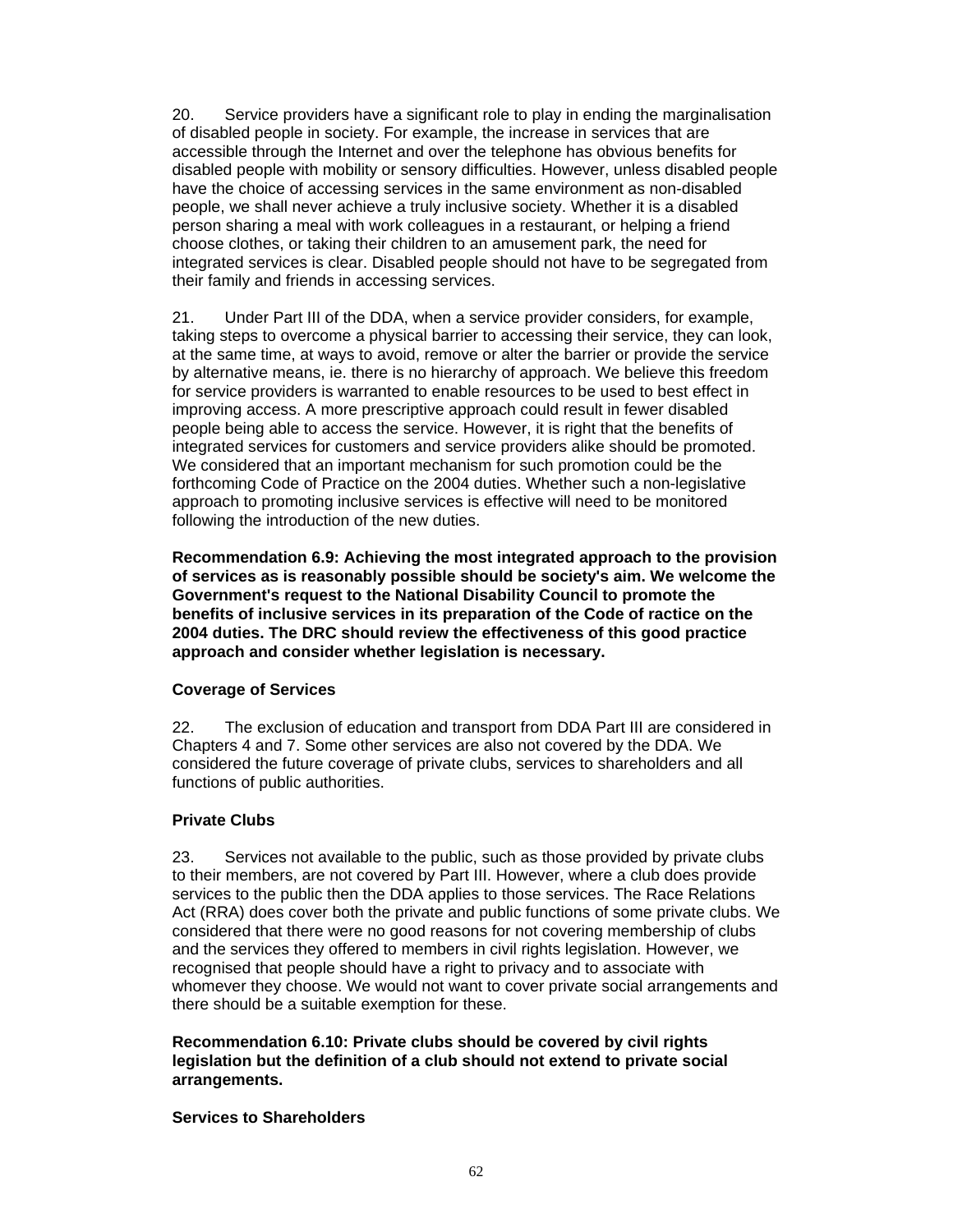20. Service providers have a significant role to play in ending the marginalisation of disabled people in society. For example, the increase in services that are accessible through the Internet and over the telephone has obvious benefits for disabled people with mobility or sensory difficulties. However, unless disabled people have the choice of accessing services in the same environment as non-disabled people, we shall never achieve a truly inclusive society. Whether it is a disabled person sharing a meal with work colleagues in a restaurant, or helping a friend choose clothes, or taking their children to an amusement park, the need for integrated services is clear. Disabled people should not have to be segregated from their family and friends in accessing services.

21. Under Part III of the DDA, when a service provider considers, for example, taking steps to overcome a physical barrier to accessing their service, they can look, at the same time, at ways to avoid, remove or alter the barrier or provide the service by alternative means, ie. there is no hierarchy of approach. We believe this freedom for service providers is warranted to enable resources to be used to best effect in improving access. A more prescriptive approach could result in fewer disabled people being able to access the service. However, it is right that the benefits of integrated services for customers and service providers alike should be promoted. We considered that an important mechanism for such promotion could be the forthcoming Code of Practice on the 2004 duties. Whether such a non-legislative approach to promoting inclusive services is effective will need to be monitored following the introduction of the new duties.

**Recommendation 6.9: Achieving the most integrated approach to the provision of services as is reasonably possible should be society's aim. We welcome the Government's request to the National Disability Council to promote the benefits of inclusive services in its preparation of the Code of ractice on the 2004 duties. The DRC should review the effectiveness of this good practice approach and consider whether legislation is necessary.**

### Coverage of Services

22. The exclusion of education and transport from DDA Part III are considered in Chapters 4 and 7. Some other services are also not covered by the DDA. We considered the future coverage of private clubs, services to shareholders and all functions of public authorities.

### Private Clubs

23. Services not available to the public, such as those provided by private clubs to their members, are not covered by Part III. However, where a club does provide services to the public then the DDA applies to those services. The Race Relations Act (RRA) does cover both the private and public functions of some private clubs. We considered that there were no good reasons for not covering membership of clubs and the services they offered to members in civil rights legislation. However, we recognised that people should have a right to privacy and to associate with whomever they choose. We would not want to cover private social arrangements and there should be a suitable exemption for these.

**Recommendation 6.10: Private clubs should be covered by civil rights legislation but the definition of a club should not extend to private social arrangements.**

### Services to Shareholders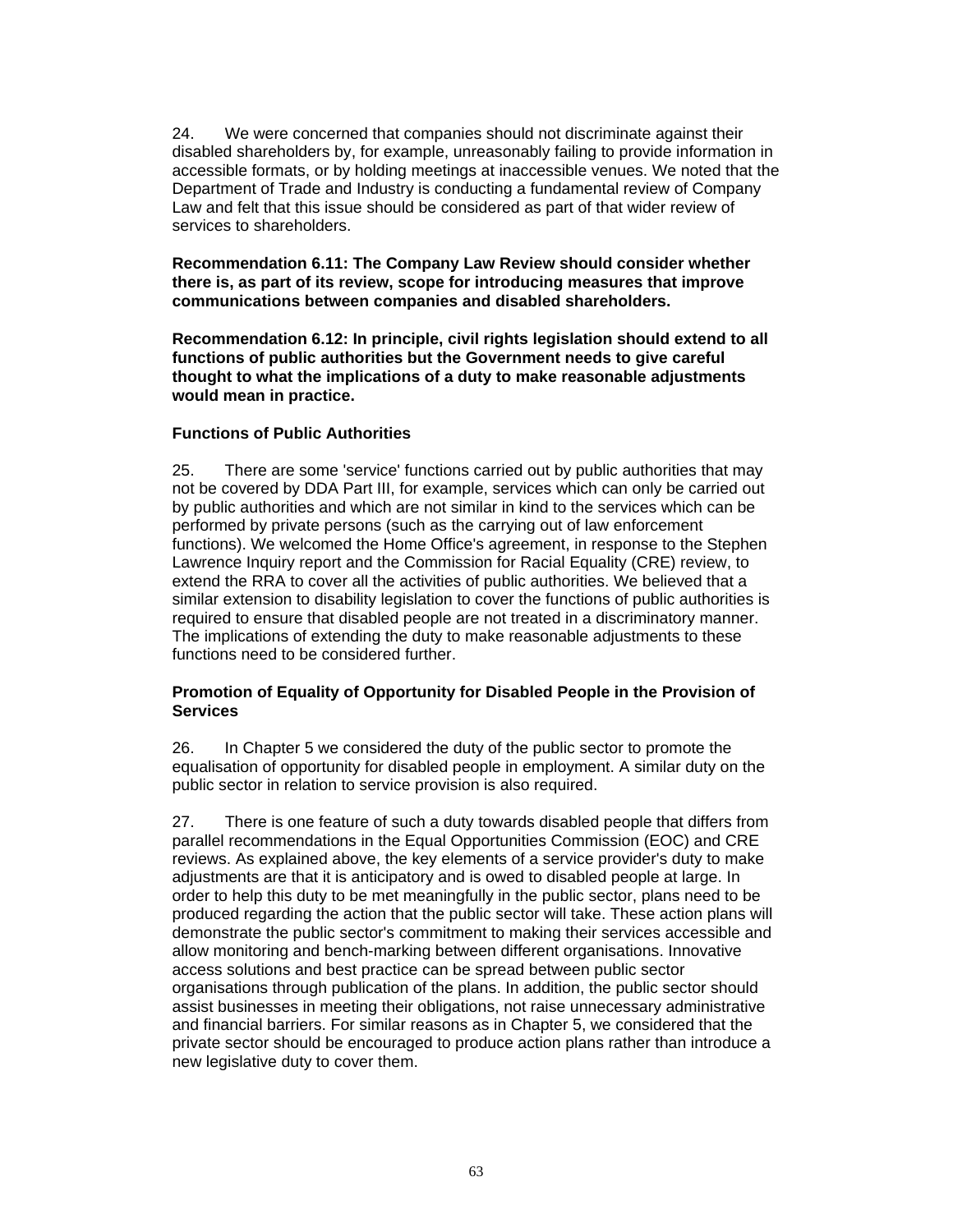24. We were concerned that companies should not discriminate against their disabled shareholders by, for example, unreasonably failing to provide information in accessible formats, or by holding meetings at inaccessible venues. We noted that the Department of Trade and Industry is conducting a fundamental review of Company Law and felt that this issue should be considered as part of that wider review of services to shareholders.

**Recommendation 6.11: The Company Law Review should consider whether there is, as part of its review, scope for introducing measures that improve communications between companies and disabled shareholders.**

**Recommendation 6.12: In principle, civil rights legislation should extend to all functions of public authorities but the Government needs to give careful thought to what the implications of a duty to make reasonable adjustments would mean in practice.**

**Functions of Public Authorities**

25. There are some 'service' functions carried out by public authorities that may not be covered by DDA Part III, for example, services which can only be carried out by public authorities and which are not similar in kind to the services which can be performed by private persons (such as the carrying out of law enforcement functions). We welcomed the Home Office's agreement, in response to the Stephen Lawrence Inquiry report and the Commission for Racial Equality (CRE) review, to extend the RRA to cover all the activities of public authorities. We believed that a similar extension to disability legislation to cover the functions of public authorities is required to ensure that disabled people are not treated in a discriminatory manner. The implications of extending the duty to make reasonable adjustments to these functions need to be considered further.

**Promotion of Equality of Opportunity for Disabled People in the Provision of Services**

26. In Chapter 5 we considered the duty of the public sector to promote the equalisation of opportunity for disabled people in employment. A similar duty on the public sector in relation to service provision is also required.

27. There is one feature of such a duty towards disabled people that differs from parallel recommendations in the Equal Opportunities Commission (EOC) and CRE reviews. As explained above, the key elements of a service provider's duty to make adjustments are that it is anticipatory and is owed to disabled people at large. In order to help this duty to be met meaningfully in the public sector, plans need to be produced regarding the action that the public sector will take. These action plans will demonstrate the public sector's commitment to making their services accessible and allow monitoring and bench-marking between different organisations. Innovative access solutions and best practice can be spread between public sector organisations through publication of the plans. In addition, the public sector should assist businesses in meeting their obligations, not raise unnecessary administrative and financial barriers. For similar reasons as in Chapter 5, we considered that the private sector should be encouraged to produce action plans rather than introduce a new legislative duty to cover them.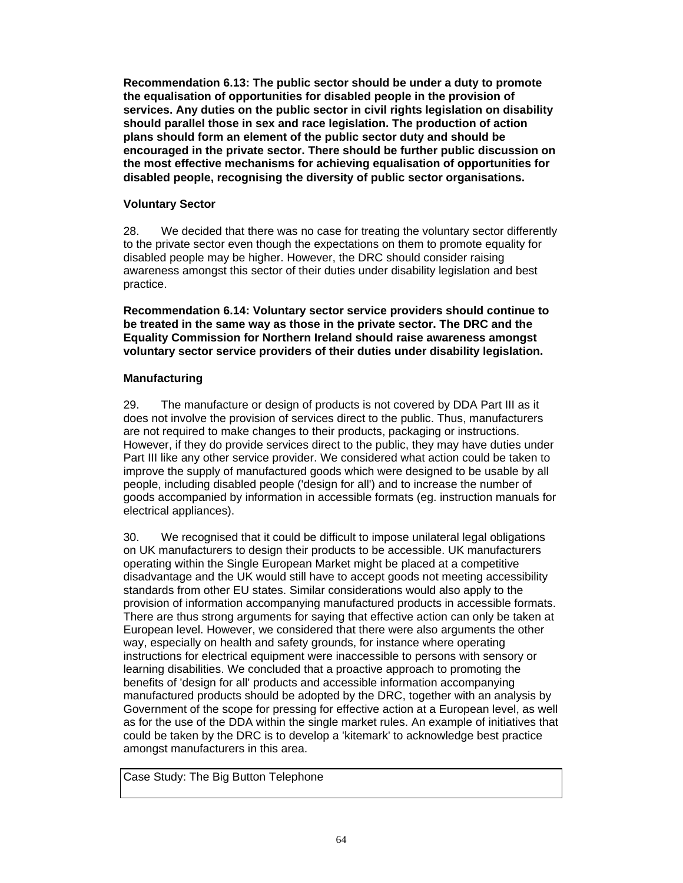**Recommendation 6.13: The public sector should be under a duty to promote the equalisation of opportunities for disabled people in the provision of services. Any duties on the public sector in civil rights legislation on disability should parallel those in sex and race legislation. The production of action plans should form an element of the public sector duty and should be encouraged in the private sector. There should be further public discussion on the most effective mechanisms for achieving equalisation of opportunities for disabled people, recognising the diversity of public sector organisations.**

**Voluntary Sector**

28. We decided that there was no case for treating the voluntary sector differently to the private sector even though the expectations on them to promote equality for disabled people may be higher. However, the DRC should consider raising awareness amongst this sector of their duties under disability legislation and best practice.

**Recommendation 6.14: Voluntary sector service providers should continue to be treated in the same way as those in the private sector. The DRC and the Equality Commission for Northern Ireland should raise awareness amongst voluntary sector service providers of their duties under disability legislation.**

**Manufacturing**

29. The manufacture or design of products is not covered by DDA Part III as it does not involve the provision of services direct to the public. Thus, manufacturers are not required to make changes to their products, packaging or instructions. However, if they do provide services direct to the public, they may have duties under Part III like any other service provider. We considered what action could be taken to improve the supply of manufactured goods which were designed to be usable by all people, including disabled people ('design for all') and to increase the number of goods accompanied by information in accessible formats (eg. instruction manuals for electrical appliances).

30. We recognised that it could be difficult to impose unilateral legal obligations on UK manufacturers to design their products to be accessible. UK manufacturers operating within the Single European Market might be placed at a competitive disadvantage and the UK would still have to accept goods not meeting accessibility standards from other EU states. Similar considerations would also apply to the provision of information accompanying manufactured products in accessible formats. There are thus strong arguments for saying that effective action can only be taken at European level. However, we considered that there were also arguments the other way, especially on health and safety grounds, for instance where operating instructions for electrical equipment were inaccessible to persons with sensory or learning disabilities. We concluded that a proactive approach to promoting the benefits of 'design for all' products and accessible information accompanying manufactured products should be adopted by the DRC, together with an analysis by Government of the scope for pressing for effective action at a European level, as well as for the use of the DDA within the single market rules. An example of initiatives that could be taken by the DRC is to develop a 'kitemark' to acknowledge best practice amongst manufacturers in this area.

Case Study: The Big Button Telephone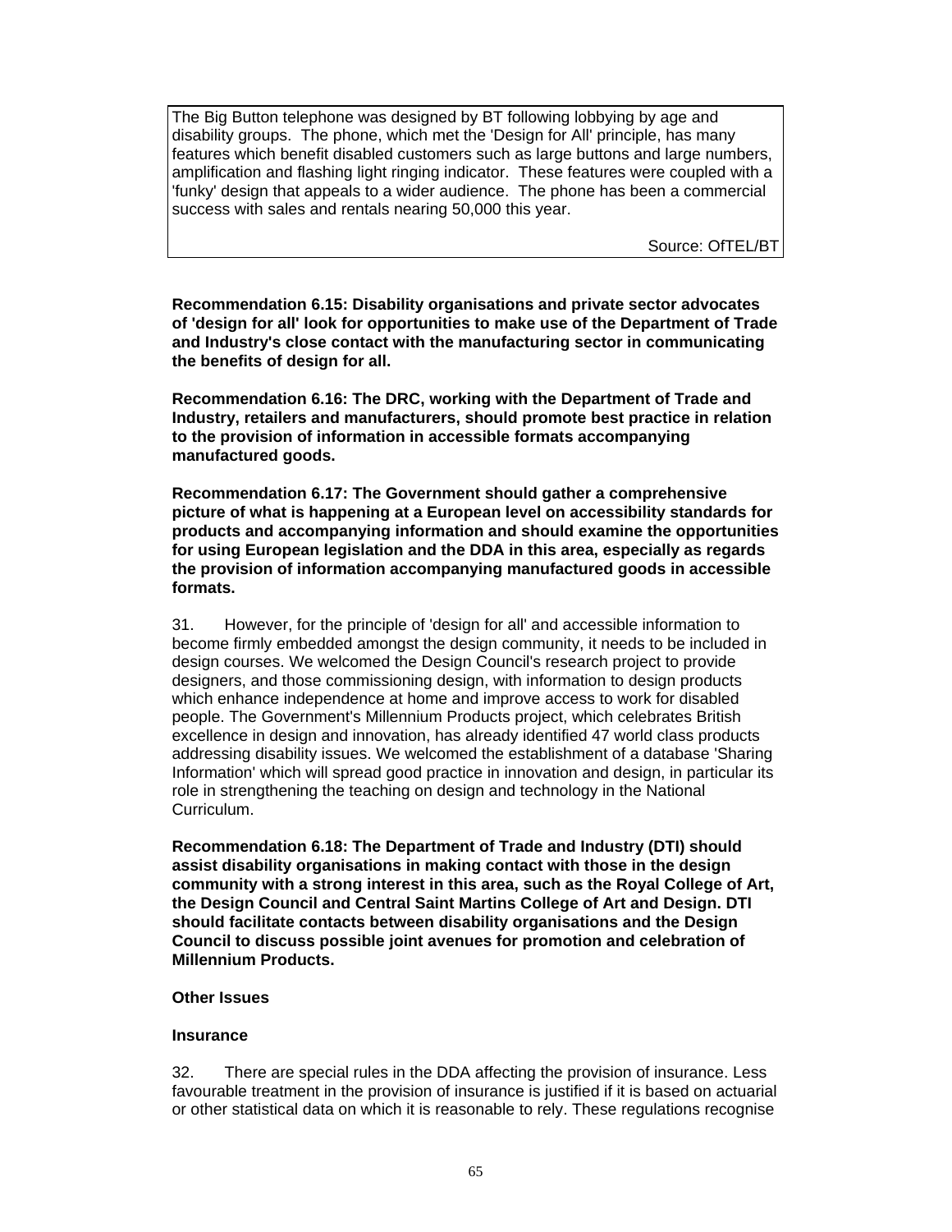> The Big Button telephone was designed by BT following lobbying by age and disability groups. The phone, which met the 'Design for All' principle, has many features which benefit disabled customers such as large buttons and large numbers, amplification and flashing light ringing indicator. These features were coupled with a 'funky' design that appeals to a wider audience. The phone has been a commercial success with sales and rentals nearing 50,000 this year.
>
> Source: OfTEL/BT

**Recommendation 6.15: Disability organisations and private sector advocates of 'design for all' look for opportunities to make use of the Department of Trade and Industry's close contact with the manufacturing sector in communicating the benefits of design for all.**

**Recommendation 6.16: The DRC, working with the Department of Trade and Industry, retailers and manufacturers, should promote best practice in relation to the provision of information in accessible formats accompanying manufactured goods.**

**Recommendation 6.17: The Government should gather a comprehensive picture of what is happening at a European level on accessibility standards for products and accompanying information and should examine the opportunities for using European legislation and the DDA in this area, especially as regards the provision of information accompanying manufactured goods in accessible formats.**

31. However, for the principle of 'design for all' and accessible information to become firmly embedded amongst the design community, it needs to be included in design courses. We welcomed the Design Council's research project to provide designers, and those commissioning design, with information to design products which enhance independence at home and improve access to work for disabled people. The Government's Millennium Products project, which celebrates British excellence in design and innovation, has already identified 47 world class products addressing disability issues. We welcomed the establishment of a database 'Sharing Information' which will spread good practice in innovation and design, in particular its role in strengthening the teaching on design and technology in the National Curriculum.

**Recommendation 6.18: The Department of Trade and Industry (DTI) should assist disability organisations in making contact with those in the design community with a strong interest in this area, such as the Royal College of Art, the Design Council and Central Saint Martins College of Art and Design. DTI should facilitate contacts between disability organisations and the Design Council to discuss possible joint avenues for promotion and celebration of Millennium Products.**

**Other Issues**

**Insurance**

32. There are special rules in the DDA affecting the provision of insurance. Less favourable treatment in the provision of insurance is justified if it is based on actuarial or other statistical data on which it is reasonable to rely. These regulations recognise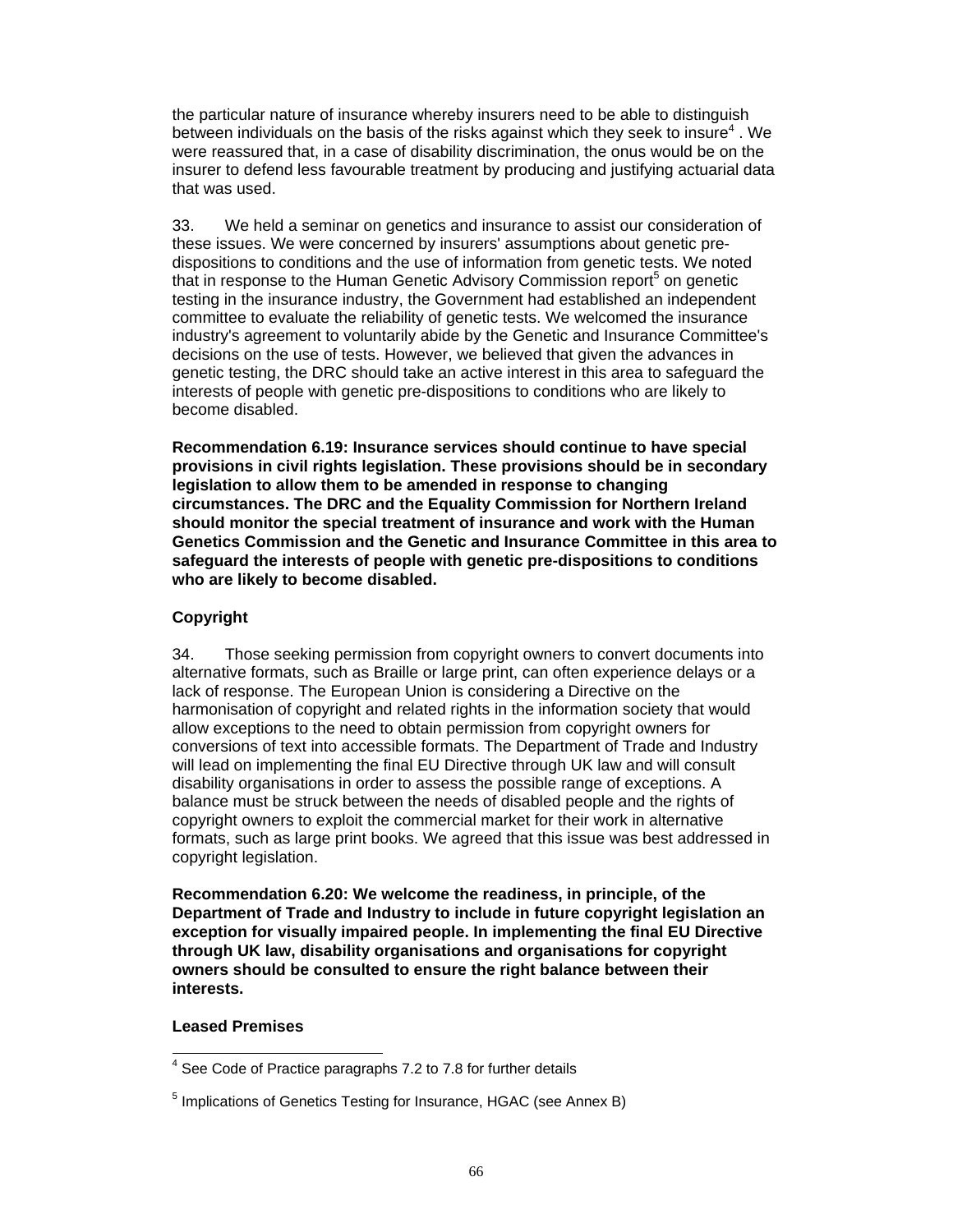the particular nature of insurance whereby insurers need to be able to distinguish between individuals on the basis of the risks against which they seek to insure[4] . We were reassured that, in a case of disability discrimination, the onus would be on the insurer to defend less favourable treatment by producing and justifying actuarial data that was used.

33. We held a seminar on genetics and insurance to assist our consideration of these issues. We were concerned by insurers' assumptions about genetic pre-dispositions to conditions and the use of information from genetic tests. We noted that in response to the Human Genetic Advisory Commission report[5] on genetic testing in the insurance industry, the Government had established an independent committee to evaluate the reliability of genetic tests. We welcomed the insurance industry's agreement to voluntarily abide by the Genetic and Insurance Committee's decisions on the use of tests. However, we believed that given the advances in genetic testing, the DRC should take an active interest in this area to safeguard the interests of people with genetic pre-dispositions to conditions who are likely to become disabled.

**Recommendation 6.19: Insurance services should continue to have special provisions in civil rights legislation. These provisions should be in secondary legislation to allow them to be amended in response to changing circumstances. The DRC and the Equality Commission for Northern Ireland should monitor the special treatment of insurance and work with the Human Genetics Commission and the Genetic and Insurance Committee in this area to safeguard the interests of people with genetic pre-dispositions to conditions who are likely to become disabled.**

### Copyright

34. Those seeking permission from copyright owners to convert documents into alternative formats, such as Braille or large print, can often experience delays or a lack of response. The European Union is considering a Directive on the harmonisation of copyright and related rights in the information society that would allow exceptions to the need to obtain permission from copyright owners for conversions of text into accessible formats. The Department of Trade and Industry will lead on implementing the final EU Directive through UK law and will consult disability organisations in order to assess the possible range of exceptions. A balance must be struck between the needs of disabled people and the rights of copyright owners to exploit the commercial market for their work in alternative formats, such as large print books. We agreed that this issue was best addressed in copyright legislation.

**Recommendation 6.20: We welcome the readiness, in principle, of the Department of Trade and Industry to include in future copyright legislation an exception for visually impaired people. In implementing the final EU Directive through UK law, disability organisations and organisations for copyright owners should be consulted to ensure the right balance between their interests.**

### Leased Premises

[4] See Code of Practice paragraphs 7.2 to 7.8 for further details

[5] Implications of Genetics Testing for Insurance, HGAC (see Annex B)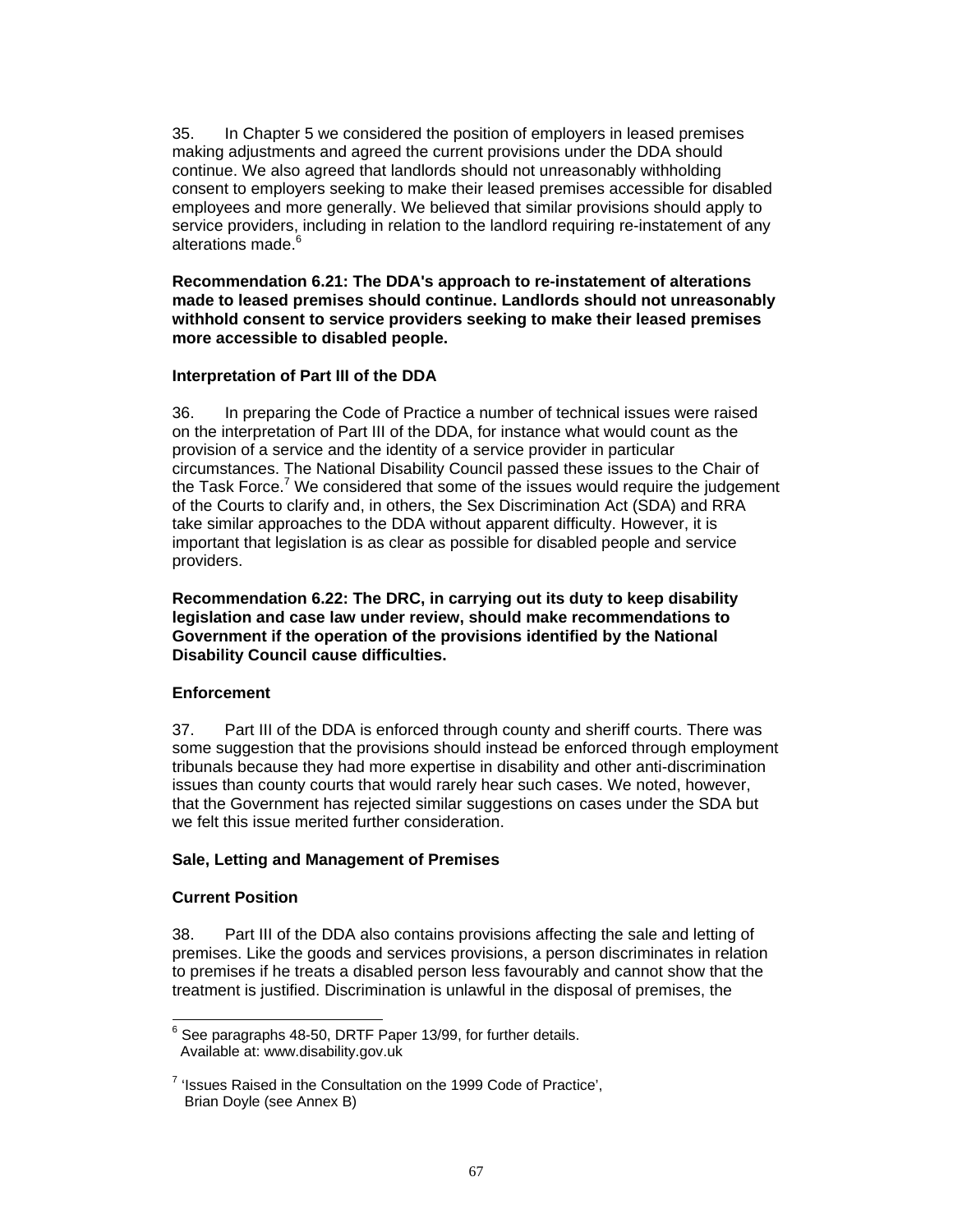35. In Chapter 5 we considered the position of employers in leased premises making adjustments and agreed the current provisions under the DDA should continue. We also agreed that landlords should not unreasonably withholding consent to employers seeking to make their leased premises accessible for disabled employees and more generally. We believed that similar provisions should apply to service providers, including in relation to the landlord requiring re-instatement of any alterations made.[6]

**Recommendation 6.21: The DDA's approach to re-instatement of alterations made to leased premises should continue. Landlords should not unreasonably withhold consent to service providers seeking to make their leased premises more accessible to disabled people.**

**Interpretation of Part III of the DDA**

36. In preparing the Code of Practice a number of technical issues were raised on the interpretation of Part III of the DDA, for instance what would count as the provision of a service and the identity of a service provider in particular circumstances. The National Disability Council passed these issues to the Chair of the Task Force.[7] We considered that some of the issues would require the judgement of the Courts to clarify and, in others, the Sex Discrimination Act (SDA) and RRA take similar approaches to the DDA without apparent difficulty. However, it is important that legislation is as clear as possible for disabled people and service providers.

**Recommendation 6.22: The DRC, in carrying out its duty to keep disability legislation and case law under review, should make recommendations to Government if the operation of the provisions identified by the National Disability Council cause difficulties.**

**Enforcement**

37. Part III of the DDA is enforced through county and sheriff courts. There was some suggestion that the provisions should instead be enforced through employment tribunals because they had more expertise in disability and other anti-discrimination issues than county courts that would rarely hear such cases. We noted, however, that the Government has rejected similar suggestions on cases under the SDA but we felt this issue merited further consideration.

**Sale, Letting and Management of Premises**

**Current Position**

38. Part III of the DDA also contains provisions affecting the sale and letting of premises. Like the goods and services provisions, a person discriminates in relation to premises if he treats a disabled person less favourably and cannot show that the treatment is justified. Discrimination is unlawful in the disposal of premises, the

---

[6] See paragraphs 48-50, DRTF Paper 13/99, for further details. Available at: www.disability.gov.uk

[7] 'Issues Raised in the Consultation on the 1999 Code of Practice', Brian Doyle (see Annex B)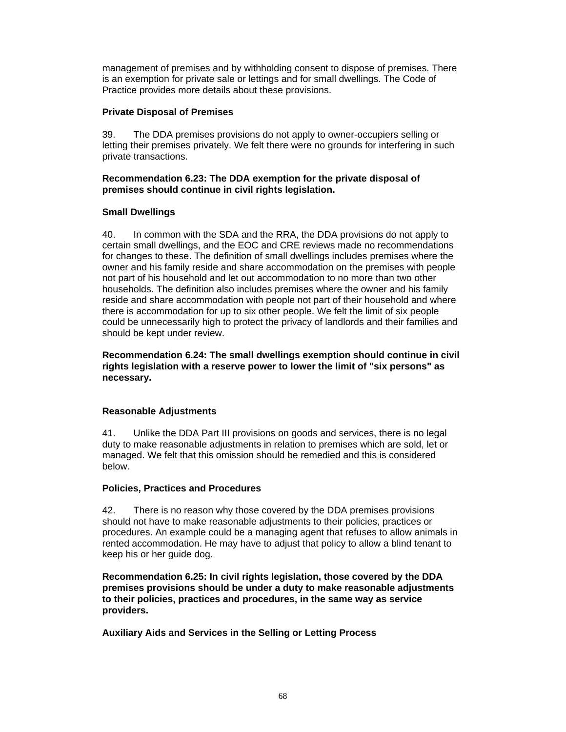management of premises and by withholding consent to dispose of premises. There is an exemption for private sale or lettings and for small dwellings. The Code of Practice provides more details about these provisions.

**Private Disposal of Premises**

39. The DDA premises provisions do not apply to owner-occupiers selling or letting their premises privately. We felt there were no grounds for interfering in such private transactions.

**Recommendation 6.23: The DDA exemption for the private disposal of premises should continue in civil rights legislation.**

**Small Dwellings**

40. In common with the SDA and the RRA, the DDA provisions do not apply to certain small dwellings, and the EOC and CRE reviews made no recommendations for changes to these. The definition of small dwellings includes premises where the owner and his family reside and share accommodation on the premises with people not part of his household and let out accommodation to no more than two other households. The definition also includes premises where the owner and his family reside and share accommodation with people not part of their household and where there is accommodation for up to six other people. We felt the limit of six people could be unnecessarily high to protect the privacy of landlords and their families and should be kept under review.

**Recommendation 6.24: The small dwellings exemption should continue in civil rights legislation with a reserve power to lower the limit of "six persons" as necessary.**

**Reasonable Adjustments**

41. Unlike the DDA Part III provisions on goods and services, there is no legal duty to make reasonable adjustments in relation to premises which are sold, let or managed. We felt that this omission should be remedied and this is considered below.

**Policies, Practices and Procedures**

42. There is no reason why those covered by the DDA premises provisions should not have to make reasonable adjustments to their policies, practices or procedures. An example could be a managing agent that refuses to allow animals in rented accommodation. He may have to adjust that policy to allow a blind tenant to keep his or her guide dog.

**Recommendation 6.25: In civil rights legislation, those covered by the DDA premises provisions should be under a duty to make reasonable adjustments to their policies, practices and procedures, in the same way as service providers.**

**Auxiliary Aids and Services in the Selling or Letting Process**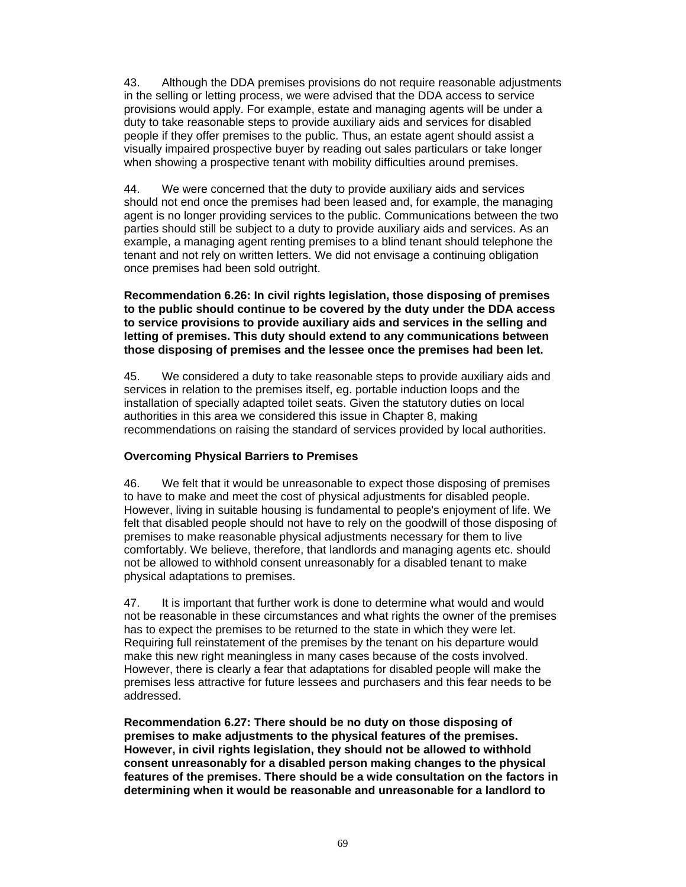43. Although the DDA premises provisions do not require reasonable adjustments in the selling or letting process, we were advised that the DDA access to service provisions would apply. For example, estate and managing agents will be under a duty to take reasonable steps to provide auxiliary aids and services for disabled people if they offer premises to the public. Thus, an estate agent should assist a visually impaired prospective buyer by reading out sales particulars or take longer when showing a prospective tenant with mobility difficulties around premises.

44. We were concerned that the duty to provide auxiliary aids and services should not end once the premises had been leased and, for example, the managing agent is no longer providing services to the public. Communications between the two parties should still be subject to a duty to provide auxiliary aids and services. As an example, a managing agent renting premises to a blind tenant should telephone the tenant and not rely on written letters. We did not envisage a continuing obligation once premises had been sold outright.

**Recommendation 6.26: In civil rights legislation, those disposing of premises to the public should continue to be covered by the duty under the DDA access to service provisions to provide auxiliary aids and services in the selling and letting of premises. This duty should extend to any communications between those disposing of premises and the lessee once the premises had been let.**

45. We considered a duty to take reasonable steps to provide auxiliary aids and services in relation to the premises itself, eg. portable induction loops and the installation of specially adapted toilet seats. Given the statutory duties on local authorities in this area we considered this issue in Chapter 8, making recommendations on raising the standard of services provided by local authorities.

**Overcoming Physical Barriers to Premises**

46. We felt that it would be unreasonable to expect those disposing of premises to have to make and meet the cost of physical adjustments for disabled people. However, living in suitable housing is fundamental to people's enjoyment of life. We felt that disabled people should not have to rely on the goodwill of those disposing of premises to make reasonable physical adjustments necessary for them to live comfortably. We believe, therefore, that landlords and managing agents etc. should not be allowed to withhold consent unreasonably for a disabled tenant to make physical adaptations to premises.

47. It is important that further work is done to determine what would and would not be reasonable in these circumstances and what rights the owner of the premises has to expect the premises to be returned to the state in which they were let. Requiring full reinstatement of the premises by the tenant on his departure would make this new right meaningless in many cases because of the costs involved. However, there is clearly a fear that adaptations for disabled people will make the premises less attractive for future lessees and purchasers and this fear needs to be addressed.

**Recommendation 6.27: There should be no duty on those disposing of premises to make adjustments to the physical features of the premises. However, in civil rights legislation, they should not be allowed to withhold consent unreasonably for a disabled person making changes to the physical features of the premises. There should be a wide consultation on the factors in determining when it would be reasonable and unreasonable for a landlord to**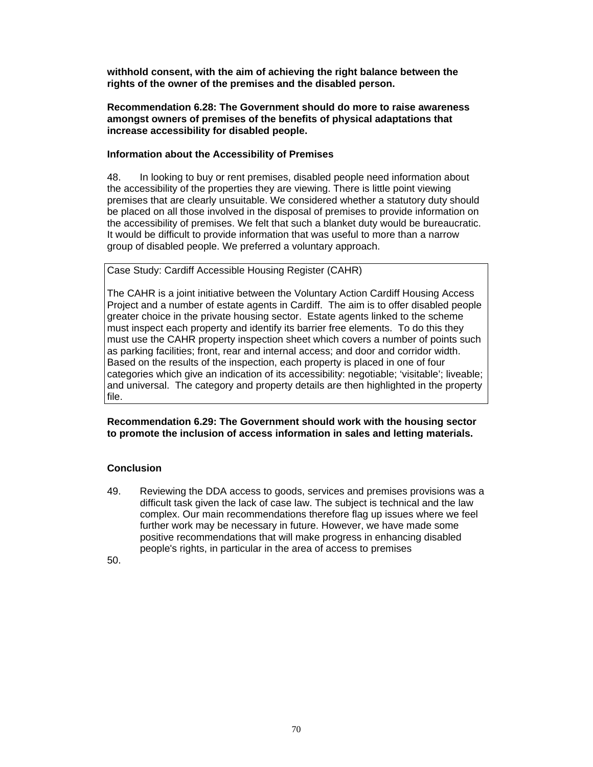**withhold consent, with the aim of achieving the right balance between the rights of the owner of the premises and the disabled person.**

**Recommendation 6.28: The Government should do more to raise awareness amongst owners of premises of the benefits of physical adaptations that increase accessibility for disabled people.**

**Information about the Accessibility of Premises**

48. In looking to buy or rent premises, disabled people need information about the accessibility of the properties they are viewing. There is little point viewing premises that are clearly unsuitable. We considered whether a statutory duty should be placed on all those involved in the disposal of premises to provide information on the accessibility of premises. We felt that such a blanket duty would be bureaucratic. It would be difficult to provide information that was useful to more than a narrow group of disabled people. We preferred a voluntary approach.

> Case Study: Cardiff Accessible Housing Register (CAHR)
>
> The CAHR is a joint initiative between the Voluntary Action Cardiff Housing Access Project and a number of estate agents in Cardiff. The aim is to offer disabled people greater choice in the private housing sector. Estate agents linked to the scheme must inspect each property and identify its barrier free elements. To do this they must use the CAHR property inspection sheet which covers a number of points such as parking facilities; front, rear and internal access; and door and corridor width. Based on the results of the inspection, each property is placed in one of four categories which give an indication of its accessibility: negotiable; 'visitable'; liveable; and universal. The category and property details are then highlighted in the property file.

**Recommendation 6.29: The Government should work with the housing sector to promote the inclusion of access information in sales and letting materials.**

**Conclusion**

49. Reviewing the DDA access to goods, services and premises provisions was a difficult task given the lack of case law. The subject is technical and the law complex. Our main recommendations therefore flag up issues where we feel further work may be necessary in future. However, we have made some positive recommendations that will make progress in enhancing disabled people's rights, in particular in the area of access to premises

50.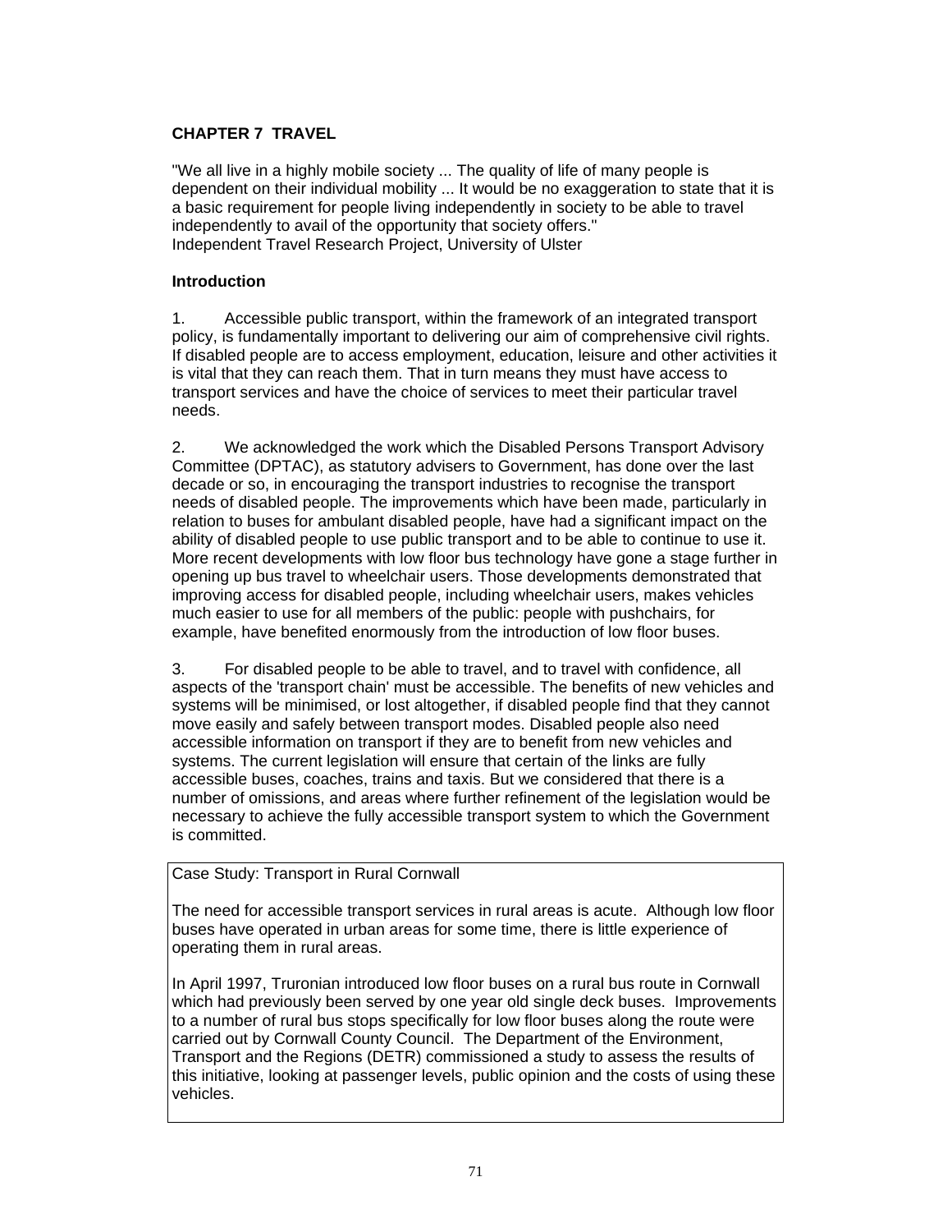## CHAPTER 7 TRAVEL

"We all live in a highly mobile society ... The quality of life of many people is dependent on their individual mobility ... It would be no exaggeration to state that it is a basic requirement for people living independently in society to be able to travel independently to avail of the opportunity that society offers."
Independent Travel Research Project, University of Ulster

### Introduction

1. Accessible public transport, within the framework of an integrated transport policy, is fundamentally important to delivering our aim of comprehensive civil rights. If disabled people are to access employment, education, leisure and other activities it is vital that they can reach them. That in turn means they must have access to transport services and have the choice of services to meet their particular travel needs.

2. We acknowledged the work which the Disabled Persons Transport Advisory Committee (DPTAC), as statutory advisers to Government, has done over the last decade or so, in encouraging the transport industries to recognise the transport needs of disabled people. The improvements which have been made, particularly in relation to buses for ambulant disabled people, have had a significant impact on the ability of disabled people to use public transport and to be able to continue to use it. More recent developments with low floor bus technology have gone a stage further in opening up bus travel to wheelchair users. Those developments demonstrated that improving access for disabled people, including wheelchair users, makes vehicles much easier to use for all members of the public: people with pushchairs, for example, have benefited enormously from the introduction of low floor buses.

3. For disabled people to be able to travel, and to travel with confidence, all aspects of the 'transport chain' must be accessible. The benefits of new vehicles and systems will be minimised, or lost altogether, if disabled people find that they cannot move easily and safely between transport modes. Disabled people also need accessible information on transport if they are to benefit from new vehicles and systems. The current legislation will ensure that certain of the links are fully accessible buses, coaches, trains and taxis. But we considered that there is a number of omissions, and areas where further refinement of the legislation would be necessary to achieve the fully accessible transport system to which the Government is committed.

> Case Study: Transport in Rural Cornwall
>
> The need for accessible transport services in rural areas is acute. Although low floor buses have operated in urban areas for some time, there is little experience of operating them in rural areas.
>
> In April 1997, Truronian introduced low floor buses on a rural bus route in Cornwall which had previously been served by one year old single deck buses. Improvements to a number of rural bus stops specifically for low floor buses along the route were carried out by Cornwall County Council. The Department of the Environment, Transport and the Regions (DETR) commissioned a study to assess the results of this initiative, looking at passenger levels, public opinion and the costs of using these vehicles.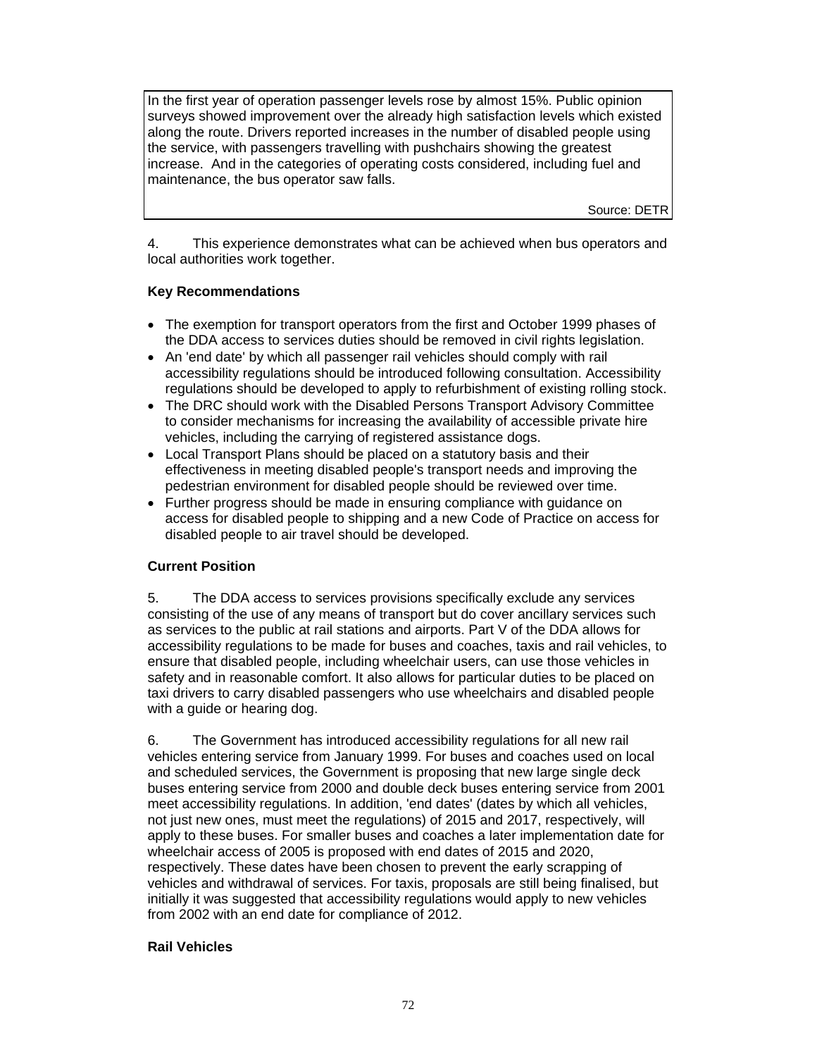In the first year of operation passenger levels rose by almost 15%. Public opinion surveys showed improvement over the already high satisfaction levels which existed along the route. Drivers reported increases in the number of disabled people using the service, with passengers travelling with pushchairs showing the greatest increase. And in the categories of operating costs considered, including fuel and maintenance, the bus operator saw falls.

Source: DETR

4. This experience demonstrates what can be achieved when bus operators and local authorities work together.

**Key Recommendations**

- The exemption for transport operators from the first and October 1999 phases of the DDA access to services duties should be removed in civil rights legislation.
- An 'end date' by which all passenger rail vehicles should comply with rail accessibility regulations should be introduced following consultation. Accessibility regulations should be developed to apply to refurbishment of existing rolling stock.
- The DRC should work with the Disabled Persons Transport Advisory Committee to consider mechanisms for increasing the availability of accessible private hire vehicles, including the carrying of registered assistance dogs.
- Local Transport Plans should be placed on a statutory basis and their effectiveness in meeting disabled people's transport needs and improving the pedestrian environment for disabled people should be reviewed over time.
- Further progress should be made in ensuring compliance with guidance on access for disabled people to shipping and a new Code of Practice on access for disabled people to air travel should be developed.

**Current Position**

5. The DDA access to services provisions specifically exclude any services consisting of the use of any means of transport but do cover ancillary services such as services to the public at rail stations and airports. Part V of the DDA allows for accessibility regulations to be made for buses and coaches, taxis and rail vehicles, to ensure that disabled people, including wheelchair users, can use those vehicles in safety and in reasonable comfort. It also allows for particular duties to be placed on taxi drivers to carry disabled passengers who use wheelchairs and disabled people with a guide or hearing dog.

6. The Government has introduced accessibility regulations for all new rail vehicles entering service from January 1999. For buses and coaches used on local and scheduled services, the Government is proposing that new large single deck buses entering service from 2000 and double deck buses entering service from 2001 meet accessibility regulations. In addition, 'end dates' (dates by which all vehicles, not just new ones, must meet the regulations) of 2015 and 2017, respectively, will apply to these buses. For smaller buses and coaches a later implementation date for wheelchair access of 2005 is proposed with end dates of 2015 and 2020, respectively. These dates have been chosen to prevent the early scrapping of vehicles and withdrawal of services. For taxis, proposals are still being finalised, but initially it was suggested that accessibility regulations would apply to new vehicles from 2002 with an end date for compliance of 2012.

**Rail Vehicles**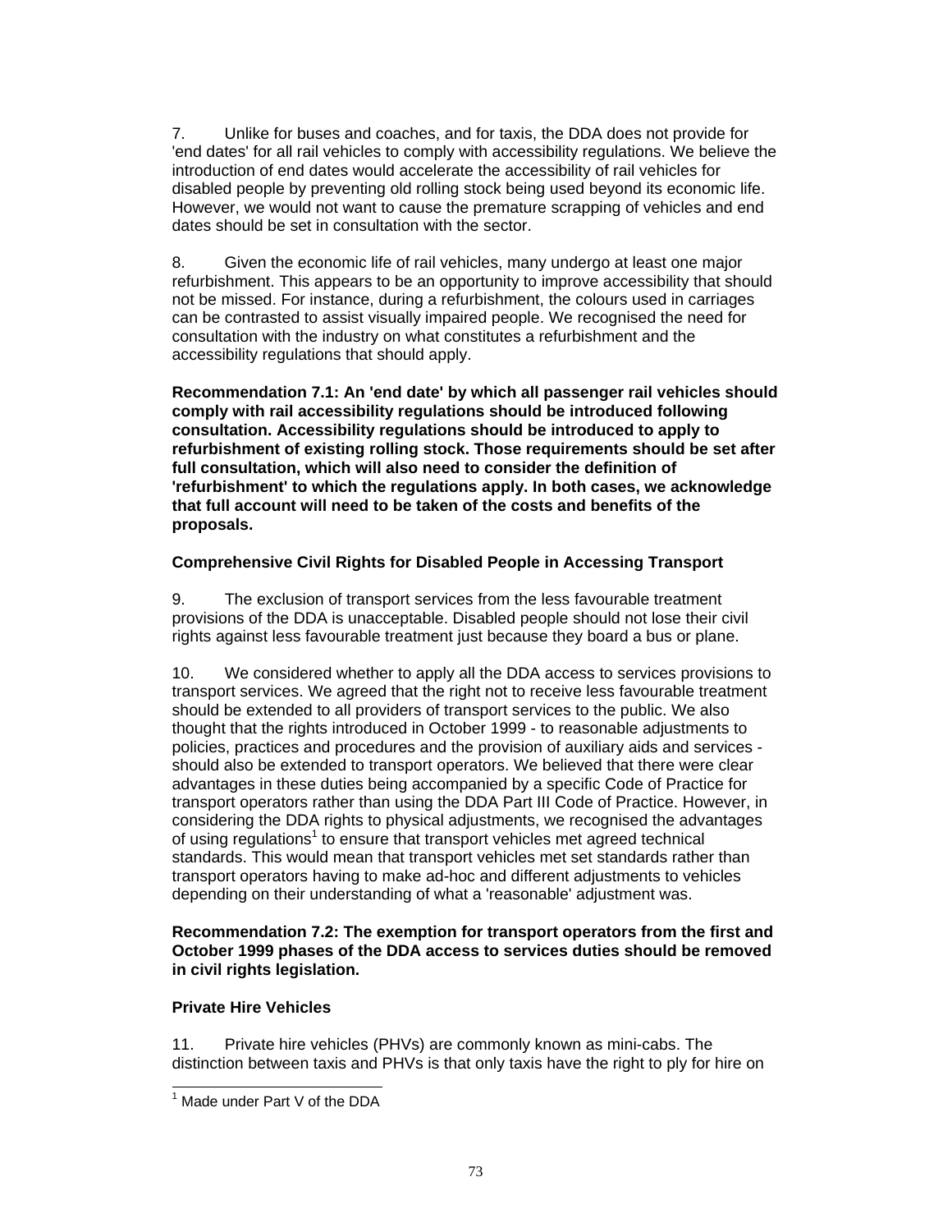7. Unlike for buses and coaches, and for taxis, the DDA does not provide for 'end dates' for all rail vehicles to comply with accessibility regulations. We believe the introduction of end dates would accelerate the accessibility of rail vehicles for disabled people by preventing old rolling stock being used beyond its economic life. However, we would not want to cause the premature scrapping of vehicles and end dates should be set in consultation with the sector.

8. Given the economic life of rail vehicles, many undergo at least one major refurbishment. This appears to be an opportunity to improve accessibility that should not be missed. For instance, during a refurbishment, the colours used in carriages can be contrasted to assist visually impaired people. We recognised the need for consultation with the industry on what constitutes a refurbishment and the accessibility regulations that should apply.

**Recommendation 7.1: An 'end date' by which all passenger rail vehicles should comply with rail accessibility regulations should be introduced following consultation. Accessibility regulations should be introduced to apply to refurbishment of existing rolling stock. Those requirements should be set after full consultation, which will also need to consider the definition of 'refurbishment' to which the regulations apply. In both cases, we acknowledge that full account will need to be taken of the costs and benefits of the proposals.**

### Comprehensive Civil Rights for Disabled People in Accessing Transport

9. The exclusion of transport services from the less favourable treatment provisions of the DDA is unacceptable. Disabled people should not lose their civil rights against less favourable treatment just because they board a bus or plane.

10. We considered whether to apply all the DDA access to services provisions to transport services. We agreed that the right not to receive less favourable treatment should be extended to all providers of transport services to the public. We also thought that the rights introduced in October 1999 - to reasonable adjustments to policies, practices and procedures and the provision of auxiliary aids and services - should also be extended to transport operators. We believed that there were clear advantages in these duties being accompanied by a specific Code of Practice for transport operators rather than using the DDA Part III Code of Practice. However, in considering the DDA rights to physical adjustments, we recognised the advantages of using regulations[1] to ensure that transport vehicles met agreed technical standards. This would mean that transport vehicles met set standards rather than transport operators having to make ad-hoc and different adjustments to vehicles depending on their understanding of what a 'reasonable' adjustment was.

**Recommendation 7.2: The exemption for transport operators from the first and October 1999 phases of the DDA access to services duties should be removed in civil rights legislation.**

### Private Hire Vehicles

11. Private hire vehicles (PHVs) are commonly known as mini-cabs. The distinction between taxis and PHVs is that only taxis have the right to ply for hire on

[1] Made under Part V of the DDA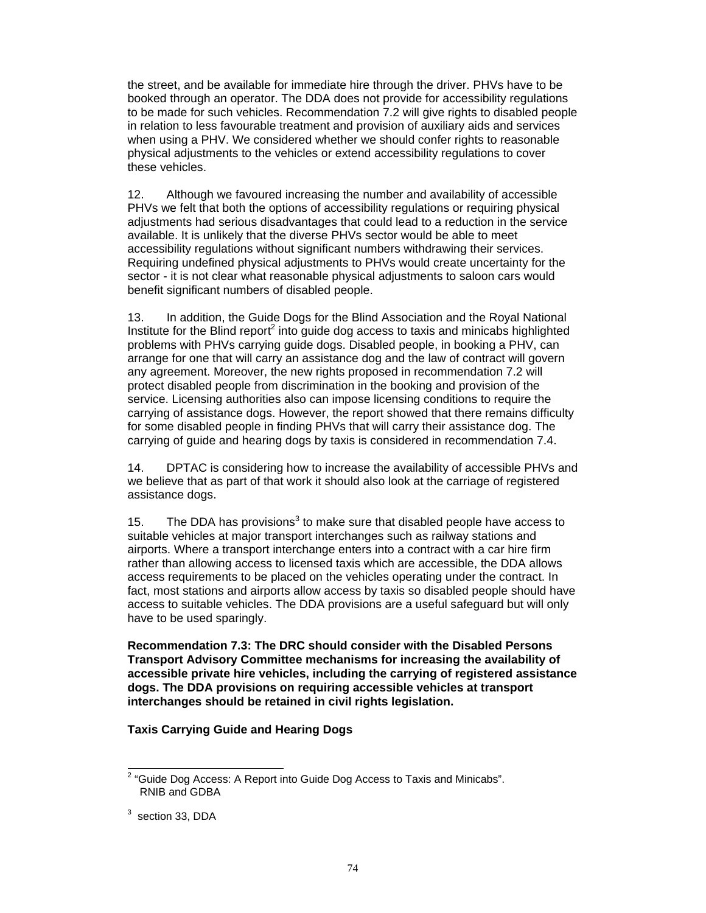the street, and be available for immediate hire through the driver. PHVs have to be booked through an operator. The DDA does not provide for accessibility regulations to be made for such vehicles. Recommendation 7.2 will give rights to disabled people in relation to less favourable treatment and provision of auxiliary aids and services when using a PHV. We considered whether we should confer rights to reasonable physical adjustments to the vehicles or extend accessibility regulations to cover these vehicles.

12. Although we favoured increasing the number and availability of accessible PHVs we felt that both the options of accessibility regulations or requiring physical adjustments had serious disadvantages that could lead to a reduction in the service available. It is unlikely that the diverse PHVs sector would be able to meet accessibility regulations without significant numbers withdrawing their services. Requiring undefined physical adjustments to PHVs would create uncertainty for the sector - it is not clear what reasonable physical adjustments to saloon cars would benefit significant numbers of disabled people.

13. In addition, the Guide Dogs for the Blind Association and the Royal National Institute for the Blind report[2] into guide dog access to taxis and minicabs highlighted problems with PHVs carrying guide dogs. Disabled people, in booking a PHV, can arrange for one that will carry an assistance dog and the law of contract will govern any agreement. Moreover, the new rights proposed in recommendation 7.2 will protect disabled people from discrimination in the booking and provision of the service. Licensing authorities also can impose licensing conditions to require the carrying of assistance dogs. However, the report showed that there remains difficulty for some disabled people in finding PHVs that will carry their assistance dog. The carrying of guide and hearing dogs by taxis is considered in recommendation 7.4.

14. DPTAC is considering how to increase the availability of accessible PHVs and we believe that as part of that work it should also look at the carriage of registered assistance dogs.

15. The DDA has provisions[3] to make sure that disabled people have access to suitable vehicles at major transport interchanges such as railway stations and airports. Where a transport interchange enters into a contract with a car hire firm rather than allowing access to licensed taxis which are accessible, the DDA allows access requirements to be placed on the vehicles operating under the contract. In fact, most stations and airports allow access by taxis so disabled people should have access to suitable vehicles. The DDA provisions are a useful safeguard but will only have to be used sparingly.

**Recommendation 7.3: The DRC should consider with the Disabled Persons Transport Advisory Committee mechanisms for increasing the availability of accessible private hire vehicles, including the carrying of registered assistance dogs. The DDA provisions on requiring accessible vehicles at transport interchanges should be retained in civil rights legislation.**

**Taxis Carrying Guide and Hearing Dogs**

---

[2] "Guide Dog Access: A Report into Guide Dog Access to Taxis and Minicabs". RNIB and GDBA

[3] section 33, DDA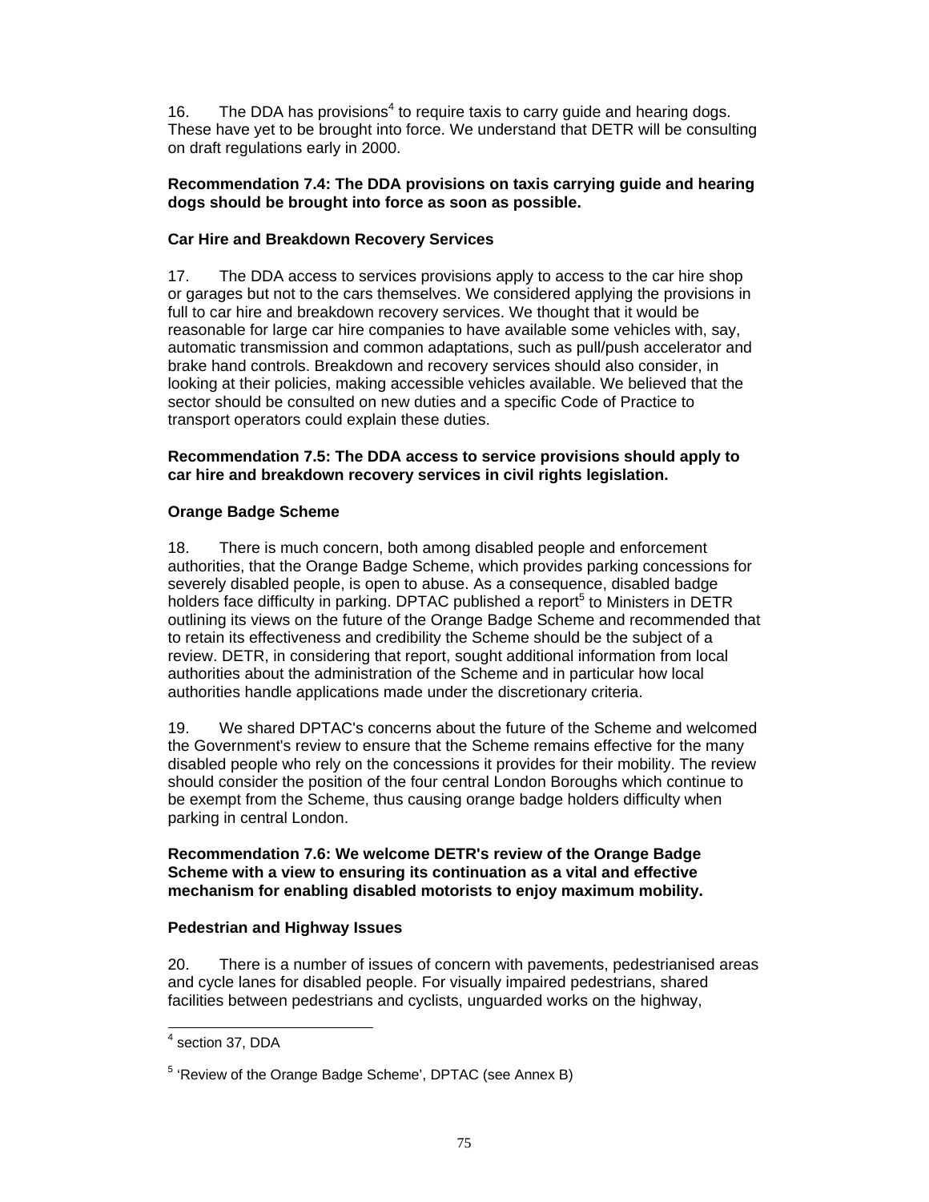16. The DDA has provisions[4] to require taxis to carry guide and hearing dogs. These have yet to be brought into force. We understand that DETR will be consulting on draft regulations early in 2000.

**Recommendation 7.4: The DDA provisions on taxis carrying guide and hearing dogs should be brought into force as soon as possible.**

**Car Hire and Breakdown Recovery Services**

17. The DDA access to services provisions apply to access to the car hire shop or garages but not to the cars themselves. We considered applying the provisions in full to car hire and breakdown recovery services. We thought that it would be reasonable for large car hire companies to have available some vehicles with, say, automatic transmission and common adaptations, such as pull/push accelerator and brake hand controls. Breakdown and recovery services should also consider, in looking at their policies, making accessible vehicles available. We believed that the sector should be consulted on new duties and a specific Code of Practice to transport operators could explain these duties.

**Recommendation 7.5: The DDA access to service provisions should apply to car hire and breakdown recovery services in civil rights legislation.**

**Orange Badge Scheme**

18. There is much concern, both among disabled people and enforcement authorities, that the Orange Badge Scheme, which provides parking concessions for severely disabled people, is open to abuse. As a consequence, disabled badge holders face difficulty in parking. DPTAC published a report[5] to Ministers in DETR outlining its views on the future of the Orange Badge Scheme and recommended that to retain its effectiveness and credibility the Scheme should be the subject of a review. DETR, in considering that report, sought additional information from local authorities about the administration of the Scheme and in particular how local authorities handle applications made under the discretionary criteria.

19. We shared DPTAC's concerns about the future of the Scheme and welcomed the Government's review to ensure that the Scheme remains effective for the many disabled people who rely on the concessions it provides for their mobility. The review should consider the position of the four central London Boroughs which continue to be exempt from the Scheme, thus causing orange badge holders difficulty when parking in central London.

**Recommendation 7.6: We welcome DETR's review of the Orange Badge Scheme with a view to ensuring its continuation as a vital and effective mechanism for enabling disabled motorists to enjoy maximum mobility.**

**Pedestrian and Highway Issues**

20. There is a number of issues of concern with pavements, pedestrianised areas and cycle lanes for disabled people. For visually impaired pedestrians, shared facilities between pedestrians and cyclists, unguarded works on the highway,

---

[4] section 37, DDA

[5] 'Review of the Orange Badge Scheme', DPTAC (see Annex B)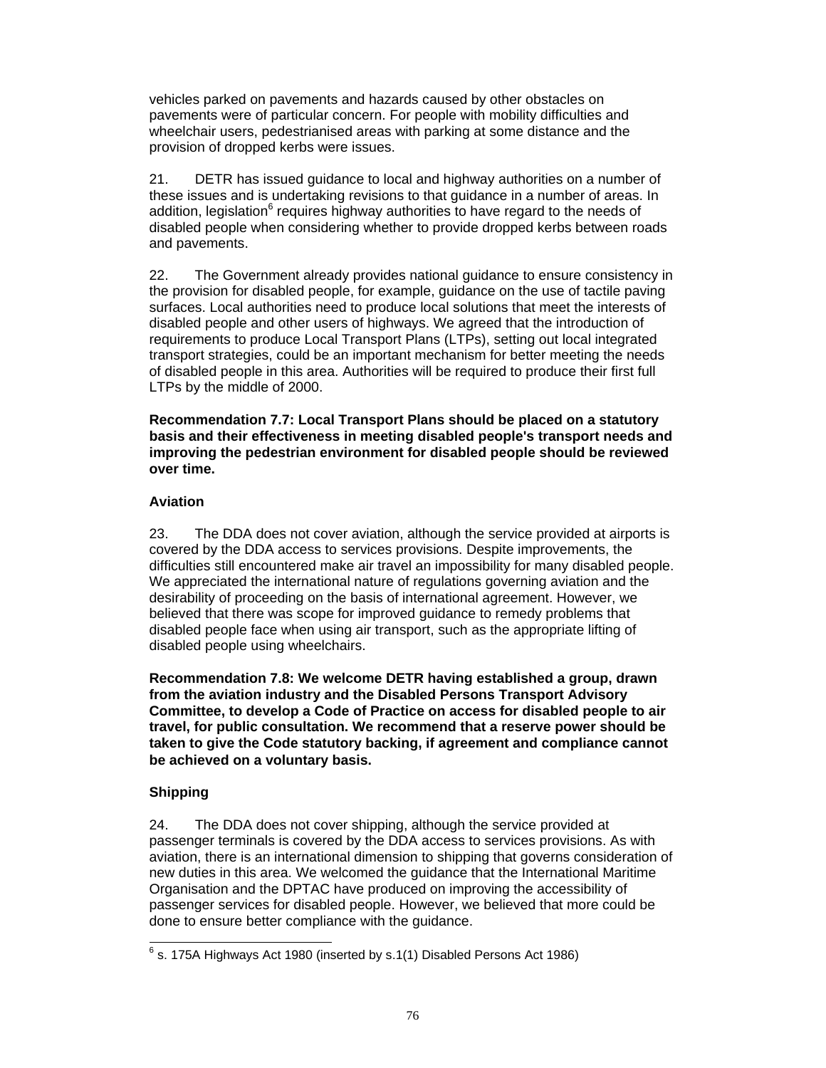vehicles parked on pavements and hazards caused by other obstacles on pavements were of particular concern. For people with mobility difficulties and wheelchair users, pedestrianised areas with parking at some distance and the provision of dropped kerbs were issues.

21. DETR has issued guidance to local and highway authorities on a number of these issues and is undertaking revisions to that guidance in a number of areas. In addition, legislation[6] requires highway authorities to have regard to the needs of disabled people when considering whether to provide dropped kerbs between roads and pavements.

22. The Government already provides national guidance to ensure consistency in the provision for disabled people, for example, guidance on the use of tactile paving surfaces. Local authorities need to produce local solutions that meet the interests of disabled people and other users of highways. We agreed that the introduction of requirements to produce Local Transport Plans (LTPs), setting out local integrated transport strategies, could be an important mechanism for better meeting the needs of disabled people in this area. Authorities will be required to produce their first full LTPs by the middle of 2000.

**Recommendation 7.7: Local Transport Plans should be placed on a statutory basis and their effectiveness in meeting disabled people's transport needs and improving the pedestrian environment for disabled people should be reviewed over time.**

### Aviation

23. The DDA does not cover aviation, although the service provided at airports is covered by the DDA access to services provisions. Despite improvements, the difficulties still encountered make air travel an impossibility for many disabled people. We appreciated the international nature of regulations governing aviation and the desirability of proceeding on the basis of international agreement. However, we believed that there was scope for improved guidance to remedy problems that disabled people face when using air transport, such as the appropriate lifting of disabled people using wheelchairs.

**Recommendation 7.8: We welcome DETR having established a group, drawn from the aviation industry and the Disabled Persons Transport Advisory Committee, to develop a Code of Practice on access for disabled people to air travel, for public consultation. We recommend that a reserve power should be taken to give the Code statutory backing, if agreement and compliance cannot be achieved on a voluntary basis.**

### Shipping

24. The DDA does not cover shipping, although the service provided at passenger terminals is covered by the DDA access to services provisions. As with aviation, there is an international dimension to shipping that governs consideration of new duties in this area. We welcomed the guidance that the International Maritime Organisation and the DPTAC have produced on improving the accessibility of passenger services for disabled people. However, we believed that more could be done to ensure better compliance with the guidance.

---

[6] s. 175A Highways Act 1980 (inserted by s.1(1) Disabled Persons Act 1986)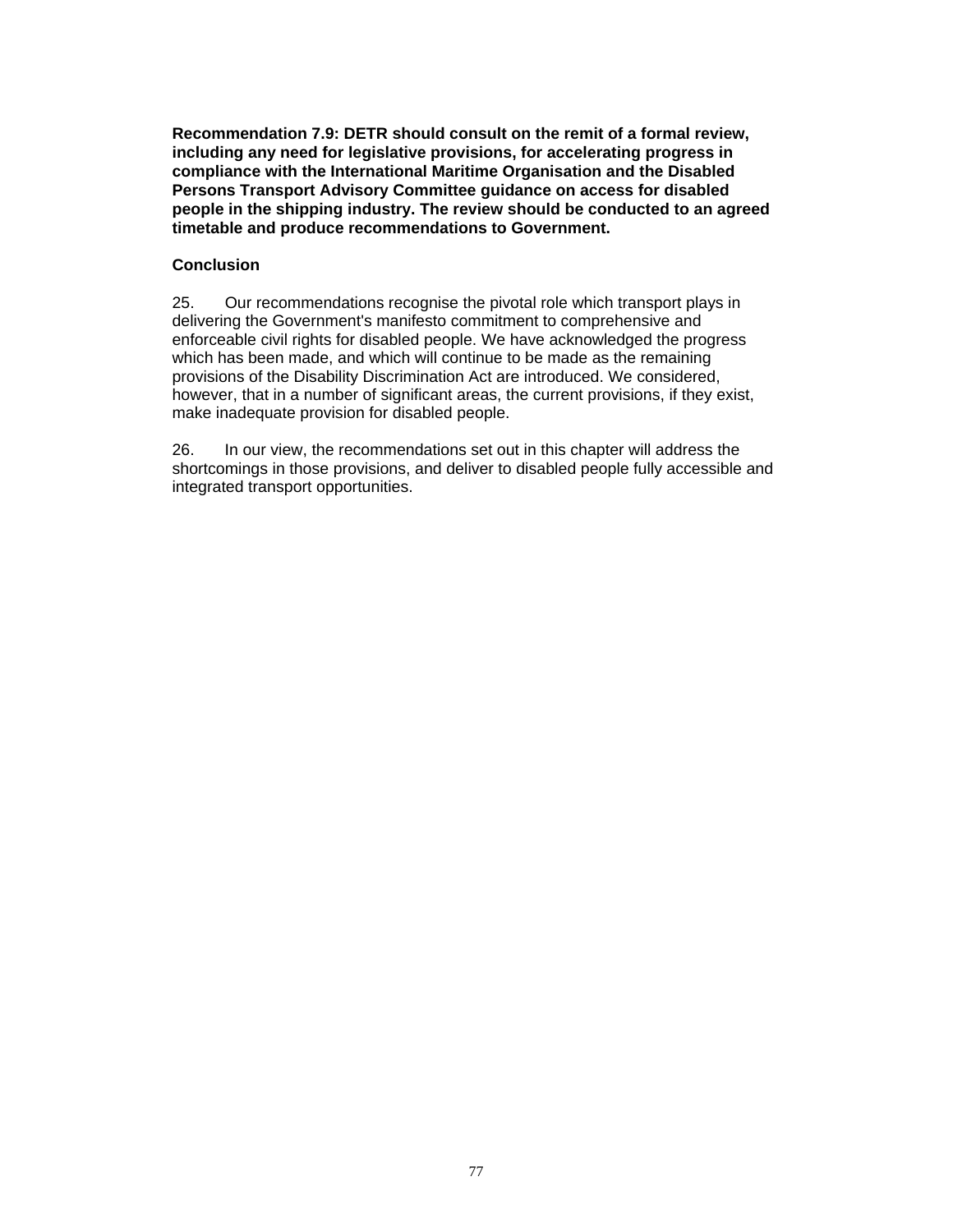**Recommendation 7.9: DETR should consult on the remit of a formal review, including any need for legislative provisions, for accelerating progress in compliance with the International Maritime Organisation and the Disabled Persons Transport Advisory Committee guidance on access for disabled people in the shipping industry. The review should be conducted to an agreed timetable and produce recommendations to Government.**

## Conclusion

25. Our recommendations recognise the pivotal role which transport plays in delivering the Government's manifesto commitment to comprehensive and enforceable civil rights for disabled people. We have acknowledged the progress which has been made, and which will continue to be made as the remaining provisions of the Disability Discrimination Act are introduced. We considered, however, that in a number of significant areas, the current provisions, if they exist, make inadequate provision for disabled people.

26. In our view, the recommendations set out in this chapter will address the shortcomings in those provisions, and deliver to disabled people fully accessible and integrated transport opportunities.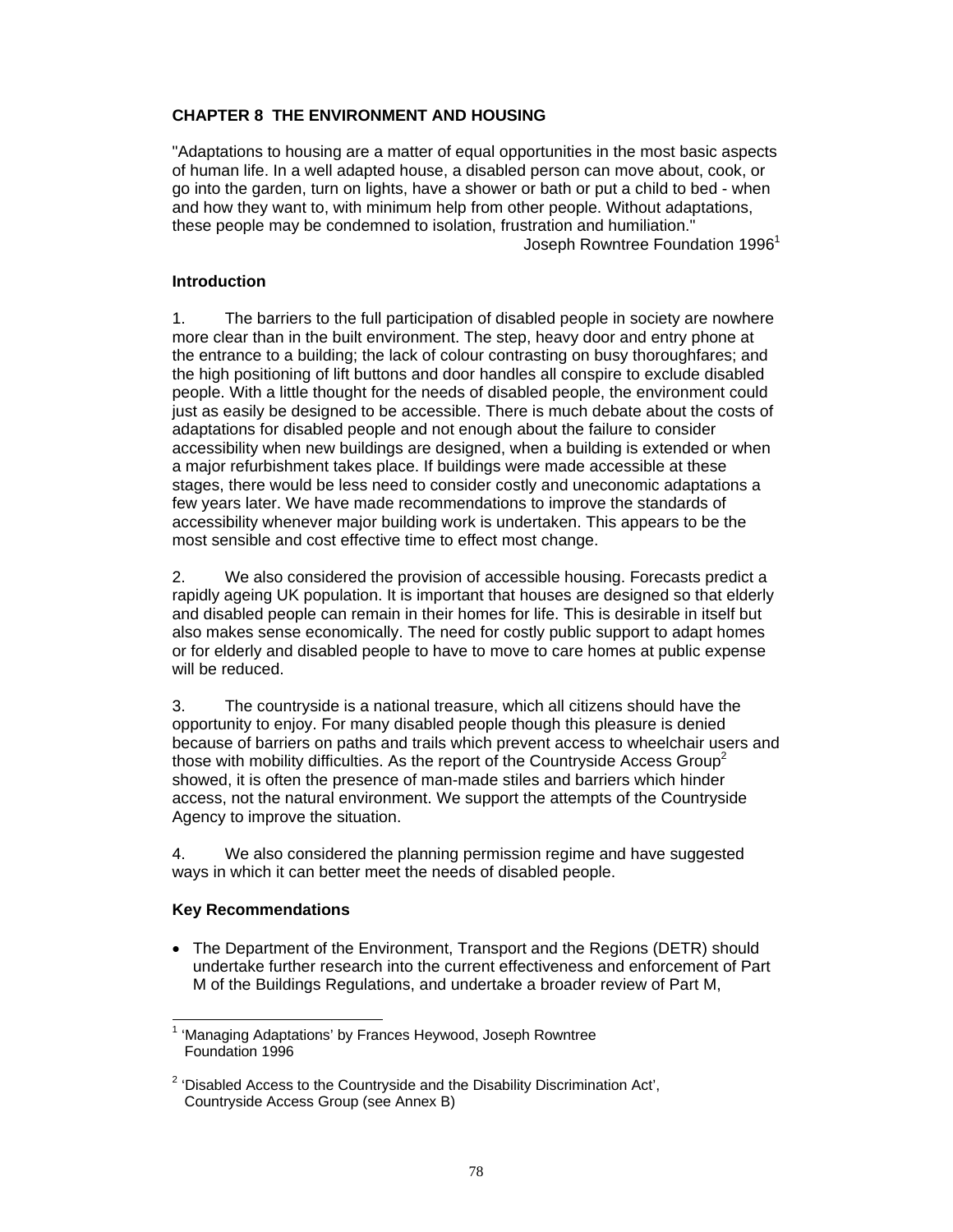## CHAPTER 8  THE ENVIRONMENT AND HOUSING

"Adaptations to housing are a matter of equal opportunities in the most basic aspects of human life. In a well adapted house, a disabled person can move about, cook, or go into the garden, turn on lights, have a shower or bath or put a child to bed - when and how they want to, with minimum help from other people. Without adaptations, these people may be condemned to isolation, frustration and humiliation."

Joseph Rowntree Foundation 1996[1]

### Introduction

1. The barriers to the full participation of disabled people in society are nowhere more clear than in the built environment. The step, heavy door and entry phone at the entrance to a building; the lack of colour contrasting on busy thoroughfares; and the high positioning of lift buttons and door handles all conspire to exclude disabled people. With a little thought for the needs of disabled people, the environment could just as easily be designed to be accessible. There is much debate about the costs of adaptations for disabled people and not enough about the failure to consider accessibility when new buildings are designed, when a building is extended or when a major refurbishment takes place. If buildings were made accessible at these stages, there would be less need to consider costly and uneconomic adaptations a few years later. We have made recommendations to improve the standards of accessibility whenever major building work is undertaken. This appears to be the most sensible and cost effective time to effect most change.

2. We also considered the provision of accessible housing. Forecasts predict a rapidly ageing UK population. It is important that houses are designed so that elderly and disabled people can remain in their homes for life. This is desirable in itself but also makes sense economically. The need for costly public support to adapt homes or for elderly and disabled people to have to move to care homes at public expense will be reduced.

3. The countryside is a national treasure, which all citizens should have the opportunity to enjoy. For many disabled people though this pleasure is denied because of barriers on paths and trails which prevent access to wheelchair users and those with mobility difficulties. As the report of the Countryside Access Group[2] showed, it is often the presence of man-made stiles and barriers which hinder access, not the natural environment. We support the attempts of the Countryside Agency to improve the situation.

4. We also considered the planning permission regime and have suggested ways in which it can better meet the needs of disabled people.

### Key Recommendations

- The Department of the Environment, Transport and the Regions (DETR) should undertake further research into the current effectiveness and enforcement of Part M of the Buildings Regulations, and undertake a broader review of Part M,

---

[1] 'Managing Adaptations' by Frances Heywood, Joseph Rowntree Foundation 1996

[2] 'Disabled Access to the Countryside and the Disability Discrimination Act', Countryside Access Group (see Annex B)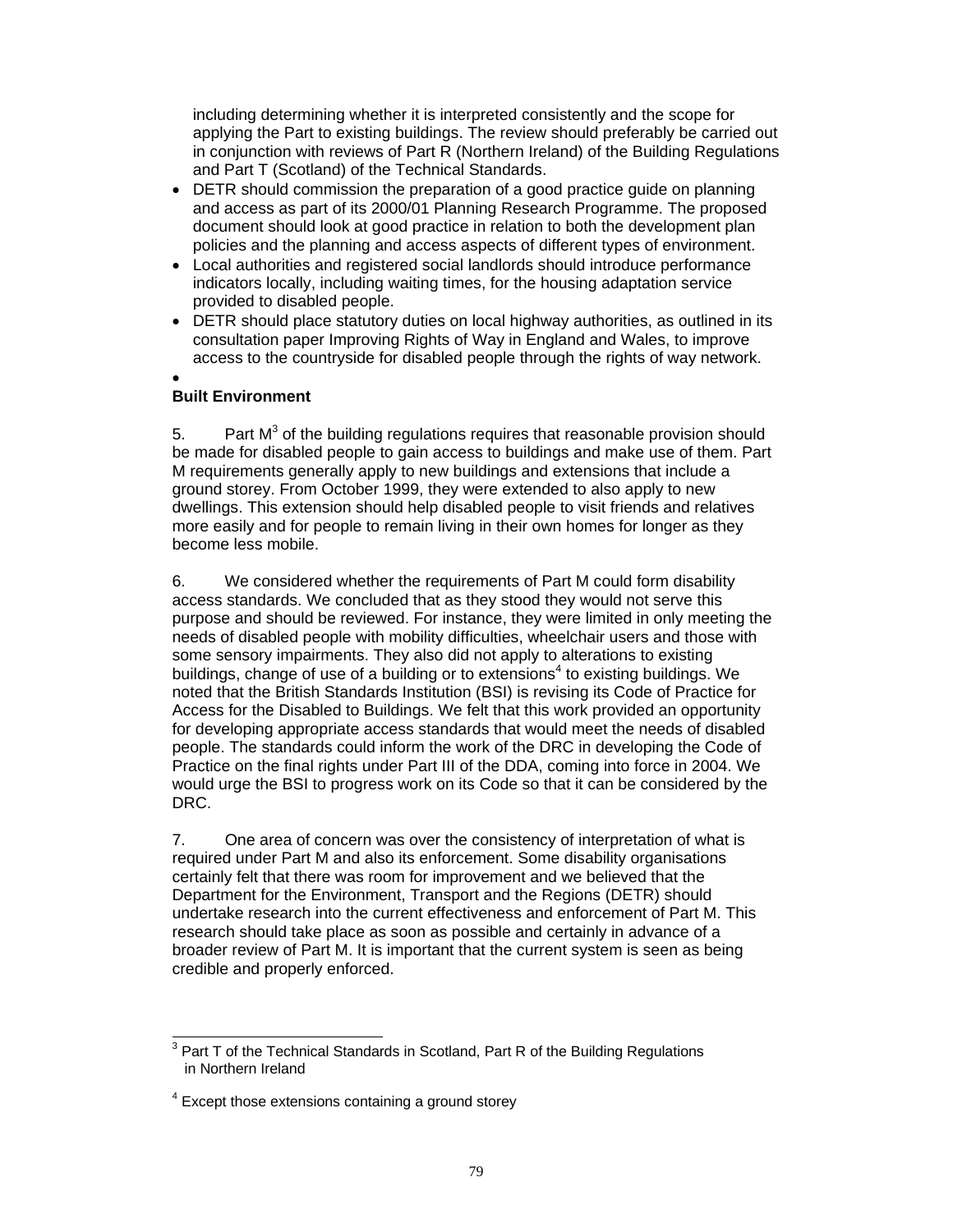including determining whether it is interpreted consistently and the scope for applying the Part to existing buildings. The review should preferably be carried out in conjunction with reviews of Part R (Northern Ireland) of the Building Regulations and Part T (Scotland) of the Technical Standards.

- DETR should commission the preparation of a good practice guide on planning and access as part of its 2000/01 Planning Research Programme. The proposed document should look at good practice in relation to both the development plan policies and the planning and access aspects of different types of environment.
- Local authorities and registered social landlords should introduce performance indicators locally, including waiting times, for the housing adaptation service provided to disabled people.
- DETR should place statutory duties on local highway authorities, as outlined in its consultation paper Improving Rights of Way in England and Wales, to improve access to the countryside for disabled people through the rights of way network.

**Built Environment**

5. Part M[3] of the building regulations requires that reasonable provision should be made for disabled people to gain access to buildings and make use of them. Part M requirements generally apply to new buildings and extensions that include a ground storey. From October 1999, they were extended to also apply to new dwellings. This extension should help disabled people to visit friends and relatives more easily and for people to remain living in their own homes for longer as they become less mobile.

6. We considered whether the requirements of Part M could form disability access standards. We concluded that as they stood they would not serve this purpose and should be reviewed. For instance, they were limited in only meeting the needs of disabled people with mobility difficulties, wheelchair users and those with some sensory impairments. They also did not apply to alterations to existing buildings, change of use of a building or to extensions[4] to existing buildings. We noted that the British Standards Institution (BSI) is revising its Code of Practice for Access for the Disabled to Buildings. We felt that this work provided an opportunity for developing appropriate access standards that would meet the needs of disabled people. The standards could inform the work of the DRC in developing the Code of Practice on the final rights under Part III of the DDA, coming into force in 2004. We would urge the BSI to progress work on its Code so that it can be considered by the DRC.

7. One area of concern was over the consistency of interpretation of what is required under Part M and also its enforcement. Some disability organisations certainly felt that there was room for improvement and we believed that the Department for the Environment, Transport and the Regions (DETR) should undertake research into the current effectiveness and enforcement of Part M. This research should take place as soon as possible and certainly in advance of a broader review of Part M. It is important that the current system is seen as being credible and properly enforced.

---

[3] Part T of the Technical Standards in Scotland, Part R of the Building Regulations in Northern Ireland

[4] Except those extensions containing a ground storey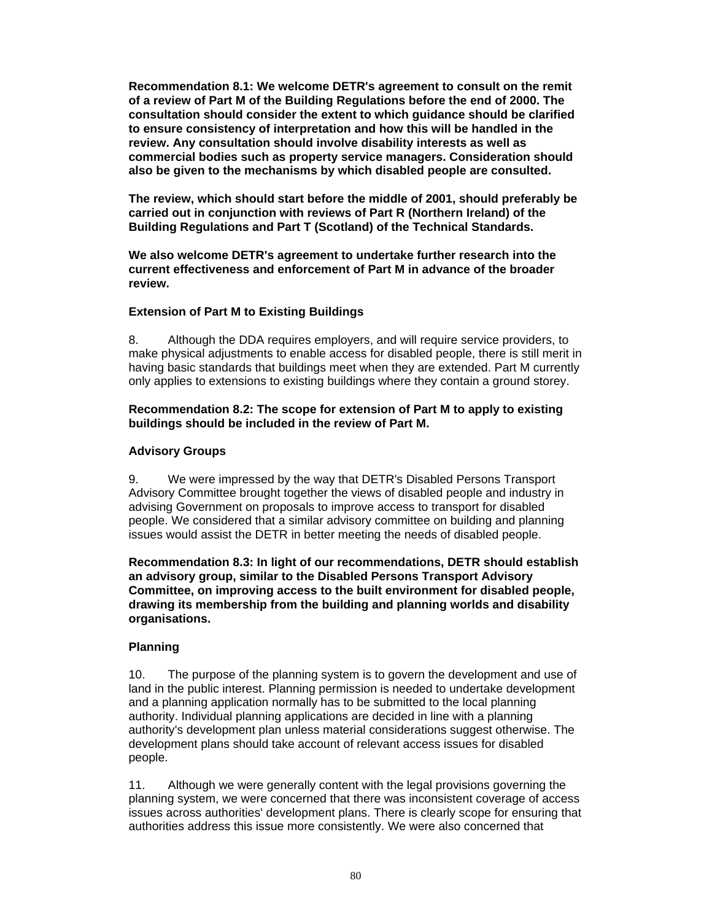**Recommendation 8.1: We welcome DETR's agreement to consult on the remit of a review of Part M of the Building Regulations before the end of 2000. The consultation should consider the extent to which guidance should be clarified to ensure consistency of interpretation and how this will be handled in the review. Any consultation should involve disability interests as well as commercial bodies such as property service managers. Consideration should also be given to the mechanisms by which disabled people are consulted.**

**The review, which should start before the middle of 2001, should preferably be carried out in conjunction with reviews of Part R (Northern Ireland) of the Building Regulations and Part T (Scotland) of the Technical Standards.**

**We also welcome DETR's agreement to undertake further research into the current effectiveness and enforcement of Part M in advance of the broader review.**

### Extension of Part M to Existing Buildings

8. Although the DDA requires employers, and will require service providers, to make physical adjustments to enable access for disabled people, there is still merit in having basic standards that buildings meet when they are extended. Part M currently only applies to extensions to existing buildings where they contain a ground storey.

**Recommendation 8.2: The scope for extension of Part M to apply to existing buildings should be included in the review of Part M.**

### Advisory Groups

9. We were impressed by the way that DETR's Disabled Persons Transport Advisory Committee brought together the views of disabled people and industry in advising Government on proposals to improve access to transport for disabled people. We considered that a similar advisory committee on building and planning issues would assist the DETR in better meeting the needs of disabled people.

**Recommendation 8.3: In light of our recommendations, DETR should establish an advisory group, similar to the Disabled Persons Transport Advisory Committee, on improving access to the built environment for disabled people, drawing its membership from the building and planning worlds and disability organisations.**

### Planning

10. The purpose of the planning system is to govern the development and use of land in the public interest. Planning permission is needed to undertake development and a planning application normally has to be submitted to the local planning authority. Individual planning applications are decided in line with a planning authority's development plan unless material considerations suggest otherwise. The development plans should take account of relevant access issues for disabled people.

11. Although we were generally content with the legal provisions governing the planning system, we were concerned that there was inconsistent coverage of access issues across authorities' development plans. There is clearly scope for ensuring that authorities address this issue more consistently. We were also concerned that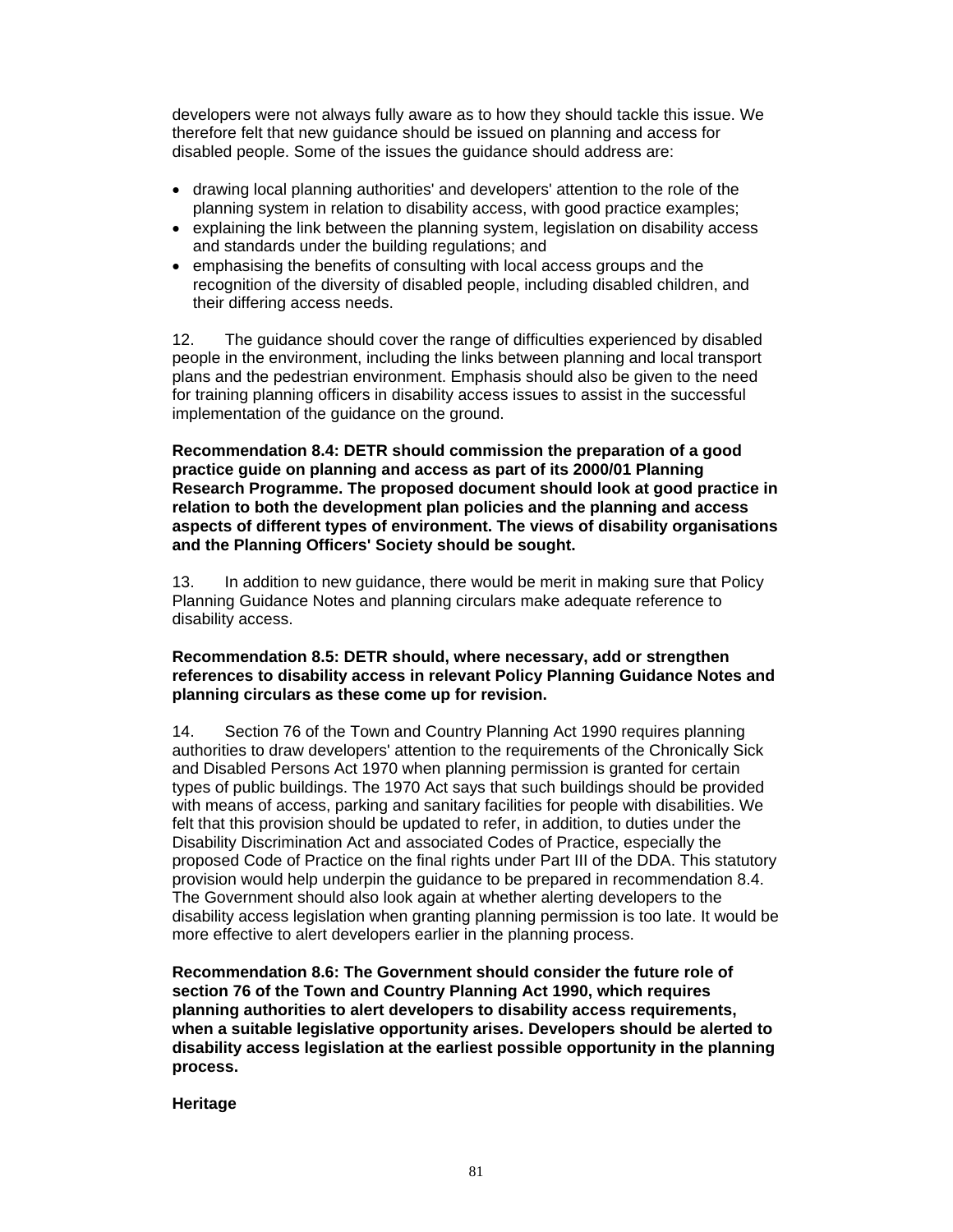developers were not always fully aware as to how they should tackle this issue. We therefore felt that new guidance should be issued on planning and access for disabled people. Some of the issues the guidance should address are:

- drawing local planning authorities' and developers' attention to the role of the planning system in relation to disability access, with good practice examples;
- explaining the link between the planning system, legislation on disability access and standards under the building regulations; and
- emphasising the benefits of consulting with local access groups and the recognition of the diversity of disabled people, including disabled children, and their differing access needs.

12. The guidance should cover the range of difficulties experienced by disabled people in the environment, including the links between planning and local transport plans and the pedestrian environment. Emphasis should also be given to the need for training planning officers in disability access issues to assist in the successful implementation of the guidance on the ground.

**Recommendation 8.4: DETR should commission the preparation of a good practice guide on planning and access as part of its 2000/01 Planning Research Programme. The proposed document should look at good practice in relation to both the development plan policies and the planning and access aspects of different types of environment. The views of disability organisations and the Planning Officers' Society should be sought.**

13. In addition to new guidance, there would be merit in making sure that Policy Planning Guidance Notes and planning circulars make adequate reference to disability access.

**Recommendation 8.5: DETR should, where necessary, add or strengthen references to disability access in relevant Policy Planning Guidance Notes and planning circulars as these come up for revision.**

14. Section 76 of the Town and Country Planning Act 1990 requires planning authorities to draw developers' attention to the requirements of the Chronically Sick and Disabled Persons Act 1970 when planning permission is granted for certain types of public buildings. The 1970 Act says that such buildings should be provided with means of access, parking and sanitary facilities for people with disabilities. We felt that this provision should be updated to refer, in addition, to duties under the Disability Discrimination Act and associated Codes of Practice, especially the proposed Code of Practice on the final rights under Part III of the DDA. This statutory provision would help underpin the guidance to be prepared in recommendation 8.4. The Government should also look again at whether alerting developers to the disability access legislation when granting planning permission is too late. It would be more effective to alert developers earlier in the planning process.

**Recommendation 8.6: The Government should consider the future role of section 76 of the Town and Country Planning Act 1990, which requires planning authorities to alert developers to disability access requirements, when a suitable legislative opportunity arises. Developers should be alerted to disability access legislation at the earliest possible opportunity in the planning process.**

**Heritage**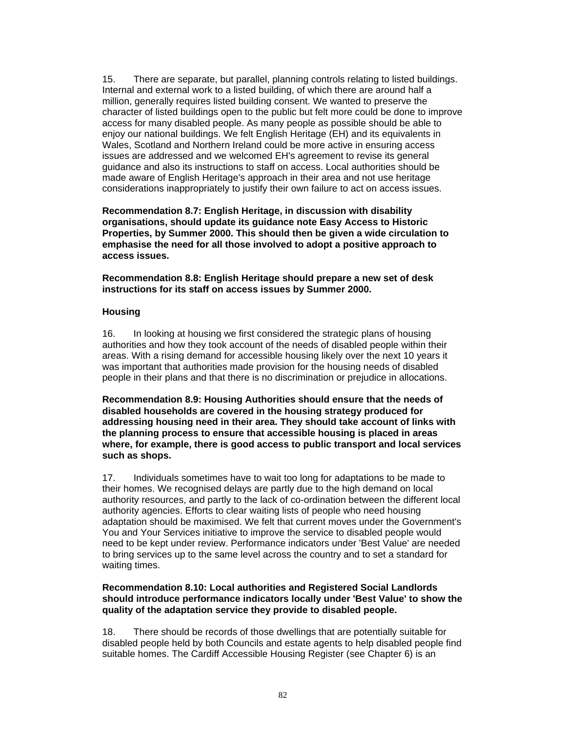15. There are separate, but parallel, planning controls relating to listed buildings. Internal and external work to a listed building, of which there are around half a million, generally requires listed building consent. We wanted to preserve the character of listed buildings open to the public but felt more could be done to improve access for many disabled people. As many people as possible should be able to enjoy our national buildings. We felt English Heritage (EH) and its equivalents in Wales, Scotland and Northern Ireland could be more active in ensuring access issues are addressed and we welcomed EH's agreement to revise its general guidance and also its instructions to staff on access. Local authorities should be made aware of English Heritage's approach in their area and not use heritage considerations inappropriately to justify their own failure to act on access issues.

**Recommendation 8.7: English Heritage, in discussion with disability organisations, should update its guidance note Easy Access to Historic Properties, by Summer 2000. This should then be given a wide circulation to emphasise the need for all those involved to adopt a positive approach to access issues.**

**Recommendation 8.8: English Heritage should prepare a new set of desk instructions for its staff on access issues by Summer 2000.**

**Housing**

16. In looking at housing we first considered the strategic plans of housing authorities and how they took account of the needs of disabled people within their areas. With a rising demand for accessible housing likely over the next 10 years it was important that authorities made provision for the housing needs of disabled people in their plans and that there is no discrimination or prejudice in allocations.

**Recommendation 8.9: Housing Authorities should ensure that the needs of disabled households are covered in the housing strategy produced for addressing housing need in their area. They should take account of links with the planning process to ensure that accessible housing is placed in areas where, for example, there is good access to public transport and local services such as shops.**

17. Individuals sometimes have to wait too long for adaptations to be made to their homes. We recognised delays are partly due to the high demand on local authority resources, and partly to the lack of co-ordination between the different local authority agencies. Efforts to clear waiting lists of people who need housing adaptation should be maximised. We felt that current moves under the Government's You and Your Services initiative to improve the service to disabled people would need to be kept under review. Performance indicators under 'Best Value' are needed to bring services up to the same level across the country and to set a standard for waiting times.

**Recommendation 8.10: Local authorities and Registered Social Landlords should introduce performance indicators locally under 'Best Value' to show the quality of the adaptation service they provide to disabled people.**

18. There should be records of those dwellings that are potentially suitable for disabled people held by both Councils and estate agents to help disabled people find suitable homes. The Cardiff Accessible Housing Register (see Chapter 6) is an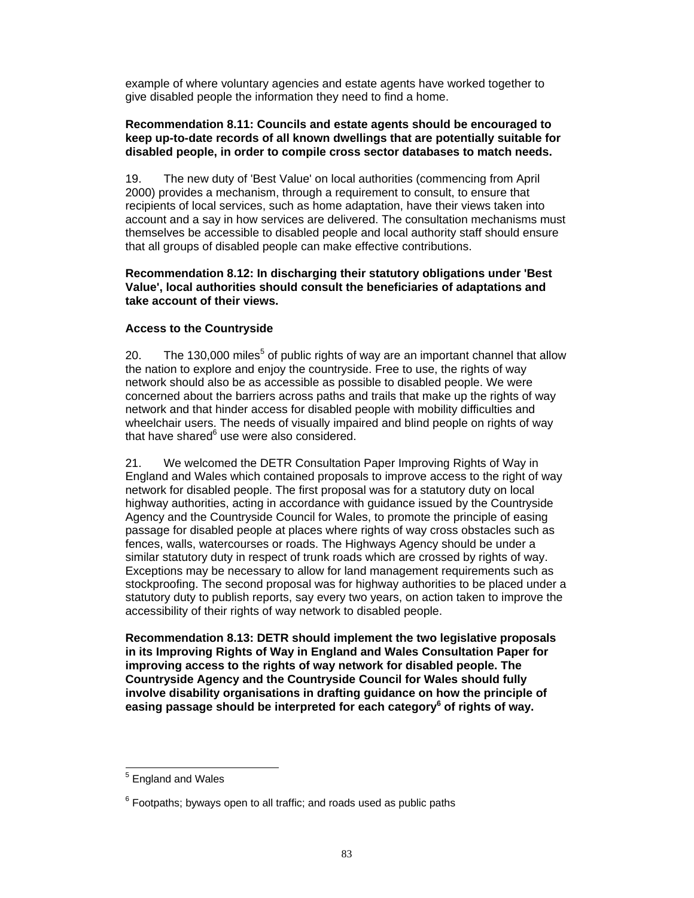example of where voluntary agencies and estate agents have worked together to give disabled people the information they need to find a home.

**Recommendation 8.11: Councils and estate agents should be encouraged to keep up-to-date records of all known dwellings that are potentially suitable for disabled people, in order to compile cross sector databases to match needs.**

19. The new duty of 'Best Value' on local authorities (commencing from April 2000) provides a mechanism, through a requirement to consult, to ensure that recipients of local services, such as home adaptation, have their views taken into account and a say in how services are delivered. The consultation mechanisms must themselves be accessible to disabled people and local authority staff should ensure that all groups of disabled people can make effective contributions.

**Recommendation 8.12: In discharging their statutory obligations under 'Best Value', local authorities should consult the beneficiaries of adaptations and take account of their views.**

### Access to the Countryside

20. The 130,000 miles[5] of public rights of way are an important channel that allow the nation to explore and enjoy the countryside. Free to use, the rights of way network should also be as accessible as possible to disabled people. We were concerned about the barriers across paths and trails that make up the rights of way network and that hinder access for disabled people with mobility difficulties and wheelchair users. The needs of visually impaired and blind people on rights of way that have shared[6] use were also considered.

21. We welcomed the DETR Consultation Paper Improving Rights of Way in England and Wales which contained proposals to improve access to the right of way network for disabled people. The first proposal was for a statutory duty on local highway authorities, acting in accordance with guidance issued by the Countryside Agency and the Countryside Council for Wales, to promote the principle of easing passage for disabled people at places where rights of way cross obstacles such as fences, walls, watercourses or roads. The Highways Agency should be under a similar statutory duty in respect of trunk roads which are crossed by rights of way. Exceptions may be necessary to allow for land management requirements such as stockproofing. The second proposal was for highway authorities to be placed under a statutory duty to publish reports, say every two years, on action taken to improve the accessibility of their rights of way network to disabled people.

**Recommendation 8.13: DETR should implement the two legislative proposals in its Improving Rights of Way in England and Wales Consultation Paper for improving access to the rights of way network for disabled people. The Countryside Agency and the Countryside Council for Wales should fully involve disability organisations in drafting guidance on how the principle of easing passage should be interpreted for each category[6] of rights of way.**

---

[5] England and Wales

[6] Footpaths; byways open to all traffic; and roads used as public paths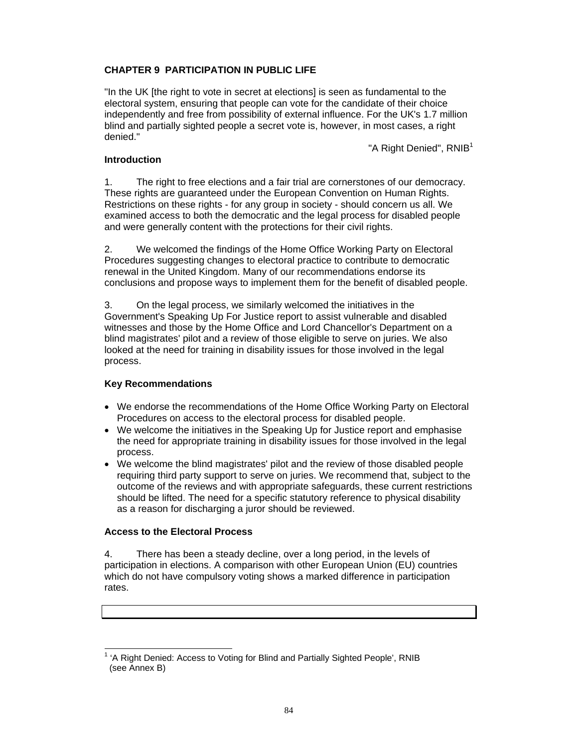## CHAPTER 9 PARTICIPATION IN PUBLIC LIFE

"In the UK [the right to vote in secret at elections] is seen as fundamental to the electoral system, ensuring that people can vote for the candidate of their choice independently and free from possibility of external influence. For the UK's 1.7 million blind and partially sighted people a secret vote is, however, in most cases, a right denied."

"A Right Denied", RNIB[1]

### Introduction

1. The right to free elections and a fair trial are cornerstones of our democracy. These rights are guaranteed under the European Convention on Human Rights. Restrictions on these rights - for any group in society - should concern us all. We examined access to both the democratic and the legal process for disabled people and were generally content with the protections for their civil rights.

2. We welcomed the findings of the Home Office Working Party on Electoral Procedures suggesting changes to electoral practice to contribute to democratic renewal in the United Kingdom. Many of our recommendations endorse its conclusions and propose ways to implement them for the benefit of disabled people.

3. On the legal process, we similarly welcomed the initiatives in the Government's Speaking Up For Justice report to assist vulnerable and disabled witnesses and those by the Home Office and Lord Chancellor's Department on a blind magistrates' pilot and a review of those eligible to serve on juries. We also looked at the need for training in disability issues for those involved in the legal process.

### Key Recommendations

- We endorse the recommendations of the Home Office Working Party on Electoral Procedures on access to the electoral process for disabled people.
- We welcome the initiatives in the Speaking Up for Justice report and emphasise the need for appropriate training in disability issues for those involved in the legal process.
- We welcome the blind magistrates' pilot and the review of those disabled people requiring third party support to serve on juries. We recommend that, subject to the outcome of the reviews and with appropriate safeguards, these current restrictions should be lifted. The need for a specific statutory reference to physical disability as a reason for discharging a juror should be reviewed.

### Access to the Electoral Process

4. There has been a steady decline, over a long period, in the levels of participation in elections. A comparison with other European Union (EU) countries which do not have compulsory voting shows a marked difference in participation rates.

[1] 'A Right Denied: Access to Voting for Blind and Partially Sighted People', RNIB (see Annex B)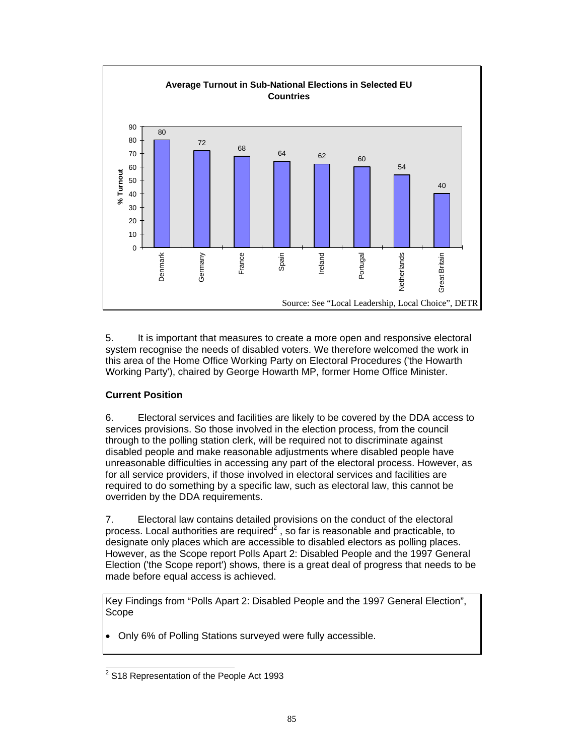**Average Turnout in Sub-National Elections in Selected EU Countries**

| Country | % Turnout |
|---|---|
| Denmark | 80 |
| Germany | 72 |
| France | 68 |
| Spain | 64 |
| Ireland | 62 |
| Portugal | 60 |
| Netherlands | 54 |
| Great Britain | 40 |

Source: See "Local Leadership, Local Choice", DETR

5. It is important that measures to create a more open and responsive electoral system recognise the needs of disabled voters. We therefore welcomed the work in this area of the Home Office Working Party on Electoral Procedures ('the Howarth Working Party'), chaired by George Howarth MP, former Home Office Minister.

## Current Position

6. Electoral services and facilities are likely to be covered by the DDA access to services provisions. So those involved in the election process, from the council through to the polling station clerk, will be required not to discriminate against disabled people and make reasonable adjustments where disabled people have unreasonable difficulties in accessing any part of the electoral process. However, as for all service providers, if those involved in electoral services and facilities are required to do something by a specific law, such as electoral law, this cannot be overriden by the DDA requirements.

7. Electoral law contains detailed provisions on the conduct of the electoral process. Local authorities are required[2] , so far is reasonable and practicable, to designate only places which are accessible to disabled electors as polling places. However, as the Scope report Polls Apart 2: Disabled People and the 1997 General Election ('the Scope report') shows, there is a great deal of progress that needs to be made before equal access is achieved.

Key Findings from "Polls Apart 2: Disabled People and the 1997 General Election", Scope

- Only 6% of Polling Stations surveyed were fully accessible.

[2] S18 Representation of the People Act 1993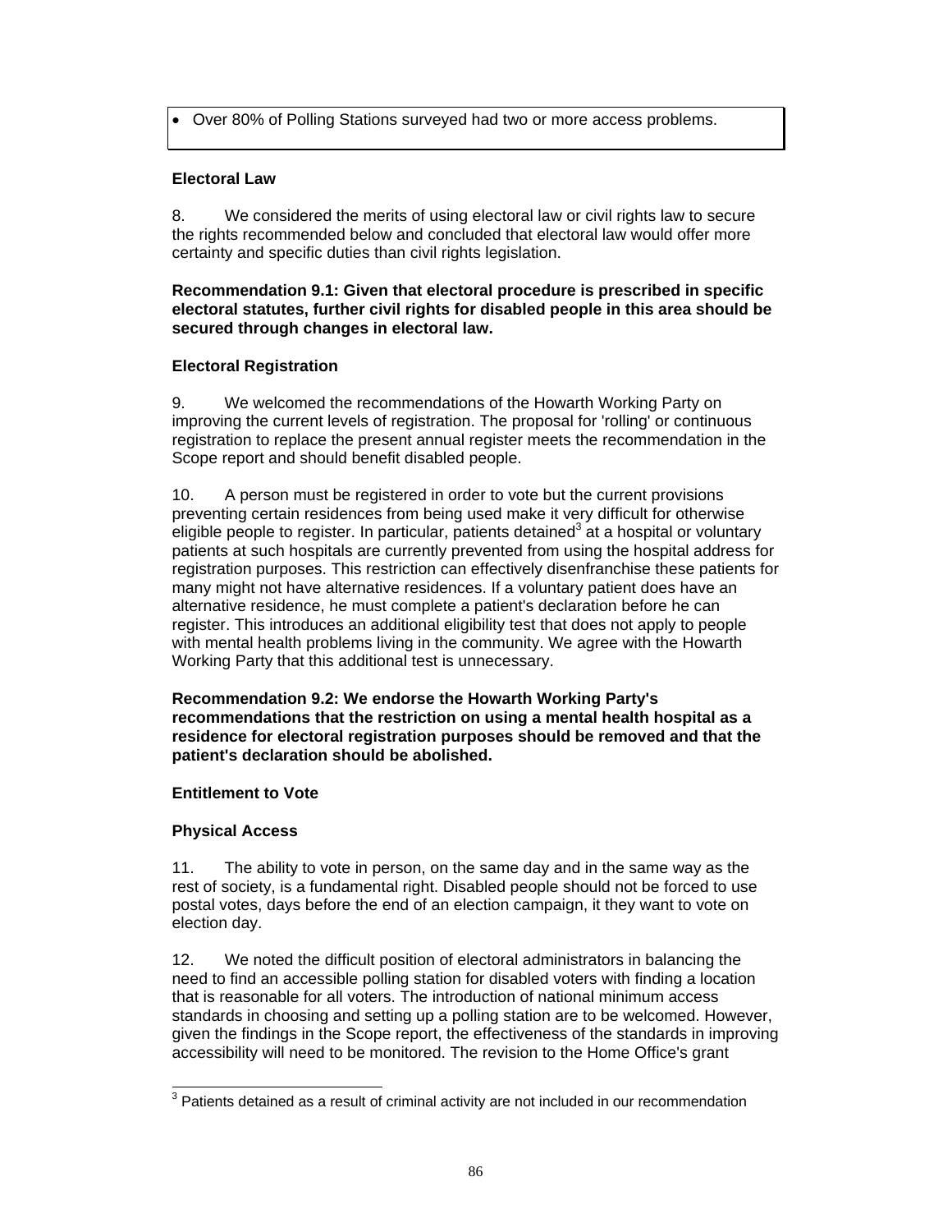- Over 80% of Polling Stations surveyed had two or more access problems.

**Electoral Law**

8. We considered the merits of using electoral law or civil rights law to secure the rights recommended below and concluded that electoral law would offer more certainty and specific duties than civil rights legislation.

**Recommendation 9.1: Given that electoral procedure is prescribed in specific electoral statutes, further civil rights for disabled people in this area should be secured through changes in electoral law.**

**Electoral Registration**

9. We welcomed the recommendations of the Howarth Working Party on improving the current levels of registration. The proposal for 'rolling' or continuous registration to replace the present annual register meets the recommendation in the Scope report and should benefit disabled people.

10. A person must be registered in order to vote but the current provisions preventing certain residences from being used make it very difficult for otherwise eligible people to register. In particular, patients detained[3] at a hospital or voluntary patients at such hospitals are currently prevented from using the hospital address for registration purposes. This restriction can effectively disenfranchise these patients for many might not have alternative residences. If a voluntary patient does have an alternative residence, he must complete a patient's declaration before he can register. This introduces an additional eligibility test that does not apply to people with mental health problems living in the community. We agree with the Howarth Working Party that this additional test is unnecessary.

**Recommendation 9.2: We endorse the Howarth Working Party's recommendations that the restriction on using a mental health hospital as a residence for electoral registration purposes should be removed and that the patient's declaration should be abolished.**

**Entitlement to Vote**

**Physical Access**

11. The ability to vote in person, on the same day and in the same way as the rest of society, is a fundamental right. Disabled people should not be forced to use postal votes, days before the end of an election campaign, it they want to vote on election day.

12. We noted the difficult position of electoral administrators in balancing the need to find an accessible polling station for disabled voters with finding a location that is reasonable for all voters. The introduction of national minimum access standards in choosing and setting up a polling station are to be welcomed. However, given the findings in the Scope report, the effectiveness of the standards in improving accessibility will need to be monitored. The revision to the Home Office's grant

[3] Patients detained as a result of criminal activity are not included in our recommendation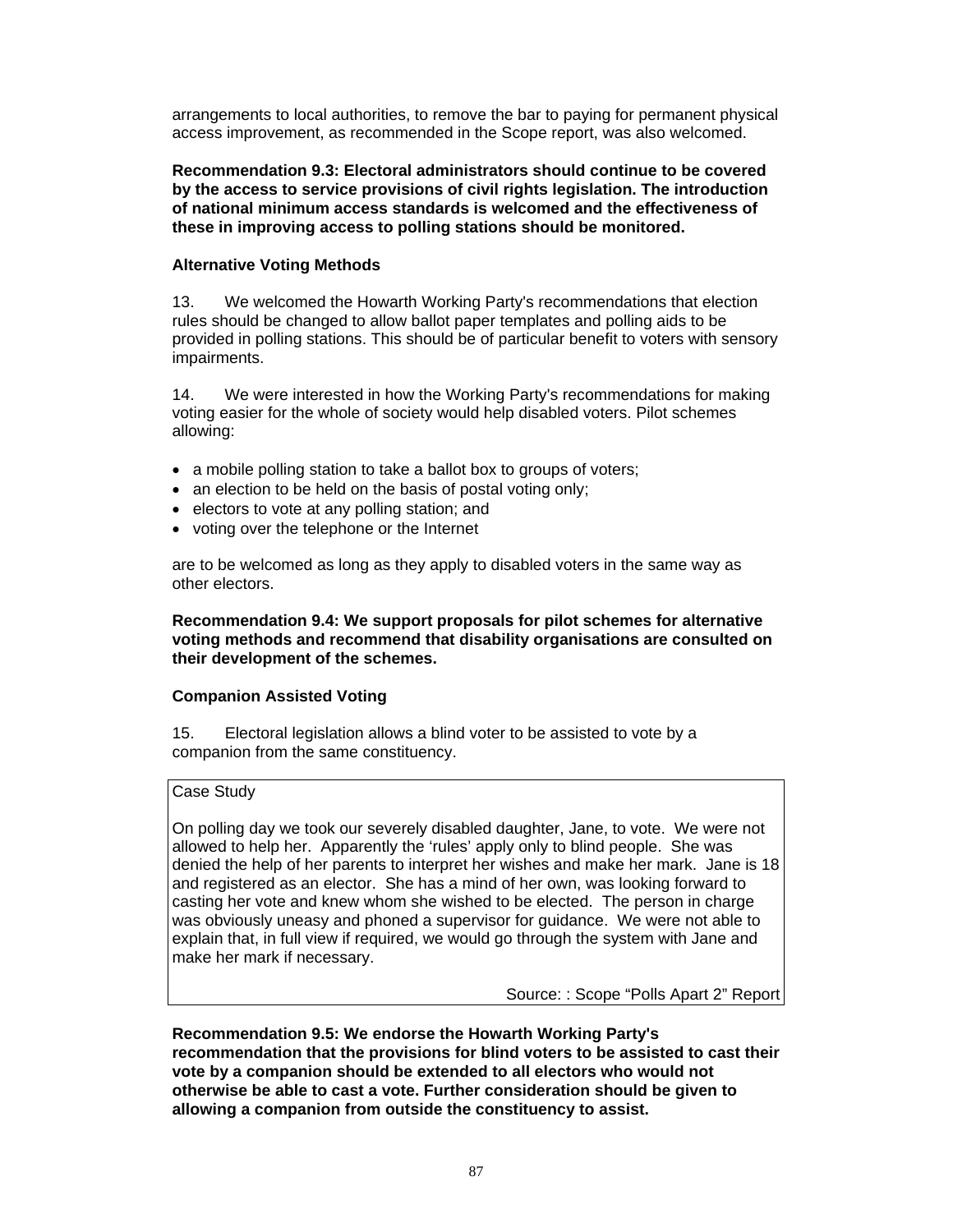arrangements to local authorities, to remove the bar to paying for permanent physical access improvement, as recommended in the Scope report, was also welcomed.

**Recommendation 9.3: Electoral administrators should continue to be covered by the access to service provisions of civil rights legislation. The introduction of national minimum access standards is welcomed and the effectiveness of these in improving access to polling stations should be monitored.**

### Alternative Voting Methods

13. We welcomed the Howarth Working Party's recommendations that election rules should be changed to allow ballot paper templates and polling aids to be provided in polling stations. This should be of particular benefit to voters with sensory impairments.

14. We were interested in how the Working Party's recommendations for making voting easier for the whole of society would help disabled voters. Pilot schemes allowing:

- a mobile polling station to take a ballot box to groups of voters;
- an election to be held on the basis of postal voting only;
- electors to vote at any polling station; and
- voting over the telephone or the Internet

are to be welcomed as long as they apply to disabled voters in the same way as other electors.

**Recommendation 9.4: We support proposals for pilot schemes for alternative voting methods and recommend that disability organisations are consulted on their development of the schemes.**

### Companion Assisted Voting

15. Electoral legislation allows a blind voter to be assisted to vote by a companion from the same constituency.

> Case Study
>
> On polling day we took our severely disabled daughter, Jane, to vote. We were not allowed to help her. Apparently the 'rules' apply only to blind people. She was denied the help of her parents to interpret her wishes and make her mark. Jane is 18 and registered as an elector. She has a mind of her own, was looking forward to casting her vote and knew whom she wished to be elected. The person in charge was obviously uneasy and phoned a supervisor for guidance. We were not able to explain that, in full view if required, we would go through the system with Jane and make her mark if necessary.
>
> Source: : Scope "Polls Apart 2" Report

**Recommendation 9.5: We endorse the Howarth Working Party's recommendation that the provisions for blind voters to be assisted to cast their vote by a companion should be extended to all electors who would not otherwise be able to cast a vote. Further consideration should be given to allowing a companion from outside the constituency to assist.**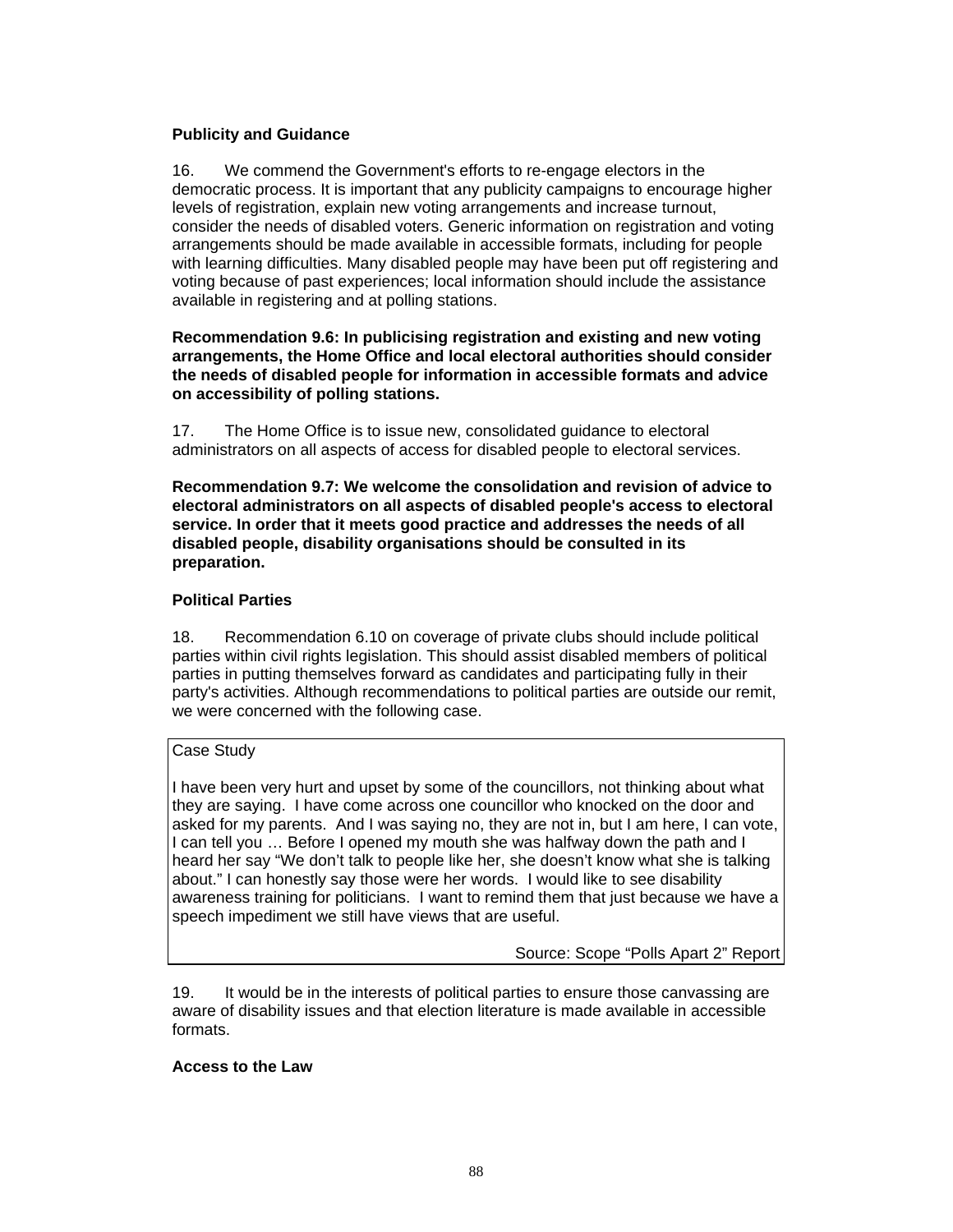**Publicity and Guidance**

16. We commend the Government's efforts to re-engage electors in the democratic process. It is important that any publicity campaigns to encourage higher levels of registration, explain new voting arrangements and increase turnout, consider the needs of disabled voters. Generic information on registration and voting arrangements should be made available in accessible formats, including for people with learning difficulties. Many disabled people may have been put off registering and voting because of past experiences; local information should include the assistance available in registering and at polling stations.

**Recommendation 9.6: In publicising registration and existing and new voting arrangements, the Home Office and local electoral authorities should consider the needs of disabled people for information in accessible formats and advice on accessibility of polling stations.**

17. The Home Office is to issue new, consolidated guidance to electoral administrators on all aspects of access for disabled people to electoral services.

**Recommendation 9.7: We welcome the consolidation and revision of advice to electoral administrators on all aspects of disabled people's access to electoral service. In order that it meets good practice and addresses the needs of all disabled people, disability organisations should be consulted in its preparation.**

**Political Parties**

18. Recommendation 6.10 on coverage of private clubs should include political parties within civil rights legislation. This should assist disabled members of political parties in putting themselves forward as candidates and participating fully in their party's activities. Although recommendations to political parties are outside our remit, we were concerned with the following case.

> Case Study
>
> I have been very hurt and upset by some of the councillors, not thinking about what they are saying. I have come across one councillor who knocked on the door and asked for my parents. And I was saying no, they are not in, but I am here, I can vote, I can tell you … Before I opened my mouth she was halfway down the path and I heard her say "We don't talk to people like her, she doesn't know what she is talking about." I can honestly say those were her words. I would like to see disability awareness training for politicians. I want to remind them that just because we have a speech impediment we still have views that are useful.
>
> Source: Scope "Polls Apart 2" Report

19. It would be in the interests of political parties to ensure those canvassing are aware of disability issues and that election literature is made available in accessible formats.

**Access to the Law**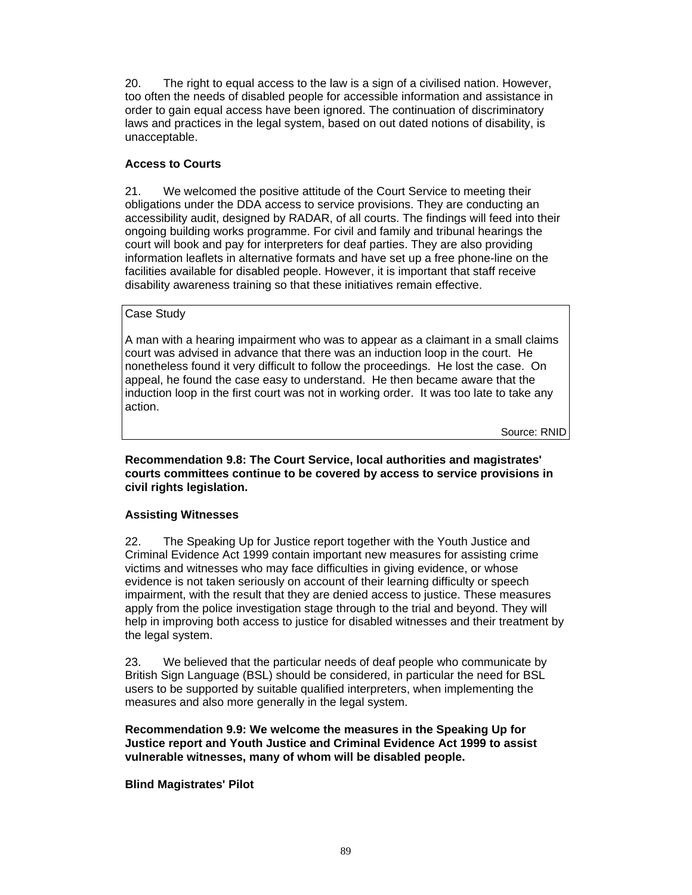20. The right to equal access to the law is a sign of a civilised nation. However, too often the needs of disabled people for accessible information and assistance in order to gain equal access have been ignored. The continuation of discriminatory laws and practices in the legal system, based on out dated notions of disability, is unacceptable.

**Access to Courts**

21. We welcomed the positive attitude of the Court Service to meeting their obligations under the DDA access to service provisions. They are conducting an accessibility audit, designed by RADAR, of all courts. The findings will feed into their ongoing building works programme. For civil and family and tribunal hearings the court will book and pay for interpreters for deaf parties. They are also providing information leaflets in alternative formats and have set up a free phone-line on the facilities available for disabled people. However, it is important that staff receive disability awareness training so that these initiatives remain effective.

> Case Study
>
> A man with a hearing impairment who was to appear as a claimant in a small claims court was advised in advance that there was an induction loop in the court. He nonetheless found it very difficult to follow the proceedings. He lost the case. On appeal, he found the case easy to understand. He then became aware that the induction loop in the first court was not in working order. It was too late to take any action.
>
> Source: RNID

**Recommendation 9.8: The Court Service, local authorities and magistrates' courts committees continue to be covered by access to service provisions in civil rights legislation.**

**Assisting Witnesses**

22. The Speaking Up for Justice report together with the Youth Justice and Criminal Evidence Act 1999 contain important new measures for assisting crime victims and witnesses who may face difficulties in giving evidence, or whose evidence is not taken seriously on account of their learning difficulty or speech impairment, with the result that they are denied access to justice. These measures apply from the police investigation stage through to the trial and beyond. They will help in improving both access to justice for disabled witnesses and their treatment by the legal system.

23. We believed that the particular needs of deaf people who communicate by British Sign Language (BSL) should be considered, in particular the need for BSL users to be supported by suitable qualified interpreters, when implementing the measures and also more generally in the legal system.

**Recommendation 9.9: We welcome the measures in the Speaking Up for Justice report and Youth Justice and Criminal Evidence Act 1999 to assist vulnerable witnesses, many of whom will be disabled people.**

**Blind Magistrates' Pilot**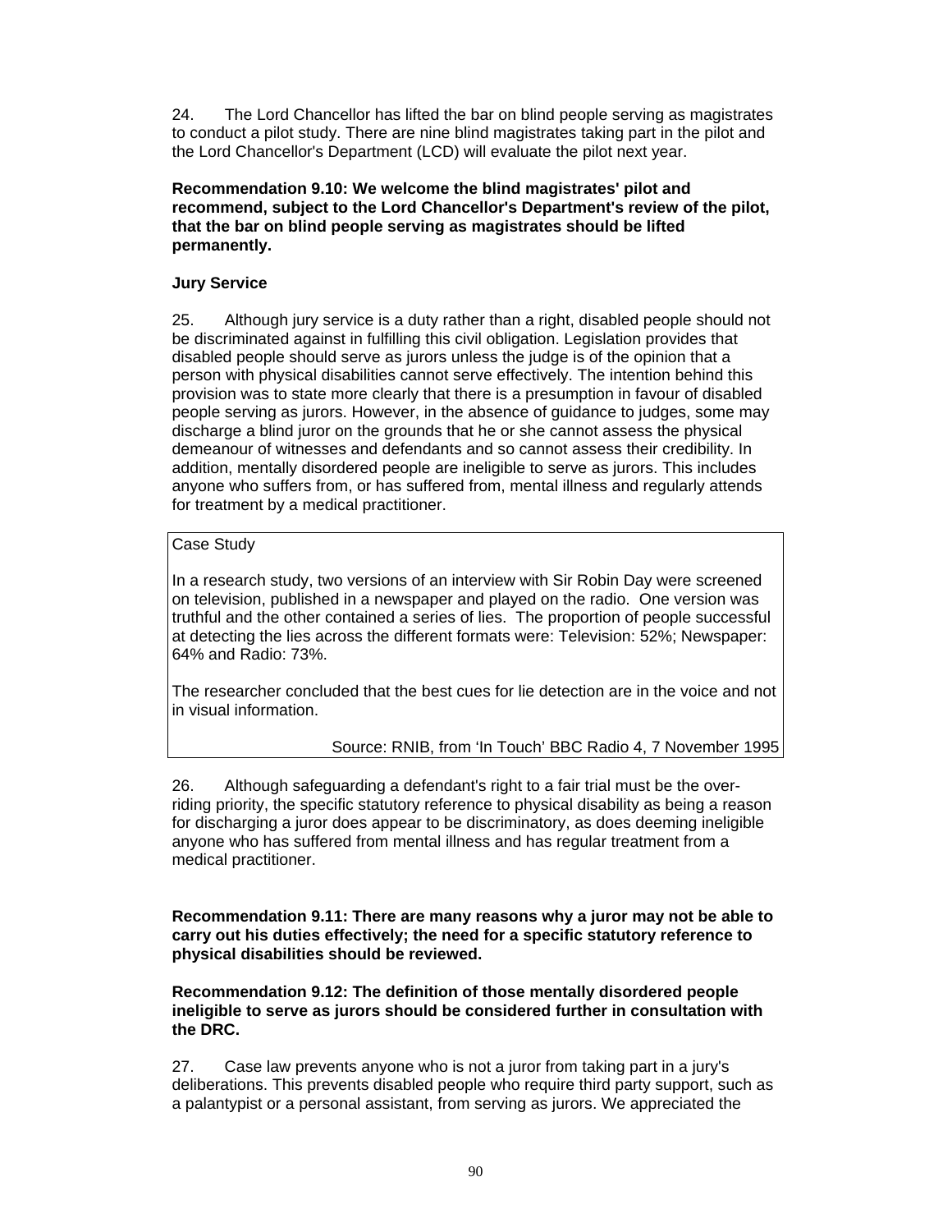24. The Lord Chancellor has lifted the bar on blind people serving as magistrates to conduct a pilot study. There are nine blind magistrates taking part in the pilot and the Lord Chancellor's Department (LCD) will evaluate the pilot next year.

**Recommendation 9.10: We welcome the blind magistrates' pilot and recommend, subject to the Lord Chancellor's Department's review of the pilot, that the bar on blind people serving as magistrates should be lifted permanently.**

### Jury Service

25. Although jury service is a duty rather than a right, disabled people should not be discriminated against in fulfilling this civil obligation. Legislation provides that disabled people should serve as jurors unless the judge is of the opinion that a person with physical disabilities cannot serve effectively. The intention behind this provision was to state more clearly that there is a presumption in favour of disabled people serving as jurors. However, in the absence of guidance to judges, some may discharge a blind juror on the grounds that he or she cannot assess the physical demeanour of witnesses and defendants and so cannot assess their credibility. In addition, mentally disordered people are ineligible to serve as jurors. This includes anyone who suffers from, or has suffered from, mental illness and regularly attends for treatment by a medical practitioner.

> Case Study
>
> In a research study, two versions of an interview with Sir Robin Day were screened on television, published in a newspaper and played on the radio. One version was truthful and the other contained a series of lies. The proportion of people successful at detecting the lies across the different formats were: Television: 52%; Newspaper: 64% and Radio: 73%.
>
> The researcher concluded that the best cues for lie detection are in the voice and not in visual information.
>
> Source: RNIB, from 'In Touch' BBC Radio 4, 7 November 1995

26. Although safeguarding a defendant's right to a fair trial must be the over-riding priority, the specific statutory reference to physical disability as being a reason for discharging a juror does appear to be discriminatory, as does deeming ineligible anyone who has suffered from mental illness and has regular treatment from a medical practitioner.

**Recommendation 9.11: There are many reasons why a juror may not be able to carry out his duties effectively; the need for a specific statutory reference to physical disabilities should be reviewed.**

**Recommendation 9.12: The definition of those mentally disordered people ineligible to serve as jurors should be considered further in consultation with the DRC.**

27. Case law prevents anyone who is not a juror from taking part in a jury's deliberations. This prevents disabled people who require third party support, such as a palantypist or a personal assistant, from serving as jurors. We appreciated the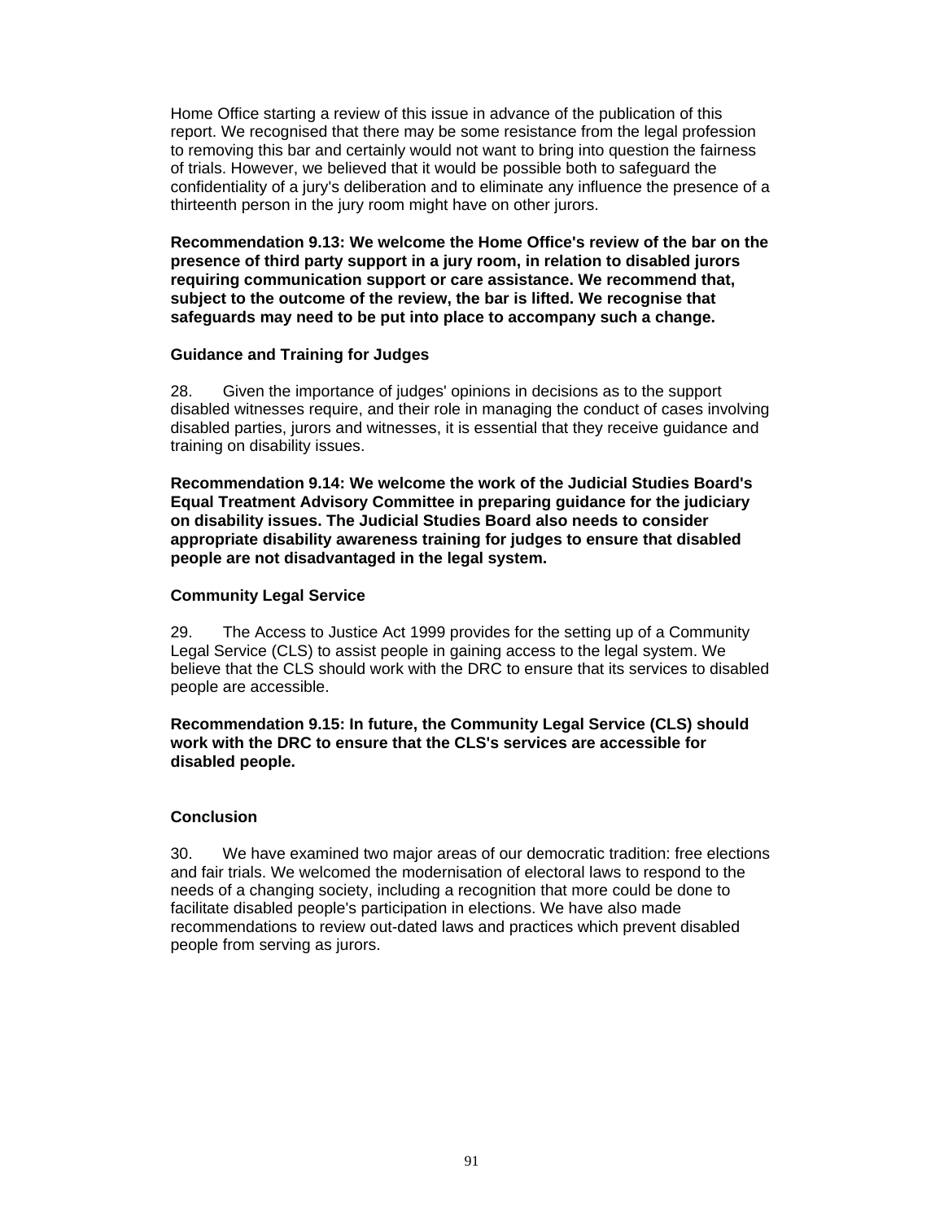Home Office starting a review of this issue in advance of the publication of this report. We recognised that there may be some resistance from the legal profession to removing this bar and certainly would not want to bring into question the fairness of trials. However, we believed that it would be possible both to safeguard the confidentiality of a jury's deliberation and to eliminate any influence the presence of a thirteenth person in the jury room might have on other jurors.

**Recommendation 9.13: We welcome the Home Office's review of the bar on the presence of third party support in a jury room, in relation to disabled jurors requiring communication support or care assistance. We recommend that, subject to the outcome of the review, the bar is lifted. We recognise that safeguards may need to be put into place to accompany such a change.**

### Guidance and Training for Judges

28. Given the importance of judges' opinions in decisions as to the support disabled witnesses require, and their role in managing the conduct of cases involving disabled parties, jurors and witnesses, it is essential that they receive guidance and training on disability issues.

**Recommendation 9.14: We welcome the work of the Judicial Studies Board's Equal Treatment Advisory Committee in preparing guidance for the judiciary on disability issues. The Judicial Studies Board also needs to consider appropriate disability awareness training for judges to ensure that disabled people are not disadvantaged in the legal system.**

### Community Legal Service

29. The Access to Justice Act 1999 provides for the setting up of a Community Legal Service (CLS) to assist people in gaining access to the legal system. We believe that the CLS should work with the DRC to ensure that its services to disabled people are accessible.

**Recommendation 9.15: In future, the Community Legal Service (CLS) should work with the DRC to ensure that the CLS's services are accessible for disabled people.**

### Conclusion

30. We have examined two major areas of our democratic tradition: free elections and fair trials. We welcomed the modernisation of electoral laws to respond to the needs of a changing society, including a recognition that more could be done to facilitate disabled people's participation in elections. We have also made recommendations to review out-dated laws and practices which prevent disabled people from serving as jurors.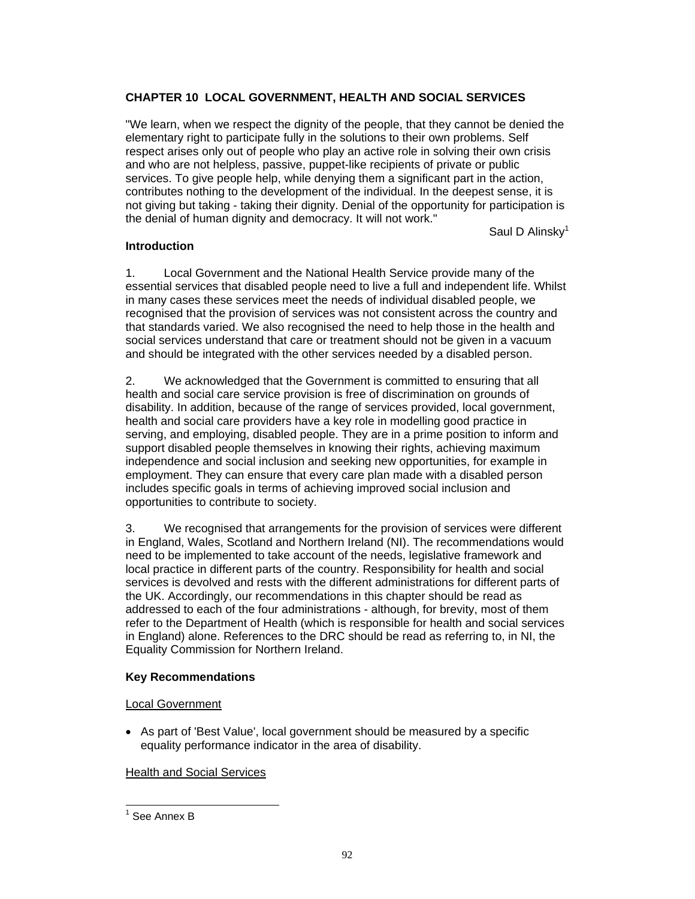## CHAPTER 10 LOCAL GOVERNMENT, HEALTH AND SOCIAL SERVICES

"We learn, when we respect the dignity of the people, that they cannot be denied the elementary right to participate fully in the solutions to their own problems. Self respect arises only out of people who play an active role in solving their own crisis and who are not helpless, passive, puppet-like recipients of private or public services. To give people help, while denying them a significant part in the action, contributes nothing to the development of the individual. In the deepest sense, it is not giving but taking - taking their dignity. Denial of the opportunity for participation is the denial of human dignity and democracy. It will not work."

Saul D Alinsky[1]

### Introduction

1. Local Government and the National Health Service provide many of the essential services that disabled people need to live a full and independent life. Whilst in many cases these services meet the needs of individual disabled people, we recognised that the provision of services was not consistent across the country and that standards varied. We also recognised the need to help those in the health and social services understand that care or treatment should not be given in a vacuum and should be integrated with the other services needed by a disabled person.

2. We acknowledged that the Government is committed to ensuring that all health and social care service provision is free of discrimination on grounds of disability. In addition, because of the range of services provided, local government, health and social care providers have a key role in modelling good practice in serving, and employing, disabled people. They are in a prime position to inform and support disabled people themselves in knowing their rights, achieving maximum independence and social inclusion and seeking new opportunities, for example in employment. They can ensure that every care plan made with a disabled person includes specific goals in terms of achieving improved social inclusion and opportunities to contribute to society.

3. We recognised that arrangements for the provision of services were different in England, Wales, Scotland and Northern Ireland (NI). The recommendations would need to be implemented to take account of the needs, legislative framework and local practice in different parts of the country. Responsibility for health and social services is devolved and rests with the different administrations for different parts of the UK. Accordingly, our recommendations in this chapter should be read as addressed to each of the four administrations - although, for brevity, most of them refer to the Department of Health (which is responsible for health and social services in England) alone. References to the DRC should be read as referring to, in NI, the Equality Commission for Northern Ireland.

### Key Recommendations

Local Government

- As part of 'Best Value', local government should be measured by a specific equality performance indicator in the area of disability.

Health and Social Services

[1] See Annex B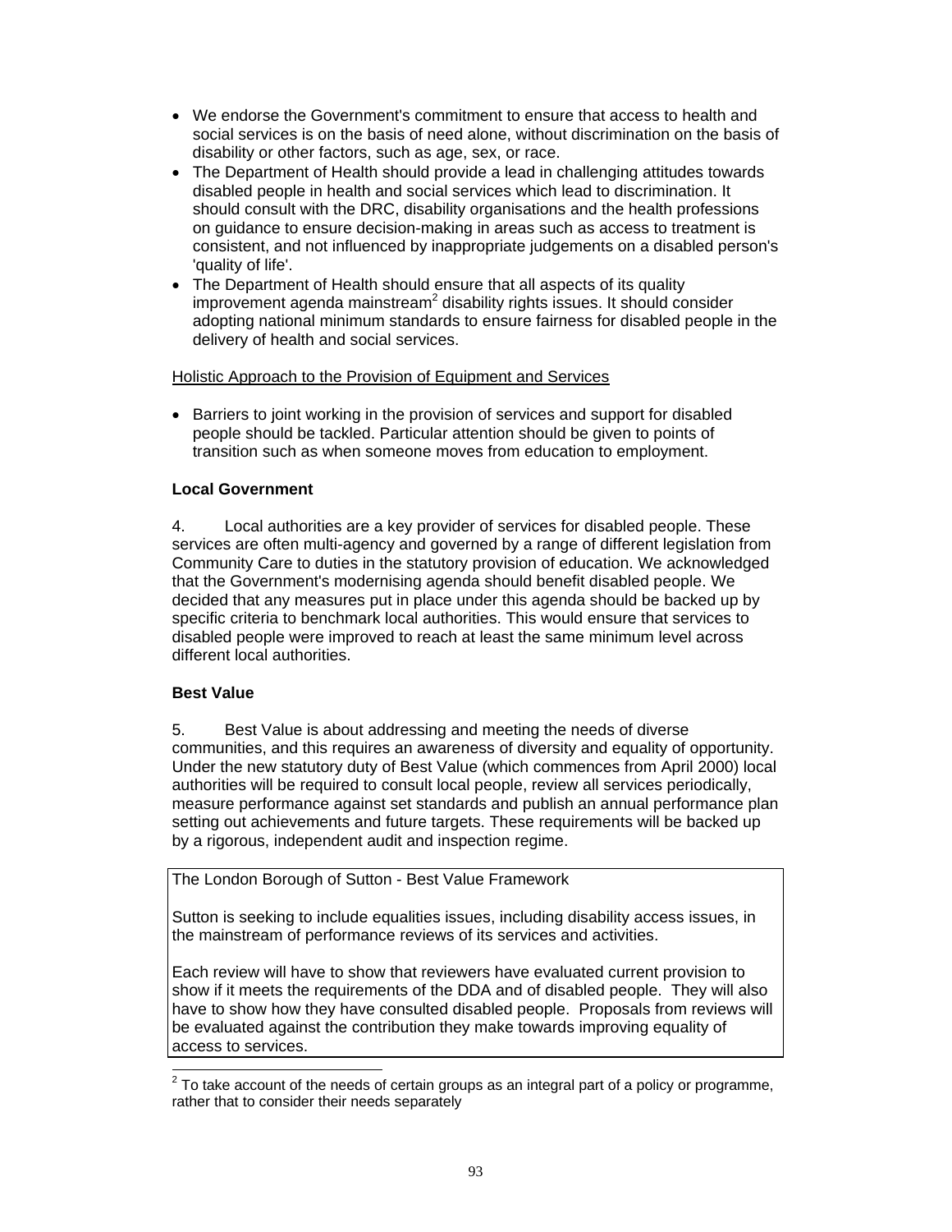- We endorse the Government's commitment to ensure that access to health and social services is on the basis of need alone, without discrimination on the basis of disability or other factors, such as age, sex, or race.
- The Department of Health should provide a lead in challenging attitudes towards disabled people in health and social services which lead to discrimination. It should consult with the DRC, disability organisations and the health professions on guidance to ensure decision-making in areas such as access to treatment is consistent, and not influenced by inappropriate judgements on a disabled person's 'quality of life'.
- The Department of Health should ensure that all aspects of its quality improvement agenda mainstream[2] disability rights issues. It should consider adopting national minimum standards to ensure fairness for disabled people in the delivery of health and social services.

Holistic Approach to the Provision of Equipment and Services

- Barriers to joint working in the provision of services and support for disabled people should be tackled. Particular attention should be given to points of transition such as when someone moves from education to employment.

**Local Government**

4. Local authorities are a key provider of services for disabled people. These services are often multi-agency and governed by a range of different legislation from Community Care to duties in the statutory provision of education. We acknowledged that the Government's modernising agenda should benefit disabled people. We decided that any measures put in place under this agenda should be backed up by specific criteria to benchmark local authorities. This would ensure that services to disabled people were improved to reach at least the same minimum level across different local authorities.

**Best Value**

5. Best Value is about addressing and meeting the needs of diverse communities, and this requires an awareness of diversity and equality of opportunity. Under the new statutory duty of Best Value (which commences from April 2000) local authorities will be required to consult local people, review all services periodically, measure performance against set standards and publish an annual performance plan setting out achievements and future targets. These requirements will be backed up by a rigorous, independent audit and inspection regime.

> The London Borough of Sutton - Best Value Framework
>
> Sutton is seeking to include equalities issues, including disability access issues, in the mainstream of performance reviews of its services and activities.
>
> Each review will have to show that reviewers have evaluated current provision to show if it meets the requirements of the DDA and of disabled people. They will also have to show how they have consulted disabled people. Proposals from reviews will be evaluated against the contribution they make towards improving equality of access to services.

[2] To take account of the needs of certain groups as an integral part of a policy or programme, rather that to consider their needs separately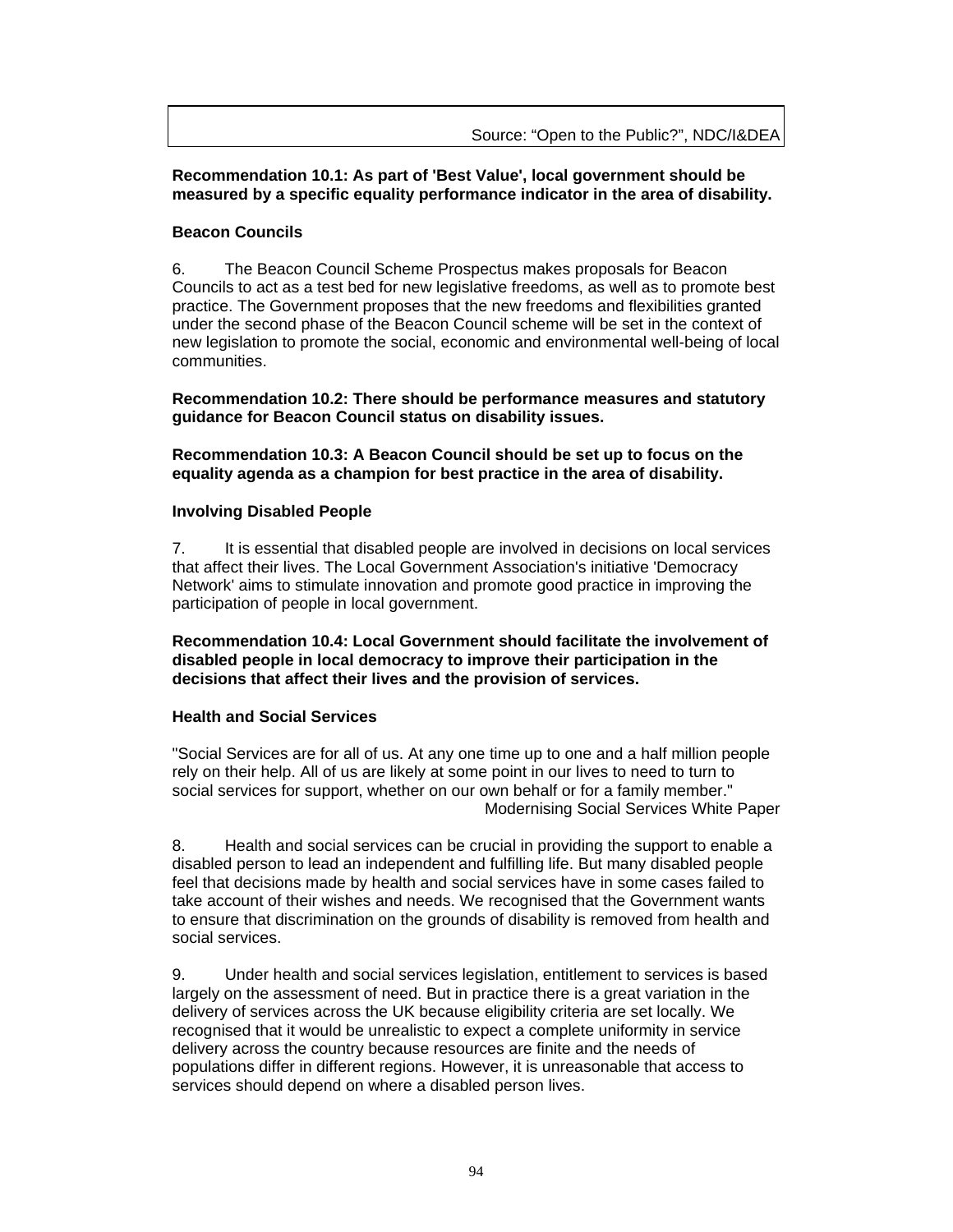| Source: “Open to the Public?”, NDC/I&DEA |
|---|

**Recommendation 10.1: As part of 'Best Value', local government should be measured by a specific equality performance indicator in the area of disability.**

**Beacon Councils**

6. The Beacon Council Scheme Prospectus makes proposals for Beacon Councils to act as a test bed for new legislative freedoms, as well as to promote best practice. The Government proposes that the new freedoms and flexibilities granted under the second phase of the Beacon Council scheme will be set in the context of new legislation to promote the social, economic and environmental well-being of local communities.

**Recommendation 10.2: There should be performance measures and statutory guidance for Beacon Council status on disability issues.**

**Recommendation 10.3: A Beacon Council should be set up to focus on the equality agenda as a champion for best practice in the area of disability.**

**Involving Disabled People**

7. It is essential that disabled people are involved in decisions on local services that affect their lives. The Local Government Association's initiative 'Democracy Network' aims to stimulate innovation and promote good practice in improving the participation of people in local government.

**Recommendation 10.4: Local Government should facilitate the involvement of disabled people in local democracy to improve their participation in the decisions that affect their lives and the provision of services.**

**Health and Social Services**

"Social Services are for all of us. At any one time up to one and a half million people rely on their help. All of us are likely at some point in our lives to need to turn to social services for support, whether on our own behalf or for a family member."

Modernising Social Services White Paper

8. Health and social services can be crucial in providing the support to enable a disabled person to lead an independent and fulfilling life. But many disabled people feel that decisions made by health and social services have in some cases failed to take account of their wishes and needs. We recognised that the Government wants to ensure that discrimination on the grounds of disability is removed from health and social services.

9. Under health and social services legislation, entitlement to services is based largely on the assessment of need. But in practice there is a great variation in the delivery of services across the UK because eligibility criteria are set locally. We recognised that it would be unrealistic to expect a complete uniformity in service delivery across the country because resources are finite and the needs of populations differ in different regions. However, it is unreasonable that access to services should depend on where a disabled person lives.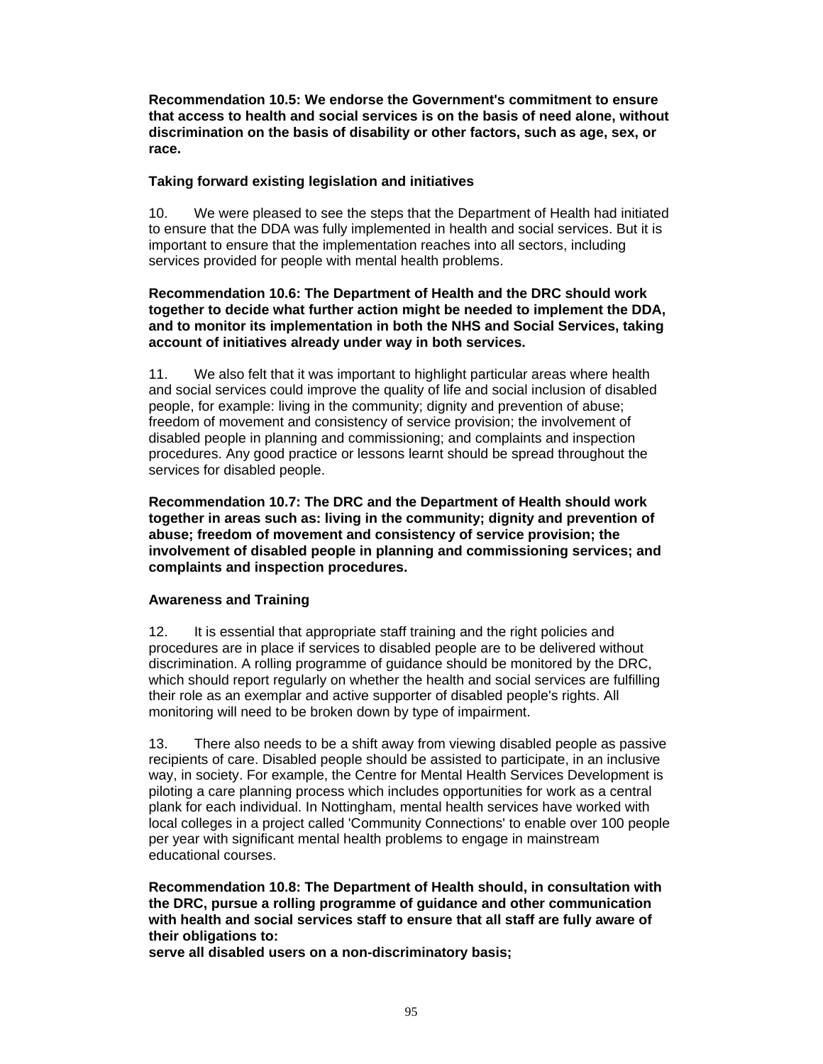**Recommendation 10.5: We endorse the Government's commitment to ensure that access to health and social services is on the basis of need alone, without discrimination on the basis of disability or other factors, such as age, sex, or race.**

**Taking forward existing legislation and initiatives**

10. We were pleased to see the steps that the Department of Health had initiated to ensure that the DDA was fully implemented in health and social services. But it is important to ensure that the implementation reaches into all sectors, including services provided for people with mental health problems.

**Recommendation 10.6: The Department of Health and the DRC should work together to decide what further action might be needed to implement the DDA, and to monitor its implementation in both the NHS and Social Services, taking account of initiatives already under way in both services.**

11. We also felt that it was important to highlight particular areas where health and social services could improve the quality of life and social inclusion of disabled people, for example: living in the community; dignity and prevention of abuse; freedom of movement and consistency of service provision; the involvement of disabled people in planning and commissioning; and complaints and inspection procedures. Any good practice or lessons learnt should be spread throughout the services for disabled people.

**Recommendation 10.7: The DRC and the Department of Health should work together in areas such as: living in the community; dignity and prevention of abuse; freedom of movement and consistency of service provision; the involvement of disabled people in planning and commissioning services; and complaints and inspection procedures.**

**Awareness and Training**

12. It is essential that appropriate staff training and the right policies and procedures are in place if services to disabled people are to be delivered without discrimination. A rolling programme of guidance should be monitored by the DRC, which should report regularly on whether the health and social services are fulfilling their role as an exemplar and active supporter of disabled people's rights. All monitoring will need to be broken down by type of impairment.

13. There also needs to be a shift away from viewing disabled people as passive recipients of care. Disabled people should be assisted to participate, in an inclusive way, in society. For example, the Centre for Mental Health Services Development is piloting a care planning process which includes opportunities for work as a central plank for each individual. In Nottingham, mental health services have worked with local colleges in a project called 'Community Connections' to enable over 100 people per year with significant mental health problems to engage in mainstream educational courses.

**Recommendation 10.8: The Department of Health should, in consultation with the DRC, pursue a rolling programme of guidance and other communication with health and social services staff to ensure that all staff are fully aware of their obligations to:**

**serve all disabled users on a non-discriminatory basis;**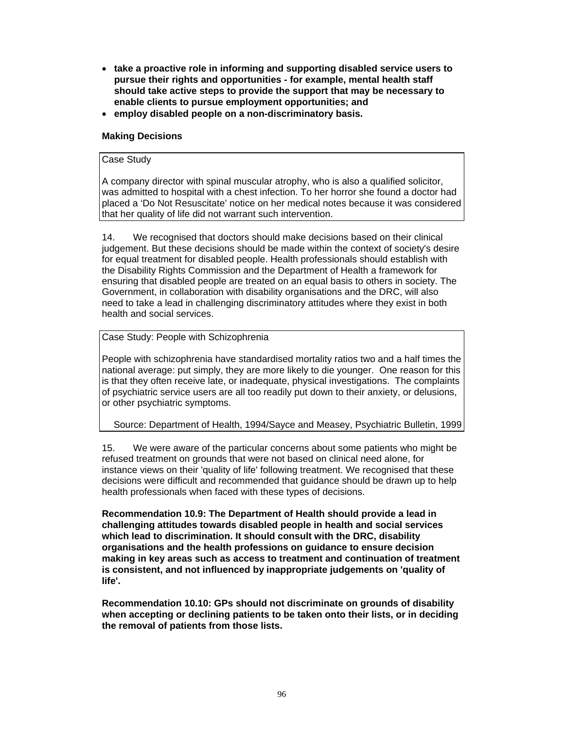- **take a proactive role in informing and supporting disabled service users to pursue their rights and opportunities - for example, mental health staff should take active steps to provide the support that may be necessary to enable clients to pursue employment opportunities; and**
- **employ disabled people on a non-discriminatory basis.**

### Making Decisions

> Case Study
>
> A company director with spinal muscular atrophy, who is also a qualified solicitor, was admitted to hospital with a chest infection. To her horror she found a doctor had placed a 'Do Not Resuscitate' notice on her medical notes because it was considered that her quality of life did not warrant such intervention.

14. We recognised that doctors should make decisions based on their clinical judgement. But these decisions should be made within the context of society's desire for equal treatment for disabled people. Health professionals should establish with the Disability Rights Commission and the Department of Health a framework for ensuring that disabled people are treated on an equal basis to others in society. The Government, in collaboration with disability organisations and the DRC, will also need to take a lead in challenging discriminatory attitudes where they exist in both health and social services.

> Case Study: People with Schizophrenia
>
> People with schizophrenia have standardised mortality ratios two and a half times the national average: put simply, they are more likely to die younger. One reason for this is that they often receive late, or inadequate, physical investigations. The complaints of psychiatric service users are all too readily put down to their anxiety, or delusions, or other psychiatric symptoms.
>
> Source: Department of Health, 1994/Sayce and Measey, Psychiatric Bulletin, 1999

15. We were aware of the particular concerns about some patients who might be refused treatment on grounds that were not based on clinical need alone, for instance views on their 'quality of life' following treatment. We recognised that these decisions were difficult and recommended that guidance should be drawn up to help health professionals when faced with these types of decisions.

**Recommendation 10.9: The Department of Health should provide a lead in challenging attitudes towards disabled people in health and social services which lead to discrimination. It should consult with the DRC, disability organisations and the health professions on guidance to ensure decision making in key areas such as access to treatment and continuation of treatment is consistent, and not influenced by inappropriate judgements on 'quality of life'.**

**Recommendation 10.10: GPs should not discriminate on grounds of disability when accepting or declining patients to be taken onto their lists, or in deciding the removal of patients from those lists.**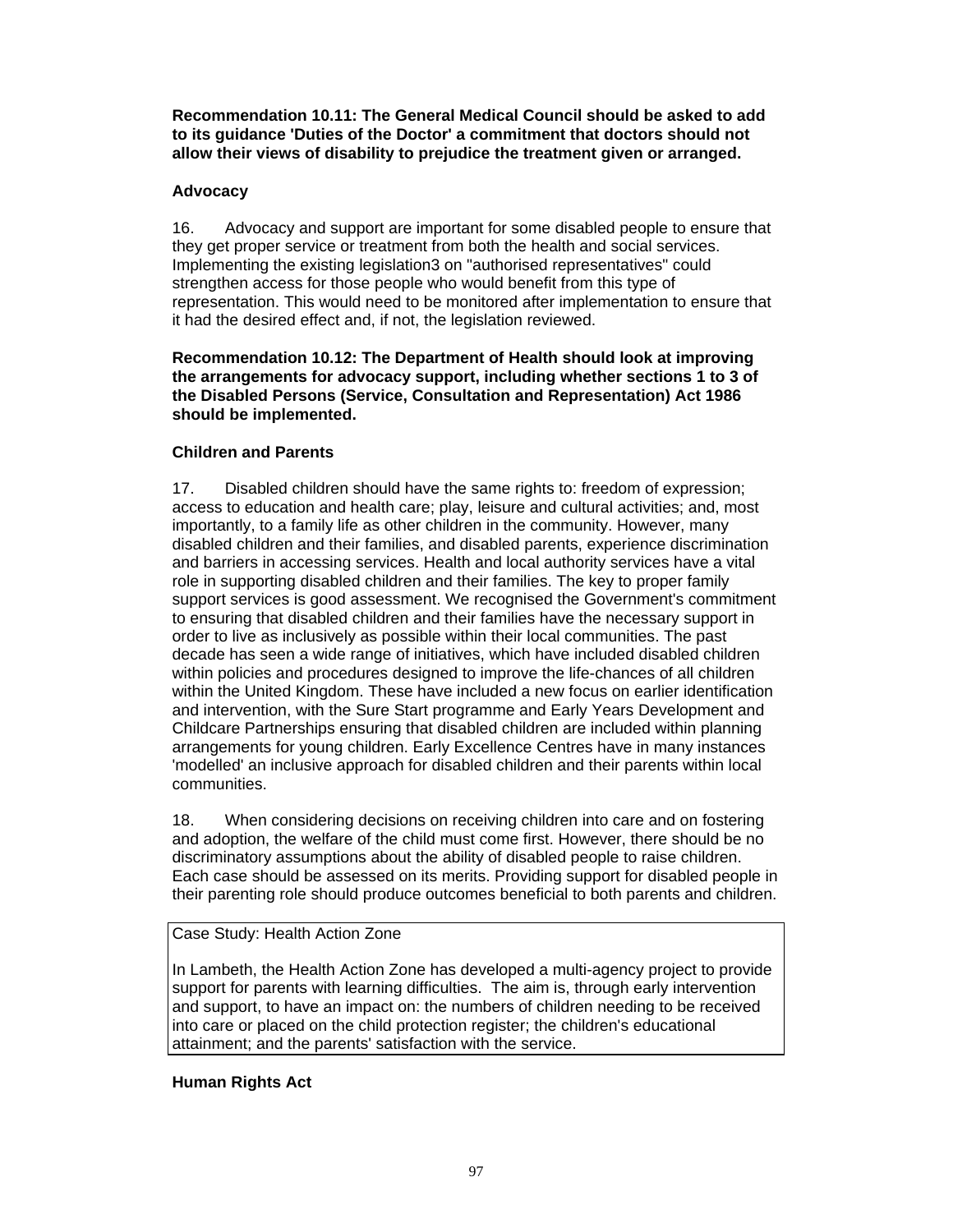**Recommendation 10.11: The General Medical Council should be asked to add to its guidance 'Duties of the Doctor' a commitment that doctors should not allow their views of disability to prejudice the treatment given or arranged.**

### Advocacy

16. Advocacy and support are important for some disabled people to ensure that they get proper service or treatment from both the health and social services. Implementing the existing legislation[3] on "authorised representatives" could strengthen access for those people who would benefit from this type of representation. This would need to be monitored after implementation to ensure that it had the desired effect and, if not, the legislation reviewed.

**Recommendation 10.12: The Department of Health should look at improving the arrangements for advocacy support, including whether sections 1 to 3 of the Disabled Persons (Service, Consultation and Representation) Act 1986 should be implemented.**

### Children and Parents

17. Disabled children should have the same rights to: freedom of expression; access to education and health care; play, leisure and cultural activities; and, most importantly, to a family life as other children in the community. However, many disabled children and their families, and disabled parents, experience discrimination and barriers in accessing services. Health and local authority services have a vital role in supporting disabled children and their families. The key to proper family support services is good assessment. We recognised the Government's commitment to ensuring that disabled children and their families have the necessary support in order to live as inclusively as possible within their local communities. The past decade has seen a wide range of initiatives, which have included disabled children within policies and procedures designed to improve the life-chances of all children within the United Kingdom. These have included a new focus on earlier identification and intervention, with the Sure Start programme and Early Years Development and Childcare Partnerships ensuring that disabled children are included within planning arrangements for young children. Early Excellence Centres have in many instances 'modelled' an inclusive approach for disabled children and their parents within local communities.

18. When considering decisions on receiving children into care and on fostering and adoption, the welfare of the child must come first. However, there should be no discriminatory assumptions about the ability of disabled people to raise children. Each case should be assessed on its merits. Providing support for disabled people in their parenting role should produce outcomes beneficial to both parents and children.

> Case Study: Health Action Zone
>
> In Lambeth, the Health Action Zone has developed a multi-agency project to provide support for parents with learning difficulties. The aim is, through early intervention and support, to have an impact on: the numbers of children needing to be received into care or placed on the child protection register; the children's educational attainment; and the parents' satisfaction with the service.

### Human Rights Act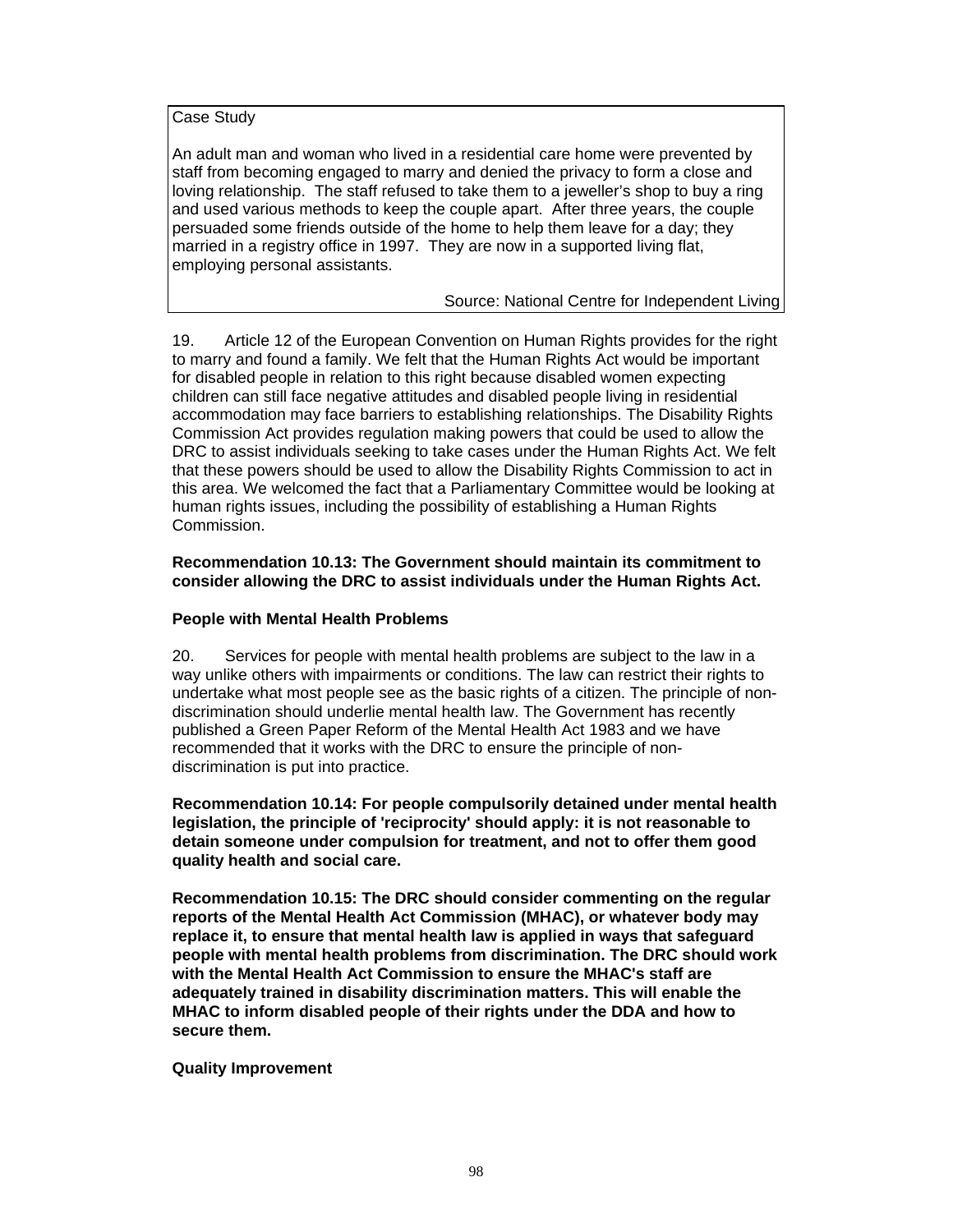Case Study

An adult man and woman who lived in a residential care home were prevented by staff from becoming engaged to marry and denied the privacy to form a close and loving relationship. The staff refused to take them to a jeweller's shop to buy a ring and used various methods to keep the couple apart. After three years, the couple persuaded some friends outside of the home to help them leave for a day; they married in a registry office in 1997. They are now in a supported living flat, employing personal assistants.

Source: National Centre for Independent Living

19. Article 12 of the European Convention on Human Rights provides for the right to marry and found a family. We felt that the Human Rights Act would be important for disabled people in relation to this right because disabled women expecting children can still face negative attitudes and disabled people living in residential accommodation may face barriers to establishing relationships. The Disability Rights Commission Act provides regulation making powers that could be used to allow the DRC to assist individuals seeking to take cases under the Human Rights Act. We felt that these powers should be used to allow the Disability Rights Commission to act in this area. We welcomed the fact that a Parliamentary Committee would be looking at human rights issues, including the possibility of establishing a Human Rights Commission.

**Recommendation 10.13: The Government should maintain its commitment to consider allowing the DRC to assist individuals under the Human Rights Act.**

**People with Mental Health Problems**

20. Services for people with mental health problems are subject to the law in a way unlike others with impairments or conditions. The law can restrict their rights to undertake what most people see as the basic rights of a citizen. The principle of non-discrimination should underlie mental health law. The Government has recently published a Green Paper Reform of the Mental Health Act 1983 and we have recommended that it works with the DRC to ensure the principle of non-discrimination is put into practice.

**Recommendation 10.14: For people compulsorily detained under mental health legislation, the principle of 'reciprocity' should apply: it is not reasonable to detain someone under compulsion for treatment, and not to offer them good quality health and social care.**

**Recommendation 10.15: The DRC should consider commenting on the regular reports of the Mental Health Act Commission (MHAC), or whatever body may replace it, to ensure that mental health law is applied in ways that safeguard people with mental health problems from discrimination. The DRC should work with the Mental Health Act Commission to ensure the MHAC's staff are adequately trained in disability discrimination matters. This will enable the MHAC to inform disabled people of their rights under the DDA and how to secure them.**

**Quality Improvement**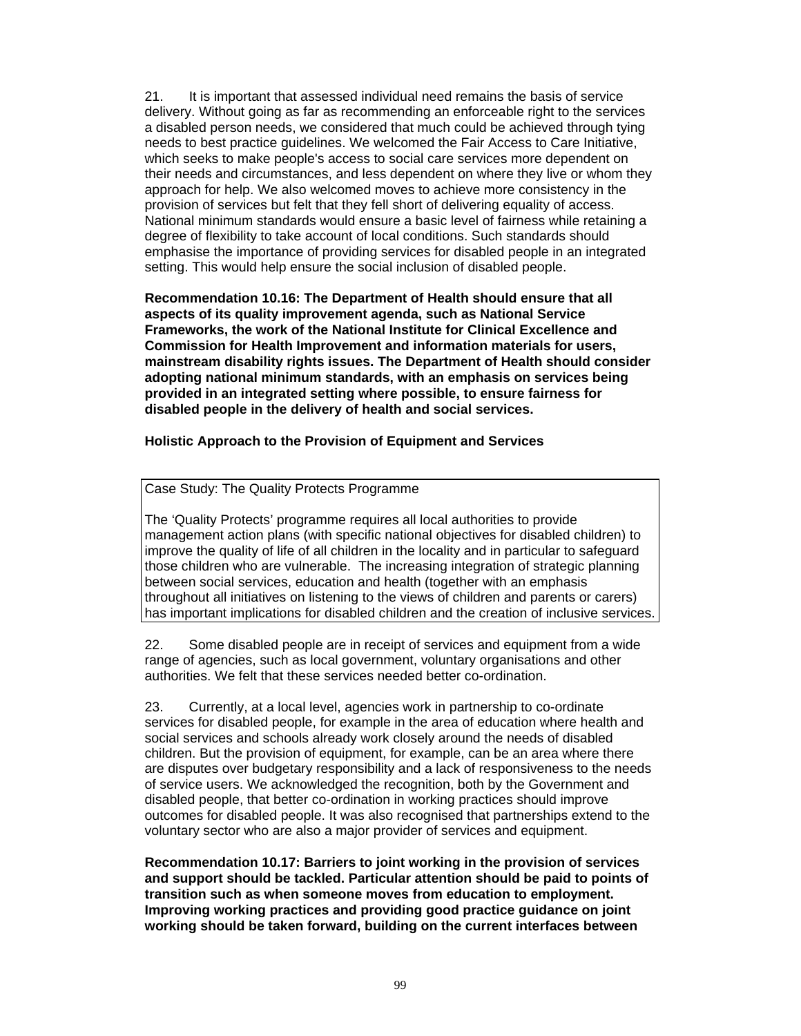21. It is important that assessed individual need remains the basis of service delivery. Without going as far as recommending an enforceable right to the services a disabled person needs, we considered that much could be achieved through tying needs to best practice guidelines. We welcomed the Fair Access to Care Initiative, which seeks to make people's access to social care services more dependent on their needs and circumstances, and less dependent on where they live or whom they approach for help. We also welcomed moves to achieve more consistency in the provision of services but felt that they fell short of delivering equality of access. National minimum standards would ensure a basic level of fairness while retaining a degree of flexibility to take account of local conditions. Such standards should emphasise the importance of providing services for disabled people in an integrated setting. This would help ensure the social inclusion of disabled people.

**Recommendation 10.16: The Department of Health should ensure that all aspects of its quality improvement agenda, such as National Service Frameworks, the work of the National Institute for Clinical Excellence and Commission for Health Improvement and information materials for users, mainstream disability rights issues. The Department of Health should consider adopting national minimum standards, with an emphasis on services being provided in an integrated setting where possible, to ensure fairness for disabled people in the delivery of health and social services.**

**Holistic Approach to the Provision of Equipment and Services**

> Case Study: The Quality Protects Programme
>
> The 'Quality Protects' programme requires all local authorities to provide management action plans (with specific national objectives for disabled children) to improve the quality of life of all children in the locality and in particular to safeguard those children who are vulnerable. The increasing integration of strategic planning between social services, education and health (together with an emphasis throughout all initiatives on listening to the views of children and parents or carers) has important implications for disabled children and the creation of inclusive services.

22. Some disabled people are in receipt of services and equipment from a wide range of agencies, such as local government, voluntary organisations and other authorities. We felt that these services needed better co-ordination.

23. Currently, at a local level, agencies work in partnership to co-ordinate services for disabled people, for example in the area of education where health and social services and schools already work closely around the needs of disabled children. But the provision of equipment, for example, can be an area where there are disputes over budgetary responsibility and a lack of responsiveness to the needs of service users. We acknowledged the recognition, both by the Government and disabled people, that better co-ordination in working practices should improve outcomes for disabled people. It was also recognised that partnerships extend to the voluntary sector who are also a major provider of services and equipment.

**Recommendation 10.17: Barriers to joint working in the provision of services and support should be tackled. Particular attention should be paid to points of transition such as when someone moves from education to employment. Improving working practices and providing good practice guidance on joint working should be taken forward, building on the current interfaces between**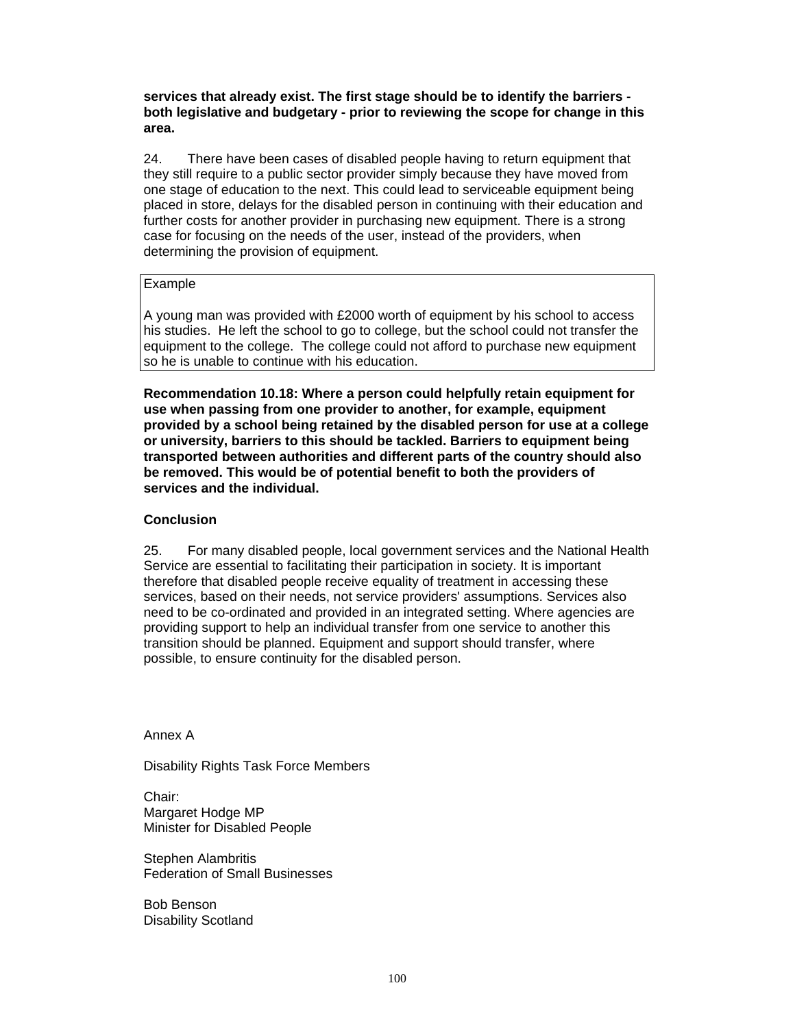**services that already exist. The first stage should be to identify the barriers - both legislative and budgetary - prior to reviewing the scope for change in this area.**

24. There have been cases of disabled people having to return equipment that they still require to a public sector provider simply because they have moved from one stage of education to the next. This could lead to serviceable equipment being placed in store, delays for the disabled person in continuing with their education and further costs for another provider in purchasing new equipment. There is a strong case for focusing on the needs of the user, instead of the providers, when determining the provision of equipment.

> Example
>
> A young man was provided with £2000 worth of equipment by his school to access his studies. He left the school to go to college, but the school could not transfer the equipment to the college. The college could not afford to purchase new equipment so he is unable to continue with his education.

**Recommendation 10.18: Where a person could helpfully retain equipment for use when passing from one provider to another, for example, equipment provided by a school being retained by the disabled person for use at a college or university, barriers to this should be tackled. Barriers to equipment being transported between authorities and different parts of the country should also be removed. This would be of potential benefit to both the providers of services and the individual.**

**Conclusion**

25. For many disabled people, local government services and the National Health Service are essential to facilitating their participation in society. It is important therefore that disabled people receive equality of treatment in accessing these services, based on their needs, not service providers' assumptions. Services also need to be co-ordinated and provided in an integrated setting. Where agencies are providing support to help an individual transfer from one service to another this transition should be planned. Equipment and support should transfer, where possible, to ensure continuity for the disabled person.

Annex A

Disability Rights Task Force Members

Chair:
Margaret Hodge MP
Minister for Disabled People

Stephen Alambritis
Federation of Small Businesses

Bob Benson
Disability Scotland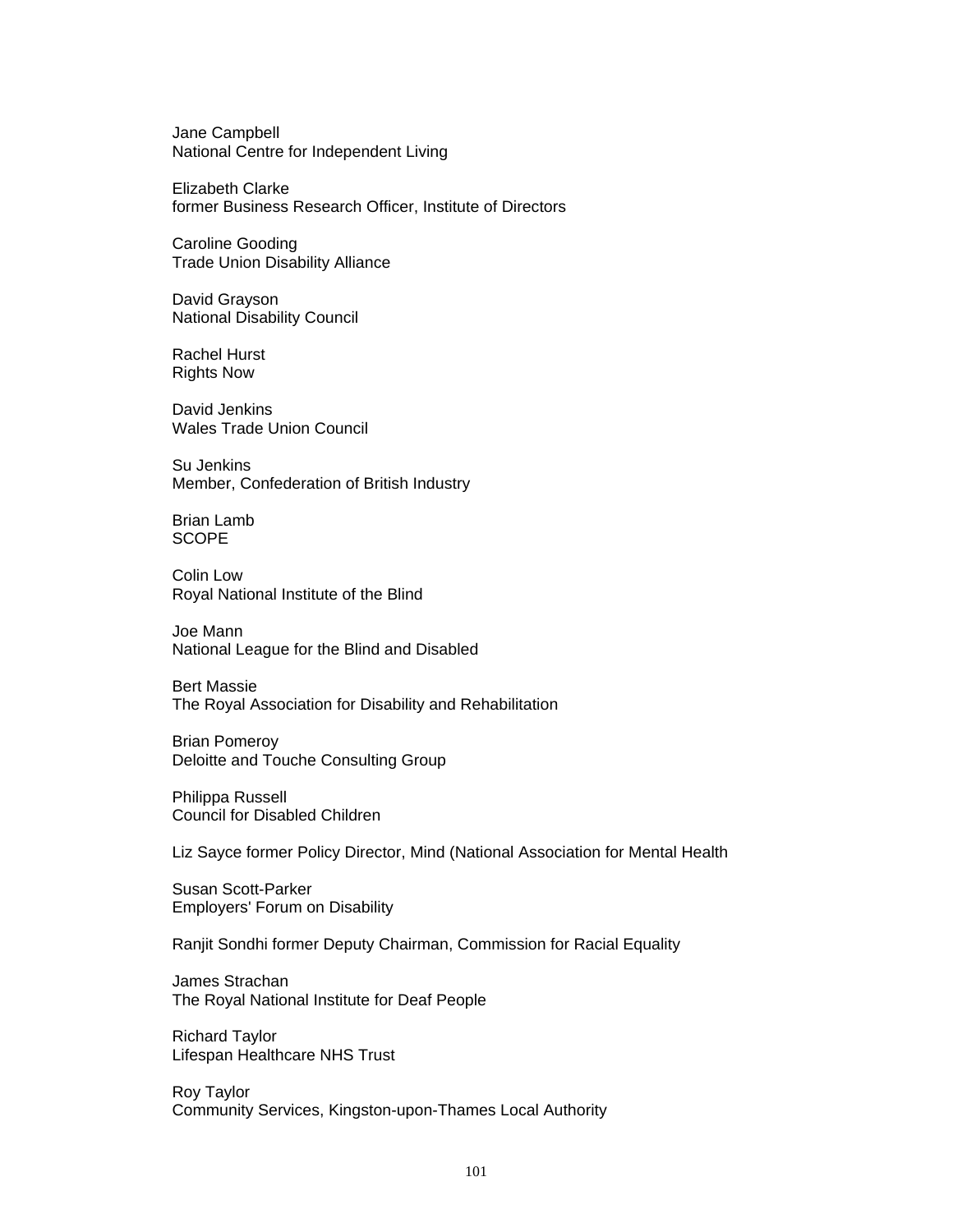Jane Campbell
National Centre for Independent Living

Elizabeth Clarke
former Business Research Officer, Institute of Directors

Caroline Gooding
Trade Union Disability Alliance

David Grayson
National Disability Council

Rachel Hurst
Rights Now

David Jenkins
Wales Trade Union Council

Su Jenkins
Member, Confederation of British Industry

Brian Lamb
SCOPE

Colin Low
Royal National Institute of the Blind

Joe Mann
National League for the Blind and Disabled

Bert Massie
The Royal Association for Disability and Rehabilitation

Brian Pomeroy
Deloitte and Touche Consulting Group

Philippa Russell
Council for Disabled Children

Liz Sayce former Policy Director, Mind (National Association for Mental Health

Susan Scott-Parker
Employers' Forum on Disability

Ranjit Sondhi former Deputy Chairman, Commission for Racial Equality

James Strachan
The Royal National Institute for Deaf People

Richard Taylor
Lifespan Healthcare NHS Trust

Roy Taylor
Community Services, Kingston-upon-Thames Local Authority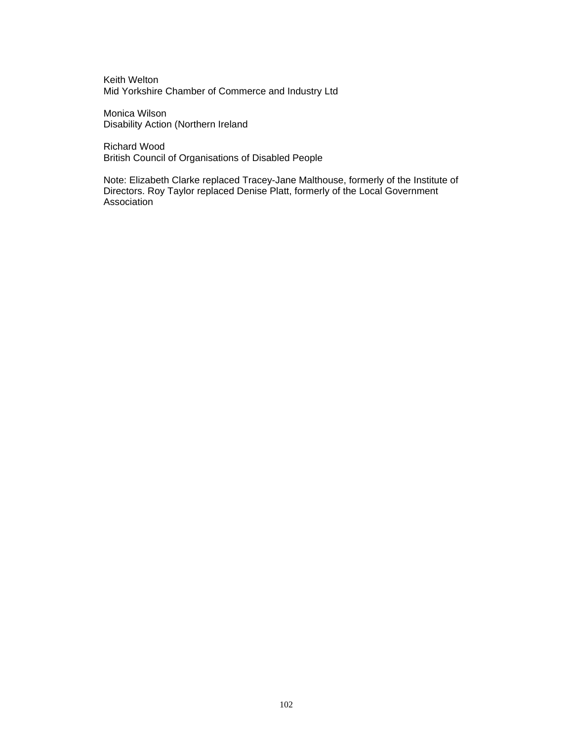Keith Welton
Mid Yorkshire Chamber of Commerce and Industry Ltd

Monica Wilson
Disability Action (Northern Ireland

Richard Wood
British Council of Organisations of Disabled People

Note: Elizabeth Clarke replaced Tracey-Jane Malthouse, formerly of the Institute of Directors. Roy Taylor replaced Denise Platt, formerly of the Local Government Association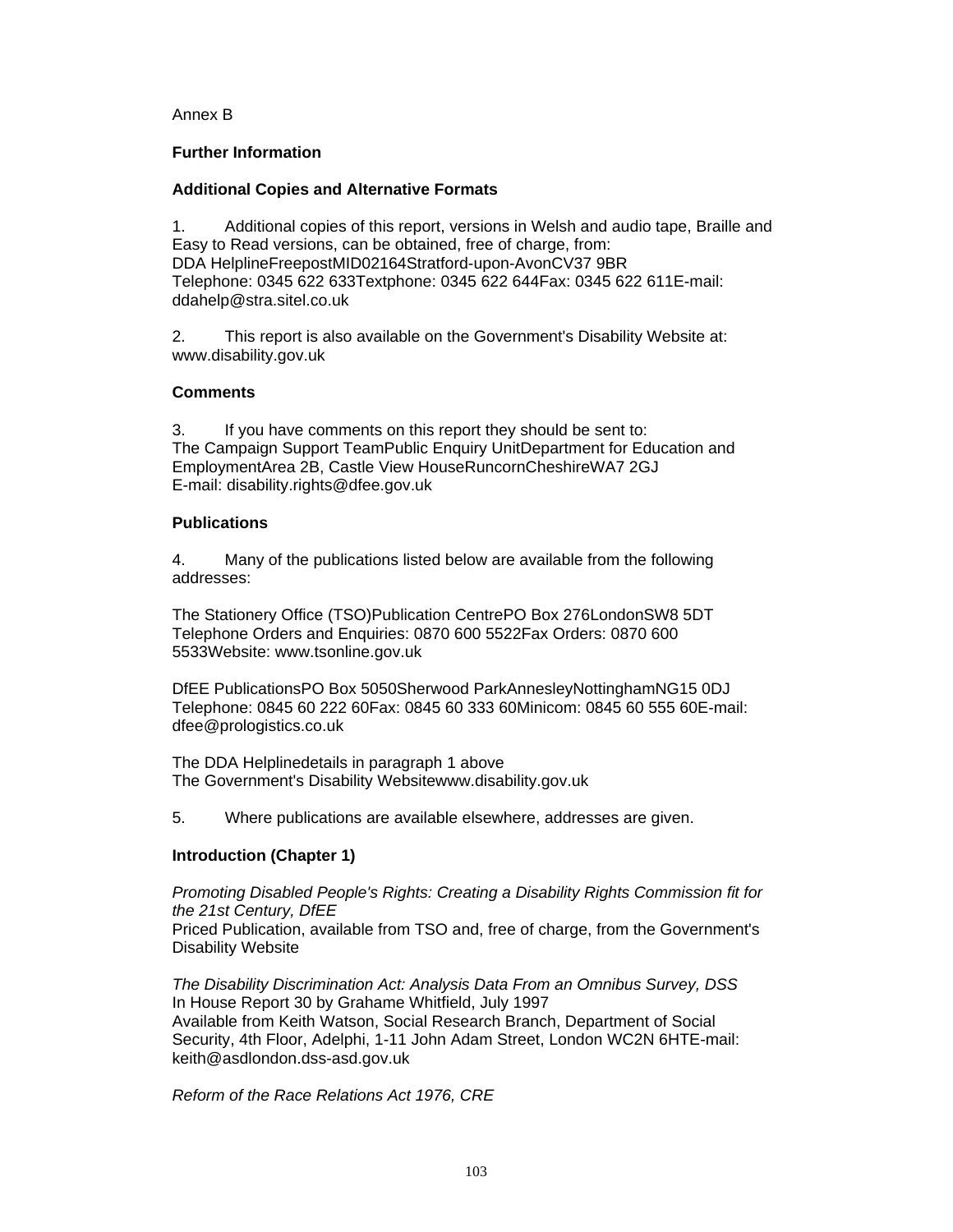Annex B

## Further Information

### Additional Copies and Alternative Formats

1. Additional copies of this report, versions in Welsh and audio tape, Braille and Easy to Read versions, can be obtained, free of charge, from:
DDA HelplineFreepostMID02164Stratford-upon-AvonCV37 9BR
Telephone: 0345 622 633Textphone: 0345 622 644Fax: 0345 622 611E-mail: ddahelp@stra.sitel.co.uk

2. This report is also available on the Government's Disability Website at: www.disability.gov.uk

### Comments

3. If you have comments on this report they should be sent to:
The Campaign Support TeamPublic Enquiry UnitDepartment for Education and EmploymentArea 2B, Castle View HouseRuncornCheshireWA7 2GJ
E-mail: disability.rights@dfee.gov.uk

### Publications

4. Many of the publications listed below are available from the following addresses:

The Stationery Office (TSO)Publication CentrePO Box 276LondonSW8 5DT
Telephone Orders and Enquiries: 0870 600 5522Fax Orders: 0870 600 5533Website: www.tsonline.gov.uk

DfEE PublicationsPO Box 5050Sherwood ParkAnnesleyNottinghamNG15 0DJ
Telephone: 0845 60 222 60Fax: 0845 60 333 60Minicom: 0845 60 555 60E-mail: dfee@prologistics.co.uk

The DDA Helplinedetails in paragraph 1 above
The Government's Disability Websitewww.disability.gov.uk

5. Where publications are available elsewhere, addresses are given.

### Introduction (Chapter 1)

*Promoting Disabled People's Rights: Creating a Disability Rights Commission fit for the 21st Century, DfEE*
Priced Publication, available from TSO and, free of charge, from the Government's Disability Website

*The Disability Discrimination Act: Analysis Data From an Omnibus Survey, DSS*
In House Report 30 by Grahame Whitfield, July 1997
Available from Keith Watson, Social Research Branch, Department of Social Security, 4th Floor, Adelphi, 1-11 John Adam Street, London WC2N 6HTE-mail: keith@asdlondon.dss-asd.gov.uk

*Reform of the Race Relations Act 1976, CRE*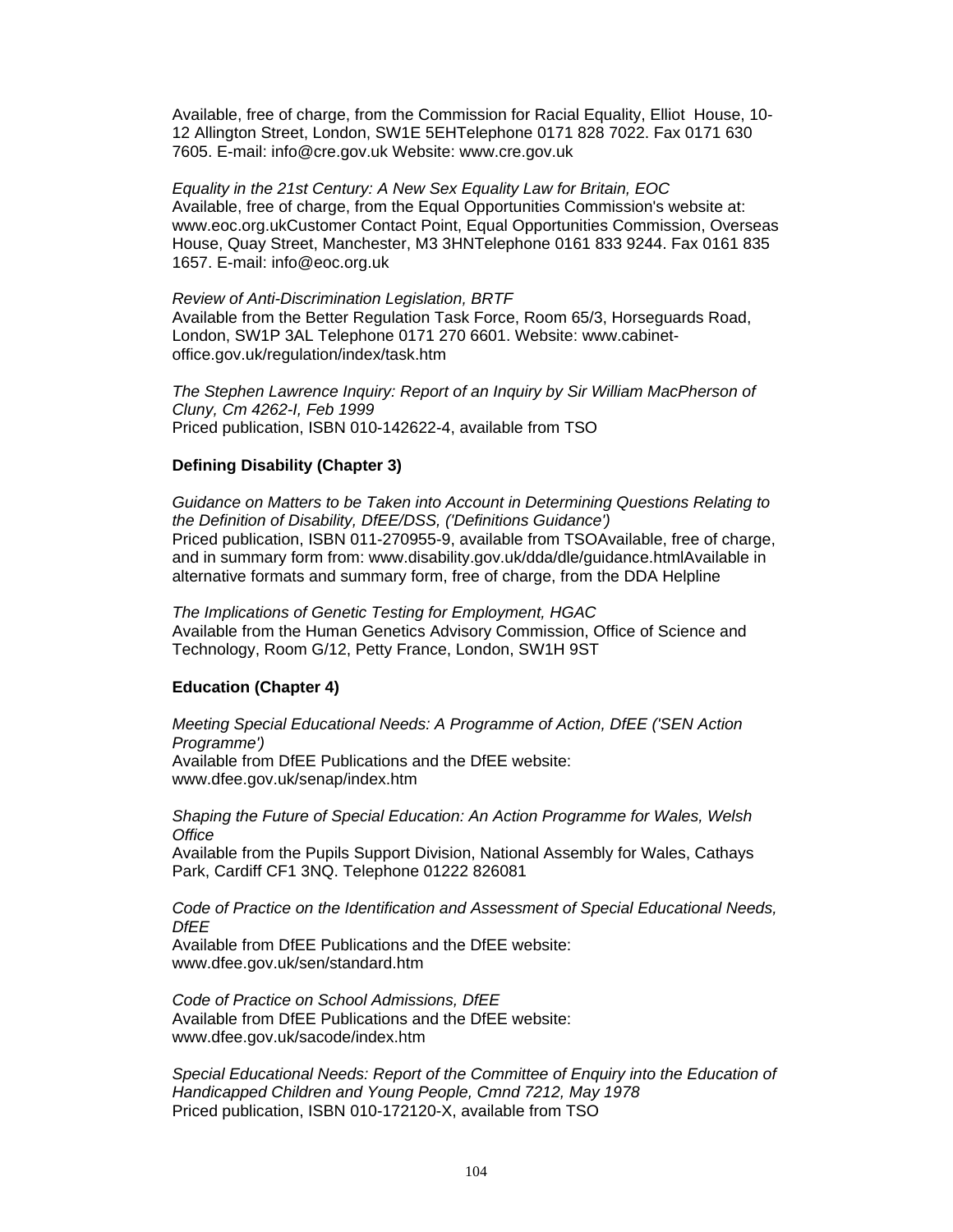Available, free of charge, from the Commission for Racial Equality, Elliot House, 10-12 Allington Street, London, SW1E 5EHTelephone 0171 828 7022. Fax 0171 630 7605. E-mail: info@cre.gov.uk Website: www.cre.gov.uk

*Equality in the 21st Century: A New Sex Equality Law for Britain, EOC*
Available, free of charge, from the Equal Opportunities Commission's website at: www.eoc.org.ukCustomer Contact Point, Equal Opportunities Commission, Overseas House, Quay Street, Manchester, M3 3HNTelephone 0161 833 9244. Fax 0161 835 1657. E-mail: info@eoc.org.uk

*Review of Anti-Discrimination Legislation, BRTF*
Available from the Better Regulation Task Force, Room 65/3, Horseguards Road, London, SW1P 3AL Telephone 0171 270 6601. Website: www.cabinet-office.gov.uk/regulation/index/task.htm

*The Stephen Lawrence Inquiry: Report of an Inquiry by Sir William MacPherson of Cluny, Cm 4262-I, Feb 1999*
Priced publication, ISBN 010-142622-4, available from TSO

**Defining Disability (Chapter 3)**

*Guidance on Matters to be Taken into Account in Determining Questions Relating to the Definition of Disability, DfEE/DSS, ('Definitions Guidance')*
Priced publication, ISBN 011-270955-9, available from TSOAvailable, free of charge, and in summary form from: www.disability.gov.uk/dda/dle/guidance.htmlAvailable in alternative formats and summary form, free of charge, from the DDA Helpline

*The Implications of Genetic Testing for Employment, HGAC*
Available from the Human Genetics Advisory Commission, Office of Science and Technology, Room G/12, Petty France, London, SW1H 9ST

**Education (Chapter 4)**

*Meeting Special Educational Needs: A Programme of Action, DfEE ('SEN Action Programme')*
Available from DfEE Publications and the DfEE website: www.dfee.gov.uk/senap/index.htm

*Shaping the Future of Special Education: An Action Programme for Wales, Welsh Office*
Available from the Pupils Support Division, National Assembly for Wales, Cathays Park, Cardiff CF1 3NQ. Telephone 01222 826081

*Code of Practice on the Identification and Assessment of Special Educational Needs, DfEE*
Available from DfEE Publications and the DfEE website: www.dfee.gov.uk/sen/standard.htm

*Code of Practice on School Admissions, DfEE*
Available from DfEE Publications and the DfEE website: www.dfee.gov.uk/sacode/index.htm

*Special Educational Needs: Report of the Committee of Enquiry into the Education of Handicapped Children and Young People, Cmnd 7212, May 1978*
Priced publication, ISBN 010-172120-X, available from TSO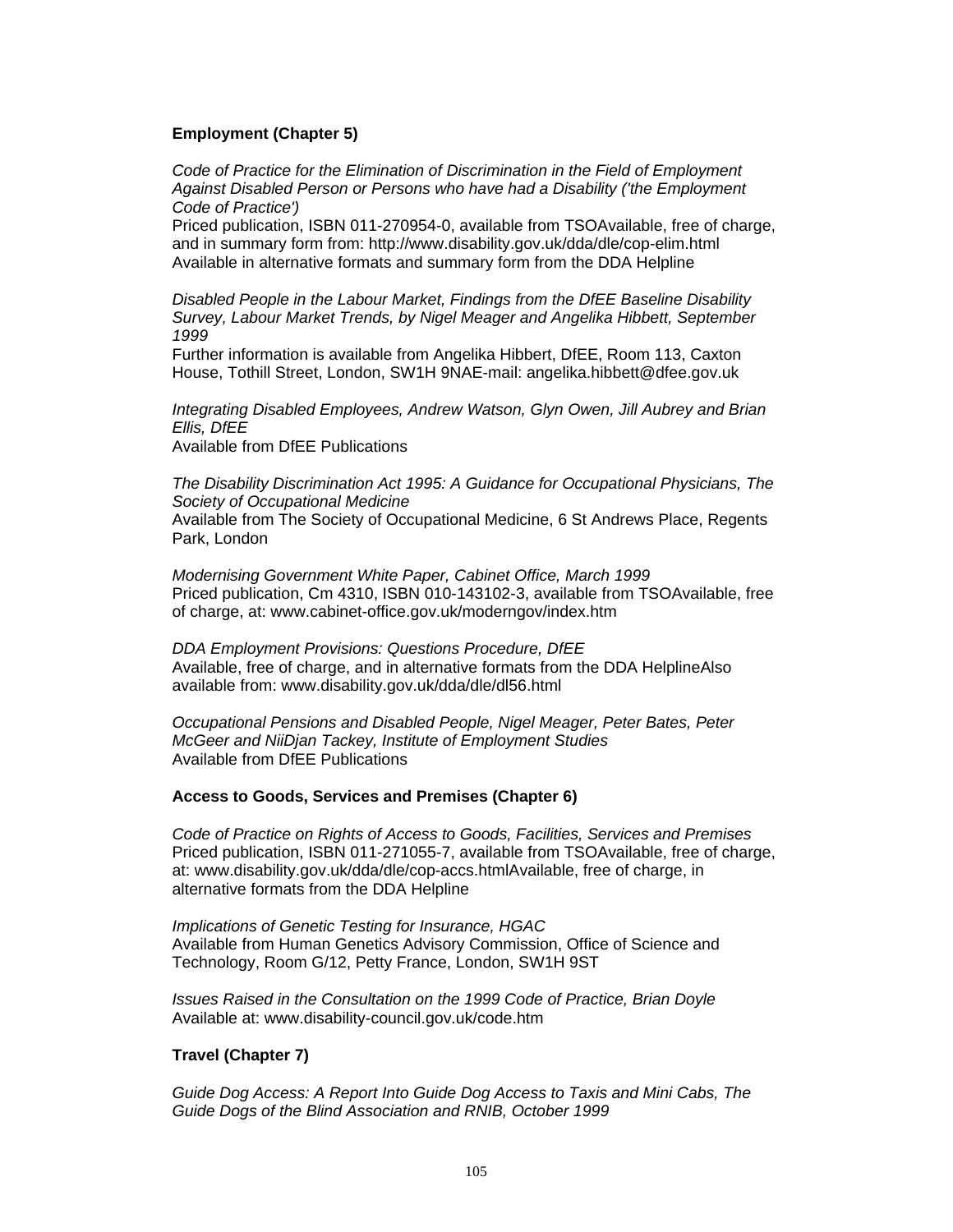**Employment (Chapter 5)**

*Code of Practice for the Elimination of Discrimination in the Field of Employment Against Disabled Person or Persons who have had a Disability ('the Employment Code of Practice')*
Priced publication, ISBN 011-270954-0, available from TSOAvailable, free of charge, and in summary form from: http://www.disability.gov.uk/dda/dle/cop-elim.html
Available in alternative formats and summary form from the DDA Helpline

*Disabled People in the Labour Market, Findings from the DfEE Baseline Disability Survey, Labour Market Trends, by Nigel Meager and Angelika Hibbett, September 1999*
Further information is available from Angelika Hibbert, DfEE, Room 113, Caxton House, Tothill Street, London, SW1H 9NAE-mail: angelika.hibbett@dfee.gov.uk

*Integrating Disabled Employees, Andrew Watson, Glyn Owen, Jill Aubrey and Brian Ellis, DfEE*
Available from DfEE Publications

*The Disability Discrimination Act 1995: A Guidance for Occupational Physicians, The Society of Occupational Medicine*
Available from The Society of Occupational Medicine, 6 St Andrews Place, Regents Park, London

*Modernising Government White Paper, Cabinet Office, March 1999*
Priced publication, Cm 4310, ISBN 010-143102-3, available from TSOAvailable, free of charge, at: www.cabinet-office.gov.uk/moderngov/index.htm

*DDA Employment Provisions: Questions Procedure, DfEE*
Available, free of charge, and in alternative formats from the DDA HelplineAlso available from: www.disability.gov.uk/dda/dle/dl56.html

*Occupational Pensions and Disabled People, Nigel Meager, Peter Bates, Peter McGeer and NiiDjan Tackey, Institute of Employment Studies*
Available from DfEE Publications

**Access to Goods, Services and Premises (Chapter 6)**

*Code of Practice on Rights of Access to Goods, Facilities, Services and Premises*
Priced publication, ISBN 011-271055-7, available from TSOAvailable, free of charge, at: www.disability.gov.uk/dda/dle/cop-accs.htmlAvailable, free of charge, in alternative formats from the DDA Helpline

*Implications of Genetic Testing for Insurance, HGAC*
Available from Human Genetics Advisory Commission, Office of Science and Technology, Room G/12, Petty France, London, SW1H 9ST

*Issues Raised in the Consultation on the 1999 Code of Practice, Brian Doyle*
Available at: www.disability-council.gov.uk/code.htm

**Travel (Chapter 7)**

*Guide Dog Access: A Report Into Guide Dog Access to Taxis and Mini Cabs, The Guide Dogs of the Blind Association and RNIB, October 1999*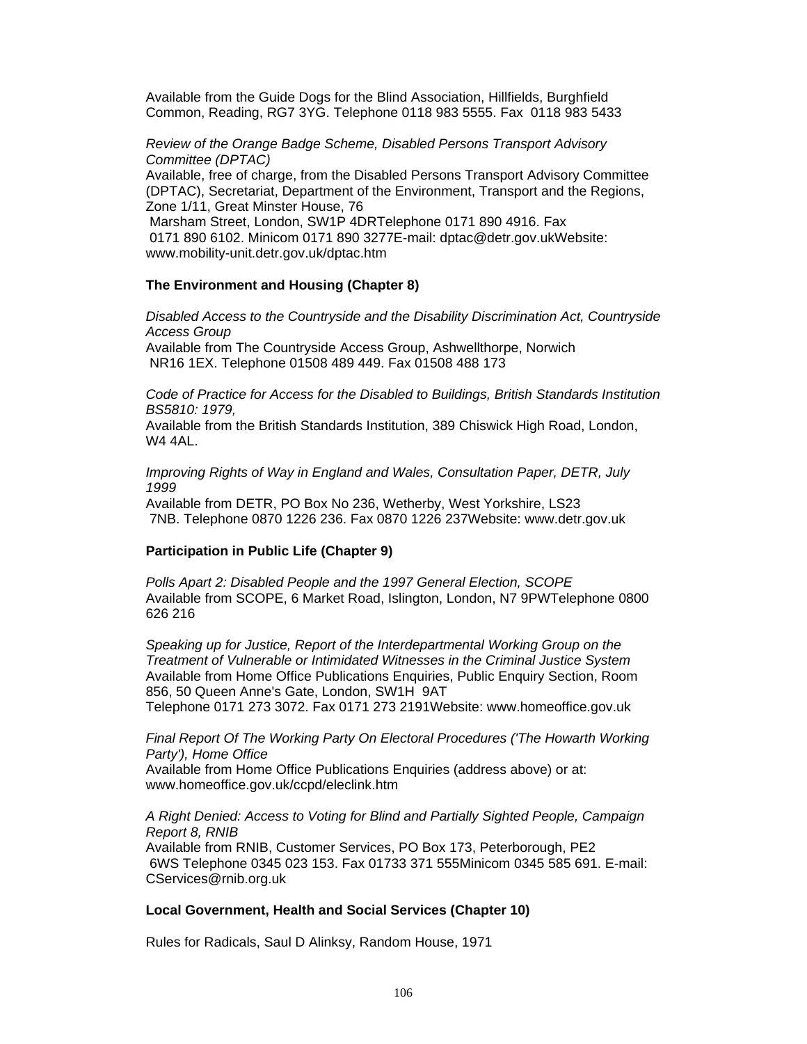Available from the Guide Dogs for the Blind Association, Hillfields, Burghfield Common, Reading, RG7 3YG. Telephone 0118 983 5555. Fax 0118 983 5433

*Review of the Orange Badge Scheme, Disabled Persons Transport Advisory Committee (DPTAC)*
Available, free of charge, from the Disabled Persons Transport Advisory Committee (DPTAC), Secretariat, Department of the Environment, Transport and the Regions, Zone 1/11, Great Minster House, 76
Marsham Street, London, SW1P 4DRTelephone 0171 890 4916. Fax
0171 890 6102. Minicom 0171 890 3277E-mail: dptac@detr.gov.ukWebsite: www.mobility-unit.detr.gov.uk/dptac.htm

**The Environment and Housing (Chapter 8)**

*Disabled Access to the Countryside and the Disability Discrimination Act, Countryside Access Group*
Available from The Countryside Access Group, Ashwellthorpe, Norwich
NR16 1EX. Telephone 01508 489 449. Fax 01508 488 173

*Code of Practice for Access for the Disabled to Buildings, British Standards Institution BS5810: 1979,*
Available from the British Standards Institution, 389 Chiswick High Road, London, W4 4AL.

*Improving Rights of Way in England and Wales, Consultation Paper, DETR, July 1999*
Available from DETR, PO Box No 236, Wetherby, West Yorkshire, LS23
7NB. Telephone 0870 1226 236. Fax 0870 1226 237Website: www.detr.gov.uk

**Participation in Public Life (Chapter 9)**

*Polls Apart 2: Disabled People and the 1997 General Election, SCOPE*
Available from SCOPE, 6 Market Road, Islington, London, N7 9PWTelephone 0800 626 216

*Speaking up for Justice, Report of the Interdepartmental Working Group on the Treatment of Vulnerable or Intimidated Witnesses in the Criminal Justice System*
Available from Home Office Publications Enquiries, Public Enquiry Section, Room 856, 50 Queen Anne's Gate, London, SW1H 9AT
Telephone 0171 273 3072. Fax 0171 273 2191Website: www.homeoffice.gov.uk

*Final Report Of The Working Party On Electoral Procedures ('The Howarth Working Party'), Home Office*
Available from Home Office Publications Enquiries (address above) or at: www.homeoffice.gov.uk/ccpd/eleclink.htm

*A Right Denied: Access to Voting for Blind and Partially Sighted People, Campaign Report 8, RNIB*
Available from RNIB, Customer Services, PO Box 173, Peterborough, PE2
6WS Telephone 0345 023 153. Fax 01733 371 555Minicom 0345 585 691. E-mail: CServices@rnib.org.uk

**Local Government, Health and Social Services (Chapter 10)**

Rules for Radicals, Saul D Alinksy, Random House, 1971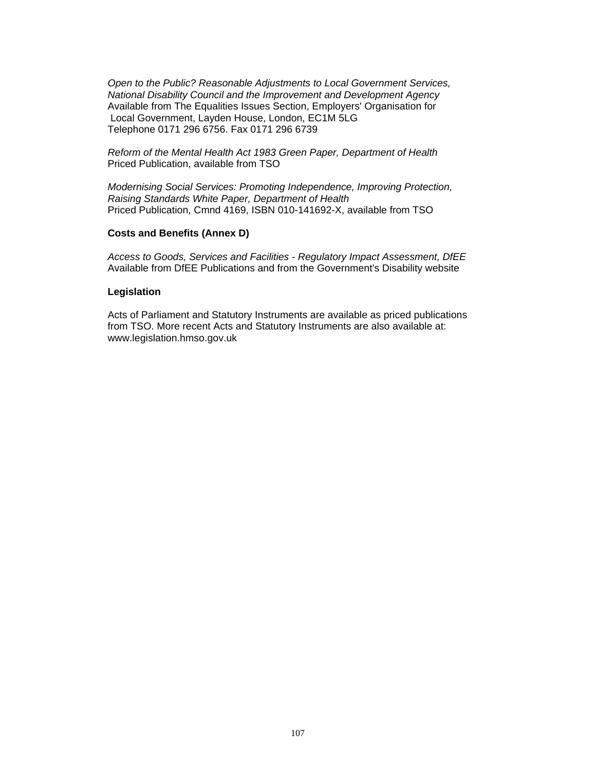*Open to the Public? Reasonable Adjustments to Local Government Services, National Disability Council and the Improvement and Development Agency*
Available from The Equalities Issues Section, Employers' Organisation for Local Government, Layden House, London, EC1M 5LG
Telephone 0171 296 6756. Fax 0171 296 6739

*Reform of the Mental Health Act 1983 Green Paper, Department of Health*
Priced Publication, available from TSO

*Modernising Social Services: Promoting Independence, Improving Protection, Raising Standards White Paper, Department of Health*
Priced Publication, Cmnd 4169, ISBN 010-141692-X, available from TSO

**Costs and Benefits (Annex D)**

*Access to Goods, Services and Facilities - Regulatory Impact Assessment, DfEE*
Available from DfEE Publications and from the Government's Disability website

**Legislation**

Acts of Parliament and Statutory Instruments are available as priced publications from TSO. More recent Acts and Statutory Instruments are also available at: www.legislation.hmso.gov.uk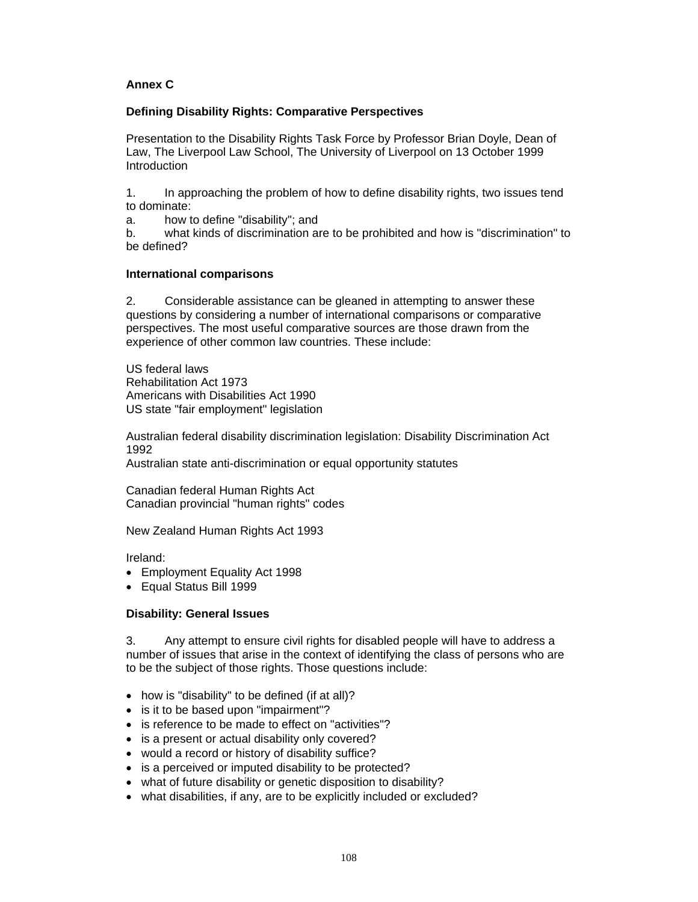**Annex C**

**Defining Disability Rights: Comparative Perspectives**

Presentation to the Disability Rights Task Force by Professor Brian Doyle, Dean of Law, The Liverpool Law School, The University of Liverpool on 13 October 1999
Introduction

1. In approaching the problem of how to define disability rights, two issues tend to dominate:

a. how to define "disability"; and

b. what kinds of discrimination are to be prohibited and how is "discrimination" to be defined?

**International comparisons**

2. Considerable assistance can be gleaned in attempting to answer these questions by considering a number of international comparisons or comparative perspectives. The most useful comparative sources are those drawn from the experience of other common law countries. These include:

US federal laws
Rehabilitation Act 1973
Americans with Disabilities Act 1990
US state "fair employment" legislation

Australian federal disability discrimination legislation: Disability Discrimination Act 1992
Australian state anti-discrimination or equal opportunity statutes

Canadian federal Human Rights Act
Canadian provincial "human rights" codes

New Zealand Human Rights Act 1993

Ireland:

- Employment Equality Act 1998
- Equal Status Bill 1999

**Disability: General Issues**

3. Any attempt to ensure civil rights for disabled people will have to address a number of issues that arise in the context of identifying the class of persons who are to be the subject of those rights. Those questions include:

- how is "disability" to be defined (if at all)?
- is it to be based upon "impairment"?
- is reference to be made to effect on "activities"?
- is a present or actual disability only covered?
- would a record or history of disability suffice?
- is a perceived or imputed disability to be protected?
- what of future disability or genetic disposition to disability?
- what disabilities, if any, are to be explicitly included or excluded?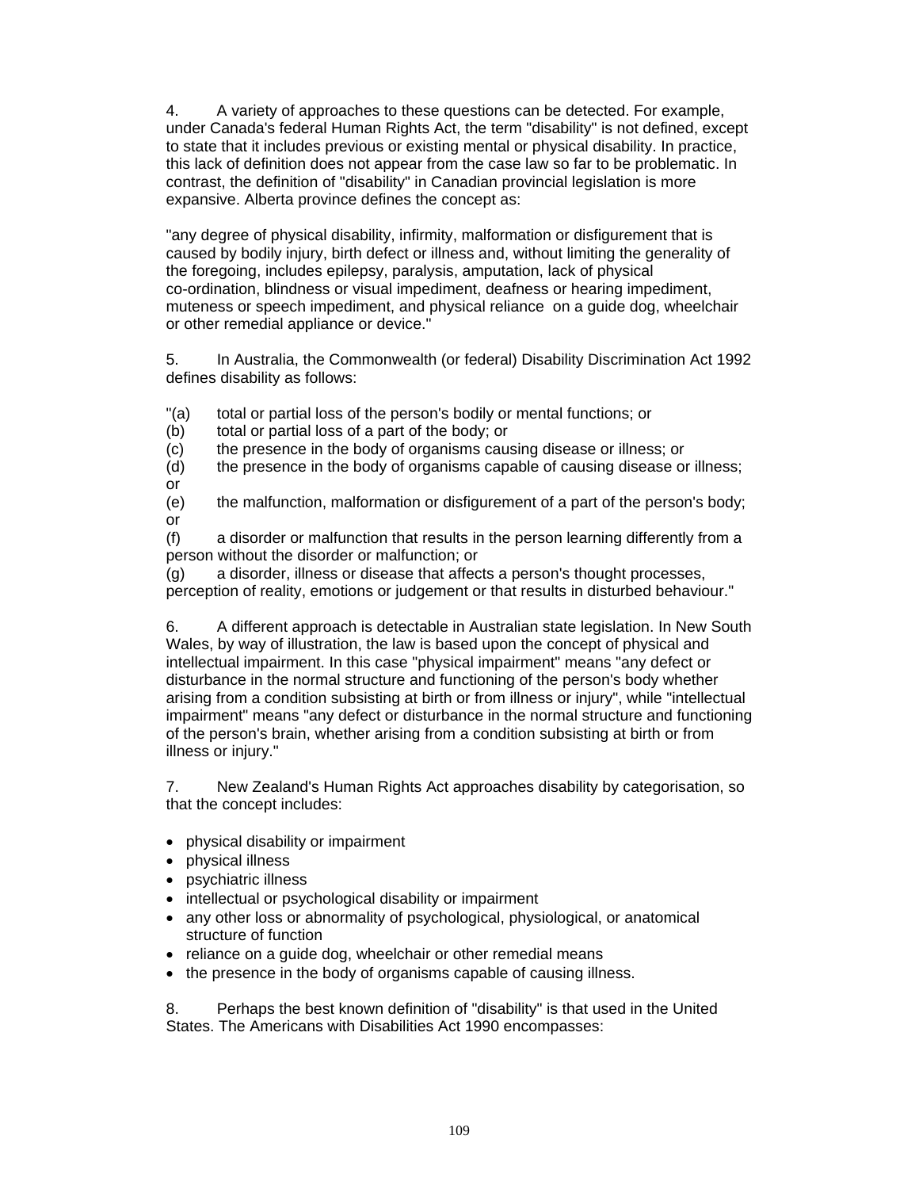4. A variety of approaches to these questions can be detected. For example, under Canada's federal Human Rights Act, the term "disability" is not defined, except to state that it includes previous or existing mental or physical disability. In practice, this lack of definition does not appear from the case law so far to be problematic. In contrast, the definition of "disability" in Canadian provincial legislation is more expansive. Alberta province defines the concept as:

"any degree of physical disability, infirmity, malformation or disfigurement that is caused by bodily injury, birth defect or illness and, without limiting the generality of the foregoing, includes epilepsy, paralysis, amputation, lack of physical co-ordination, blindness or visual impediment, deafness or hearing impediment, muteness or speech impediment, and physical reliance on a guide dog, wheelchair or other remedial appliance or device."

5. In Australia, the Commonwealth (or federal) Disability Discrimination Act 1992 defines disability as follows:

"(a) total or partial loss of the person's bodily or mental functions; or
(b) total or partial loss of a part of the body; or
(c) the presence in the body of organisms causing disease or illness; or
(d) the presence in the body of organisms capable of causing disease or illness; or
(e) the malfunction, malformation or disfigurement of a part of the person's body; or
(f) a disorder or malfunction that results in the person learning differently from a person without the disorder or malfunction; or
(g) a disorder, illness or disease that affects a person's thought processes, perception of reality, emotions or judgement or that results in disturbed behaviour."

6. A different approach is detectable in Australian state legislation. In New South Wales, by way of illustration, the law is based upon the concept of physical and intellectual impairment. In this case "physical impairment" means "any defect or disturbance in the normal structure and functioning of the person's body whether arising from a condition subsisting at birth or from illness or injury", while "intellectual impairment" means "any defect or disturbance in the normal structure and functioning of the person's brain, whether arising from a condition subsisting at birth or from illness or injury."

7. New Zealand's Human Rights Act approaches disability by categorisation, so that the concept includes:

- physical disability or impairment
- physical illness
- psychiatric illness
- intellectual or psychological disability or impairment
- any other loss or abnormality of psychological, physiological, or anatomical structure of function
- reliance on a guide dog, wheelchair or other remedial means
- the presence in the body of organisms capable of causing illness.

8. Perhaps the best known definition of "disability" is that used in the United States. The Americans with Disabilities Act 1990 encompasses: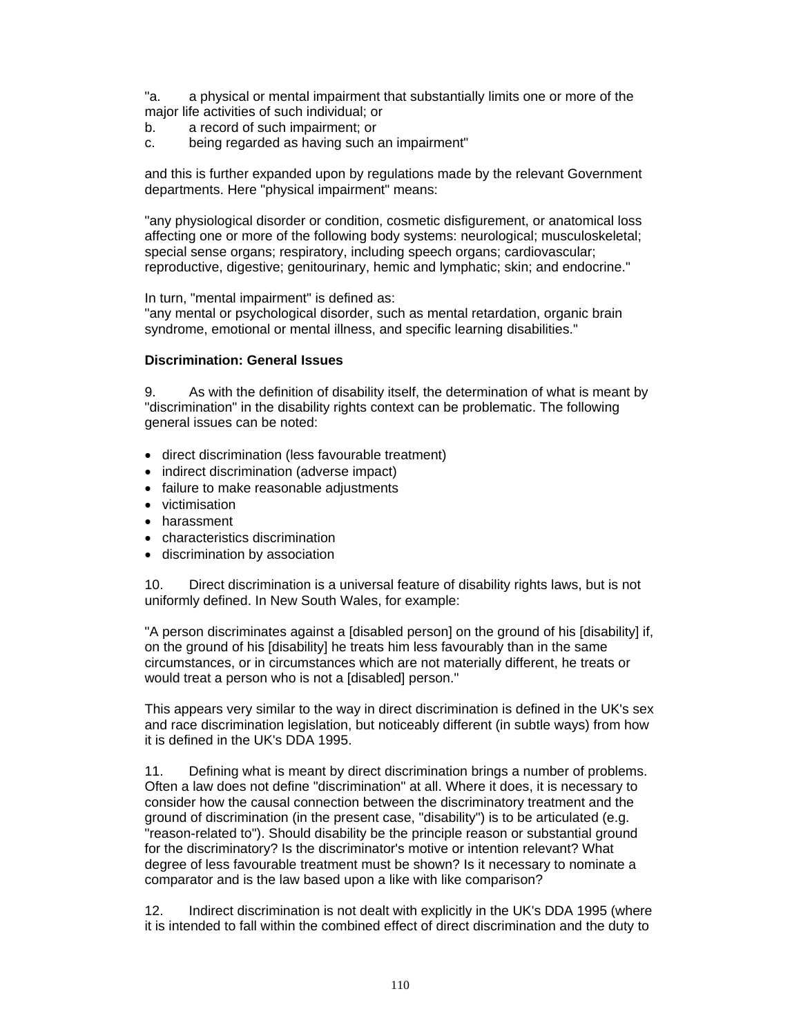"a. a physical or mental impairment that substantially limits one or more of the major life activities of such individual; or
b. a record of such impairment; or
c. being regarded as having such an impairment"

and this is further expanded upon by regulations made by the relevant Government departments. Here "physical impairment" means:

"any physiological disorder or condition, cosmetic disfigurement, or anatomical loss affecting one or more of the following body systems: neurological; musculoskeletal; special sense organs; respiratory, including speech organs; cardiovascular; reproductive, digestive; genitourinary, hemic and lymphatic; skin; and endocrine."

In turn, "mental impairment" is defined as:
"any mental or psychological disorder, such as mental retardation, organic brain syndrome, emotional or mental illness, and specific learning disabilities."

**Discrimination: General Issues**

9. As with the definition of disability itself, the determination of what is meant by "discrimination" in the disability rights context can be problematic. The following general issues can be noted:

- direct discrimination (less favourable treatment)
- indirect discrimination (adverse impact)
- failure to make reasonable adjustments
- victimisation
- harassment
- characteristics discrimination
- discrimination by association

10. Direct discrimination is a universal feature of disability rights laws, but is not uniformly defined. In New South Wales, for example:

"A person discriminates against a [disabled person] on the ground of his [disability] if, on the ground of his [disability] he treats him less favourably than in the same circumstances, or in circumstances which are not materially different, he treats or would treat a person who is not a [disabled] person."

This appears very similar to the way in direct discrimination is defined in the UK's sex and race discrimination legislation, but noticeably different (in subtle ways) from how it is defined in the UK's DDA 1995.

11. Defining what is meant by direct discrimination brings a number of problems. Often a law does not define "discrimination" at all. Where it does, it is necessary to consider how the causal connection between the discriminatory treatment and the ground of discrimination (in the present case, "disability") is to be articulated (e.g. "reason-related to"). Should disability be the principle reason or substantial ground for the discriminatory? Is the discriminator's motive or intention relevant? What degree of less favourable treatment must be shown? Is it necessary to nominate a comparator and is the law based upon a like with like comparison?

12. Indirect discrimination is not dealt with explicitly in the UK's DDA 1995 (where it is intended to fall within the combined effect of direct discrimination and the duty to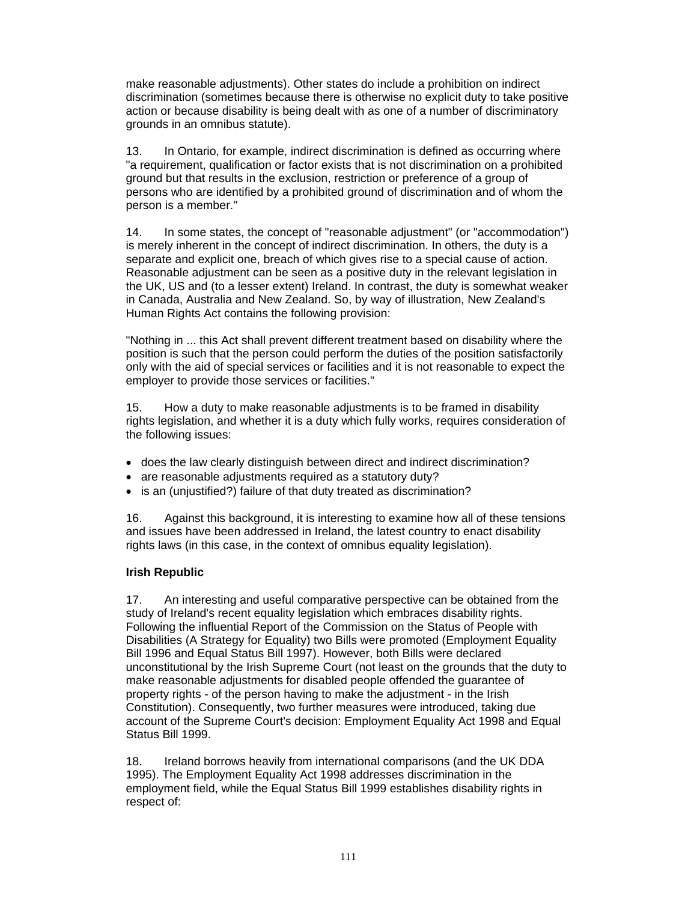make reasonable adjustments). Other states do include a prohibition on indirect discrimination (sometimes because there is otherwise no explicit duty to take positive action or because disability is being dealt with as one of a number of discriminatory grounds in an omnibus statute).

13. In Ontario, for example, indirect discrimination is defined as occurring where "a requirement, qualification or factor exists that is not discrimination on a prohibited ground but that results in the exclusion, restriction or preference of a group of persons who are identified by a prohibited ground of discrimination and of whom the person is a member."

14. In some states, the concept of "reasonable adjustment" (or "accommodation") is merely inherent in the concept of indirect discrimination. In others, the duty is a separate and explicit one, breach of which gives rise to a special cause of action. Reasonable adjustment can be seen as a positive duty in the relevant legislation in the UK, US and (to a lesser extent) Ireland. In contrast, the duty is somewhat weaker in Canada, Australia and New Zealand. So, by way of illustration, New Zealand's Human Rights Act contains the following provision:

"Nothing in ... this Act shall prevent different treatment based on disability where the position is such that the person could perform the duties of the position satisfactorily only with the aid of special services or facilities and it is not reasonable to expect the employer to provide those services or facilities."

15. How a duty to make reasonable adjustments is to be framed in disability rights legislation, and whether it is a duty which fully works, requires consideration of the following issues:

- does the law clearly distinguish between direct and indirect discrimination?
- are reasonable adjustments required as a statutory duty?
- is an (unjustified?) failure of that duty treated as discrimination?

16. Against this background, it is interesting to examine how all of these tensions and issues have been addressed in Ireland, the latest country to enact disability rights laws (in this case, in the context of omnibus equality legislation).

**Irish Republic**

17. An interesting and useful comparative perspective can be obtained from the study of Ireland's recent equality legislation which embraces disability rights. Following the influential Report of the Commission on the Status of People with Disabilities (A Strategy for Equality) two Bills were promoted (Employment Equality Bill 1996 and Equal Status Bill 1997). However, both Bills were declared unconstitutional by the Irish Supreme Court (not least on the grounds that the duty to make reasonable adjustments for disabled people offended the guarantee of property rights - of the person having to make the adjustment - in the Irish Constitution). Consequently, two further measures were introduced, taking due account of the Supreme Court's decision: Employment Equality Act 1998 and Equal Status Bill 1999.

18. Ireland borrows heavily from international comparisons (and the UK DDA 1995). The Employment Equality Act 1998 addresses discrimination in the employment field, while the Equal Status Bill 1999 establishes disability rights in respect of: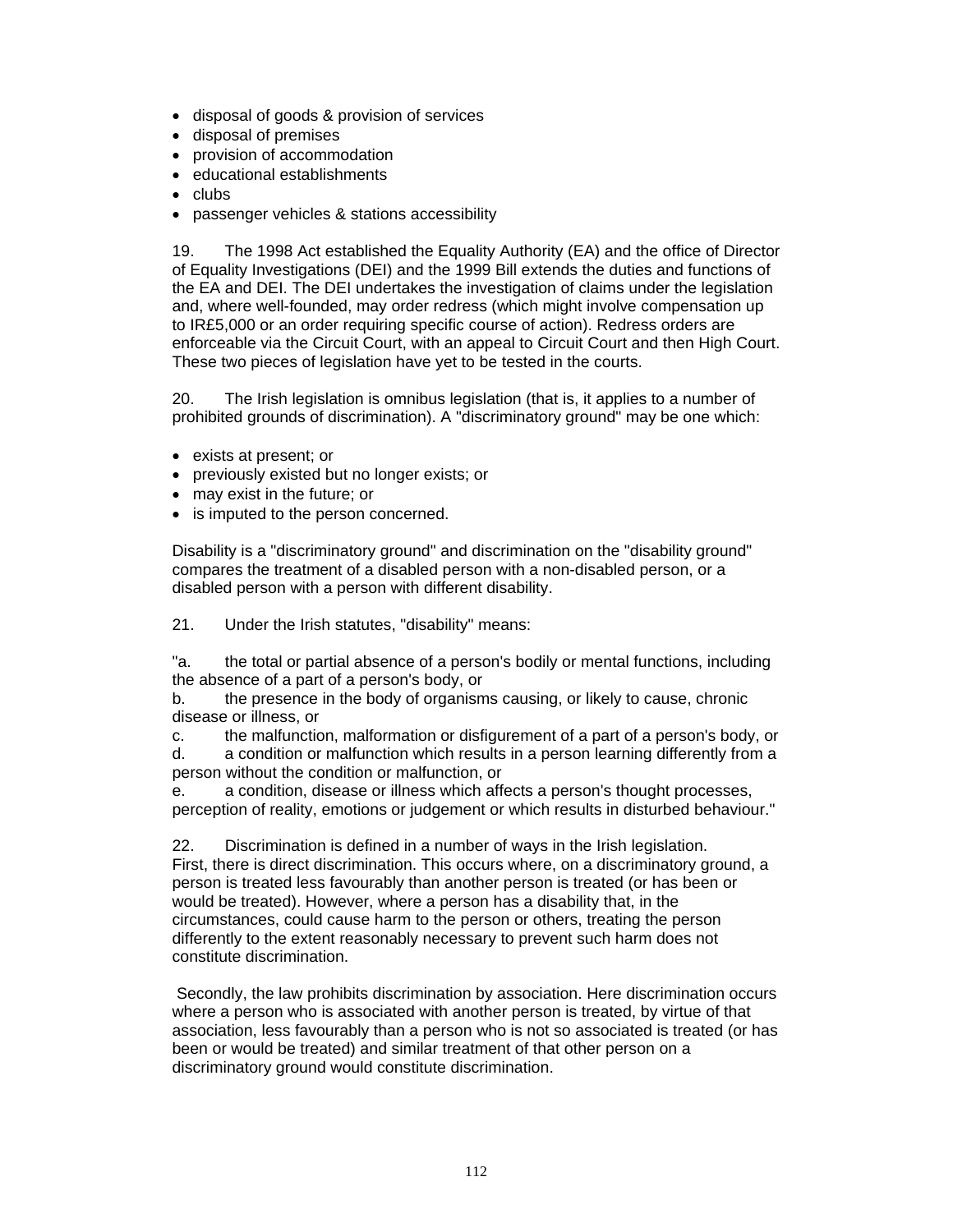- disposal of goods & provision of services
- disposal of premises
- provision of accommodation
- educational establishments
- clubs
- passenger vehicles & stations accessibility

19. The 1998 Act established the Equality Authority (EA) and the office of Director of Equality Investigations (DEI) and the 1999 Bill extends the duties and functions of the EA and DEI. The DEI undertakes the investigation of claims under the legislation and, where well-founded, may order redress (which might involve compensation up to IR£5,000 or an order requiring specific course of action). Redress orders are enforceable via the Circuit Court, with an appeal to Circuit Court and then High Court. These two pieces of legislation have yet to be tested in the courts.

20. The Irish legislation is omnibus legislation (that is, it applies to a number of prohibited grounds of discrimination). A "discriminatory ground" may be one which:

- exists at present; or
- previously existed but no longer exists; or
- may exist in the future; or
- is imputed to the person concerned.

Disability is a "discriminatory ground" and discrimination on the "disability ground" compares the treatment of a disabled person with a non-disabled person, or a disabled person with a person with different disability.

21. Under the Irish statutes, "disability" means:

"a. the total or partial absence of a person's bodily or mental functions, including the absence of a part of a person's body, or
b. the presence in the body of organisms causing, or likely to cause, chronic disease or illness, or
c. the malfunction, malformation or disfigurement of a part of a person's body, or
d. a condition or malfunction which results in a person learning differently from a person without the condition or malfunction, or
e. a condition, disease or illness which affects a person's thought processes, perception of reality, emotions or judgement or which results in disturbed behaviour."

22. Discrimination is defined in a number of ways in the Irish legislation. First, there is direct discrimination. This occurs where, on a discriminatory ground, a person is treated less favourably than another person is treated (or has been or would be treated). However, where a person has a disability that, in the circumstances, could cause harm to the person or others, treating the person differently to the extent reasonably necessary to prevent such harm does not constitute discrimination.

Secondly, the law prohibits discrimination by association. Here discrimination occurs where a person who is associated with another person is treated, by virtue of that association, less favourably than a person who is not so associated is treated (or has been or would be treated) and similar treatment of that other person on a discriminatory ground would constitute discrimination.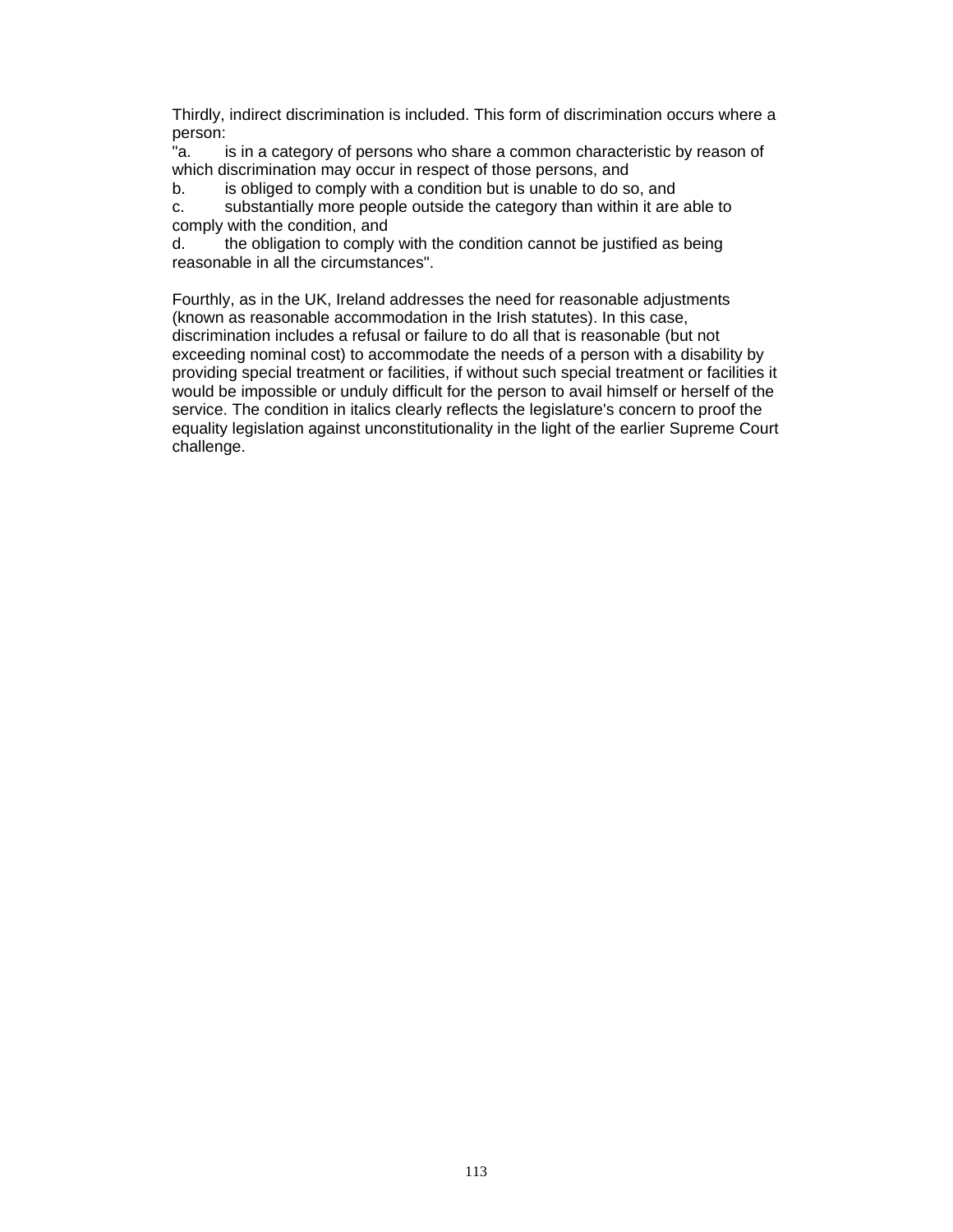Thirdly, indirect discrimination is included. This form of discrimination occurs where a person:

"a. is in a category of persons who share a common characteristic by reason of which discrimination may occur in respect of those persons, and

b. is obliged to comply with a condition but is unable to do so, and

c. substantially more people outside the category than within it are able to comply with the condition, and

d. the obligation to comply with the condition cannot be justified as being reasonable in all the circumstances".

Fourthly, as in the UK, Ireland addresses the need for reasonable adjustments (known as reasonable accommodation in the Irish statutes). In this case, discrimination includes a refusal or failure to do all that is reasonable (but not exceeding nominal cost) to accommodate the needs of a person with a disability by providing special treatment or facilities, if without such special treatment or facilities it would be impossible or unduly difficult for the person to avail himself or herself of the service. The condition in italics clearly reflects the legislature's concern to proof the equality legislation against unconstitutionality in the light of the earlier Supreme Court challenge.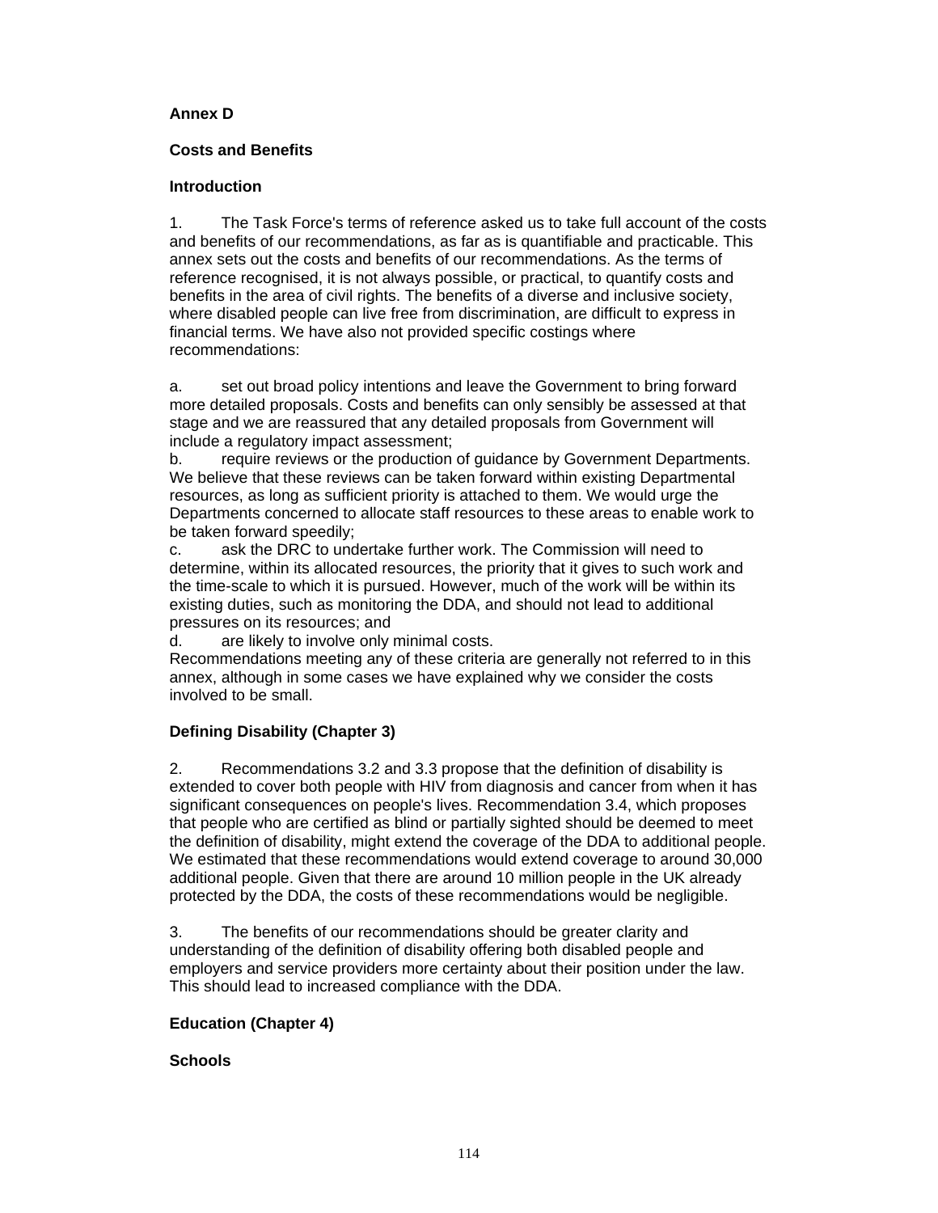## Annex D

## Costs and Benefits

### Introduction

1. The Task Force's terms of reference asked us to take full account of the costs and benefits of our recommendations, as far as is quantifiable and practicable. This annex sets out the costs and benefits of our recommendations. As the terms of reference recognised, it is not always possible, or practical, to quantify costs and benefits in the area of civil rights. The benefits of a diverse and inclusive society, where disabled people can live free from discrimination, are difficult to express in financial terms. We have also not provided specific costings where recommendations:

a. set out broad policy intentions and leave the Government to bring forward more detailed proposals. Costs and benefits can only sensibly be assessed at that stage and we are reassured that any detailed proposals from Government will include a regulatory impact assessment;
b. require reviews or the production of guidance by Government Departments. We believe that these reviews can be taken forward within existing Departmental resources, as long as sufficient priority is attached to them. We would urge the Departments concerned to allocate staff resources to these areas to enable work to be taken forward speedily;
c. ask the DRC to undertake further work. The Commission will need to determine, within its allocated resources, the priority that it gives to such work and the time-scale to which it is pursued. However, much of the work will be within its existing duties, such as monitoring the DDA, and should not lead to additional pressures on its resources; and
d. are likely to involve only minimal costs.

Recommendations meeting any of these criteria are generally not referred to in this annex, although in some cases we have explained why we consider the costs involved to be small.

### Defining Disability (Chapter 3)

2. Recommendations 3.2 and 3.3 propose that the definition of disability is extended to cover both people with HIV from diagnosis and cancer from when it has significant consequences on people's lives. Recommendation 3.4, which proposes that people who are certified as blind or partially sighted should be deemed to meet the definition of disability, might extend the coverage of the DDA to additional people. We estimated that these recommendations would extend coverage to around 30,000 additional people. Given that there are around 10 million people in the UK already protected by the DDA, the costs of these recommendations would be negligible.

3. The benefits of our recommendations should be greater clarity and understanding of the definition of disability offering both disabled people and employers and service providers more certainty about their position under the law. This should lead to increased compliance with the DDA.

### Education (Chapter 4)

#### Schools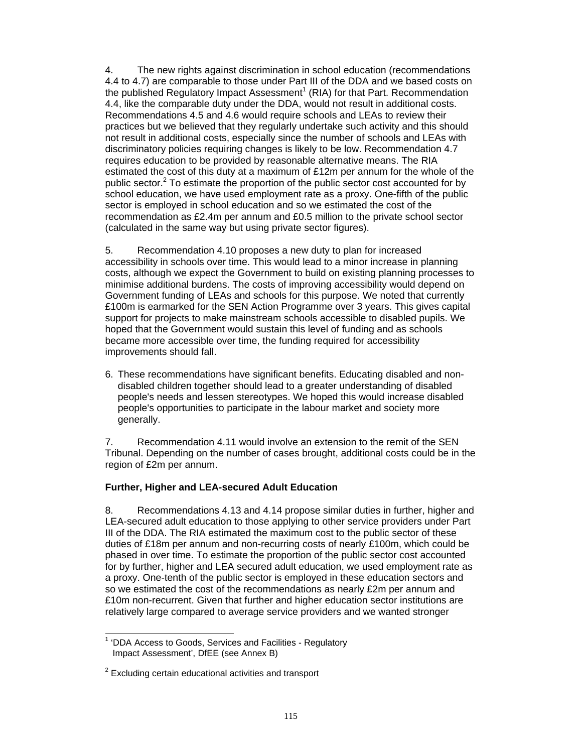4. The new rights against discrimination in school education (recommendations 4.4 to 4.7) are comparable to those under Part III of the DDA and we based costs on the published Regulatory Impact Assessment[1] (RIA) for that Part. Recommendation 4.4, like the comparable duty under the DDA, would not result in additional costs. Recommendations 4.5 and 4.6 would require schools and LEAs to review their practices but we believed that they regularly undertake such activity and this should not result in additional costs, especially since the number of schools and LEAs with discriminatory policies requiring changes is likely to be low. Recommendation 4.7 requires education to be provided by reasonable alternative means. The RIA estimated the cost of this duty at a maximum of £12m per annum for the whole of the public sector.[2] To estimate the proportion of the public sector cost accounted for by school education, we have used employment rate as a proxy. One-fifth of the public sector is employed in school education and so we estimated the cost of the recommendation as £2.4m per annum and £0.5 million to the private school sector (calculated in the same way but using private sector figures).

5. Recommendation 4.10 proposes a new duty to plan for increased accessibility in schools over time. This would lead to a minor increase in planning costs, although we expect the Government to build on existing planning processes to minimise additional burdens. The costs of improving accessibility would depend on Government funding of LEAs and schools for this purpose. We noted that currently £100m is earmarked for the SEN Action Programme over 3 years. This gives capital support for projects to make mainstream schools accessible to disabled pupils. We hoped that the Government would sustain this level of funding and as schools became more accessible over time, the funding required for accessibility improvements should fall.

6. These recommendations have significant benefits. Educating disabled and non-disabled children together should lead to a greater understanding of disabled people's needs and lessen stereotypes. We hoped this would increase disabled people's opportunities to participate in the labour market and society more generally.

7. Recommendation 4.11 would involve an extension to the remit of the SEN Tribunal. Depending on the number of cases brought, additional costs could be in the region of £2m per annum.

**Further, Higher and LEA-secured Adult Education**

8. Recommendations 4.13 and 4.14 propose similar duties in further, higher and LEA-secured adult education to those applying to other service providers under Part III of the DDA. The RIA estimated the maximum cost to the public sector of these duties of £18m per annum and non-recurring costs of nearly £100m, which could be phased in over time. To estimate the proportion of the public sector cost accounted for by further, higher and LEA secured adult education, we used employment rate as a proxy. One-tenth of the public sector is employed in these education sectors and so we estimated the cost of the recommendations as nearly £2m per annum and £10m non-recurrent. Given that further and higher education sector institutions are relatively large compared to average service providers and we wanted stronger

[1] 'DDA Access to Goods, Services and Facilities - Regulatory Impact Assessment', DfEE (see Annex B)

[2] Excluding certain educational activities and transport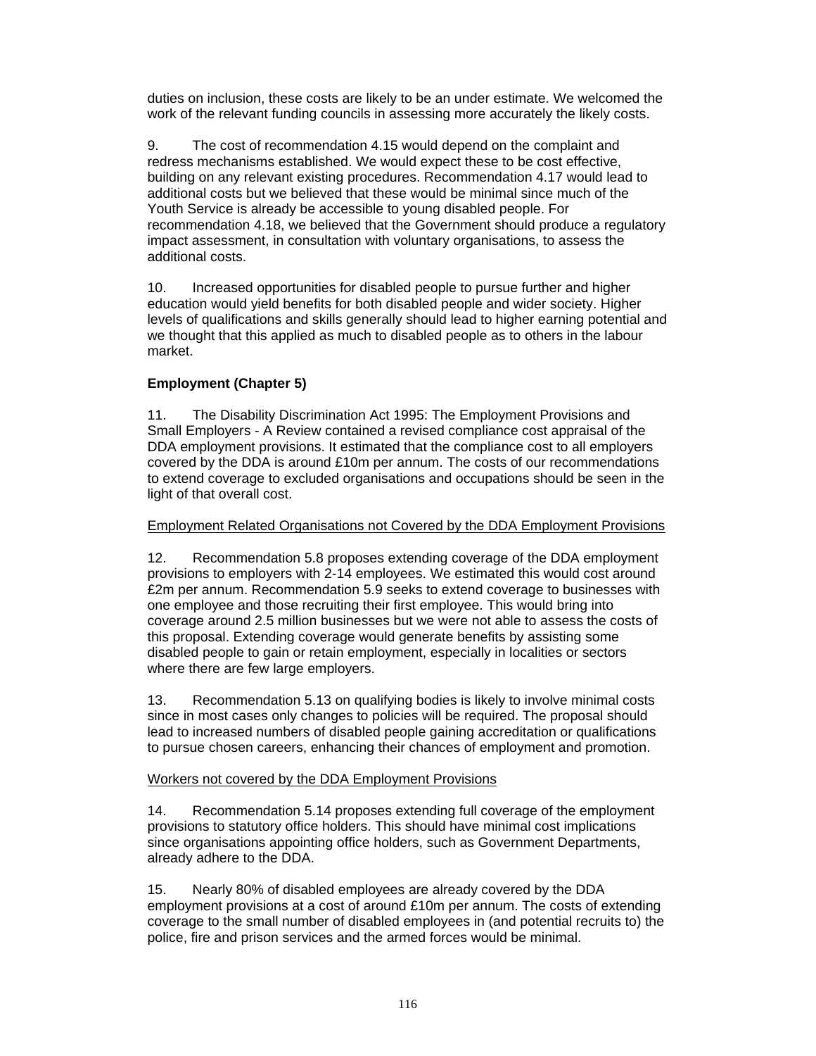duties on inclusion, these costs are likely to be an under estimate. We welcomed the work of the relevant funding councils in assessing more accurately the likely costs.

9. The cost of recommendation 4.15 would depend on the complaint and redress mechanisms established. We would expect these to be cost effective, building on any relevant existing procedures. Recommendation 4.17 would lead to additional costs but we believed that these would be minimal since much of the Youth Service is already be accessible to young disabled people. For recommendation 4.18, we believed that the Government should produce a regulatory impact assessment, in consultation with voluntary organisations, to assess the additional costs.

10. Increased opportunities for disabled people to pursue further and higher education would yield benefits for both disabled people and wider society. Higher levels of qualifications and skills generally should lead to higher earning potential and we thought that this applied as much to disabled people as to others in the labour market.

**Employment (Chapter 5)**

11. The Disability Discrimination Act 1995: The Employment Provisions and Small Employers - A Review contained a revised compliance cost appraisal of the DDA employment provisions. It estimated that the compliance cost to all employers covered by the DDA is around £10m per annum. The costs of our recommendations to extend coverage to excluded organisations and occupations should be seen in the light of that overall cost.

Employment Related Organisations not Covered by the DDA Employment Provisions

12. Recommendation 5.8 proposes extending coverage of the DDA employment provisions to employers with 2-14 employees. We estimated this would cost around £2m per annum. Recommendation 5.9 seeks to extend coverage to businesses with one employee and those recruiting their first employee. This would bring into coverage around 2.5 million businesses but we were not able to assess the costs of this proposal. Extending coverage would generate benefits by assisting some disabled people to gain or retain employment, especially in localities or sectors where there are few large employers.

13. Recommendation 5.13 on qualifying bodies is likely to involve minimal costs since in most cases only changes to policies will be required. The proposal should lead to increased numbers of disabled people gaining accreditation or qualifications to pursue chosen careers, enhancing their chances of employment and promotion.

Workers not covered by the DDA Employment Provisions

14. Recommendation 5.14 proposes extending full coverage of the employment provisions to statutory office holders. This should have minimal cost implications since organisations appointing office holders, such as Government Departments, already adhere to the DDA.

15. Nearly 80% of disabled employees are already covered by the DDA employment provisions at a cost of around £10m per annum. The costs of extending coverage to the small number of disabled employees in (and potential recruits to) the police, fire and prison services and the armed forces would be minimal.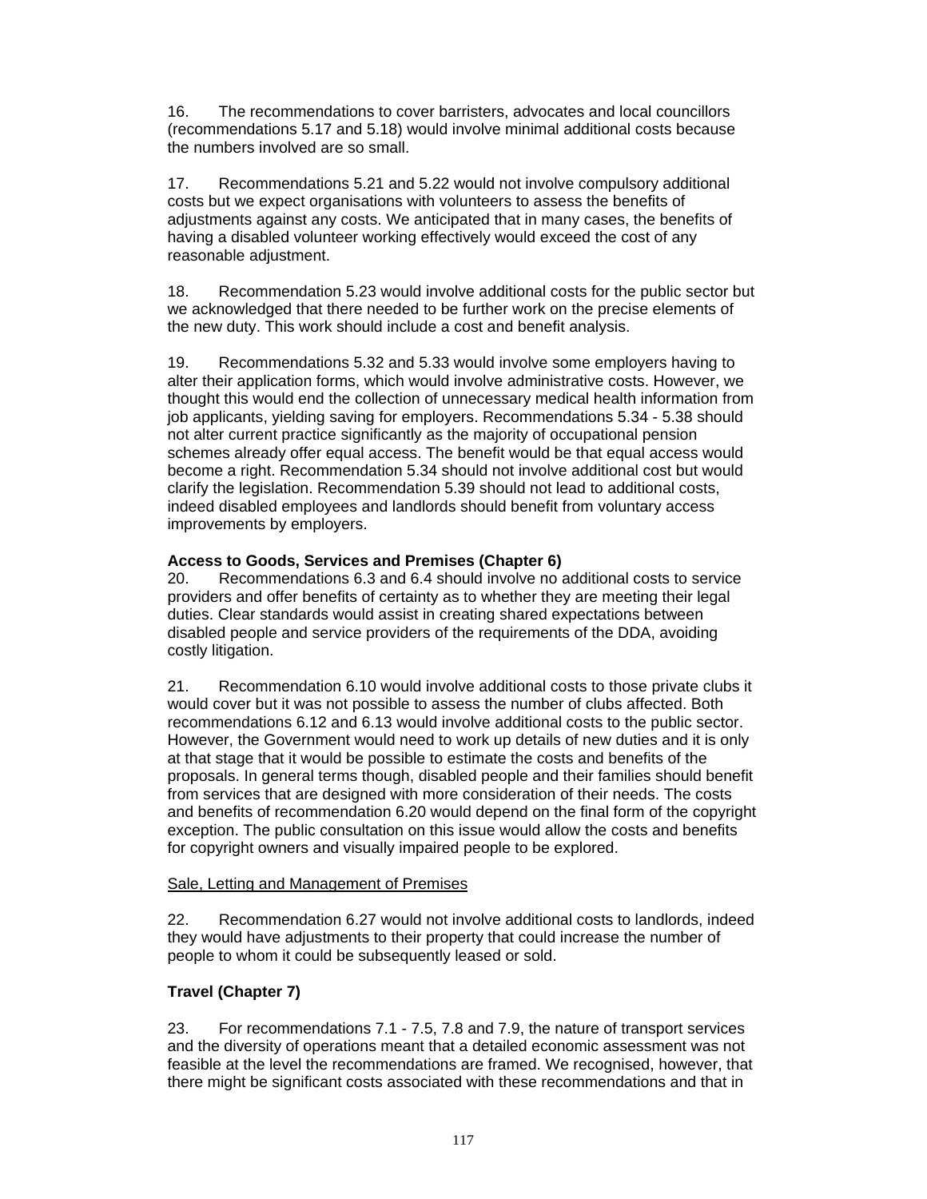16. The recommendations to cover barristers, advocates and local councillors (recommendations 5.17 and 5.18) would involve minimal additional costs because the numbers involved are so small.

17. Recommendations 5.21 and 5.22 would not involve compulsory additional costs but we expect organisations with volunteers to assess the benefits of adjustments against any costs. We anticipated that in many cases, the benefits of having a disabled volunteer working effectively would exceed the cost of any reasonable adjustment.

18. Recommendation 5.23 would involve additional costs for the public sector but we acknowledged that there needed to be further work on the precise elements of the new duty. This work should include a cost and benefit analysis.

19. Recommendations 5.32 and 5.33 would involve some employers having to alter their application forms, which would involve administrative costs. However, we thought this would end the collection of unnecessary medical health information from job applicants, yielding saving for employers. Recommendations 5.34 - 5.38 should not alter current practice significantly as the majority of occupational pension schemes already offer equal access. The benefit would be that equal access would become a right. Recommendation 5.34 should not involve additional cost but would clarify the legislation. Recommendation 5.39 should not lead to additional costs, indeed disabled employees and landlords should benefit from voluntary access improvements by employers.

**Access to Goods, Services and Premises (Chapter 6)**

20. Recommendations 6.3 and 6.4 should involve no additional costs to service providers and offer benefits of certainty as to whether they are meeting their legal duties. Clear standards would assist in creating shared expectations between disabled people and service providers of the requirements of the DDA, avoiding costly litigation.

21. Recommendation 6.10 would involve additional costs to those private clubs it would cover but it was not possible to assess the number of clubs affected. Both recommendations 6.12 and 6.13 would involve additional costs to the public sector. However, the Government would need to work up details of new duties and it is only at that stage that it would be possible to estimate the costs and benefits of the proposals. In general terms though, disabled people and their families should benefit from services that are designed with more consideration of their needs. The costs and benefits of recommendation 6.20 would depend on the final form of the copyright exception. The public consultation on this issue would allow the costs and benefits for copyright owners and visually impaired people to be explored.

Sale, Letting and Management of Premises

22. Recommendation 6.27 would not involve additional costs to landlords, indeed they would have adjustments to their property that could increase the number of people to whom it could be subsequently leased or sold.

**Travel (Chapter 7)**

23. For recommendations 7.1 - 7.5, 7.8 and 7.9, the nature of transport services and the diversity of operations meant that a detailed economic assessment was not feasible at the level the recommendations are framed. We recognised, however, that there might be significant costs associated with these recommendations and that in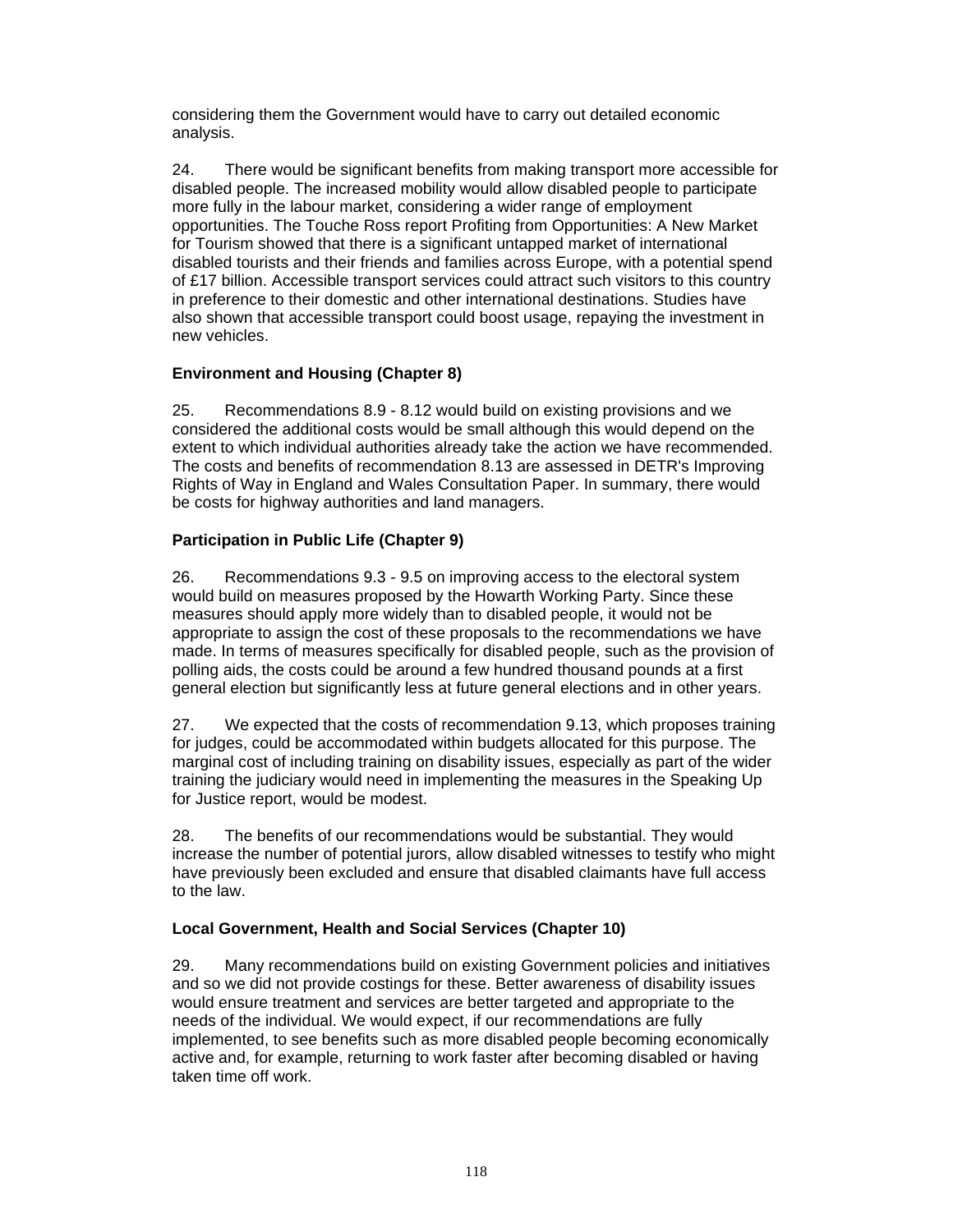considering them the Government would have to carry out detailed economic analysis.

24. There would be significant benefits from making transport more accessible for disabled people. The increased mobility would allow disabled people to participate more fully in the labour market, considering a wider range of employment opportunities. The Touche Ross report Profiting from Opportunities: A New Market for Tourism showed that there is a significant untapped market of international disabled tourists and their friends and families across Europe, with a potential spend of £17 billion. Accessible transport services could attract such visitors to this country in preference to their domestic and other international destinations. Studies have also shown that accessible transport could boost usage, repaying the investment in new vehicles.

**Environment and Housing (Chapter 8)**

25. Recommendations 8.9 - 8.12 would build on existing provisions and we considered the additional costs would be small although this would depend on the extent to which individual authorities already take the action we have recommended. The costs and benefits of recommendation 8.13 are assessed in DETR's Improving Rights of Way in England and Wales Consultation Paper. In summary, there would be costs for highway authorities and land managers.

**Participation in Public Life (Chapter 9)**

26. Recommendations 9.3 - 9.5 on improving access to the electoral system would build on measures proposed by the Howarth Working Party. Since these measures should apply more widely than to disabled people, it would not be appropriate to assign the cost of these proposals to the recommendations we have made. In terms of measures specifically for disabled people, such as the provision of polling aids, the costs could be around a few hundred thousand pounds at a first general election but significantly less at future general elections and in other years.

27. We expected that the costs of recommendation 9.13, which proposes training for judges, could be accommodated within budgets allocated for this purpose. The marginal cost of including training on disability issues, especially as part of the wider training the judiciary would need in implementing the measures in the Speaking Up for Justice report, would be modest.

28. The benefits of our recommendations would be substantial. They would increase the number of potential jurors, allow disabled witnesses to testify who might have previously been excluded and ensure that disabled claimants have full access to the law.

**Local Government, Health and Social Services (Chapter 10)**

29. Many recommendations build on existing Government policies and initiatives and so we did not provide costings for these. Better awareness of disability issues would ensure treatment and services are better targeted and appropriate to the needs of the individual. We would expect, if our recommendations are fully implemented, to see benefits such as more disabled people becoming economically active and, for example, returning to work faster after becoming disabled or having taken time off work.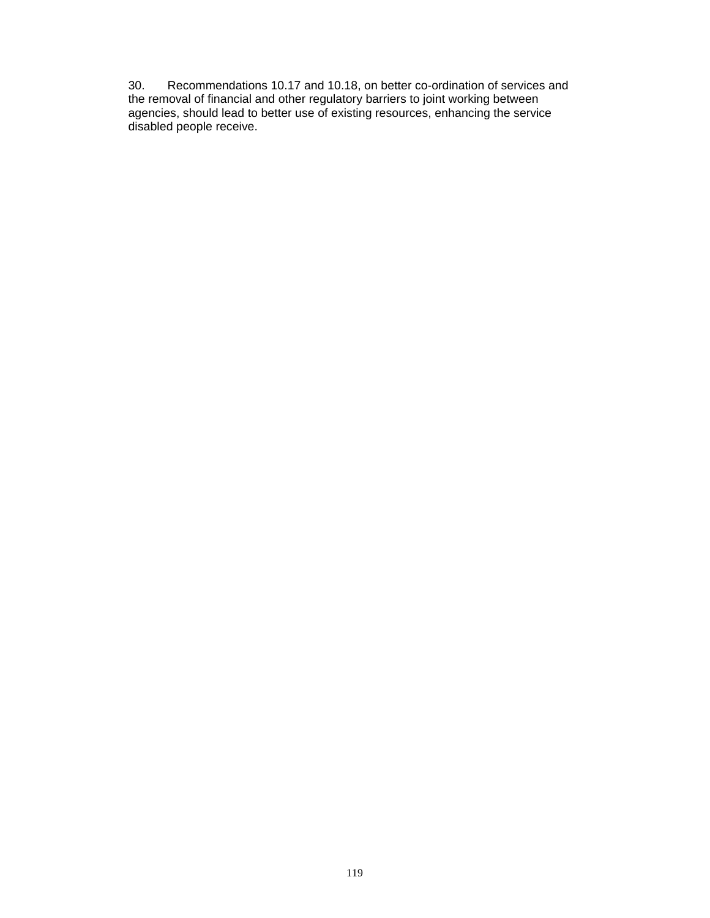30. Recommendations 10.17 and 10.18, on better co-ordination of services and the removal of financial and other regulatory barriers to joint working between agencies, should lead to better use of existing resources, enhancing the service disabled people receive.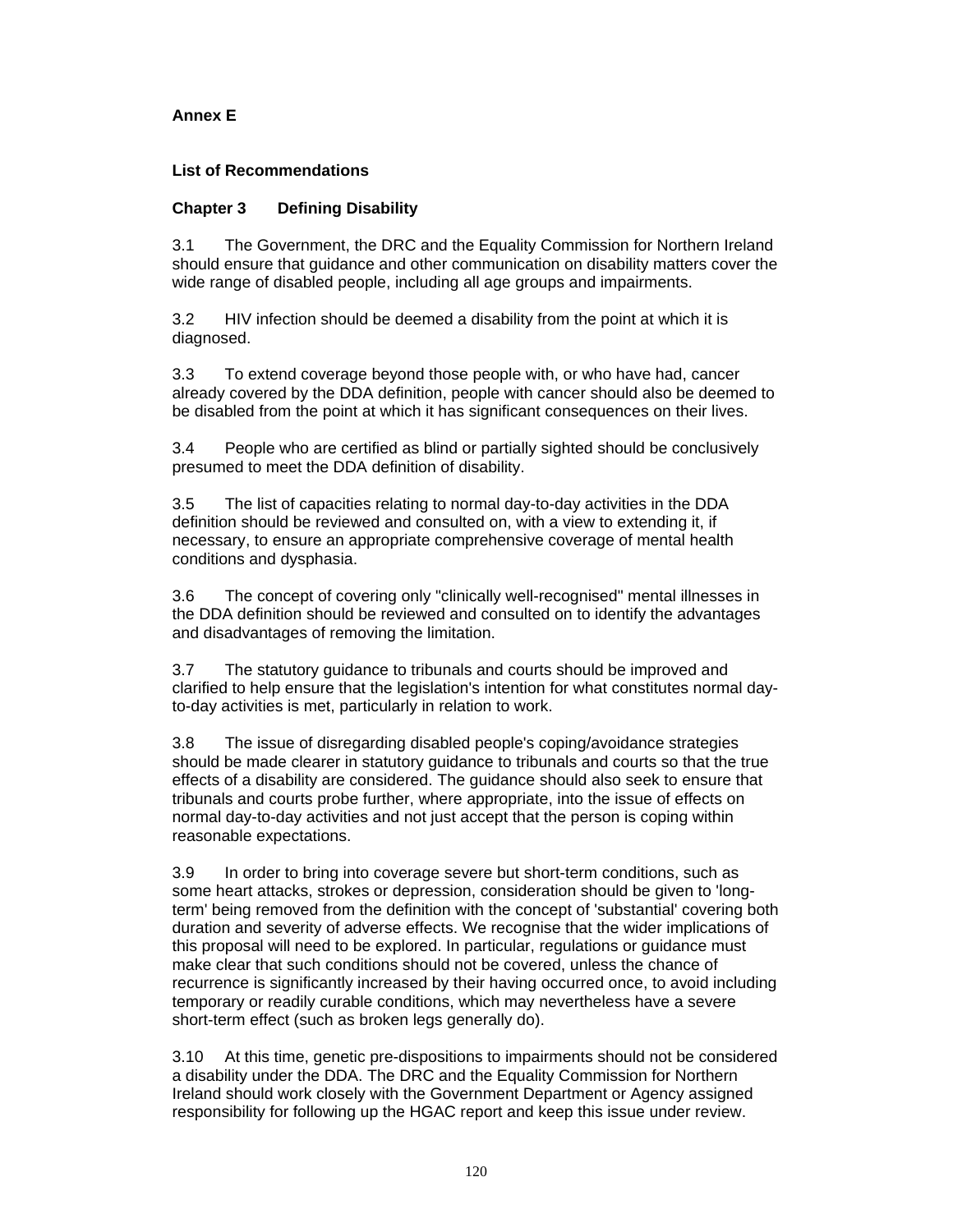**Annex E**

**List of Recommendations**

**Chapter 3 Defining Disability**

3.1 The Government, the DRC and the Equality Commission for Northern Ireland should ensure that guidance and other communication on disability matters cover the wide range of disabled people, including all age groups and impairments.

3.2 HIV infection should be deemed a disability from the point at which it is diagnosed.

3.3 To extend coverage beyond those people with, or who have had, cancer already covered by the DDA definition, people with cancer should also be deemed to be disabled from the point at which it has significant consequences on their lives.

3.4 People who are certified as blind or partially sighted should be conclusively presumed to meet the DDA definition of disability.

3.5 The list of capacities relating to normal day-to-day activities in the DDA definition should be reviewed and consulted on, with a view to extending it, if necessary, to ensure an appropriate comprehensive coverage of mental health conditions and dysphasia.

3.6 The concept of covering only "clinically well-recognised" mental illnesses in the DDA definition should be reviewed and consulted on to identify the advantages and disadvantages of removing the limitation.

3.7 The statutory guidance to tribunals and courts should be improved and clarified to help ensure that the legislation's intention for what constitutes normal day-to-day activities is met, particularly in relation to work.

3.8 The issue of disregarding disabled people's coping/avoidance strategies should be made clearer in statutory guidance to tribunals and courts so that the true effects of a disability are considered. The guidance should also seek to ensure that tribunals and courts probe further, where appropriate, into the issue of effects on normal day-to-day activities and not just accept that the person is coping within reasonable expectations.

3.9 In order to bring into coverage severe but short-term conditions, such as some heart attacks, strokes or depression, consideration should be given to 'long-term' being removed from the definition with the concept of 'substantial' covering both duration and severity of adverse effects. We recognise that the wider implications of this proposal will need to be explored. In particular, regulations or guidance must make clear that such conditions should not be covered, unless the chance of recurrence is significantly increased by their having occurred once, to avoid including temporary or readily curable conditions, which may nevertheless have a severe short-term effect (such as broken legs generally do).

3.10 At this time, genetic pre-dispositions to impairments should not be considered a disability under the DDA. The DRC and the Equality Commission for Northern Ireland should work closely with the Government Department or Agency assigned responsibility for following up the HGAC report and keep this issue under review.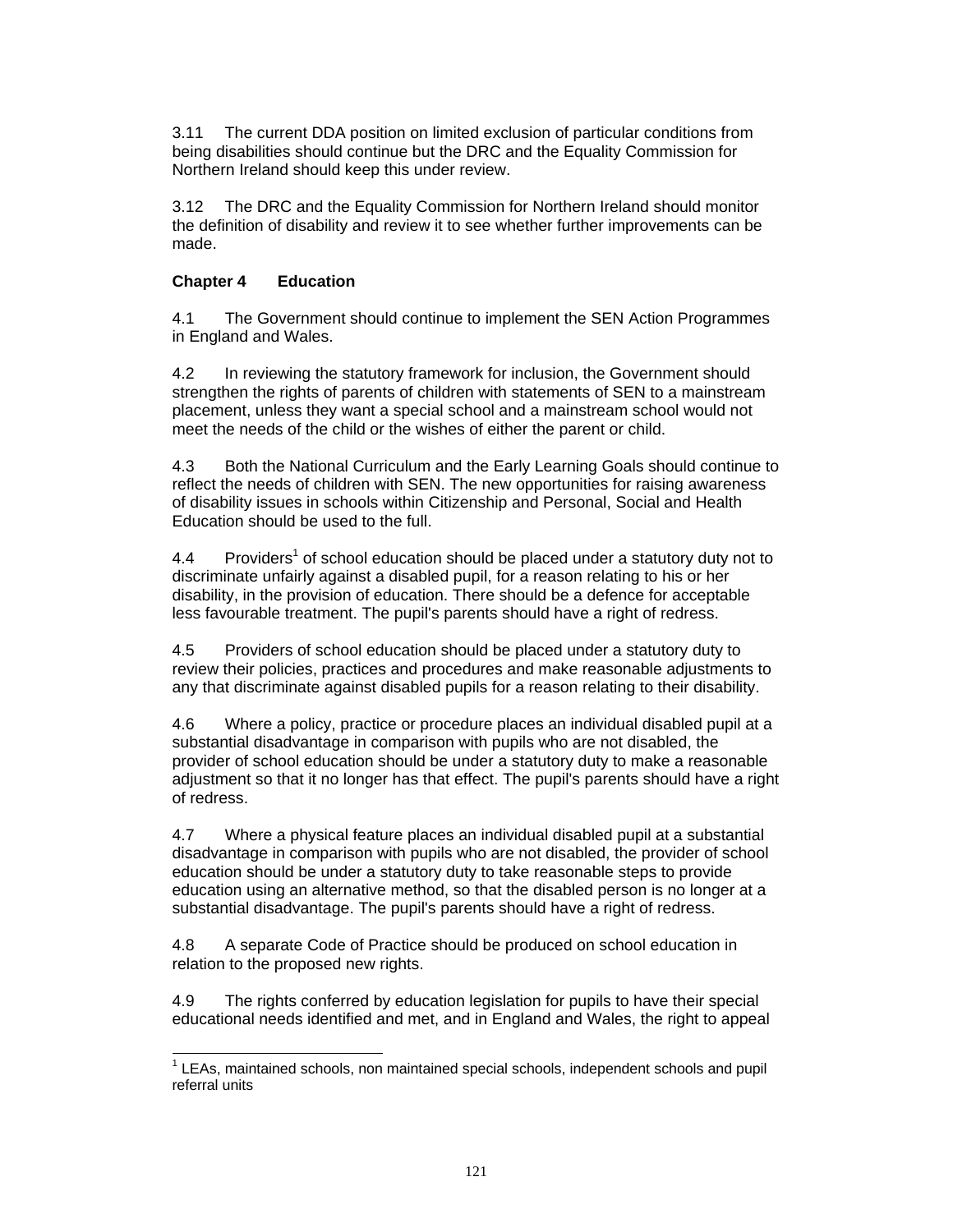3.11 The current DDA position on limited exclusion of particular conditions from being disabilities should continue but the DRC and the Equality Commission for Northern Ireland should keep this under review.

3.12 The DRC and the Equality Commission for Northern Ireland should monitor the definition of disability and review it to see whether further improvements can be made.

**Chapter 4 Education**

4.1 The Government should continue to implement the SEN Action Programmes in England and Wales.

4.2 In reviewing the statutory framework for inclusion, the Government should strengthen the rights of parents of children with statements of SEN to a mainstream placement, unless they want a special school and a mainstream school would not meet the needs of the child or the wishes of either the parent or child.

4.3 Both the National Curriculum and the Early Learning Goals should continue to reflect the needs of children with SEN. The new opportunities for raising awareness of disability issues in schools within Citizenship and Personal, Social and Health Education should be used to the full.

4.4 Providers[1] of school education should be placed under a statutory duty not to discriminate unfairly against a disabled pupil, for a reason relating to his or her disability, in the provision of education. There should be a defence for acceptable less favourable treatment. The pupil's parents should have a right of redress.

4.5 Providers of school education should be placed under a statutory duty to review their policies, practices and procedures and make reasonable adjustments to any that discriminate against disabled pupils for a reason relating to their disability.

4.6 Where a policy, practice or procedure places an individual disabled pupil at a substantial disadvantage in comparison with pupils who are not disabled, the provider of school education should be under a statutory duty to make a reasonable adjustment so that it no longer has that effect. The pupil's parents should have a right of redress.

4.7 Where a physical feature places an individual disabled pupil at a substantial disadvantage in comparison with pupils who are not disabled, the provider of school education should be under a statutory duty to take reasonable steps to provide education using an alternative method, so that the disabled person is no longer at a substantial disadvantage. The pupil's parents should have a right of redress.

4.8 A separate Code of Practice should be produced on school education in relation to the proposed new rights.

4.9 The rights conferred by education legislation for pupils to have their special educational needs identified and met, and in England and Wales, the right to appeal

---

[1] LEAs, maintained schools, non maintained special schools, independent schools and pupil referral units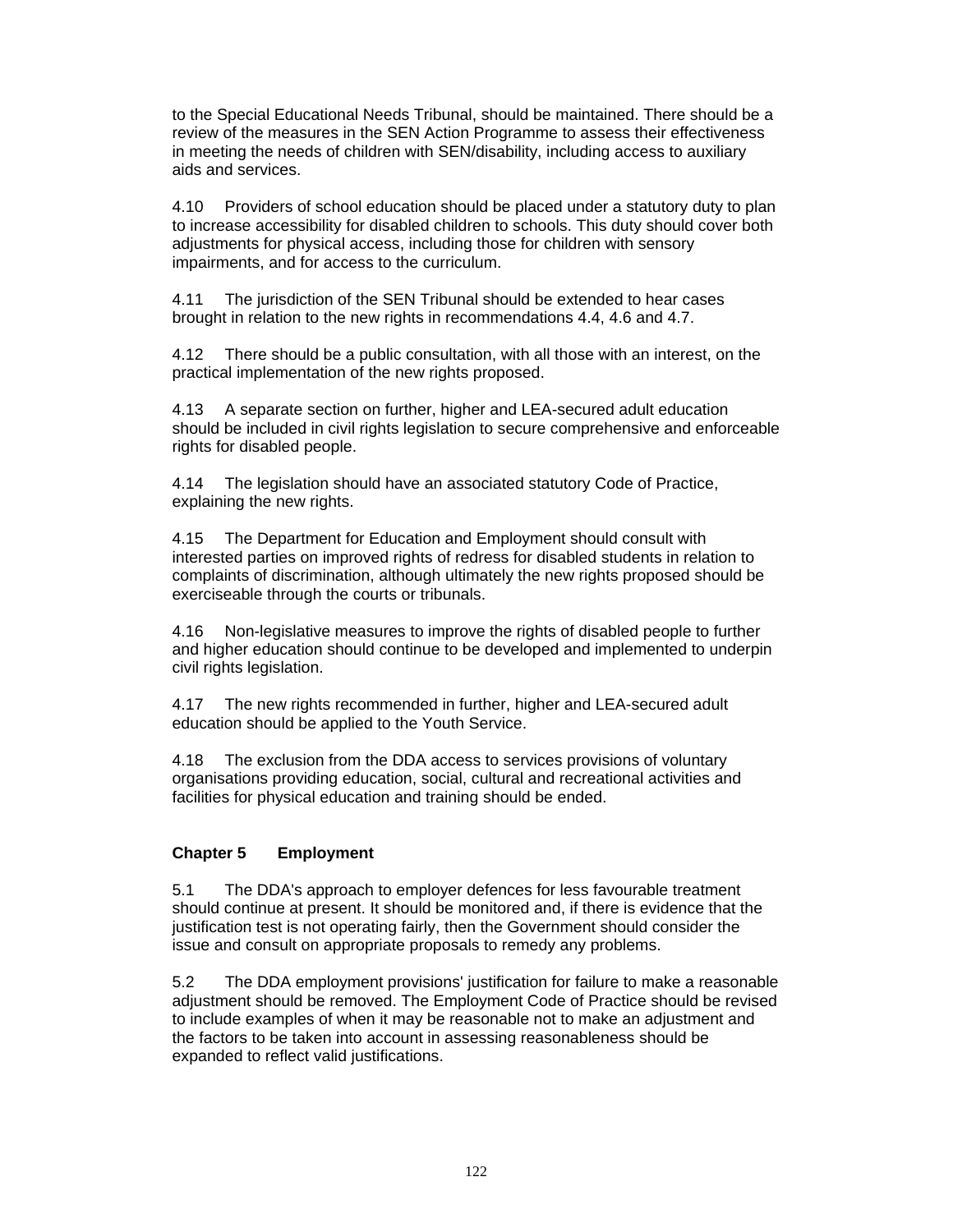to the Special Educational Needs Tribunal, should be maintained. There should be a review of the measures in the SEN Action Programme to assess their effectiveness in meeting the needs of children with SEN/disability, including access to auxiliary aids and services.

4.10 Providers of school education should be placed under a statutory duty to plan to increase accessibility for disabled children to schools. This duty should cover both adjustments for physical access, including those for children with sensory impairments, and for access to the curriculum.

4.11 The jurisdiction of the SEN Tribunal should be extended to hear cases brought in relation to the new rights in recommendations 4.4, 4.6 and 4.7.

4.12 There should be a public consultation, with all those with an interest, on the practical implementation of the new rights proposed.

4.13 A separate section on further, higher and LEA-secured adult education should be included in civil rights legislation to secure comprehensive and enforceable rights for disabled people.

4.14 The legislation should have an associated statutory Code of Practice, explaining the new rights.

4.15 The Department for Education and Employment should consult with interested parties on improved rights of redress for disabled students in relation to complaints of discrimination, although ultimately the new rights proposed should be exerciseable through the courts or tribunals.

4.16 Non-legislative measures to improve the rights of disabled people to further and higher education should continue to be developed and implemented to underpin civil rights legislation.

4.17 The new rights recommended in further, higher and LEA-secured adult education should be applied to the Youth Service.

4.18 The exclusion from the DDA access to services provisions of voluntary organisations providing education, social, cultural and recreational activities and facilities for physical education and training should be ended.

## Chapter 5 Employment

5.1 The DDA's approach to employer defences for less favourable treatment should continue at present. It should be monitored and, if there is evidence that the justification test is not operating fairly, then the Government should consider the issue and consult on appropriate proposals to remedy any problems.

5.2 The DDA employment provisions' justification for failure to make a reasonable adjustment should be removed. The Employment Code of Practice should be revised to include examples of when it may be reasonable not to make an adjustment and the factors to be taken into account in assessing reasonableness should be expanded to reflect valid justifications.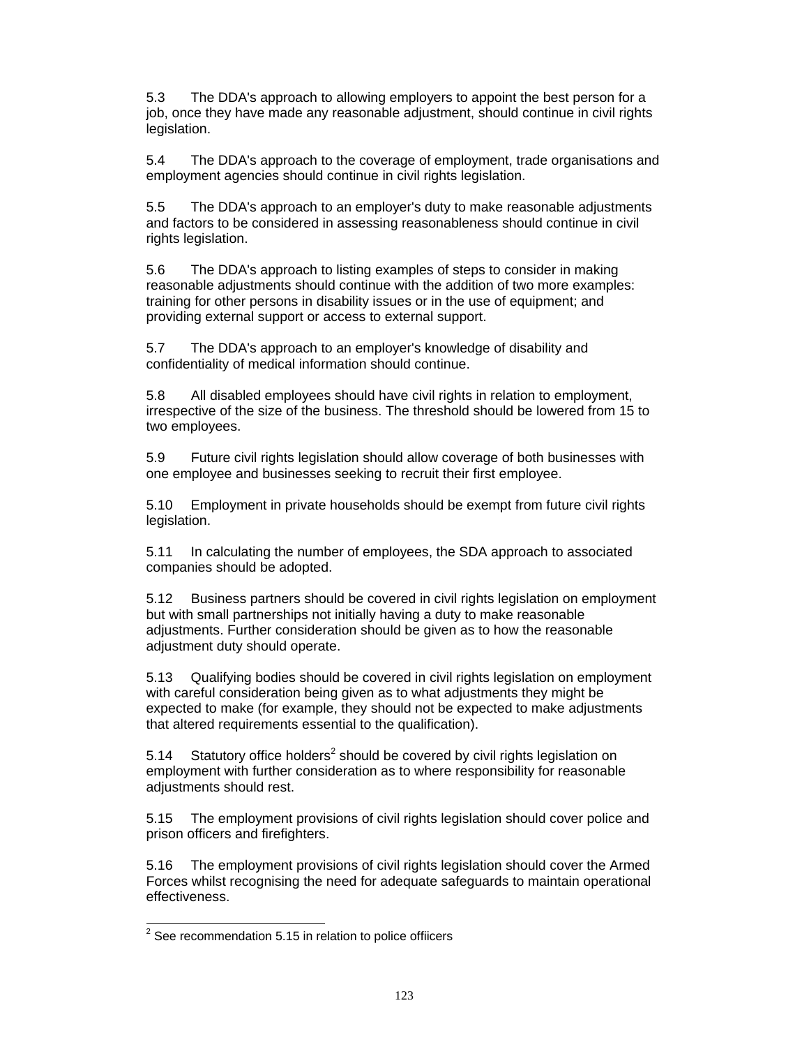5.3 The DDA's approach to allowing employers to appoint the best person for a job, once they have made any reasonable adjustment, should continue in civil rights legislation.

5.4 The DDA's approach to the coverage of employment, trade organisations and employment agencies should continue in civil rights legislation.

5.5 The DDA's approach to an employer's duty to make reasonable adjustments and factors to be considered in assessing reasonableness should continue in civil rights legislation.

5.6 The DDA's approach to listing examples of steps to consider in making reasonable adjustments should continue with the addition of two more examples: training for other persons in disability issues or in the use of equipment; and providing external support or access to external support.

5.7 The DDA's approach to an employer's knowledge of disability and confidentiality of medical information should continue.

5.8 All disabled employees should have civil rights in relation to employment, irrespective of the size of the business. The threshold should be lowered from 15 to two employees.

5.9 Future civil rights legislation should allow coverage of both businesses with one employee and businesses seeking to recruit their first employee.

5.10 Employment in private households should be exempt from future civil rights legislation.

5.11 In calculating the number of employees, the SDA approach to associated companies should be adopted.

5.12 Business partners should be covered in civil rights legislation on employment but with small partnerships not initially having a duty to make reasonable adjustments. Further consideration should be given as to how the reasonable adjustment duty should operate.

5.13 Qualifying bodies should be covered in civil rights legislation on employment with careful consideration being given as to what adjustments they might be expected to make (for example, they should not be expected to make adjustments that altered requirements essential to the qualification).

5.14 Statutory office holders[2] should be covered by civil rights legislation on employment with further consideration as to where responsibility for reasonable adjustments should rest.

5.15 The employment provisions of civil rights legislation should cover police and prison officers and firefighters.

5.16 The employment provisions of civil rights legislation should cover the Armed Forces whilst recognising the need for adequate safeguards to maintain operational effectiveness.

---

[2] See recommendation 5.15 in relation to police offiicers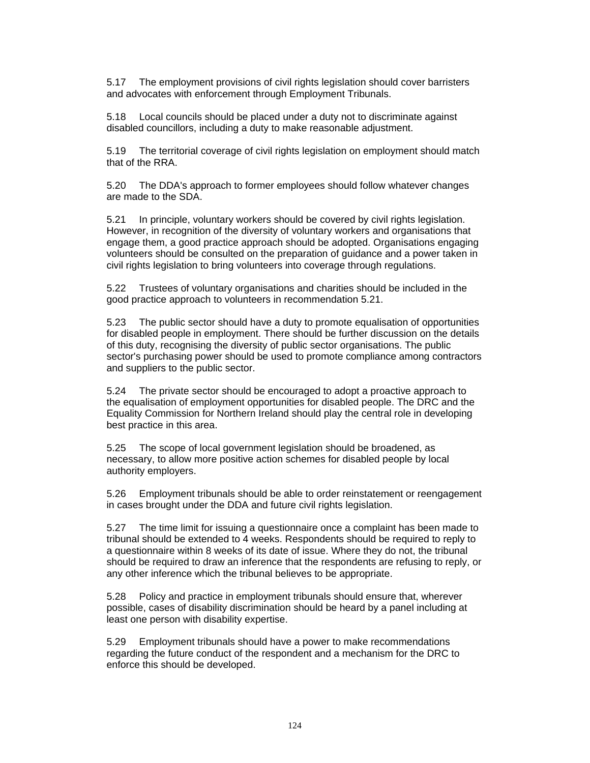5.17 The employment provisions of civil rights legislation should cover barristers and advocates with enforcement through Employment Tribunals.

5.18 Local councils should be placed under a duty not to discriminate against disabled councillors, including a duty to make reasonable adjustment.

5.19 The territorial coverage of civil rights legislation on employment should match that of the RRA.

5.20 The DDA's approach to former employees should follow whatever changes are made to the SDA.

5.21 In principle, voluntary workers should be covered by civil rights legislation. However, in recognition of the diversity of voluntary workers and organisations that engage them, a good practice approach should be adopted. Organisations engaging volunteers should be consulted on the preparation of guidance and a power taken in civil rights legislation to bring volunteers into coverage through regulations.

5.22 Trustees of voluntary organisations and charities should be included in the good practice approach to volunteers in recommendation 5.21.

5.23 The public sector should have a duty to promote equalisation of opportunities for disabled people in employment. There should be further discussion on the details of this duty, recognising the diversity of public sector organisations. The public sector's purchasing power should be used to promote compliance among contractors and suppliers to the public sector.

5.24 The private sector should be encouraged to adopt a proactive approach to the equalisation of employment opportunities for disabled people. The DRC and the Equality Commission for Northern Ireland should play the central role in developing best practice in this area.

5.25 The scope of local government legislation should be broadened, as necessary, to allow more positive action schemes for disabled people by local authority employers.

5.26 Employment tribunals should be able to order reinstatement or reengagement in cases brought under the DDA and future civil rights legislation.

5.27 The time limit for issuing a questionnaire once a complaint has been made to tribunal should be extended to 4 weeks. Respondents should be required to reply to a questionnaire within 8 weeks of its date of issue. Where they do not, the tribunal should be required to draw an inference that the respondents are refusing to reply, or any other inference which the tribunal believes to be appropriate.

5.28 Policy and practice in employment tribunals should ensure that, wherever possible, cases of disability discrimination should be heard by a panel including at least one person with disability expertise.

5.29 Employment tribunals should have a power to make recommendations regarding the future conduct of the respondent and a mechanism for the DRC to enforce this should be developed.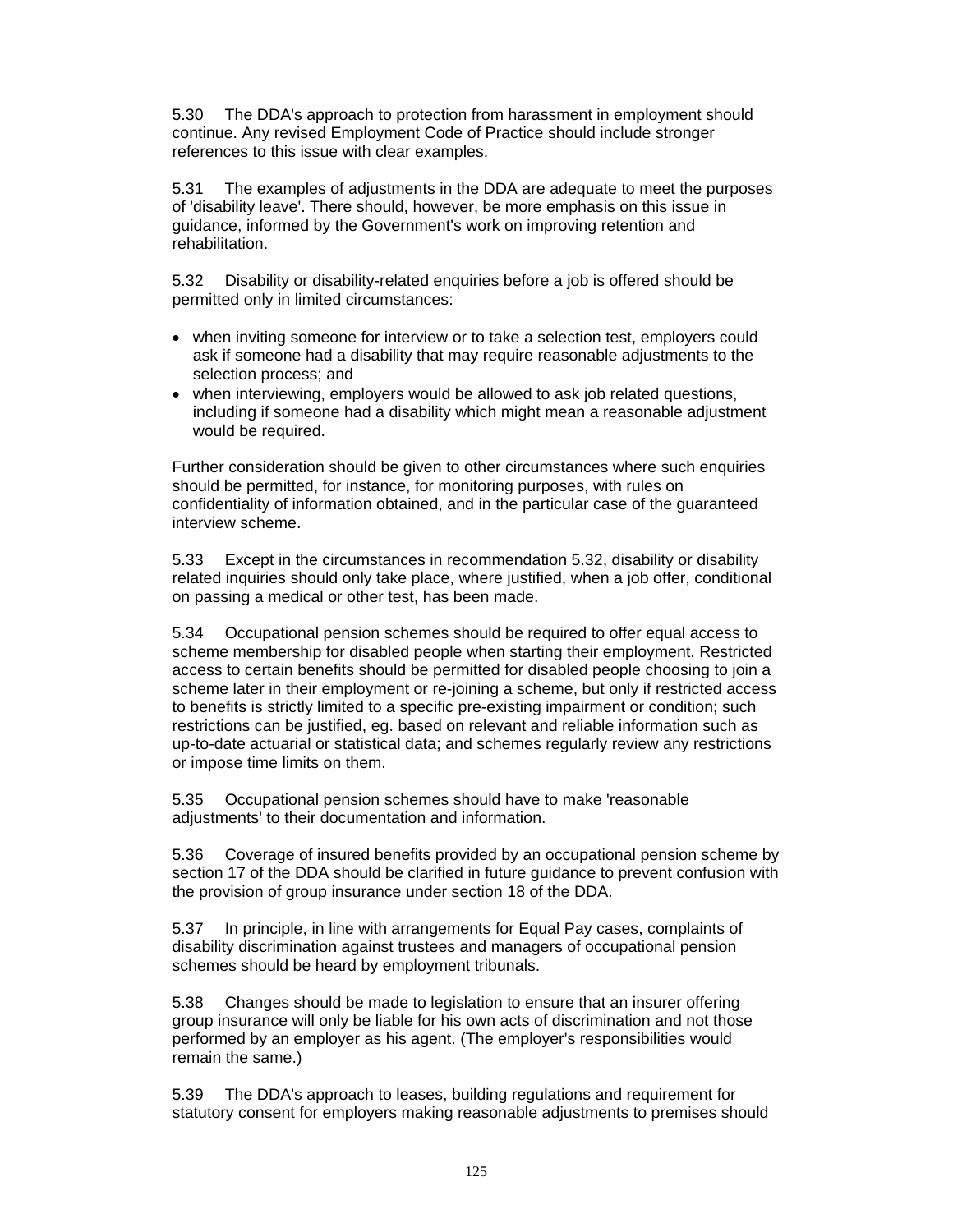5.30 The DDA's approach to protection from harassment in employment should continue. Any revised Employment Code of Practice should include stronger references to this issue with clear examples.

5.31 The examples of adjustments in the DDA are adequate to meet the purposes of 'disability leave'. There should, however, be more emphasis on this issue in guidance, informed by the Government's work on improving retention and rehabilitation.

5.32 Disability or disability-related enquiries before a job is offered should be permitted only in limited circumstances:

- when inviting someone for interview or to take a selection test, employers could ask if someone had a disability that may require reasonable adjustments to the selection process; and
- when interviewing, employers would be allowed to ask job related questions, including if someone had a disability which might mean a reasonable adjustment would be required.

Further consideration should be given to other circumstances where such enquiries should be permitted, for instance, for monitoring purposes, with rules on confidentiality of information obtained, and in the particular case of the guaranteed interview scheme.

5.33 Except in the circumstances in recommendation 5.32, disability or disability related inquiries should only take place, where justified, when a job offer, conditional on passing a medical or other test, has been made.

5.34 Occupational pension schemes should be required to offer equal access to scheme membership for disabled people when starting their employment. Restricted access to certain benefits should be permitted for disabled people choosing to join a scheme later in their employment or re-joining a scheme, but only if restricted access to benefits is strictly limited to a specific pre-existing impairment or condition; such restrictions can be justified, eg. based on relevant and reliable information such as up-to-date actuarial or statistical data; and schemes regularly review any restrictions or impose time limits on them.

5.35 Occupational pension schemes should have to make 'reasonable adjustments' to their documentation and information.

5.36 Coverage of insured benefits provided by an occupational pension scheme by section 17 of the DDA should be clarified in future guidance to prevent confusion with the provision of group insurance under section 18 of the DDA.

5.37 In principle, in line with arrangements for Equal Pay cases, complaints of disability discrimination against trustees and managers of occupational pension schemes should be heard by employment tribunals.

5.38 Changes should be made to legislation to ensure that an insurer offering group insurance will only be liable for his own acts of discrimination and not those performed by an employer as his agent. (The employer's responsibilities would remain the same.)

5.39 The DDA's approach to leases, building regulations and requirement for statutory consent for employers making reasonable adjustments to premises should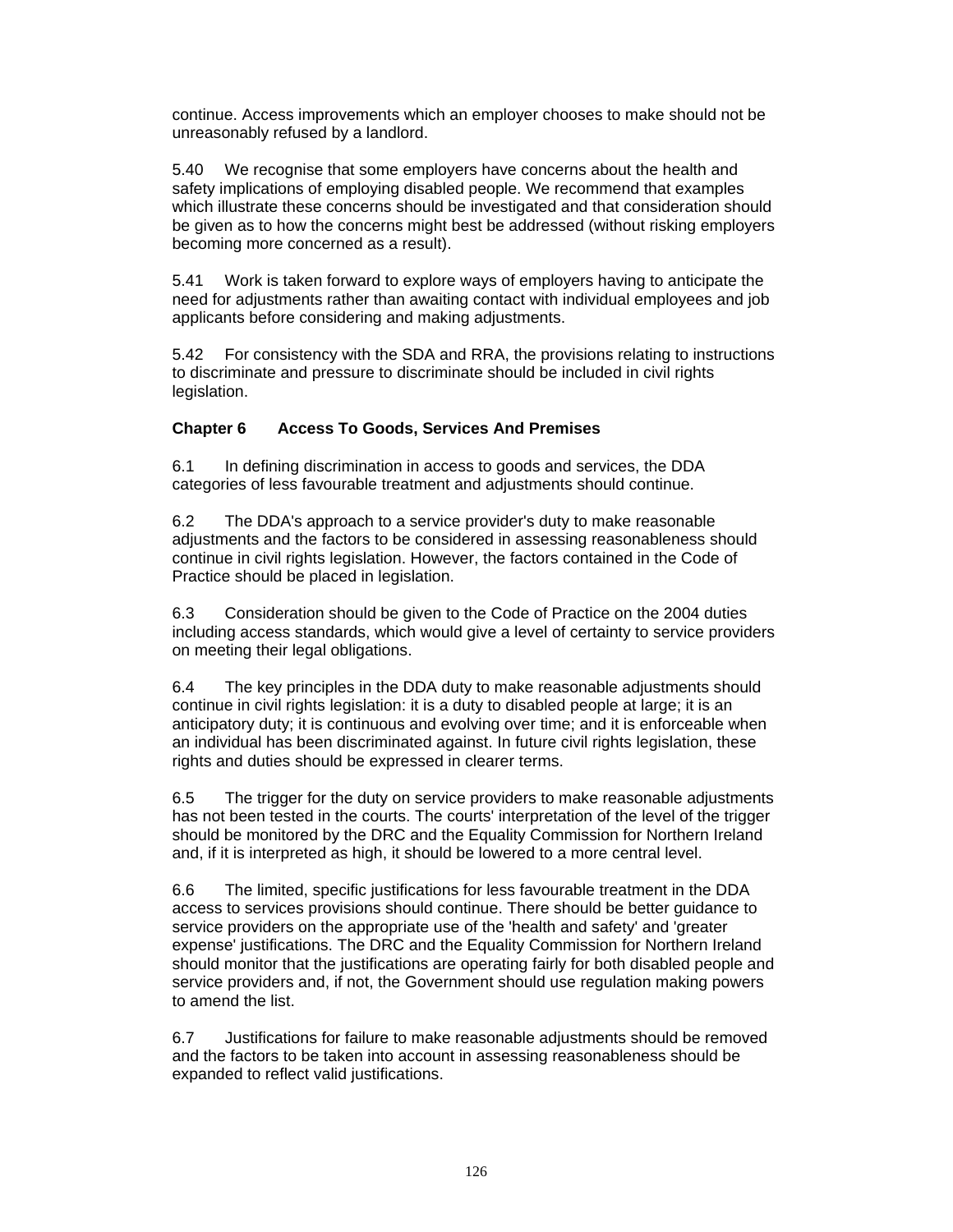continue. Access improvements which an employer chooses to make should not be unreasonably refused by a landlord.

5.40 We recognise that some employers have concerns about the health and safety implications of employing disabled people. We recommend that examples which illustrate these concerns should be investigated and that consideration should be given as to how the concerns might best be addressed (without risking employers becoming more concerned as a result).

5.41 Work is taken forward to explore ways of employers having to anticipate the need for adjustments rather than awaiting contact with individual employees and job applicants before considering and making adjustments.

5.42 For consistency with the SDA and RRA, the provisions relating to instructions to discriminate and pressure to discriminate should be included in civil rights legislation.

**Chapter 6 Access To Goods, Services And Premises**

6.1 In defining discrimination in access to goods and services, the DDA categories of less favourable treatment and adjustments should continue.

6.2 The DDA's approach to a service provider's duty to make reasonable adjustments and the factors to be considered in assessing reasonableness should continue in civil rights legislation. However, the factors contained in the Code of Practice should be placed in legislation.

6.3 Consideration should be given to the Code of Practice on the 2004 duties including access standards, which would give a level of certainty to service providers on meeting their legal obligations.

6.4 The key principles in the DDA duty to make reasonable adjustments should continue in civil rights legislation: it is a duty to disabled people at large; it is an anticipatory duty; it is continuous and evolving over time; and it is enforceable when an individual has been discriminated against. In future civil rights legislation, these rights and duties should be expressed in clearer terms.

6.5 The trigger for the duty on service providers to make reasonable adjustments has not been tested in the courts. The courts' interpretation of the level of the trigger should be monitored by the DRC and the Equality Commission for Northern Ireland and, if it is interpreted as high, it should be lowered to a more central level.

6.6 The limited, specific justifications for less favourable treatment in the DDA access to services provisions should continue. There should be better guidance to service providers on the appropriate use of the 'health and safety' and 'greater expense' justifications. The DRC and the Equality Commission for Northern Ireland should monitor that the justifications are operating fairly for both disabled people and service providers and, if not, the Government should use regulation making powers to amend the list.

6.7 Justifications for failure to make reasonable adjustments should be removed and the factors to be taken into account in assessing reasonableness should be expanded to reflect valid justifications.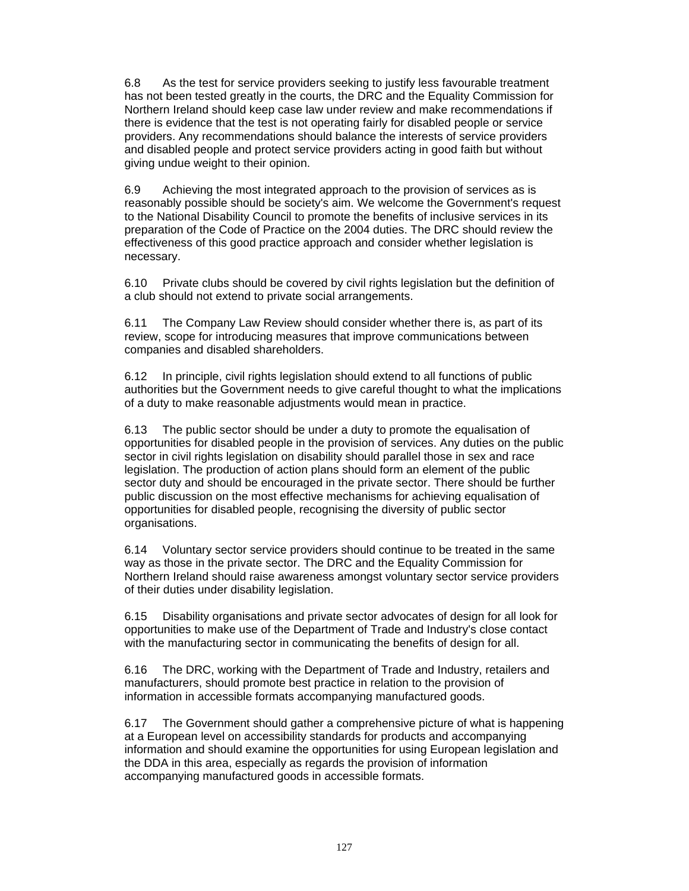6.8 As the test for service providers seeking to justify less favourable treatment has not been tested greatly in the courts, the DRC and the Equality Commission for Northern Ireland should keep case law under review and make recommendations if there is evidence that the test is not operating fairly for disabled people or service providers. Any recommendations should balance the interests of service providers and disabled people and protect service providers acting in good faith but without giving undue weight to their opinion.

6.9 Achieving the most integrated approach to the provision of services as is reasonably possible should be society's aim. We welcome the Government's request to the National Disability Council to promote the benefits of inclusive services in its preparation of the Code of Practice on the 2004 duties. The DRC should review the effectiveness of this good practice approach and consider whether legislation is necessary.

6.10 Private clubs should be covered by civil rights legislation but the definition of a club should not extend to private social arrangements.

6.11 The Company Law Review should consider whether there is, as part of its review, scope for introducing measures that improve communications between companies and disabled shareholders.

6.12 In principle, civil rights legislation should extend to all functions of public authorities but the Government needs to give careful thought to what the implications of a duty to make reasonable adjustments would mean in practice.

6.13 The public sector should be under a duty to promote the equalisation of opportunities for disabled people in the provision of services. Any duties on the public sector in civil rights legislation on disability should parallel those in sex and race legislation. The production of action plans should form an element of the public sector duty and should be encouraged in the private sector. There should be further public discussion on the most effective mechanisms for achieving equalisation of opportunities for disabled people, recognising the diversity of public sector organisations.

6.14 Voluntary sector service providers should continue to be treated in the same way as those in the private sector. The DRC and the Equality Commission for Northern Ireland should raise awareness amongst voluntary sector service providers of their duties under disability legislation.

6.15 Disability organisations and private sector advocates of design for all look for opportunities to make use of the Department of Trade and Industry's close contact with the manufacturing sector in communicating the benefits of design for all.

6.16 The DRC, working with the Department of Trade and Industry, retailers and manufacturers, should promote best practice in relation to the provision of information in accessible formats accompanying manufactured goods.

6.17 The Government should gather a comprehensive picture of what is happening at a European level on accessibility standards for products and accompanying information and should examine the opportunities for using European legislation and the DDA in this area, especially as regards the provision of information accompanying manufactured goods in accessible formats.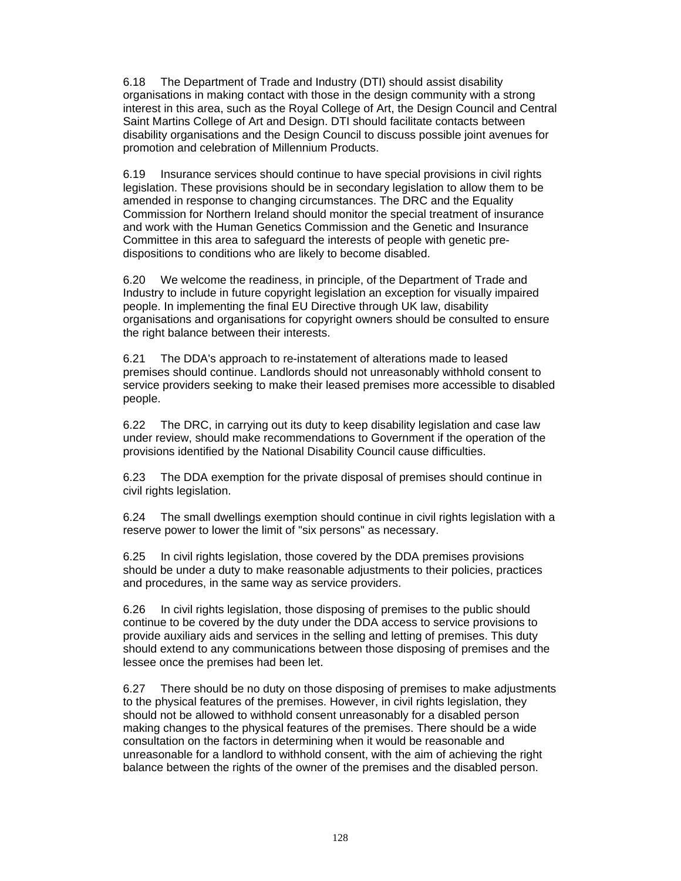6.18 The Department of Trade and Industry (DTI) should assist disability organisations in making contact with those in the design community with a strong interest in this area, such as the Royal College of Art, the Design Council and Central Saint Martins College of Art and Design. DTI should facilitate contacts between disability organisations and the Design Council to discuss possible joint avenues for promotion and celebration of Millennium Products.

6.19 Insurance services should continue to have special provisions in civil rights legislation. These provisions should be in secondary legislation to allow them to be amended in response to changing circumstances. The DRC and the Equality Commission for Northern Ireland should monitor the special treatment of insurance and work with the Human Genetics Commission and the Genetic and Insurance Committee in this area to safeguard the interests of people with genetic pre-dispositions to conditions who are likely to become disabled.

6.20 We welcome the readiness, in principle, of the Department of Trade and Industry to include in future copyright legislation an exception for visually impaired people. In implementing the final EU Directive through UK law, disability organisations and organisations for copyright owners should be consulted to ensure the right balance between their interests.

6.21 The DDA's approach to re-instatement of alterations made to leased premises should continue. Landlords should not unreasonably withhold consent to service providers seeking to make their leased premises more accessible to disabled people.

6.22 The DRC, in carrying out its duty to keep disability legislation and case law under review, should make recommendations to Government if the operation of the provisions identified by the National Disability Council cause difficulties.

6.23 The DDA exemption for the private disposal of premises should continue in civil rights legislation.

6.24 The small dwellings exemption should continue in civil rights legislation with a reserve power to lower the limit of "six persons" as necessary.

6.25 In civil rights legislation, those covered by the DDA premises provisions should be under a duty to make reasonable adjustments to their policies, practices and procedures, in the same way as service providers.

6.26 In civil rights legislation, those disposing of premises to the public should continue to be covered by the duty under the DDA access to service provisions to provide auxiliary aids and services in the selling and letting of premises. This duty should extend to any communications between those disposing of premises and the lessee once the premises had been let.

6.27 There should be no duty on those disposing of premises to make adjustments to the physical features of the premises. However, in civil rights legislation, they should not be allowed to withhold consent unreasonably for a disabled person making changes to the physical features of the premises. There should be a wide consultation on the factors in determining when it would be reasonable and unreasonable for a landlord to withhold consent, with the aim of achieving the right balance between the rights of the owner of the premises and the disabled person.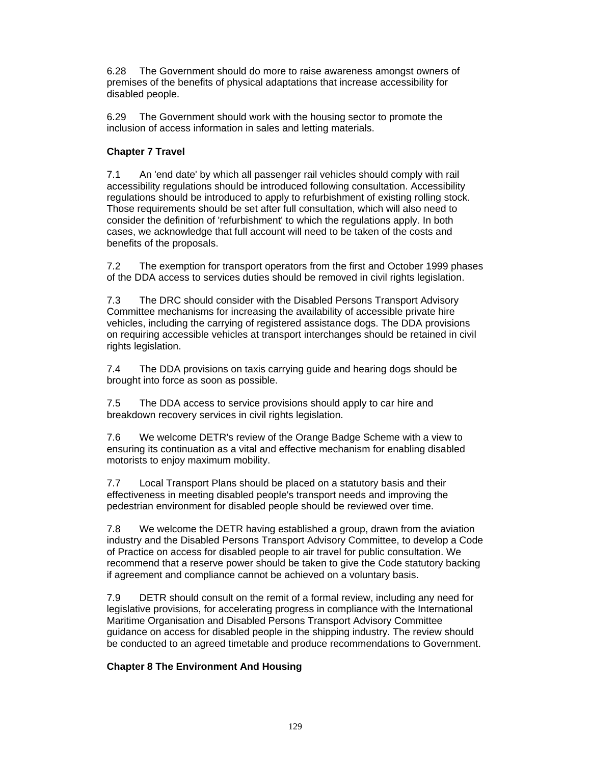6.28 The Government should do more to raise awareness amongst owners of premises of the benefits of physical adaptations that increase accessibility for disabled people.

6.29 The Government should work with the housing sector to promote the inclusion of access information in sales and letting materials.

**Chapter 7 Travel**

7.1 An 'end date' by which all passenger rail vehicles should comply with rail accessibility regulations should be introduced following consultation. Accessibility regulations should be introduced to apply to refurbishment of existing rolling stock. Those requirements should be set after full consultation, which will also need to consider the definition of 'refurbishment' to which the regulations apply. In both cases, we acknowledge that full account will need to be taken of the costs and benefits of the proposals.

7.2 The exemption for transport operators from the first and October 1999 phases of the DDA access to services duties should be removed in civil rights legislation.

7.3 The DRC should consider with the Disabled Persons Transport Advisory Committee mechanisms for increasing the availability of accessible private hire vehicles, including the carrying of registered assistance dogs. The DDA provisions on requiring accessible vehicles at transport interchanges should be retained in civil rights legislation.

7.4 The DDA provisions on taxis carrying guide and hearing dogs should be brought into force as soon as possible.

7.5 The DDA access to service provisions should apply to car hire and breakdown recovery services in civil rights legislation.

7.6 We welcome DETR's review of the Orange Badge Scheme with a view to ensuring its continuation as a vital and effective mechanism for enabling disabled motorists to enjoy maximum mobility.

7.7 Local Transport Plans should be placed on a statutory basis and their effectiveness in meeting disabled people's transport needs and improving the pedestrian environment for disabled people should be reviewed over time.

7.8 We welcome the DETR having established a group, drawn from the aviation industry and the Disabled Persons Transport Advisory Committee, to develop a Code of Practice on access for disabled people to air travel for public consultation. We recommend that a reserve power should be taken to give the Code statutory backing if agreement and compliance cannot be achieved on a voluntary basis.

7.9 DETR should consult on the remit of a formal review, including any need for legislative provisions, for accelerating progress in compliance with the International Maritime Organisation and Disabled Persons Transport Advisory Committee guidance on access for disabled people in the shipping industry. The review should be conducted to an agreed timetable and produce recommendations to Government.

**Chapter 8 The Environment And Housing**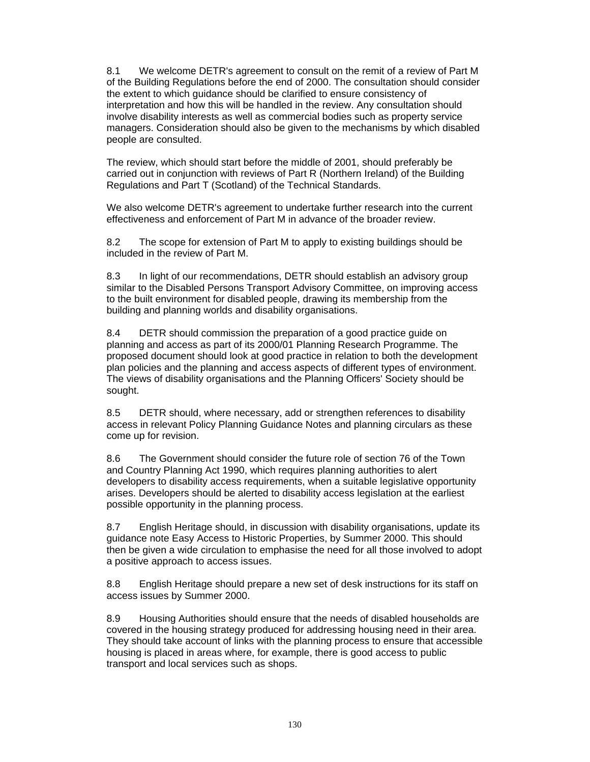8.1 We welcome DETR's agreement to consult on the remit of a review of Part M of the Building Regulations before the end of 2000. The consultation should consider the extent to which guidance should be clarified to ensure consistency of interpretation and how this will be handled in the review. Any consultation should involve disability interests as well as commercial bodies such as property service managers. Consideration should also be given to the mechanisms by which disabled people are consulted.

The review, which should start before the middle of 2001, should preferably be carried out in conjunction with reviews of Part R (Northern Ireland) of the Building Regulations and Part T (Scotland) of the Technical Standards.

We also welcome DETR's agreement to undertake further research into the current effectiveness and enforcement of Part M in advance of the broader review.

8.2 The scope for extension of Part M to apply to existing buildings should be included in the review of Part M.

8.3 In light of our recommendations, DETR should establish an advisory group similar to the Disabled Persons Transport Advisory Committee, on improving access to the built environment for disabled people, drawing its membership from the building and planning worlds and disability organisations.

8.4 DETR should commission the preparation of a good practice guide on planning and access as part of its 2000/01 Planning Research Programme. The proposed document should look at good practice in relation to both the development plan policies and the planning and access aspects of different types of environment. The views of disability organisations and the Planning Officers' Society should be sought.

8.5 DETR should, where necessary, add or strengthen references to disability access in relevant Policy Planning Guidance Notes and planning circulars as these come up for revision.

8.6 The Government should consider the future role of section 76 of the Town and Country Planning Act 1990, which requires planning authorities to alert developers to disability access requirements, when a suitable legislative opportunity arises. Developers should be alerted to disability access legislation at the earliest possible opportunity in the planning process.

8.7 English Heritage should, in discussion with disability organisations, update its guidance note Easy Access to Historic Properties, by Summer 2000. This should then be given a wide circulation to emphasise the need for all those involved to adopt a positive approach to access issues.

8.8 English Heritage should prepare a new set of desk instructions for its staff on access issues by Summer 2000.

8.9 Housing Authorities should ensure that the needs of disabled households are covered in the housing strategy produced for addressing housing need in their area. They should take account of links with the planning process to ensure that accessible housing is placed in areas where, for example, there is good access to public transport and local services such as shops.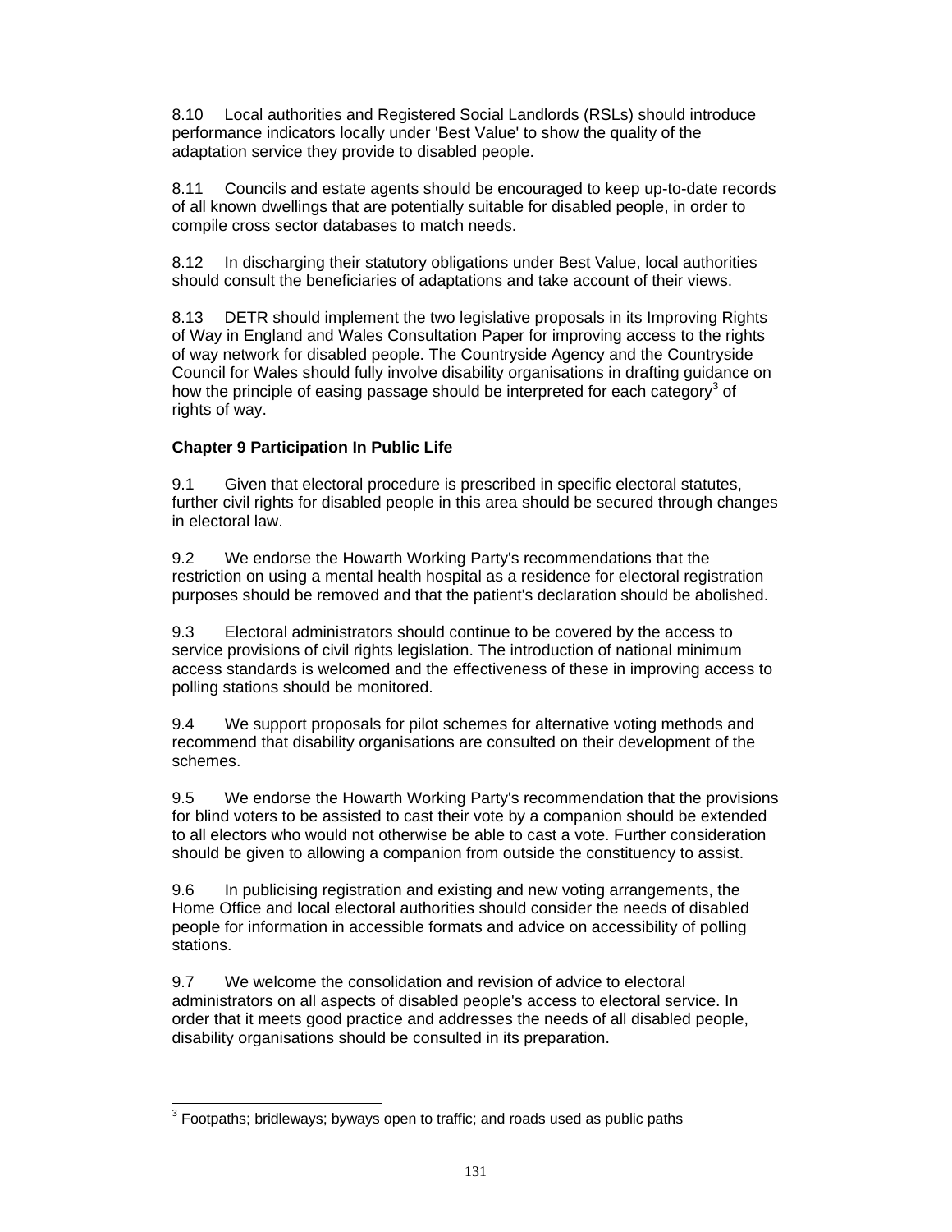8.10 Local authorities and Registered Social Landlords (RSLs) should introduce performance indicators locally under 'Best Value' to show the quality of the adaptation service they provide to disabled people.

8.11 Councils and estate agents should be encouraged to keep up-to-date records of all known dwellings that are potentially suitable for disabled people, in order to compile cross sector databases to match needs.

8.12 In discharging their statutory obligations under Best Value, local authorities should consult the beneficiaries of adaptations and take account of their views.

8.13 DETR should implement the two legislative proposals in its Improving Rights of Way in England and Wales Consultation Paper for improving access to the rights of way network for disabled people. The Countryside Agency and the Countryside Council for Wales should fully involve disability organisations in drafting guidance on how the principle of easing passage should be interpreted for each category[3] of rights of way.

**Chapter 9 Participation In Public Life**

9.1 Given that electoral procedure is prescribed in specific electoral statutes, further civil rights for disabled people in this area should be secured through changes in electoral law.

9.2 We endorse the Howarth Working Party's recommendations that the restriction on using a mental health hospital as a residence for electoral registration purposes should be removed and that the patient's declaration should be abolished.

9.3 Electoral administrators should continue to be covered by the access to service provisions of civil rights legislation. The introduction of national minimum access standards is welcomed and the effectiveness of these in improving access to polling stations should be monitored.

9.4 We support proposals for pilot schemes for alternative voting methods and recommend that disability organisations are consulted on their development of the schemes.

9.5 We endorse the Howarth Working Party's recommendation that the provisions for blind voters to be assisted to cast their vote by a companion should be extended to all electors who would not otherwise be able to cast a vote. Further consideration should be given to allowing a companion from outside the constituency to assist.

9.6 In publicising registration and existing and new voting arrangements, the Home Office and local electoral authorities should consider the needs of disabled people for information in accessible formats and advice on accessibility of polling stations.

9.7 We welcome the consolidation and revision of advice to electoral administrators on all aspects of disabled people's access to electoral service. In order that it meets good practice and addresses the needs of all disabled people, disability organisations should be consulted in its preparation.

[3] Footpaths; bridleways; byways open to traffic; and roads used as public paths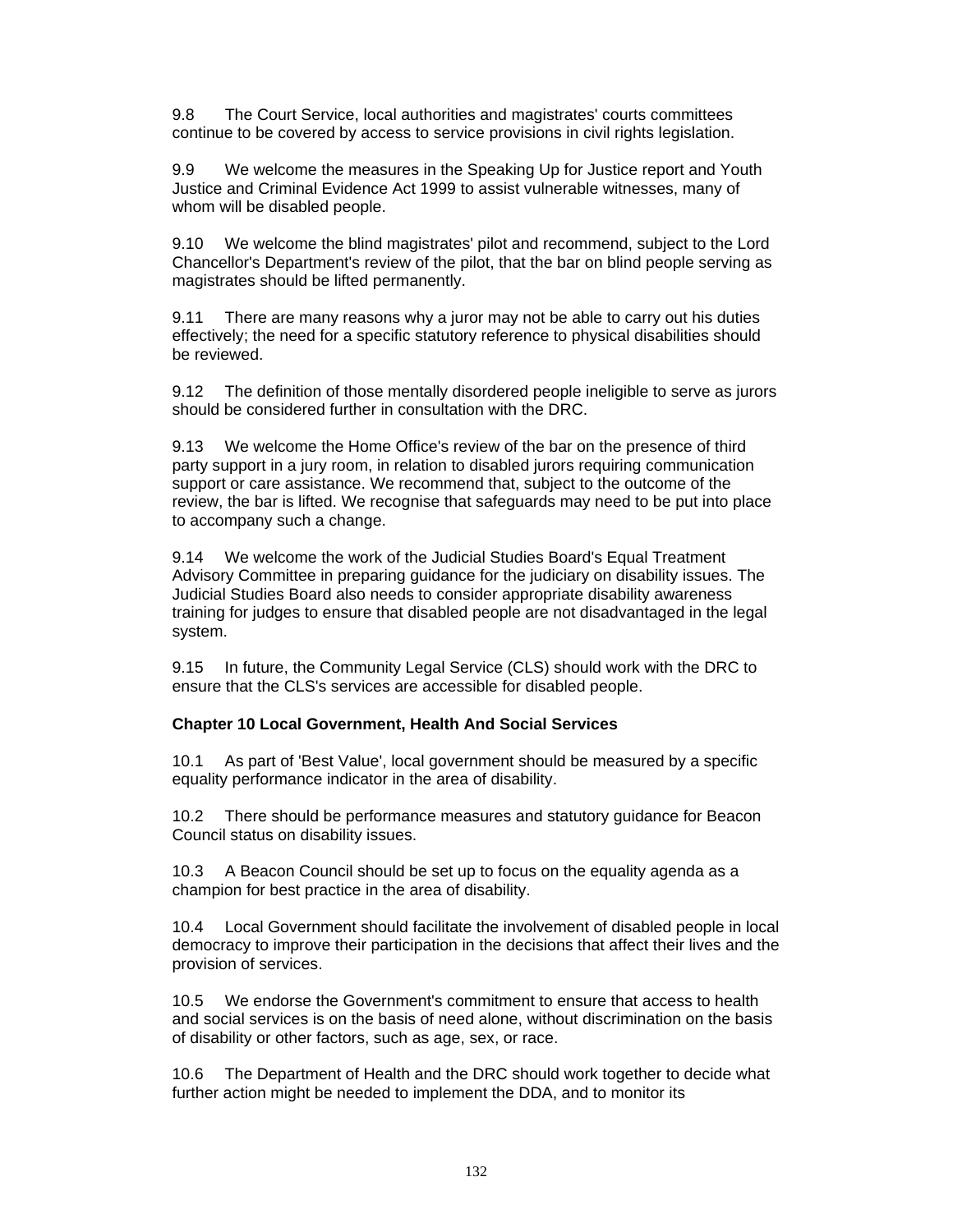9.8 The Court Service, local authorities and magistrates' courts committees continue to be covered by access to service provisions in civil rights legislation.

9.9 We welcome the measures in the Speaking Up for Justice report and Youth Justice and Criminal Evidence Act 1999 to assist vulnerable witnesses, many of whom will be disabled people.

9.10 We welcome the blind magistrates' pilot and recommend, subject to the Lord Chancellor's Department's review of the pilot, that the bar on blind people serving as magistrates should be lifted permanently.

9.11 There are many reasons why a juror may not be able to carry out his duties effectively; the need for a specific statutory reference to physical disabilities should be reviewed.

9.12 The definition of those mentally disordered people ineligible to serve as jurors should be considered further in consultation with the DRC.

9.13 We welcome the Home Office's review of the bar on the presence of third party support in a jury room, in relation to disabled jurors requiring communication support or care assistance. We recommend that, subject to the outcome of the review, the bar is lifted. We recognise that safeguards may need to be put into place to accompany such a change.

9.14 We welcome the work of the Judicial Studies Board's Equal Treatment Advisory Committee in preparing guidance for the judiciary on disability issues. The Judicial Studies Board also needs to consider appropriate disability awareness training for judges to ensure that disabled people are not disadvantaged in the legal system.

9.15 In future, the Community Legal Service (CLS) should work with the DRC to ensure that the CLS's services are accessible for disabled people.

**Chapter 10 Local Government, Health And Social Services**

10.1 As part of 'Best Value', local government should be measured by a specific equality performance indicator in the area of disability.

10.2 There should be performance measures and statutory guidance for Beacon Council status on disability issues.

10.3 A Beacon Council should be set up to focus on the equality agenda as a champion for best practice in the area of disability.

10.4 Local Government should facilitate the involvement of disabled people in local democracy to improve their participation in the decisions that affect their lives and the provision of services.

10.5 We endorse the Government's commitment to ensure that access to health and social services is on the basis of need alone, without discrimination on the basis of disability or other factors, such as age, sex, or race.

10.6 The Department of Health and the DRC should work together to decide what further action might be needed to implement the DDA, and to monitor its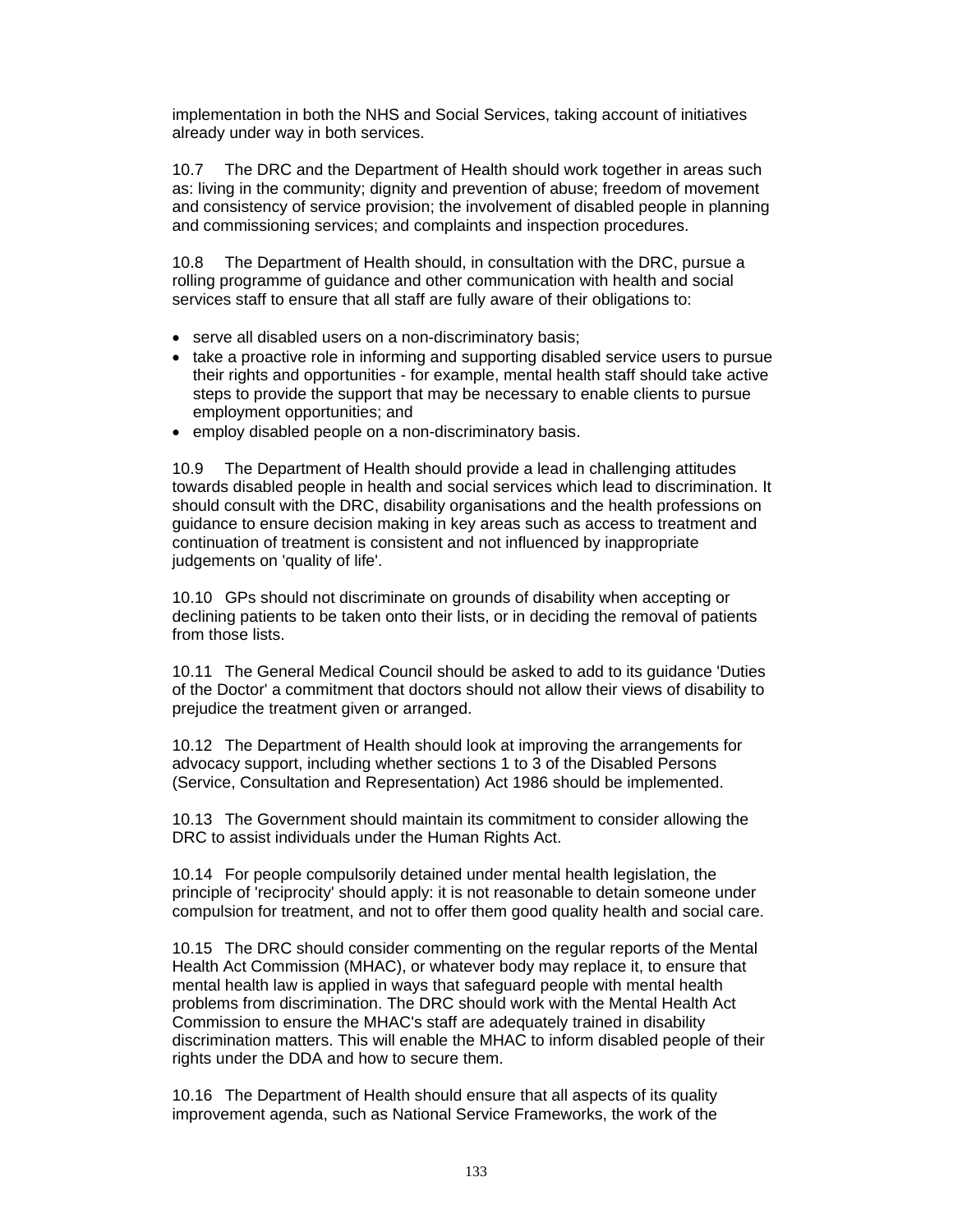implementation in both the NHS and Social Services, taking account of initiatives already under way in both services.

10.7 The DRC and the Department of Health should work together in areas such as: living in the community; dignity and prevention of abuse; freedom of movement and consistency of service provision; the involvement of disabled people in planning and commissioning services; and complaints and inspection procedures.

10.8 The Department of Health should, in consultation with the DRC, pursue a rolling programme of guidance and other communication with health and social services staff to ensure that all staff are fully aware of their obligations to:

- serve all disabled users on a non-discriminatory basis;
- take a proactive role in informing and supporting disabled service users to pursue their rights and opportunities - for example, mental health staff should take active steps to provide the support that may be necessary to enable clients to pursue employment opportunities; and
- employ disabled people on a non-discriminatory basis.

10.9 The Department of Health should provide a lead in challenging attitudes towards disabled people in health and social services which lead to discrimination. It should consult with the DRC, disability organisations and the health professions on guidance to ensure decision making in key areas such as access to treatment and continuation of treatment is consistent and not influenced by inappropriate judgements on 'quality of life'.

10.10 GPs should not discriminate on grounds of disability when accepting or declining patients to be taken onto their lists, or in deciding the removal of patients from those lists.

10.11 The General Medical Council should be asked to add to its guidance 'Duties of the Doctor' a commitment that doctors should not allow their views of disability to prejudice the treatment given or arranged.

10.12 The Department of Health should look at improving the arrangements for advocacy support, including whether sections 1 to 3 of the Disabled Persons (Service, Consultation and Representation) Act 1986 should be implemented.

10.13 The Government should maintain its commitment to consider allowing the DRC to assist individuals under the Human Rights Act.

10.14 For people compulsorily detained under mental health legislation, the principle of 'reciprocity' should apply: it is not reasonable to detain someone under compulsion for treatment, and not to offer them good quality health and social care.

10.15 The DRC should consider commenting on the regular reports of the Mental Health Act Commission (MHAC), or whatever body may replace it, to ensure that mental health law is applied in ways that safeguard people with mental health problems from discrimination. The DRC should work with the Mental Health Act Commission to ensure the MHAC's staff are adequately trained in disability discrimination matters. This will enable the MHAC to inform disabled people of their rights under the DDA and how to secure them.

10.16 The Department of Health should ensure that all aspects of its quality improvement agenda, such as National Service Frameworks, the work of the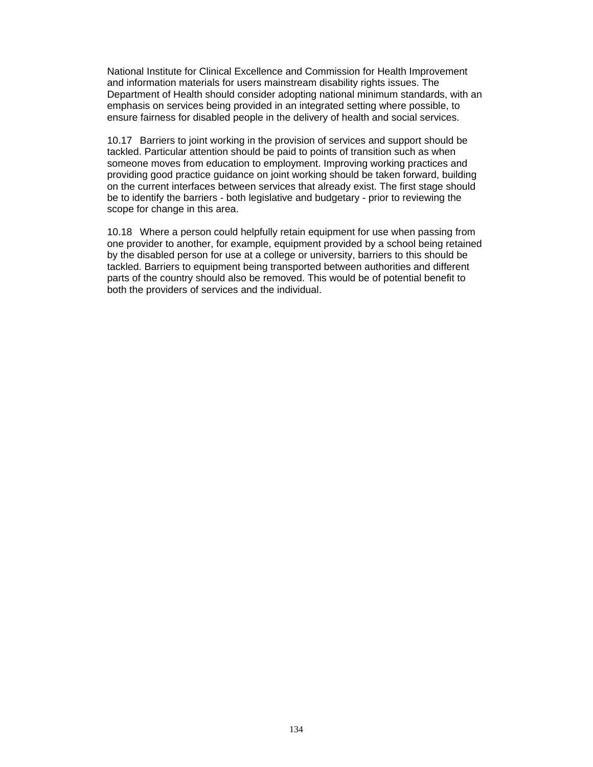National Institute for Clinical Excellence and Commission for Health Improvement and information materials for users mainstream disability rights issues. The Department of Health should consider adopting national minimum standards, with an emphasis on services being provided in an integrated setting where possible, to ensure fairness for disabled people in the delivery of health and social services.

10.17 Barriers to joint working in the provision of services and support should be tackled. Particular attention should be paid to points of transition such as when someone moves from education to employment. Improving working practices and providing good practice guidance on joint working should be taken forward, building on the current interfaces between services that already exist. The first stage should be to identify the barriers - both legislative and budgetary - prior to reviewing the scope for change in this area.

10.18 Where a person could helpfully retain equipment for use when passing from one provider to another, for example, equipment provided by a school being retained by the disabled person for use at a college or university, barriers to this should be tackled. Barriers to equipment being transported between authorities and different parts of the country should also be removed. This would be of potential benefit to both the providers of services and the individual.